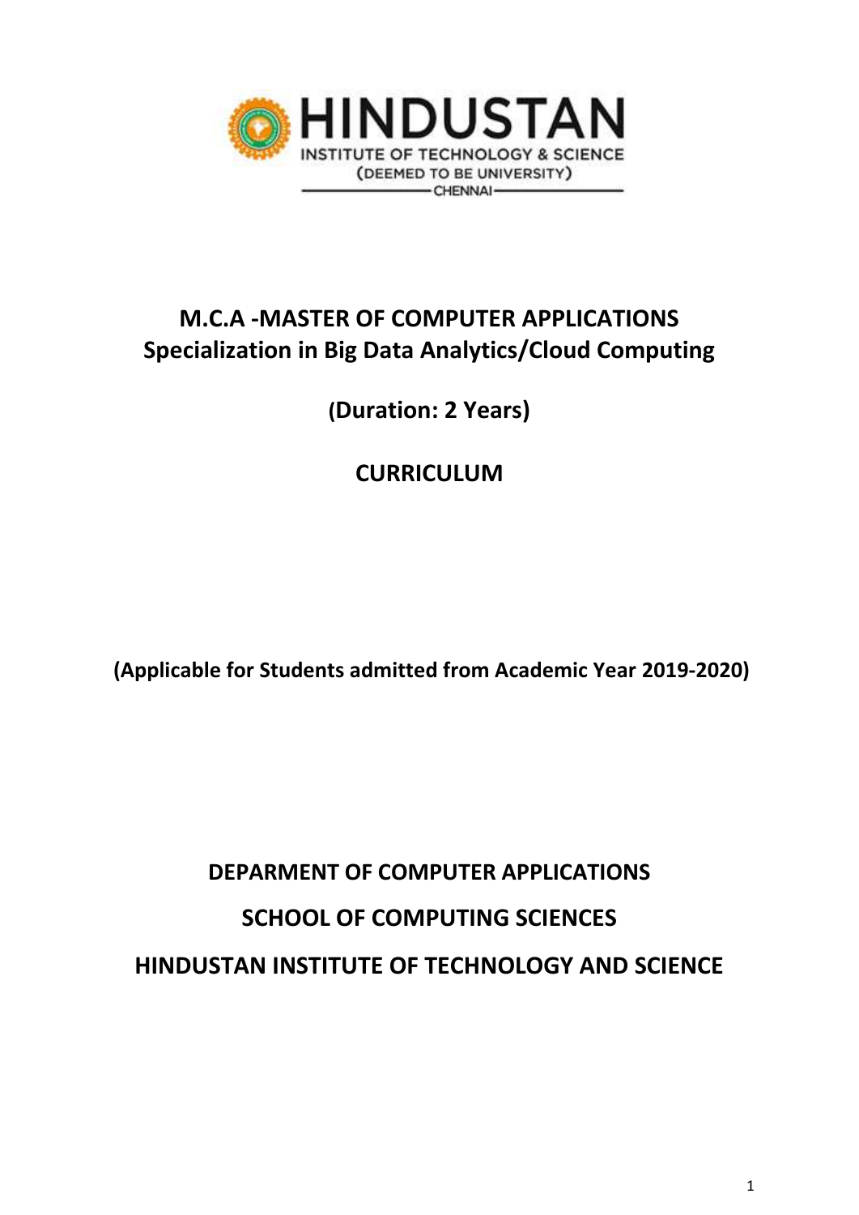HINDUSTAN

INSTITUTE OF TECHNOLOGY & SCIENCE

(DEEMED TO BE UNIVERSITY)

CHENNAI

# M.C.A -MASTER OF COMPUTER APPLICATIONS
# Specialization in Big Data Analytics/Cloud Computing

## (Duration: 2 Years)

## CURRICULUM

**(Applicable for Students admitted from Academic Year 2019-2020)**

## DEPARMENT OF COMPUTER APPLICATIONS

## SCHOOL OF COMPUTING SCIENCES

## HINDUSTAN INSTITUTE OF TECHNOLOGY AND SCIENCE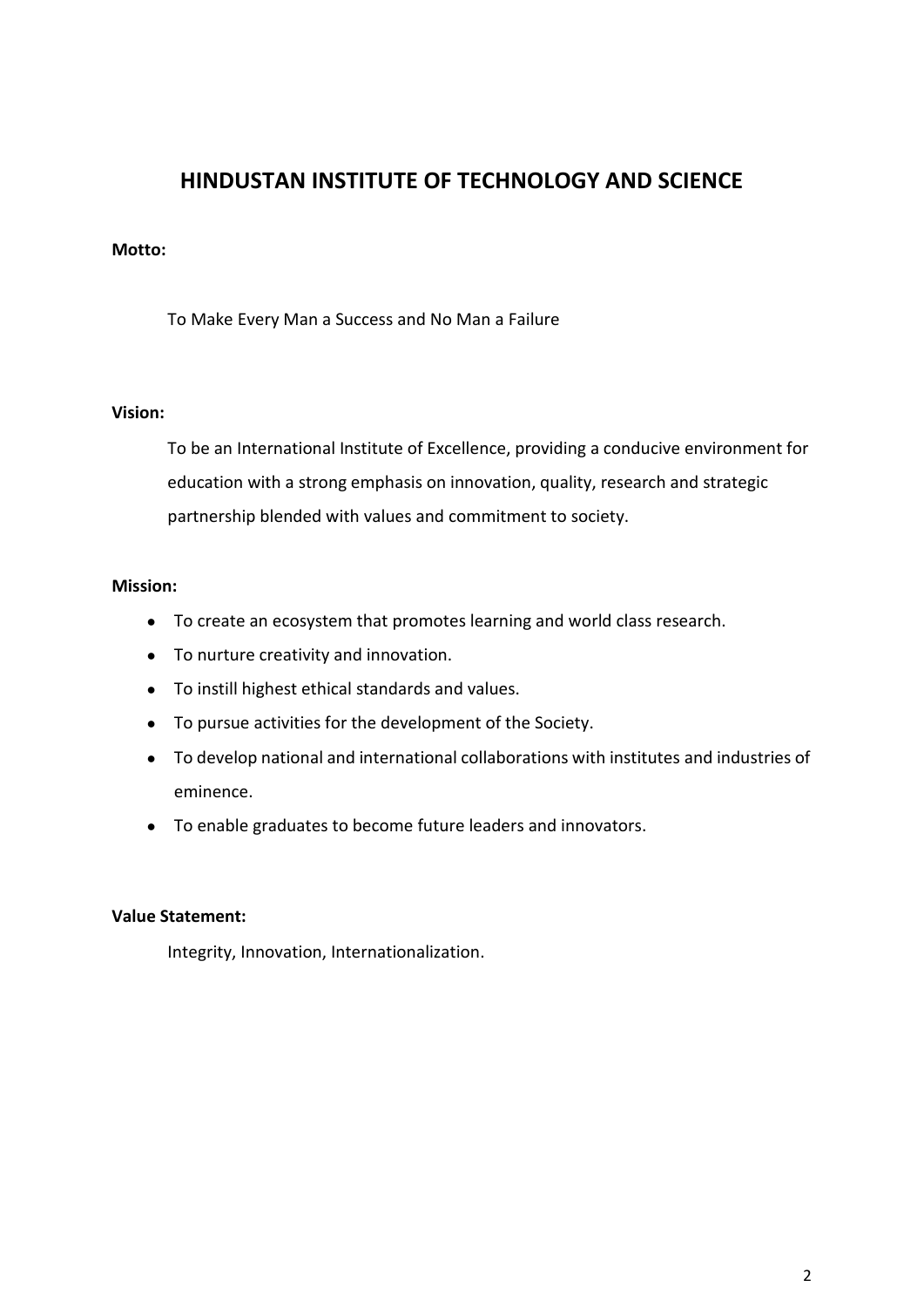# HINDUSTAN INSTITUTE OF TECHNOLOGY AND SCIENCE

**Motto:**

To Make Every Man a Success and No Man a Failure

**Vision:**

To be an International Institute of Excellence, providing a conducive environment for education with a strong emphasis on innovation, quality, research and strategic partnership blended with values and commitment to society.

**Mission:**

- To create an ecosystem that promotes learning and world class research.
- To nurture creativity and innovation.
- To instill highest ethical standards and values.
- To pursue activities for the development of the Society.
- To develop national and international collaborations with institutes and industries of eminence.
- To enable graduates to become future leaders and innovators.

**Value Statement:**

Integrity, Innovation, Internationalization.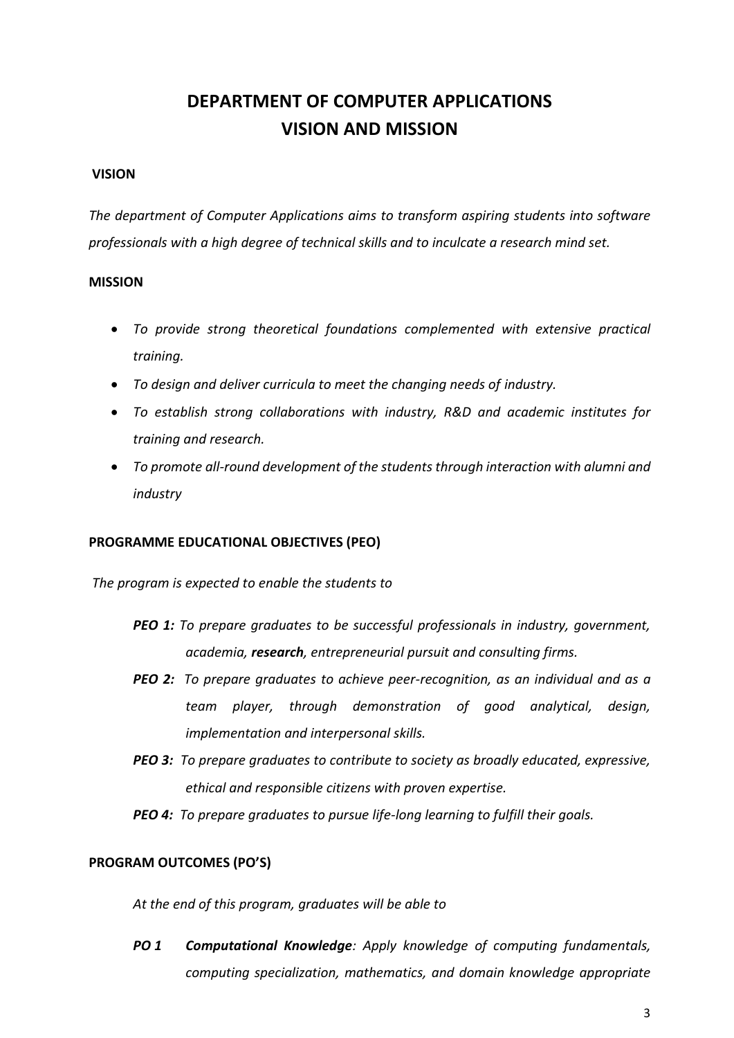# DEPARTMENT OF COMPUTER APPLICATIONS
# VISION AND MISSION

## VISION

*The department of Computer Applications aims to transform aspiring students into software professionals with a high degree of technical skills and to inculcate a research mind set.*

## MISSION

- *To provide strong theoretical foundations complemented with extensive practical training.*
- *To design and deliver curricula to meet the changing needs of industry.*
- *To establish strong collaborations with industry, R&D and academic institutes for training and research.*
- *To promote all-round development of the students through interaction with alumni and industry*

## PROGRAMME EDUCATIONAL OBJECTIVES (PEO)

*The program is expected to enable the students to*

***PEO 1:*** *To prepare graduates to be successful professionals in industry, government, academia, **research**, entrepreneurial pursuit and consulting firms.*

***PEO 2:*** *To prepare graduates to achieve peer-recognition, as an individual and as a team player, through demonstration of good analytical, design, implementation and interpersonal skills.*

***PEO 3:*** *To prepare graduates to contribute to society as broadly educated, expressive, ethical and responsible citizens with proven expertise.*

***PEO 4:*** *To prepare graduates to pursue life-long learning to fulfill their goals.*

## PROGRAM OUTCOMES (PO'S)

*At the end of this program, graduates will be able to*

***PO 1*** ***Computational Knowledge****: Apply knowledge of computing fundamentals, computing specialization, mathematics, and domain knowledge appropriate*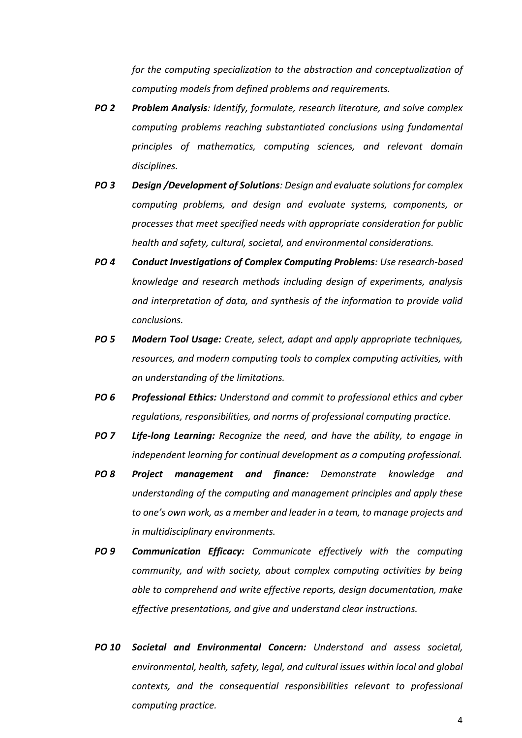*for the computing specialization to the abstraction and conceptualization of computing models from defined problems and requirements.*

***PO 2*** ***Problem Analysis****: Identify, formulate, research literature, and solve complex computing problems reaching substantiated conclusions using fundamental principles of mathematics, computing sciences, and relevant domain disciplines.*

***PO 3*** ***Design /Development of Solutions****: Design and evaluate solutions for complex computing problems, and design and evaluate systems, components, or processes that meet specified needs with appropriate consideration for public health and safety, cultural, societal, and environmental considerations.*

***PO 4*** ***Conduct Investigations of Complex Computing Problems****: Use research-based knowledge and research methods including design of experiments, analysis and interpretation of data, and synthesis of the information to provide valid conclusions.*

***PO 5*** ***Modern Tool Usage:*** *Create, select, adapt and apply appropriate techniques, resources, and modern computing tools to complex computing activities, with an understanding of the limitations.*

***PO 6*** ***Professional Ethics:*** *Understand and commit to professional ethics and cyber regulations, responsibilities, and norms of professional computing practice.*

***PO 7*** ***Life-long Learning:*** *Recognize the need, and have the ability, to engage in independent learning for continual development as a computing professional.*

***PO 8*** ***Project management and finance:*** *Demonstrate knowledge and understanding of the computing and management principles and apply these to one's own work, as a member and leader in a team, to manage projects and in multidisciplinary environments.*

***PO 9*** ***Communication Efficacy:*** *Communicate effectively with the computing community, and with society, about complex computing activities by being able to comprehend and write effective reports, design documentation, make effective presentations, and give and understand clear instructions.*

***PO 10*** ***Societal and Environmental Concern:*** *Understand and assess societal, environmental, health, safety, legal, and cultural issues within local and global contexts, and the consequential responsibilities relevant to professional computing practice.*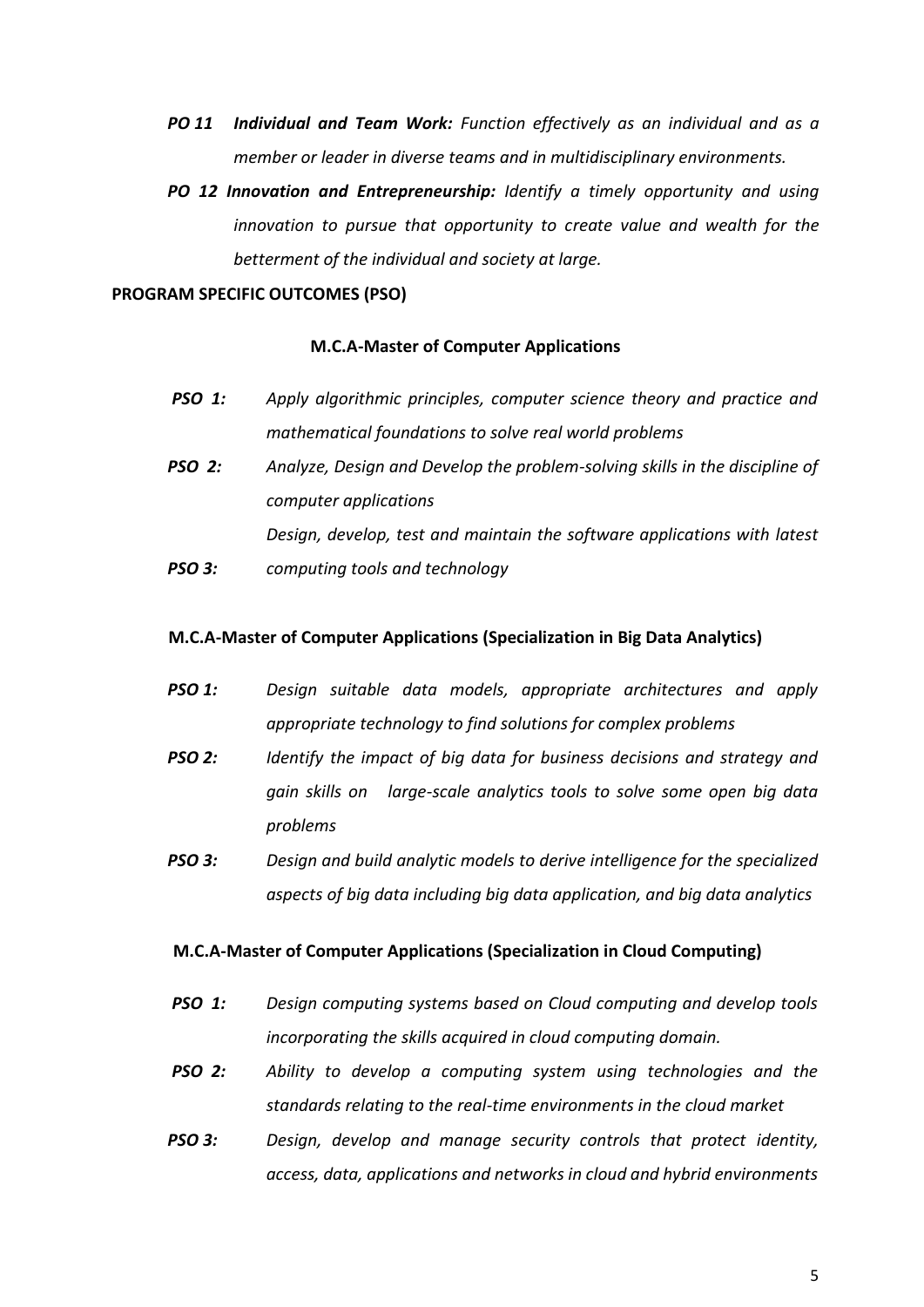***PO 11 Individual and Team Work:*** *Function effectively as an individual and as a member or leader in diverse teams and in multidisciplinary environments.*

***PO 12 Innovation and Entrepreneurship:*** *Identify a timely opportunity and using innovation to pursue that opportunity to create value and wealth for the betterment of the individual and society at large.*

**PROGRAM SPECIFIC OUTCOMES (PSO)**

**M.C.A-Master of Computer Applications**

***PSO 1:*** *Apply algorithmic principles, computer science theory and practice and mathematical foundations to solve real world problems*

***PSO 2:*** *Analyze, Design and Develop the problem-solving skills in the discipline of computer applications*

***PSO 3:*** *Design, develop, test and maintain the software applications with latest computing tools and technology*

**M.C.A-Master of Computer Applications (Specialization in Big Data Analytics)**

***PSO 1:*** *Design suitable data models, appropriate architectures and apply appropriate technology to find solutions for complex problems*

***PSO 2:*** *Identify the impact of big data for business decisions and strategy and gain skills on large-scale analytics tools to solve some open big data problems*

***PSO 3:*** *Design and build analytic models to derive intelligence for the specialized aspects of big data including big data application, and big data analytics*

**M.C.A-Master of Computer Applications (Specialization in Cloud Computing)**

***PSO 1:*** *Design computing systems based on Cloud computing and develop tools incorporating the skills acquired in cloud computing domain.*

***PSO 2:*** *Ability to develop a computing system using technologies and the standards relating to the real-time environments in the cloud market*

***PSO 3:*** *Design, develop and manage security controls that protect identity, access, data, applications and networks in cloud and hybrid environments*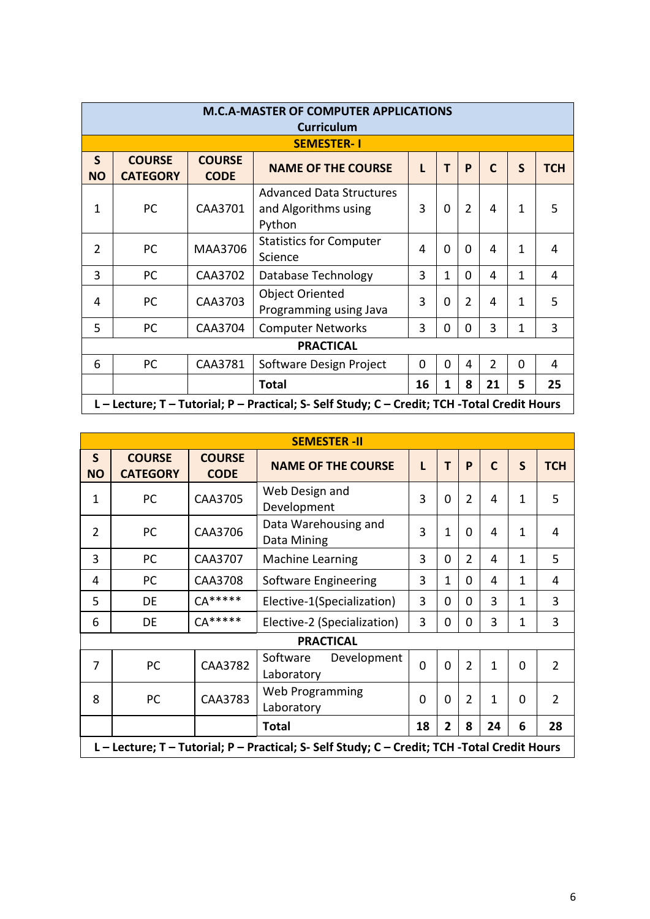**M.C.A-MASTER OF COMPUTER APPLICATIONS**

**Curriculum**

**SEMESTER- I**

| S NO | COURSE CATEGORY | COURSE CODE | NAME OF THE COURSE | L | T | P | C | S | TCH |
|---|---|---|---|---|---|---|---|---|---|
| 1 | PC | CAA3701 | Advanced Data Structures and Algorithms using Python | 3 | 0 | 2 | 4 | 1 | 5 |
| 2 | PC | MAA3706 | Statistics for Computer Science | 4 | 0 | 0 | 4 | 1 | 4 |
| 3 | PC | CAA3702 | Database Technology | 3 | 1 | 0 | 4 | 1 | 4 |
| 4 | PC | CAA3703 | Object Oriented Programming using Java | 3 | 0 | 2 | 4 | 1 | 5 |
| 5 | PC | CAA3704 | Computer Networks | 3 | 0 | 0 | 3 | 1 | 3 |
| | | | **PRACTICAL** | | | | | | |
| 6 | PC | CAA3781 | Software Design Project | 0 | 0 | 4 | 2 | 0 | 4 |
| | | | **Total** | **16** | **1** | **8** | **21** | **5** | **25** |

**L – Lecture; T – Tutorial; P – Practical; S- Self Study; C – Credit; TCH -Total Credit Hours**

**SEMESTER -II**

| S NO | COURSE CATEGORY | COURSE CODE | NAME OF THE COURSE | L | T | P | C | S | TCH |
|---|---|---|---|---|---|---|---|---|---|
| 1 | PC | CAA3705 | Web Design and Development | 3 | 0 | 2 | 4 | 1 | 5 |
| 2 | PC | CAA3706 | Data Warehousing and Data Mining | 3 | 1 | 0 | 4 | 1 | 4 |
| 3 | PC | CAA3707 | Machine Learning | 3 | 0 | 2 | 4 | 1 | 5 |
| 4 | PC | CAA3708 | Software Engineering | 3 | 1 | 0 | 4 | 1 | 4 |
| 5 | DE | CA***** | Elective-1(Specialization) | 3 | 0 | 0 | 3 | 1 | 3 |
| 6 | DE | CA***** | Elective-2 (Specialization) | 3 | 0 | 0 | 3 | 1 | 3 |
| | | | **PRACTICAL** | | | | | | |
| 7 | PC | CAA3782 | Software Development Laboratory | 0 | 0 | 2 | 1 | 0 | 2 |
| 8 | PC | CAA3783 | Web Programming Laboratory | 0 | 0 | 2 | 1 | 0 | 2 |
| | | | **Total** | **18** | **2** | **8** | **24** | **6** | **28** |

**L – Lecture; T – Tutorial; P – Practical; S- Self Study; C – Credit; TCH -Total Credit Hours**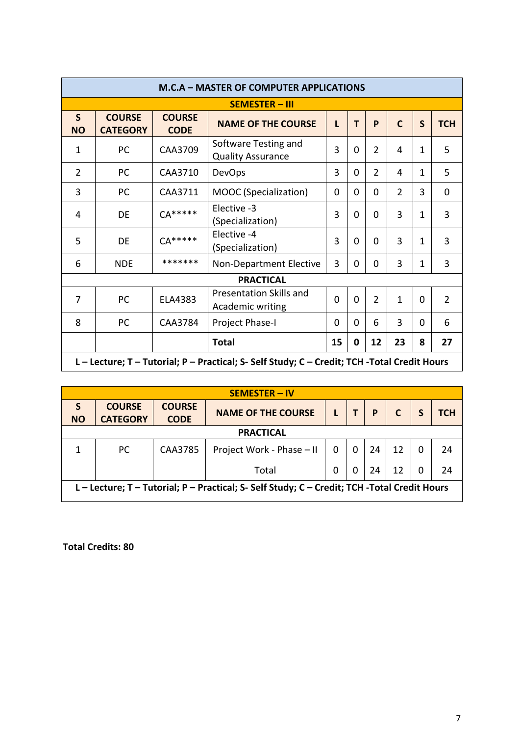## M.C.A – MASTER OF COMPUTER APPLICATIONS

### SEMESTER – III

| S NO | COURSE CATEGORY | COURSE CODE | NAME OF THE COURSE | L | T | P | C | S | TCH |
|---|---|---|---|---|---|---|---|---|---|
| 1 | PC | CAA3709 | Software Testing and Quality Assurance | 3 | 0 | 2 | 4 | 1 | 5 |
| 2 | PC | CAA3710 | DevOps | 3 | 0 | 2 | 4 | 1 | 5 |
| 3 | PC | CAA3711 | MOOC (Specialization) | 0 | 0 | 0 | 2 | 3 | 0 |
| 4 | DE | CA***** | Elective -3 (Specialization) | 3 | 0 | 0 | 3 | 1 | 3 |
| 5 | DE | CA***** | Elective -4 (Specialization) | 3 | 0 | 0 | 3 | 1 | 3 |
| 6 | NDE | ******* | Non-Department Elective | 3 | 0 | 0 | 3 | 1 | 3 |
| **PRACTICAL** | | | | | | | | | |
| 7 | PC | ELA4383 | Presentation Skills and Academic writing | 0 | 0 | 2 | 1 | 0 | 2 |
| 8 | PC | CAA3784 | Project Phase-I | 0 | 0 | 6 | 3 | 0 | 6 |
| | | | **Total** | **15** | **0** | **12** | **23** | **8** | **27** |

**L – Lecture; T – Tutorial; P – Practical; S- Self Study; C – Credit; TCH -Total Credit Hours**

### SEMESTER – IV

| S NO | COURSE CATEGORY | COURSE CODE | NAME OF THE COURSE | L | T | P | C | S | TCH |
|---|---|---|---|---|---|---|---|---|---|
| **PRACTICAL** | | | | | | | | | |
| 1 | PC | CAA3785 | Project Work - Phase – II | 0 | 0 | 24 | 12 | 0 | 24 |
| | | | Total | 0 | 0 | 24 | 12 | 0 | 24 |

**L – Lecture; T – Tutorial; P – Practical; S- Self Study; C – Credit; TCH -Total Credit Hours**

**Total Credits: 80**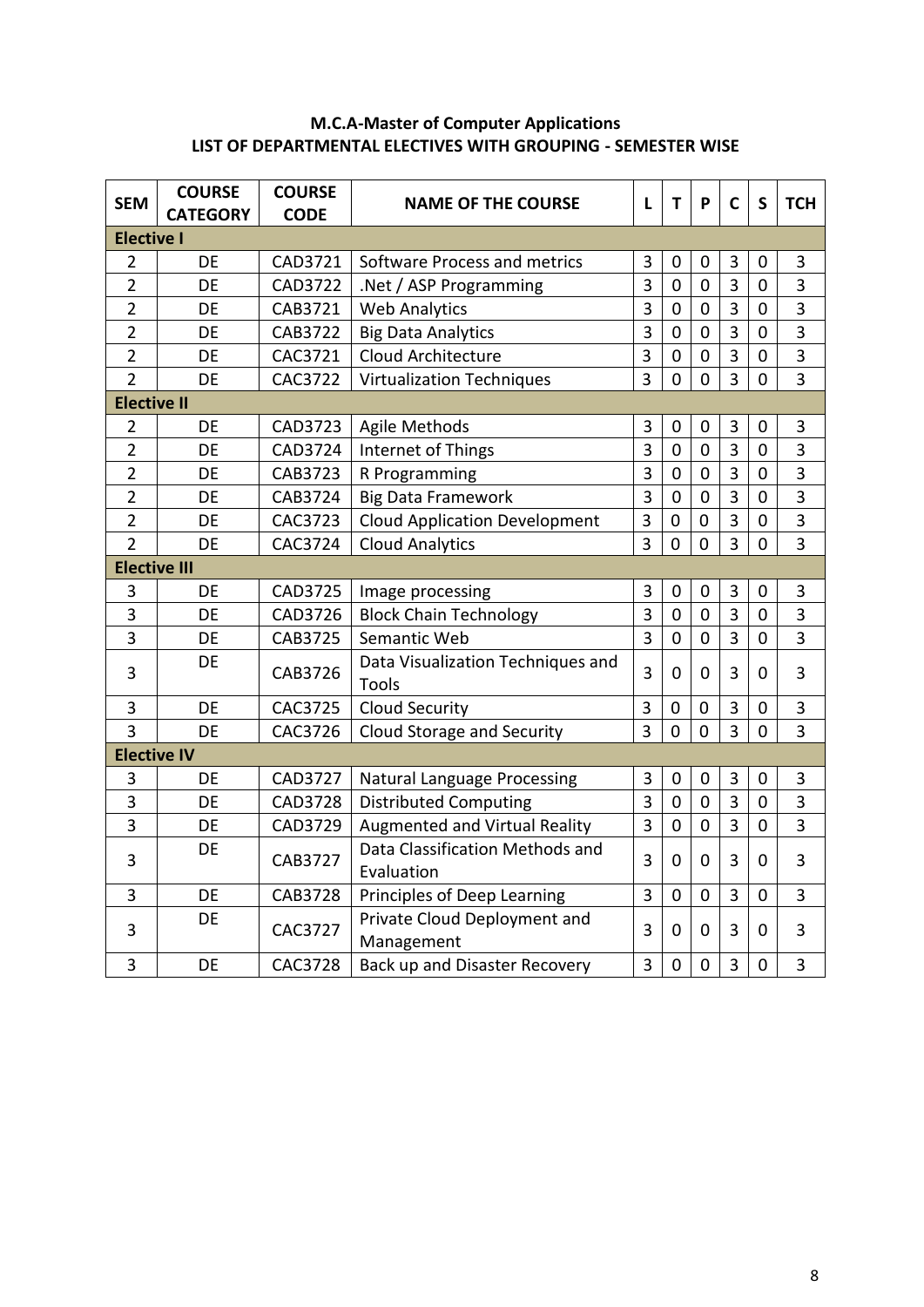## M.C.A-Master of Computer Applications
## LIST OF DEPARTMENTAL ELECTIVES WITH GROUPING - SEMESTER WISE

| SEM | COURSE CATEGORY | COURSE CODE | NAME OF THE COURSE | L | T | P | C | S | TCH |
|---|---|---|---|---|---|---|---|---|---|
| **Elective I** | | | | | | | | | |
| 2 | DE | CAD3721 | Software Process and metrics | 3 | 0 | 0 | 3 | 0 | 3 |
| 2 | DE | CAD3722 | .Net / ASP Programming | 3 | 0 | 0 | 3 | 0 | 3 |
| 2 | DE | CAB3721 | Web Analytics | 3 | 0 | 0 | 3 | 0 | 3 |
| 2 | DE | CAB3722 | Big Data Analytics | 3 | 0 | 0 | 3 | 0 | 3 |
| 2 | DE | CAC3721 | Cloud Architecture | 3 | 0 | 0 | 3 | 0 | 3 |
| 2 | DE | CAC3722 | Virtualization Techniques | 3 | 0 | 0 | 3 | 0 | 3 |
| **Elective II** | | | | | | | | | |
| 2 | DE | CAD3723 | Agile Methods | 3 | 0 | 0 | 3 | 0 | 3 |
| 2 | DE | CAD3724 | Internet of Things | 3 | 0 | 0 | 3 | 0 | 3 |
| 2 | DE | CAB3723 | R Programming | 3 | 0 | 0 | 3 | 0 | 3 |
| 2 | DE | CAB3724 | Big Data Framework | 3 | 0 | 0 | 3 | 0 | 3 |
| 2 | DE | CAC3723 | Cloud Application Development | 3 | 0 | 0 | 3 | 0 | 3 |
| 2 | DE | CAC3724 | Cloud Analytics | 3 | 0 | 0 | 3 | 0 | 3 |
| **Elective III** | | | | | | | | | |
| 3 | DE | CAD3725 | Image processing | 3 | 0 | 0 | 3 | 0 | 3 |
| 3 | DE | CAD3726 | Block Chain Technology | 3 | 0 | 0 | 3 | 0 | 3 |
| 3 | DE | CAB3725 | Semantic Web | 3 | 0 | 0 | 3 | 0 | 3 |
| 3 | DE | CAB3726 | Data Visualization Techniques and Tools | 3 | 0 | 0 | 3 | 0 | 3 |
| 3 | DE | CAC3725 | Cloud Security | 3 | 0 | 0 | 3 | 0 | 3 |
| 3 | DE | CAC3726 | Cloud Storage and Security | 3 | 0 | 0 | 3 | 0 | 3 |
| **Elective IV** | | | | | | | | | |
| 3 | DE | CAD3727 | Natural Language Processing | 3 | 0 | 0 | 3 | 0 | 3 |
| 3 | DE | CAD3728 | Distributed Computing | 3 | 0 | 0 | 3 | 0 | 3 |
| 3 | DE | CAD3729 | Augmented and Virtual Reality | 3 | 0 | 0 | 3 | 0 | 3 |
| 3 | DE | CAB3727 | Data Classification Methods and Evaluation | 3 | 0 | 0 | 3 | 0 | 3 |
| 3 | DE | CAB3728 | Principles of Deep Learning | 3 | 0 | 0 | 3 | 0 | 3 |
| 3 | DE | CAC3727 | Private Cloud Deployment and Management | 3 | 0 | 0 | 3 | 0 | 3 |
| 3 | DE | CAC3728 | Back up and Disaster Recovery | 3 | 0 | 0 | 3 | 0 | 3 |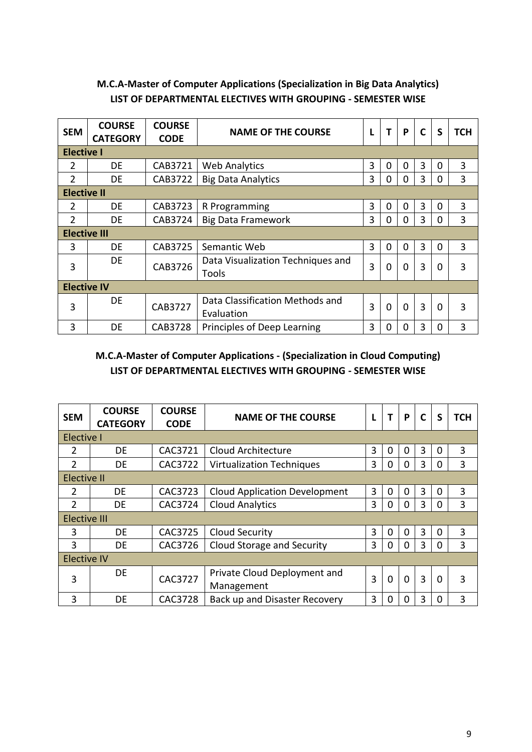## M.C.A-Master of Computer Applications (Specialization in Big Data Analytics)
## LIST OF DEPARTMENTAL ELECTIVES WITH GROUPING - SEMESTER WISE

| SEM | COURSE CATEGORY | COURSE CODE | NAME OF THE COURSE | L | T | P | C | S | TCH |
|---|---|---|---|---|---|---|---|---|---|
| **Elective I** | | | | | | | | | |
| 2 | DE | CAB3721 | Web Analytics | 3 | 0 | 0 | 3 | 0 | 3 |
| 2 | DE | CAB3722 | Big Data Analytics | 3 | 0 | 0 | 3 | 0 | 3 |
| **Elective II** | | | | | | | | | |
| 2 | DE | CAB3723 | R Programming | 3 | 0 | 0 | 3 | 0 | 3 |
| 2 | DE | CAB3724 | Big Data Framework | 3 | 0 | 0 | 3 | 0 | 3 |
| **Elective III** | | | | | | | | | |
| 3 | DE | CAB3725 | Semantic Web | 3 | 0 | 0 | 3 | 0 | 3 |
| 3 | DE | CAB3726 | Data Visualization Techniques and Tools | 3 | 0 | 0 | 3 | 0 | 3 |
| **Elective IV** | | | | | | | | | |
| 3 | DE | CAB3727 | Data Classification Methods and Evaluation | 3 | 0 | 0 | 3 | 0 | 3 |
| 3 | DE | CAB3728 | Principles of Deep Learning | 3 | 0 | 0 | 3 | 0 | 3 |

## M.C.A-Master of Computer Applications - (Specialization in Cloud Computing)
## LIST OF DEPARTMENTAL ELECTIVES WITH GROUPING - SEMESTER WISE

| SEM | COURSE CATEGORY | COURSE CODE | NAME OF THE COURSE | L | T | P | C | S | TCH |
|---|---|---|---|---|---|---|---|---|---|
| Elective I | | | | | | | | | |
| 2 | DE | CAC3721 | Cloud Architecture | 3 | 0 | 0 | 3 | 0 | 3 |
| 2 | DE | CAC3722 | Virtualization Techniques | 3 | 0 | 0 | 3 | 0 | 3 |
| Elective II | | | | | | | | | |
| 2 | DE | CAC3723 | Cloud Application Development | 3 | 0 | 0 | 3 | 0 | 3 |
| 2 | DE | CAC3724 | Cloud Analytics | 3 | 0 | 0 | 3 | 0 | 3 |
| Elective III | | | | | | | | | |
| 3 | DE | CAC3725 | Cloud Security | 3 | 0 | 0 | 3 | 0 | 3 |
| 3 | DE | CAC3726 | Cloud Storage and Security | 3 | 0 | 0 | 3 | 0 | 3 |
| Elective IV | | | | | | | | | |
| 3 | DE | CAC3727 | Private Cloud Deployment and Management | 3 | 0 | 0 | 3 | 0 | 3 |
| 3 | DE | CAC3728 | Back up and Disaster Recovery | 3 | 0 | 0 | 3 | 0 | 3 |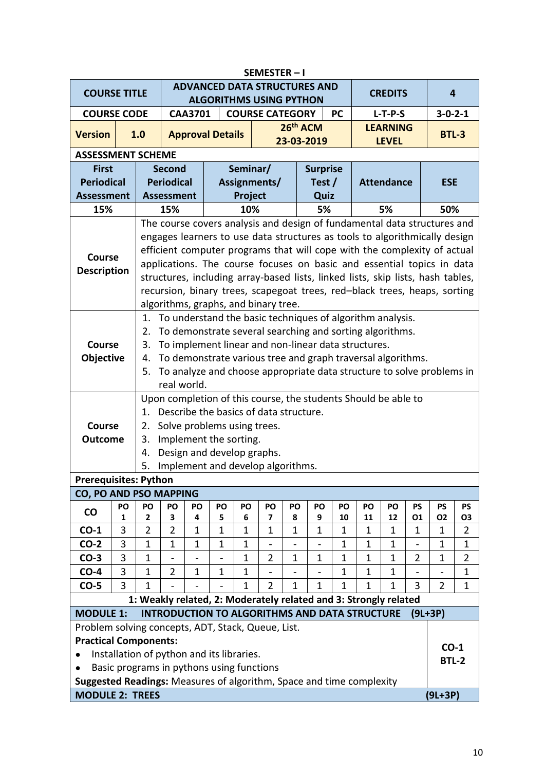## SEMESTER – I

| COURSE TITLE | ADVANCED DATA STRUCTURES AND ALGORITHMS USING PYTHON | | | CREDITS | 4 |
|---|---|---|---|---|---|
| COURSE CODE | CAA3701 | COURSE CATEGORY | PC | L-T-P-S | 3-0-2-1 |
| Version 1.0 | Approval Details | 26th ACM 23-03-2019 | | LEARNING LEVEL | BTL-3 |

**ASSESSMENT SCHEME**

| First Periodical Assessment | Second Periodical Assessment | Seminar/ Assignments/ Project | Surprise Test / Quiz | Attendance | ESE |
|---|---|---|---|---|---|
| 15% | 15% | 10% | 5% | 5% | 50% |

**Course Description**

The course covers analysis and design of fundamental data structures and engages learners to use data structures as tools to algorithmically design efficient computer programs that will cope with the complexity of actual applications. The course focuses on basic and essential topics in data structures, including array-based lists, linked lists, skip lists, hash tables, recursion, binary trees, scapegoat trees, red–black trees, heaps, sorting algorithms, graphs, and binary tree.

**Course Objective**

1. To understand the basic techniques of algorithm analysis.
2. To demonstrate several searching and sorting algorithms.
3. To implement linear and non-linear data structures.
4. To demonstrate various tree and graph traversal algorithms.
5. To analyze and choose appropriate data structure to solve problems in real world.

**Course Outcome**

Upon completion of this course, the students Should be able to

1. Describe the basics of data structure.
2. Solve problems using trees.
3. Implement the sorting.
4. Design and develop graphs.
5. Implement and develop algorithms.

**Prerequisites: Python**

**CO, PO AND PSO MAPPING**

| CO | PO 1 | PO 2 | PO 3 | PO 4 | PO 5 | PO 6 | PO 7 | PO 8 | PO 9 | PO 10 | PO 11 | PO 12 | PS O1 | PS O2 | PS O3 |
|---|---|---|---|---|---|---|---|---|---|---|---|---|---|---|---|
| CO-1 | 3 | 2 | 2 | 1 | 1 | 1 | 1 | 1 | 1 | 1 | 1 | 1 | 1 | 1 | 2 |
| CO-2 | 3 | 1 | 1 | 1 | 1 | 1 | - | - | - | 1 | 1 | 1 | - | 1 | 1 |
| CO-3 | 3 | 1 | - | - | - | 1 | 2 | 1 | 1 | 1 | 1 | 1 | 2 | 1 | 2 |
| CO-4 | 3 | 1 | 2 | 1 | 1 | 1 | - | - | - | 1 | 1 | 1 | - | - | 1 |
| CO-5 | 3 | 1 | - | - | - | 1 | 2 | 1 | 1 | 1 | 1 | 1 | 3 | 2 | 1 |

**1: Weakly related, 2: Moderately related and 3: Strongly related**

### MODULE 1: INTRODUCTION TO ALGORITHMS AND DATA STRUCTURE (9L+3P)

Problem solving concepts, ADT, Stack, Queue, List.

**Practical Components:**

- Installation of python and its libraries.
- Basic programs in pythons using functions

**Suggested Readings:** Measures of algorithm, Space and time complexity

**CO-1 BTL-2**

### MODULE 2: TREES (9L+3P)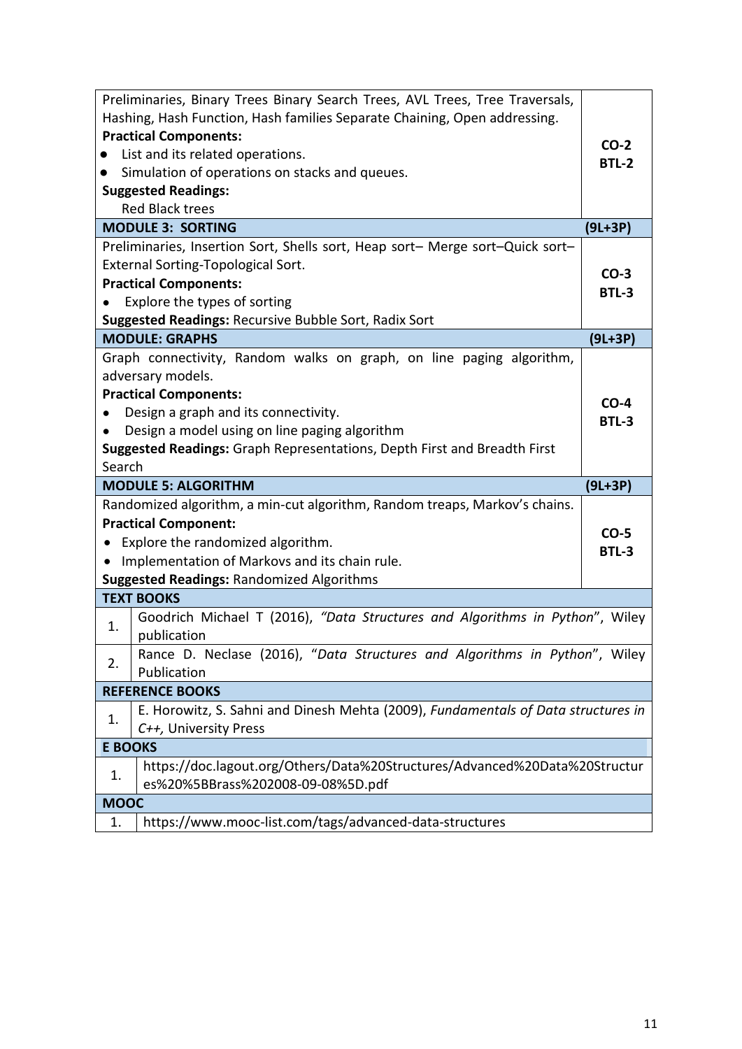| | |
|---|---|
| Preliminaries, Binary Trees Binary Search Trees, AVL Trees, Tree Traversals, Hashing, Hash Function, Hash families Separate Chaining, Open addressing.<br>**Practical Components:**<br>● List and its related operations.<br>● Simulation of operations on stacks and queues.<br>**Suggested Readings:**<br>Red Black trees | **CO-2**<br>**BTL-2** |
| **MODULE 3: SORTING** | **(9L+3P)** |
| Preliminaries, Insertion Sort, Shells sort, Heap sort– Merge sort–Quick sort–External Sorting-Topological Sort.<br>**Practical Components:**<br>• Explore the types of sorting<br>**Suggested Readings:** Recursive Bubble Sort, Radix Sort | **CO-3**<br>**BTL-3** |
| **MODULE: GRAPHS** | **(9L+3P)** |
| Graph connectivity, Random walks on graph, on line paging algorithm, adversary models.<br>**Practical Components:**<br>• Design a graph and its connectivity.<br>• Design a model using on line paging algorithm<br>**Suggested Readings:** Graph Representations, Depth First and Breadth First Search | **CO-4**<br>**BTL-3** |
| **MODULE 5: ALGORITHM** | **(9L+3P)** |
| Randomized algorithm, a min-cut algorithm, Random treaps, Markov's chains.<br>**Practical Component:**<br>• Explore the randomized algorithm.<br>• Implementation of Markovs and its chain rule.<br>**Suggested Readings:** Randomized Algorithms | **CO-5**<br>**BTL-3** |

| **TEXT BOOKS** | |
|---|---|
| 1. | Goodrich Michael T (2016), *"Data Structures and Algorithms in Python*", Wiley publication |
| 2. | Rance D. Neclase (2016), "*Data Structures and Algorithms in Python*", Wiley Publication |
| **REFERENCE BOOKS** | |
| 1. | E. Horowitz, S. Sahni and Dinesh Mehta (2009), *Fundamentals of Data structures in C++,* University Press |
| **E BOOKS** | |
| 1. | https://doc.lagout.org/Others/Data%20Structures/Advanced%20Data%20Structures%20%5BBrass%202008-09-08%5D.pdf |
| **MOOC** | |
| 1. | https://www.mooc-list.com/tags/advanced-data-structures |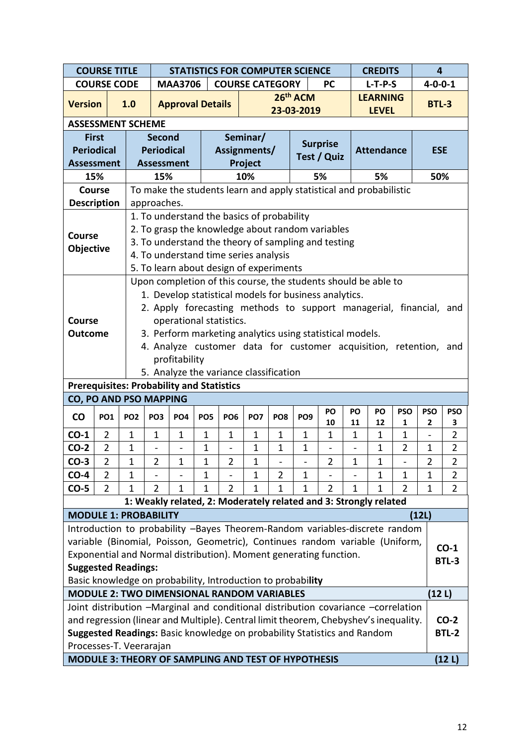| COURSE TITLE | STATISTICS FOR COMPUTER SCIENCE | | | CREDITS | 4 |
|---|---|---|---|---|---|
| COURSE CODE | MAA3706 | COURSE CATEGORY | PC | L-T-P-S | 4-0-0-1 |
| Version 1.0 | Approval Details | 26th ACM 23-03-2019 | | LEARNING LEVEL | BTL-3 |

**ASSESSMENT SCHEME**

| First Periodical Assessment | Second Periodical Assessment | Seminar/ Assignments/ Project | Surprise Test / Quiz | Attendance | ESE |
|---|---|---|---|---|---|
| 15% | 15% | 10% | 5% | 5% | 50% |

| | |
|---|---|
| **Course Description** | To make the students learn and apply statistical and probabilistic approaches. |
| **Course Objective** | 1. To understand the basics of probability<br>2. To grasp the knowledge about random variables<br>3. To understand the theory of sampling and testing<br>4. To understand time series analysis<br>5. To learn about design of experiments |
| **Course Outcome** | Upon completion of this course, the students should be able to<br>1. Develop statistical models for business analytics.<br>2. Apply forecasting methods to support managerial, financial, and operational statistics.<br>3. Perform marketing analytics using statistical models.<br>4. Analyze customer data for customer acquisition, retention, and profitability<br>5. Analyze the variance classification |

**Prerequisites: Probability and Statistics**

**CO, PO AND PSO MAPPING**

| CO | PO1 | PO2 | PO3 | PO4 | PO5 | PO6 | PO7 | PO8 | PO9 | PO 10 | PO 11 | PO 12 | PSO 1 | PSO 2 | PSO 3 |
|---|---|---|---|---|---|---|---|---|---|---|---|---|---|---|---|
| CO-1 | 2 | 1 | 1 | 1 | 1 | 1 | 1 | 1 | 1 | 1 | 1 | 1 | 1 | - | 2 |
| CO-2 | 2 | 1 | - | - | 1 | - | 1 | 1 | 1 | - | - | 1 | 2 | 1 | 2 |
| CO-3 | 2 | 1 | 2 | 1 | 1 | 2 | 1 | - | - | 2 | 1 | 1 | - | 2 | 2 |
| CO-4 | 2 | 1 | - | - | 1 | - | 1 | 2 | 1 | - | - | 1 | 1 | 1 | 2 |
| CO-5 | 2 | 1 | 2 | 1 | 1 | 2 | 1 | 1 | 1 | 2 | 1 | 1 | 2 | 1 | 2 |

**1: Weakly related, 2: Moderately related and 3: Strongly related**

**MODULE 1: PROBABILITY (12L)**

Introduction to probability –Bayes Theorem-Random variables-discrete random variable (Binomial, Poisson, Geometric), Continues random variable (Uniform, Exponential and Normal distribution). Moment generating function.

**CO-1 BTL-3**

**Suggested Readings:**

Basic knowledge on probability, Introduction to probabi**lity**

**MODULE 2: TWO DIMENSIONAL RANDOM VARIABLES (12 L)**

Joint distribution –Marginal and conditional distribution covariance –correlation and regression (linear and Multiple). Central limit theorem, Chebyshev's inequality.

**CO-2 BTL-2**

**Suggested Readings:** Basic knowledge on probability Statistics and Random Processes-T. Veerarajan

**MODULE 3: THEORY OF SAMPLING AND TEST OF HYPOTHESIS (12 L)**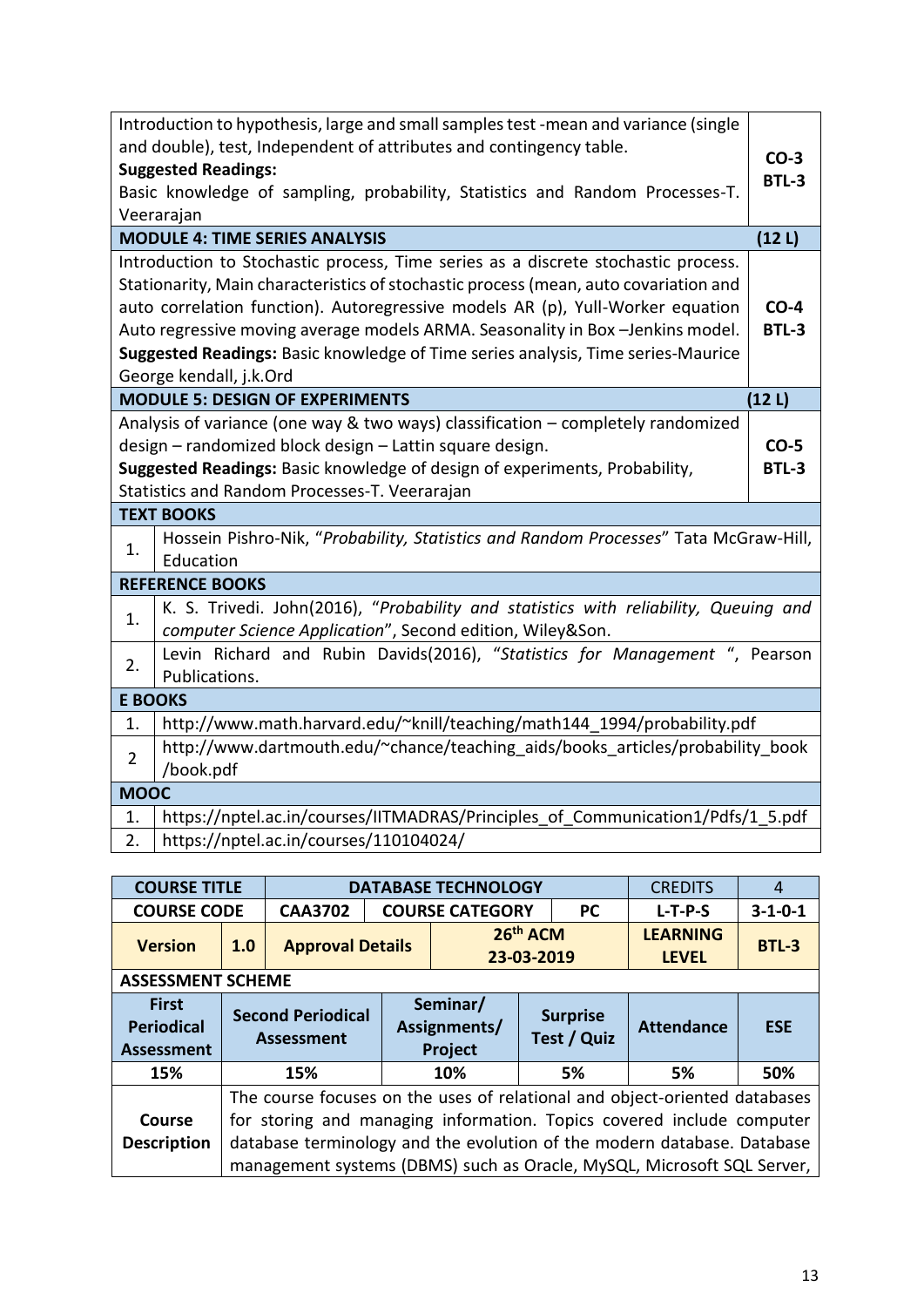| | |
|---|---|
| Introduction to hypothesis, large and small samples test -mean and variance (single and double), test, Independent of attributes and contingency table.<br>**Suggested Readings:**<br>Basic knowledge of sampling, probability, Statistics and Random Processes-T. Veerarajan | **CO-3**<br>**BTL-3** |
| **MODULE 4: TIME SERIES ANALYSIS** | **(12 L)** |
| Introduction to Stochastic process, Time series as a discrete stochastic process. Stationarity, Main characteristics of stochastic process (mean, auto covariation and auto correlation function). Autoregressive models AR (p), Yull-Worker equation Auto regressive moving average models ARMA. Seasonality in Box –Jenkins model.<br>**Suggested Readings:** Basic knowledge of Time series analysis, Time series-Maurice George kendall, j.k.Ord | **CO-4**<br>**BTL-3** |
| **MODULE 5: DESIGN OF EXPERIMENTS** | **(12 L)** |
| Analysis of variance (one way & two ways) classification – completely randomized design – randomized block design – Lattin square design.<br>**Suggested Readings:** Basic knowledge of design of experiments, Probability, Statistics and Random Processes-T. Veerarajan | **CO-5**<br>**BTL-3** |

| **TEXT BOOKS** | |
|---|---|
| 1. | Hossein Pishro-Nik, "*Probability, Statistics and Random Processes*" Tata McGraw-Hill, Education |
| **REFERENCE BOOKS** | |
| 1. | K. S. Trivedi. John(2016), "*Probability and statistics with reliability, Queuing and computer Science Application*", Second edition, Wiley&Son. |
| 2. | Levin Richard and Rubin Davids(2016), "*Statistics for Management* ", Pearson Publications. |
| **E BOOKS** | |
| 1. | http://www.math.harvard.edu/~knill/teaching/math144_1994/probability.pdf |
| 2 | http://www.dartmouth.edu/~chance/teaching_aids/books_articles/probability_book/book.pdf |
| **MOOC** | |
| 1. | https://nptel.ac.in/courses/IITMADRAS/Principles_of_Communication1/Pdfs/1_5.pdf |
| 2. | https://nptel.ac.in/courses/110104024/ |

| **COURSE TITLE** | | **DATABASE TECHNOLOGY** | | | | CREDITS | 4 |
|---|---|---|---|---|---|---|---|
| **COURSE CODE** | | **CAA3702** | **COURSE CATEGORY** | | **PC** | **L-T-P-S** | **3-1-0-1** |
| **Version** | **1.0** | **Approval Details** | | **26th ACM 23-03-2019** | | **LEARNING LEVEL** | **BTL-3** |

**ASSESSMENT SCHEME**

| First Periodical Assessment | Second Periodical Assessment | Seminar/ Assignments/ Project | Surprise Test / Quiz | Attendance | ESE |
|---|---|---|---|---|---|
| 15% | 15% | 10% | 5% | 5% | 50% |

| | |
|---|---|
| **Course Description** | The course focuses on the uses of relational and object-oriented databases for storing and managing information. Topics covered include computer database terminology and the evolution of the modern database. Database management systems (DBMS) such as Oracle, MySQL, Microsoft SQL Server, |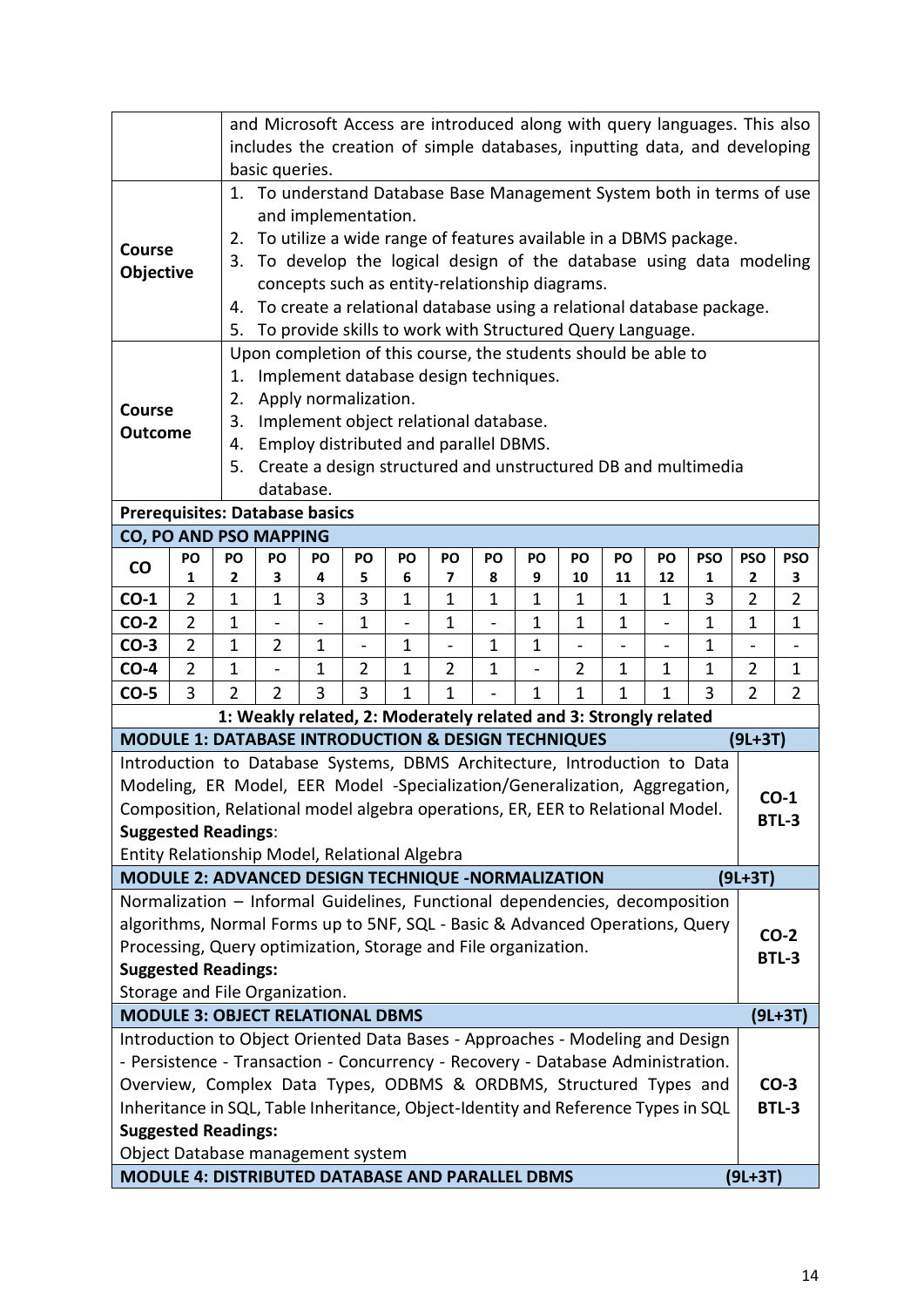| | |
|---|---|
| | and Microsoft Access are introduced along with query languages. This also includes the creation of simple databases, inputting data, and developing basic queries. |
| **Course Objective** | 1. To understand Database Base Management System both in terms of use and implementation.<br>2. To utilize a wide range of features available in a DBMS package.<br>3. To develop the logical design of the database using data modeling concepts such as entity-relationship diagrams.<br>4. To create a relational database using a relational database package.<br>5. To provide skills to work with Structured Query Language. |
| **Course Outcome** | Upon completion of this course, the students should be able to<br>1. Implement database design techniques.<br>2. Apply normalization.<br>3. Implement object relational database.<br>4. Employ distributed and parallel DBMS.<br>5. Create a design structured and unstructured DB and multimedia database. |

**Prerequisites: Database basics**

**CO, PO AND PSO MAPPING**

| CO | PO 1 | PO 2 | PO 3 | PO 4 | PO 5 | PO 6 | PO 7 | PO 8 | PO 9 | PO 10 | PO 11 | PO 12 | PSO 1 | PSO 2 | PSO 3 |
|---|---|---|---|---|---|---|---|---|---|---|---|---|---|---|---|
| **CO-1** | 2 | 1 | 1 | 3 | 3 | 1 | 1 | 1 | 1 | 1 | 1 | 1 | 3 | 2 | 2 |
| **CO-2** | 2 | 1 | - | - | 1 | - | 1 | - | 1 | 1 | 1 | - | 1 | 1 | 1 |
| **CO-3** | 2 | 1 | 2 | 1 | - | 1 | - | 1 | 1 | - | - | - | 1 | - | - |
| **CO-4** | 2 | 1 | - | 1 | 2 | 1 | 2 | 1 | - | 2 | 1 | 1 | 1 | 2 | 1 |
| **CO-5** | 3 | 2 | 2 | 3 | 3 | 1 | 1 | - | 1 | 1 | 1 | 1 | 3 | 2 | 2 |

**1: Weakly related, 2: Moderately related and 3: Strongly related**

| **MODULE 1: DATABASE INTRODUCTION & DESIGN TECHNIQUES** | **(9L+3T)** |
|---|---|
| Introduction to Database Systems, DBMS Architecture, Introduction to Data Modeling, ER Model, EER Model -Specialization/Generalization, Aggregation, Composition, Relational model algebra operations, ER, EER to Relational Model.<br>**Suggested Readings**:<br>Entity Relationship Model, Relational Algebra | **CO-1**<br>**BTL-3** |
| **MODULE 2: ADVANCED DESIGN TECHNIQUE -NORMALIZATION** | **(9L+3T)** |
| Normalization – Informal Guidelines, Functional dependencies, decomposition algorithms, Normal Forms up to 5NF, SQL - Basic & Advanced Operations, Query Processing, Query optimization, Storage and File organization.<br>**Suggested Readings:**<br>Storage and File Organization. | **CO-2**<br>**BTL-3** |
| **MODULE 3: OBJECT RELATIONAL DBMS** | **(9L+3T)** |
| Introduction to Object Oriented Data Bases - Approaches - Modeling and Design - Persistence - Transaction - Concurrency - Recovery - Database Administration. Overview, Complex Data Types, ODBMS & ORDBMS, Structured Types and Inheritance in SQL, Table Inheritance, Object-Identity and Reference Types in SQL<br>**Suggested Readings:**<br>Object Database management system | **CO-3**<br>**BTL-3** |
| **MODULE 4: DISTRIBUTED DATABASE AND PARALLEL DBMS** | **(9L+3T)** |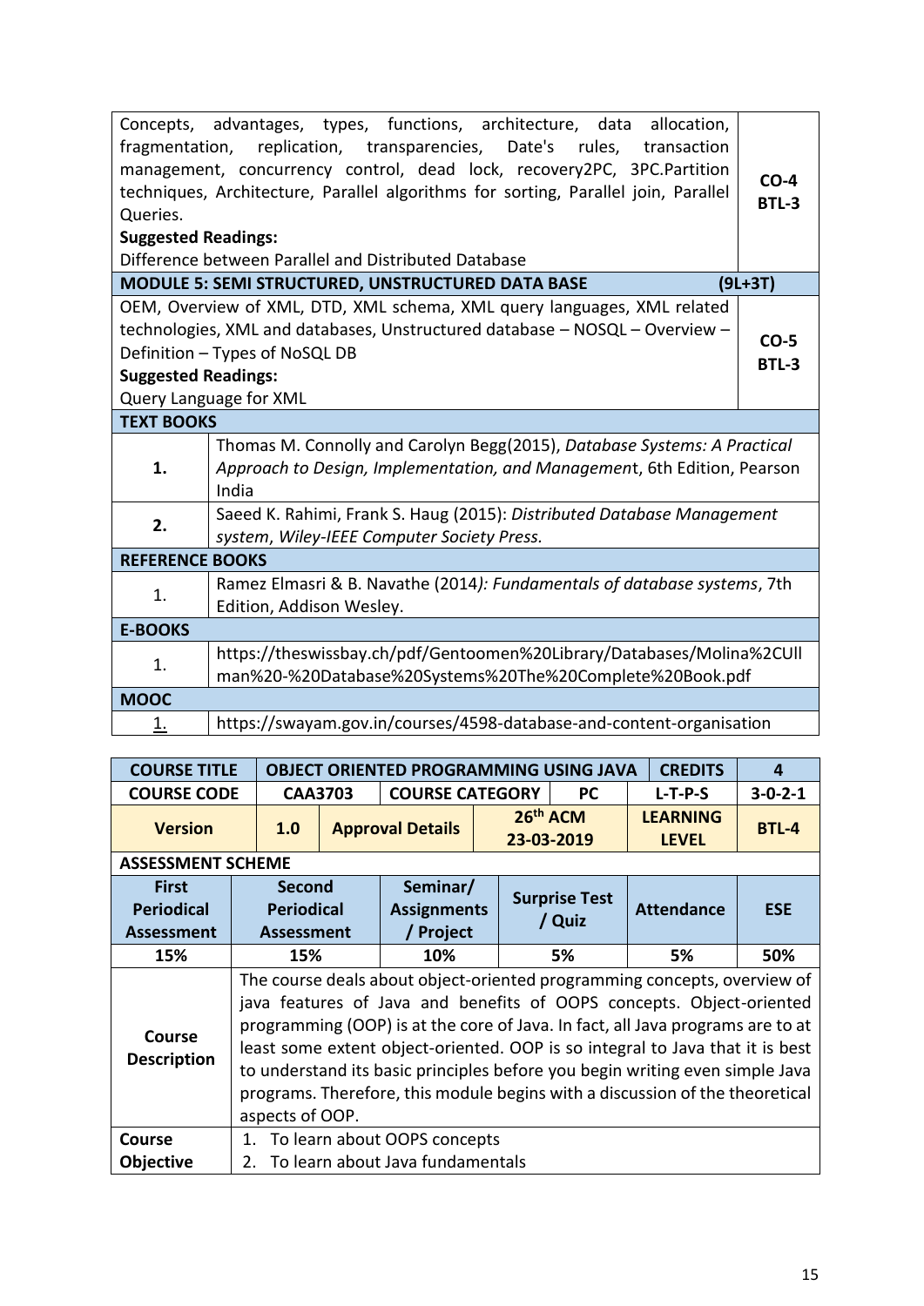| | |
|---|---|
| Concepts, advantages, types, functions, architecture, data allocation, fragmentation, replication, transparencies, Date's rules, transaction management, concurrency control, dead lock, recovery2PC, 3PC.Partition techniques, Architecture, Parallel algorithms for sorting, Parallel join, Parallel Queries.<br>**Suggested Readings:**<br>Difference between Parallel and Distributed Database | **CO-4**<br>**BTL-3** |
| **MODULE 5: SEMI STRUCTURED, UNSTRUCTURED DATA BASE** | **(9L+3T)** |
| OEM, Overview of XML, DTD, XML schema, XML query languages, XML related technologies, XML and databases, Unstructured database – NOSQL – Overview – Definition – Types of NoSQL DB<br>**Suggested Readings:**<br>Query Language for XML | **CO-5**<br>**BTL-3** |

| **TEXT BOOKS** | |
|---|---|
| **1.** | Thomas M. Connolly and Carolyn Begg(2015), *Database Systems: A Practical Approach to Design, Implementation, and Management*, 6th Edition, Pearson India |
| **2.** | Saeed K. Rahimi, Frank S. Haug (2015): *Distributed Database Management system, Wiley-IEEE Computer Society Press.* |
| **REFERENCE BOOKS** | |
| 1. | Ramez Elmasri & B. Navathe (2014*): Fundamentals of database systems*, 7th Edition, Addison Wesley. |
| **E-BOOKS** | |
| 1. | https://theswissbay.ch/pdf/Gentoomen%20Library/Databases/Molina%2CUllman%20-%20Database%20Systems%20The%20Complete%20Book.pdf |
| **MOOC** | |
| 1. | https://swayam.gov.in/courses/4598-database-and-content-organisation |

| **COURSE TITLE** | **OBJECT ORIENTED PROGRAMMING USING JAVA** | | | | **CREDITS** | **4** |
|---|---|---|---|---|---|---|
| **COURSE CODE** | **CAA3703** | **COURSE CATEGORY** | | **PC** | **L-T-P-S** | **3-0-2-1** |
| **Version** | **1.0** | **Approval Details** | | **26th ACM 23-03-2019** | **LEARNING LEVEL** | **BTL-4** |

| **ASSESSMENT SCHEME** | | | | | |
|---|---|---|---|---|---|
| **First Periodical Assessment** | **Second Periodical Assessment** | **Seminar/ Assignments / Project** | **Surprise Test / Quiz** | **Attendance** | **ESE** |
| **15%** | **15%** | **10%** | **5%** | **5%** | **50%** |

| | |
|---|---|
| **Course Description** | The course deals about object-oriented programming concepts, overview of java features of Java and benefits of OOPS concepts. Object-oriented programming (OOP) is at the core of Java. In fact, all Java programs are to at least some extent object-oriented. OOP is so integral to Java that it is best to understand its basic principles before you begin writing even simple Java programs. Therefore, this module begins with a discussion of the theoretical aspects of OOP. |
| **Course Objective** | 1. To learn about OOPS concepts<br>2. To learn about Java fundamentals |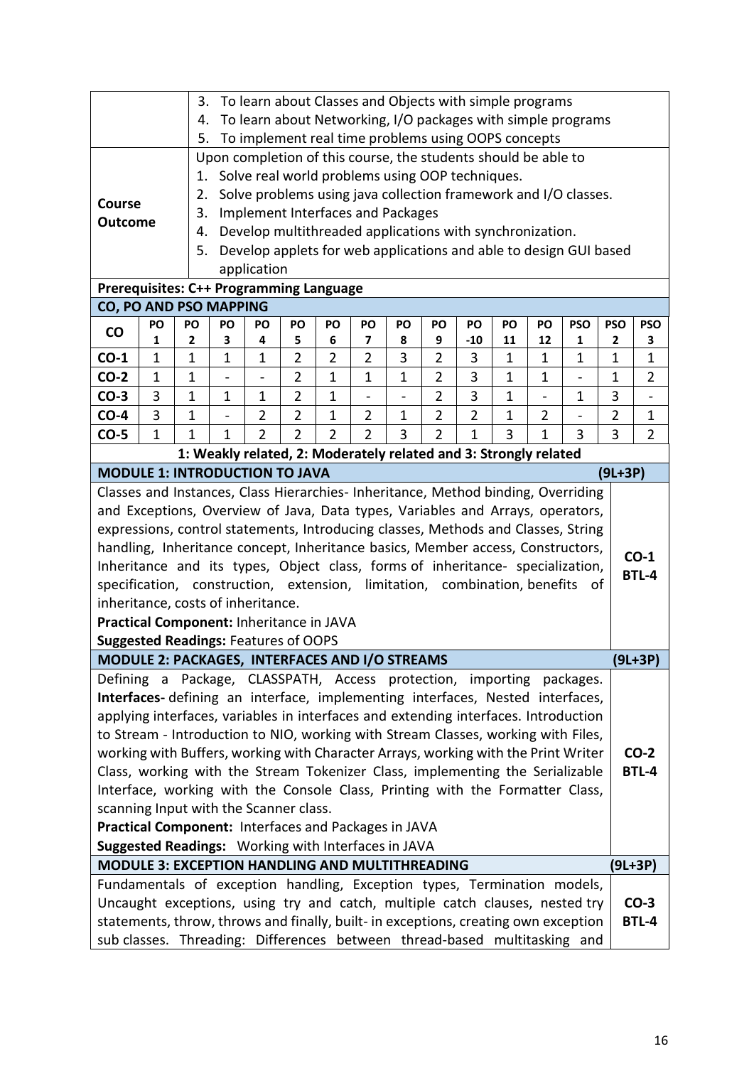| | |
|---|---|
| | 3. To learn about Classes and Objects with simple programs<br>4. To learn about Networking, I/O packages with simple programs<br>5. To implement real time problems using OOPS concepts |
| **Course Outcome** | Upon completion of this course, the students should be able to<br>1. Solve real world problems using OOP techniques.<br>2. Solve problems using java collection framework and I/O classes.<br>3. Implement Interfaces and Packages<br>4. Develop multithreaded applications with synchronization.<br>5. Develop applets for web applications and able to design GUI based application |

**Prerequisites: C++ Programming Language**

**CO, PO AND PSO MAPPING**

| CO | PO 1 | PO 2 | PO 3 | PO 4 | PO 5 | PO 6 | PO 7 | PO 8 | PO 9 | PO -10 | PO 11 | PO 12 | PSO 1 | PSO 2 | PSO 3 |
|---|---|---|---|---|---|---|---|---|---|---|---|---|---|---|---|
| **CO-1** | 1 | 1 | 1 | 1 | 2 | 2 | 2 | 3 | 2 | 3 | 1 | 1 | 1 | 1 | 1 |
| **CO-2** | 1 | 1 | - | - | 2 | 1 | 1 | 1 | 2 | 3 | 1 | 1 | - | 1 | 2 |
| **CO-3** | 3 | 1 | 1 | 1 | 2 | 1 | - | - | 2 | 3 | 1 | - | 1 | 3 | - |
| **CO-4** | 3 | 1 | - | 2 | 2 | 1 | 2 | 1 | 2 | 2 | 1 | 2 | - | 2 | 1 |
| **CO-5** | 1 | 1 | 1 | 2 | 2 | 2 | 2 | 3 | 2 | 1 | 3 | 1 | 3 | 3 | 2 |

**1: Weakly related, 2: Moderately related and 3: Strongly related**

## MODULE 1: INTRODUCTION TO JAVA (9L+3P)

Classes and Instances, Class Hierarchies- Inheritance, Method binding, Overriding and Exceptions, Overview of Java, Data types, Variables and Arrays, operators, expressions, control statements, Introducing classes, Methods and Classes, String handling, Inheritance concept, Inheritance basics, Member access, Constructors, Inheritance and its types, Object class, forms of inheritance- specialization, specification, construction, extension, limitation, combination, benefits of inheritance, costs of inheritance.

**Practical Component:** Inheritance in JAVA

**Suggested Readings:** Features of OOPS

**CO-1 BTL-4**

## MODULE 2: PACKAGES, INTERFACES AND I/O STREAMS (9L+3P)

Defining a Package, CLASSPATH, Access protection, importing packages. **Interfaces-** defining an interface, implementing interfaces, Nested interfaces, applying interfaces, variables in interfaces and extending interfaces. Introduction to Stream - Introduction to NIO, working with Stream Classes, working with Files, working with Buffers, working with Character Arrays, working with the Print Writer Class, working with the Stream Tokenizer Class, implementing the Serializable Interface, working with the Console Class, Printing with the Formatter Class, scanning Input with the Scanner class.

**Practical Component:** Interfaces and Packages in JAVA

**Suggested Readings:** Working with Interfaces in JAVA

**CO-2 BTL-4**

## MODULE 3: EXCEPTION HANDLING AND MULTITHREADING (9L+3P)

Fundamentals of exception handling, Exception types, Termination models, Uncaught exceptions, using try and catch, multiple catch clauses, nested try statements, throw, throws and finally, built- in exceptions, creating own exception sub classes. Threading: Differences between thread-based multitasking and

**CO-3 BTL-4**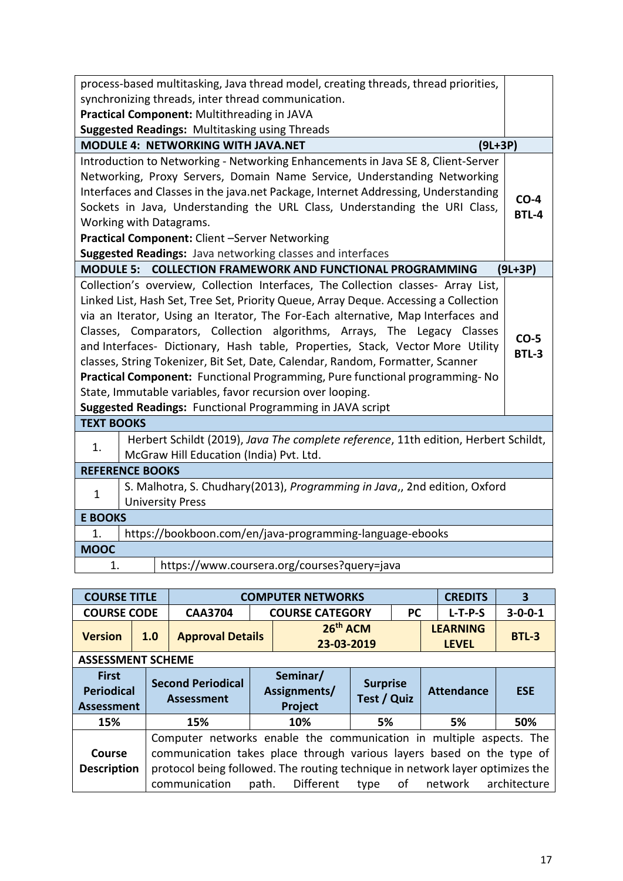| | |
|---|---|
| process-based multitasking, Java thread model, creating threads, thread priorities, synchronizing threads, inter thread communication.<br>**Practical Component:** Multithreading in JAVA<br>**Suggested Readings:** Multitasking using Threads | |
| **MODULE 4: NETWORKING WITH JAVA.NET** | **(9L+3P)** |
| Introduction to Networking - Networking Enhancements in Java SE 8, Client-Server Networking, Proxy Servers, Domain Name Service, Understanding Networking Interfaces and Classes in the java.net Package, Internet Addressing, Understanding Sockets in Java, Understanding the URL Class, Understanding the URI Class, Working with Datagrams.<br>**Practical Component:** Client –Server Networking<br>**Suggested Readings:** Java networking classes and interfaces | **CO-4**<br>**BTL-4** |
| **MODULE 5: COLLECTION FRAMEWORK AND FUNCTIONAL PROGRAMMING** | **(9L+3P)** |
| Collection's overview, Collection Interfaces, The Collection classes- Array List, Linked List, Hash Set, Tree Set, Priority Queue, Array Deque. Accessing a Collection via an Iterator, Using an Iterator, The For-Each alternative, Map Interfaces and Classes, Comparators, Collection algorithms, Arrays, The Legacy Classes and Interfaces- Dictionary, Hash table, Properties, Stack, Vector More Utility classes, String Tokenizer, Bit Set, Date, Calendar, Random, Formatter, Scanner<br>**Practical Component:** Functional Programming, Pure functional programming- No State, Immutable variables, favor recursion over looping.<br>**Suggested Readings:** Functional Programming in JAVA script | **CO-5**<br>**BTL-3** |

| **TEXT BOOKS** | |
|---|---|
| 1. | Herbert Schildt (2019), *Java The complete reference*, 11th edition, Herbert Schildt, McGraw Hill Education (India) Pvt. Ltd. |
| **REFERENCE BOOKS** | |
| 1 | S. Malhotra, S. Chudhary(2013), *Programming in Java*,, 2nd edition, Oxford University Press |
| **E BOOKS** | |
| 1. | https://bookboon.com/en/java-programming-language-ebooks |
| **MOOC** | |
| 1. | https://www.coursera.org/courses?query=java |

| **COURSE TITLE** | **COMPUTER NETWORKS** | | | | **CREDITS** | **3** |
|---|---|---|---|---|---|---|
| **COURSE CODE** | **CAA3704** | **COURSE CATEGORY** | | **PC** | **L-T-P-S** | **3-0-0-1** |
| **Version** | **1.0** | **Approval Details** | **26th ACM 23-03-2019** | | **LEARNING LEVEL** | **BTL-3** |
| **ASSESSMENT SCHEME** | | | | | | |
| **First Periodical Assessment** | **Second Periodical Assessment** | **Seminar/ Assignments/ Project** | **Surprise Test / Quiz** | | **Attendance** | **ESE** |
| **15%** | **15%** | **10%** | **5%** | | **5%** | **50%** |
| **Course Description** | Computer networks enable the communication in multiple aspects. The communication takes place through various layers based on the type of protocol being followed. The routing technique in network layer optimizes the communication path. Different type of network architecture | | | | | |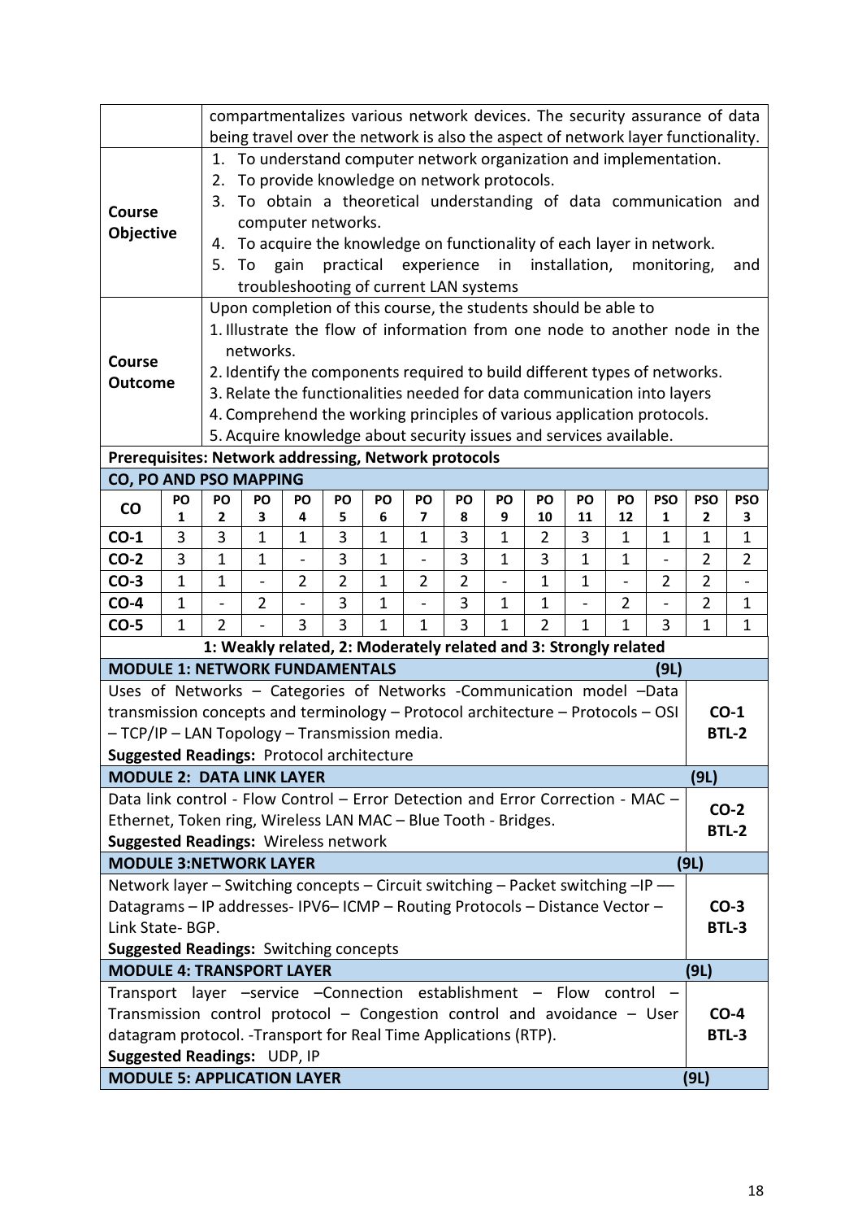| | |
|---|---|
| | compartmentalizes various network devices. The security assurance of data being travel over the network is also the aspect of network layer functionality. |
| **Course Objective** | 1. To understand computer network organization and implementation.<br>2. To provide knowledge on network protocols.<br>3. To obtain a theoretical understanding of data communication and computer networks.<br>4. To acquire the knowledge on functionality of each layer in network.<br>5. To gain practical experience in installation, monitoring, and troubleshooting of current LAN systems |
| **Course Outcome** | Upon completion of this course, the students should be able to<br>1. Illustrate the flow of information from one node to another node in the networks.<br>2. Identify the components required to build different types of networks.<br>3. Relate the functionalities needed for data communication into layers<br>4. Comprehend the working principles of various application protocols.<br>5. Acquire knowledge about security issues and services available. |

**Prerequisites: Network addressing, Network protocols**

**CO, PO AND PSO MAPPING**

| CO | PO 1 | PO 2 | PO 3 | PO 4 | PO 5 | PO 6 | PO 7 | PO 8 | PO 9 | PO 10 | PO 11 | PO 12 | PSO 1 | PSO 2 | PSO 3 |
|---|---|---|---|---|---|---|---|---|---|---|---|---|---|---|---|
| **CO-1** | 3 | 3 | 1 | 1 | 3 | 1 | 1 | 3 | 1 | 2 | 3 | 1 | 1 | 1 | 1 |
| **CO-2** | 3 | 1 | 1 | - | 3 | 1 | - | 3 | 1 | 3 | 1 | 1 | - | 2 | 2 |
| **CO-3** | 1 | 1 | - | 2 | 2 | 1 | 2 | 2 | - | 1 | 1 | - | 2 | 2 | - |
| **CO-4** | 1 | - | 2 | - | 3 | 1 | - | 3 | 1 | 1 | - | 2 | - | 2 | 1 |
| **CO-5** | 1 | 2 | - | 3 | 3 | 1 | 1 | 3 | 1 | 2 | 1 | 1 | 3 | 1 | 1 |

**1: Weakly related, 2: Moderately related and 3: Strongly related**

| **MODULE 1: NETWORK FUNDAMENTALS (9L)** | |
|---|---|
| Uses of Networks – Categories of Networks -Communication model –Data transmission concepts and terminology – Protocol architecture – Protocols – OSI – TCP/IP – LAN Topology – Transmission media.<br>**Suggested Readings:** Protocol architecture | **CO-1**<br>**BTL-2** |
| **MODULE 2: DATA LINK LAYER** | **(9L)** |
| Data link control - Flow Control – Error Detection and Error Correction - MAC – Ethernet, Token ring, Wireless LAN MAC – Blue Tooth - Bridges.<br>**Suggested Readings:** Wireless network | **CO-2**<br>**BTL-2** |
| **MODULE 3:NETWORK LAYER** | **(9L)** |
| Network layer – Switching concepts – Circuit switching – Packet switching –IP –– Datagrams – IP addresses- IPV6– ICMP – Routing Protocols – Distance Vector – Link State- BGP.<br>**Suggested Readings:** Switching concepts | **CO-3**<br>**BTL-3** |
| **MODULE 4: TRANSPORT LAYER** | **(9L)** |
| Transport layer –service –Connection establishment – Flow control – Transmission control protocol – Congestion control and avoidance – User datagram protocol. -Transport for Real Time Applications (RTP).<br>**Suggested Readings:** UDP, IP | **CO-4**<br>**BTL-3** |
| **MODULE 5: APPLICATION LAYER** | **(9L)** |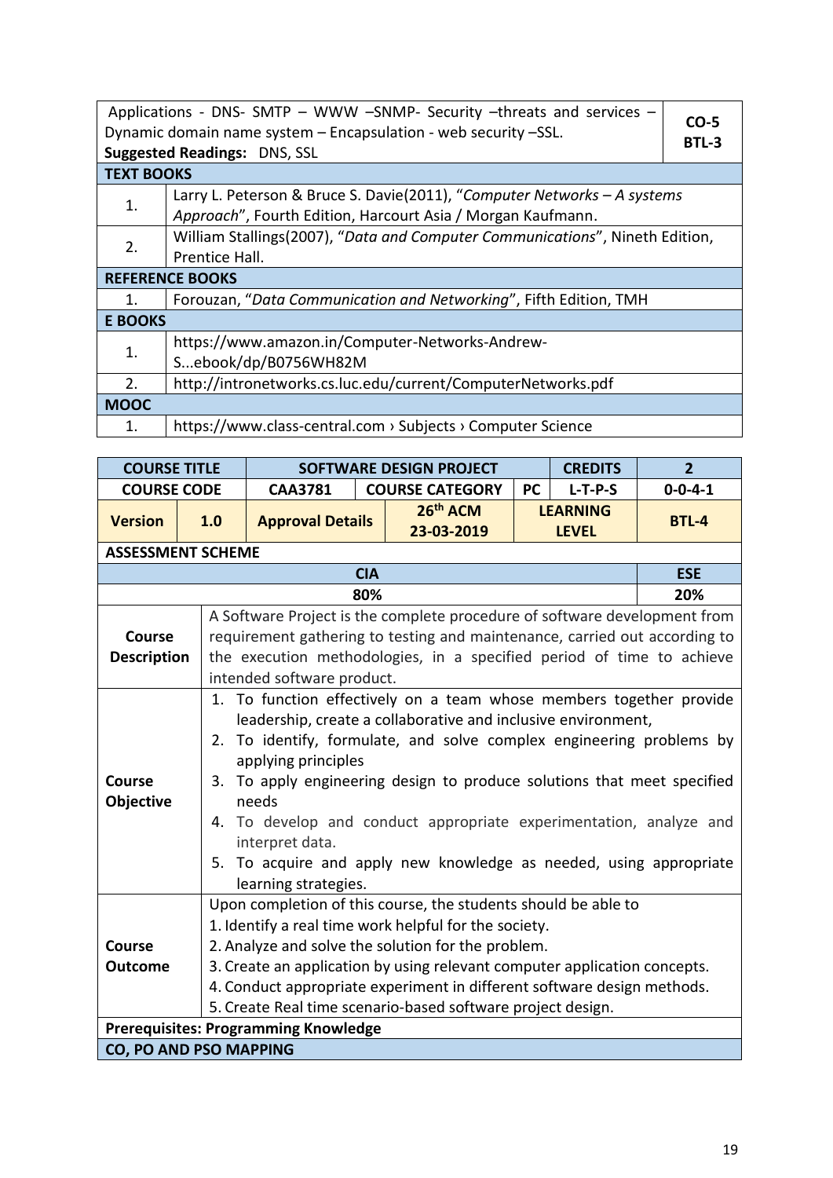| Applications - DNS- SMTP – WWW –SNMP- Security –threats and services – Dynamic domain name system – Encapsulation - web security –SSL. **Suggested Readings:** DNS, SSL | **CO-5 BTL-3** |
|---|---|

| **TEXT BOOKS** | |
|---|---|
| 1. | Larry L. Peterson & Bruce S. Davie(2011), "*Computer Networks – A systems Approach*", Fourth Edition, Harcourt Asia / Morgan Kaufmann. |
| 2. | William Stallings(2007), "*Data and Computer Communications*", Nineth Edition, Prentice Hall. |
| **REFERENCE BOOKS** | |
| 1. | Forouzan, "*Data Communication and Networking*", Fifth Edition, TMH |
| **E BOOKS** | |
| 1. | https://www.amazon.in/Computer-Networks-Andrew-S...ebook/dp/B0756WH82M |
| 2. | http://intronetworks.cs.luc.edu/current/ComputerNetworks.pdf |
| **MOOC** | |
| 1. | https://www.class-central.com › Subjects › Computer Science |

| **COURSE TITLE** | **SOFTWARE DESIGN PROJECT** | | **CREDITS** | **2** |
|---|---|---|---|---|
| **COURSE CODE** | **CAA3781** | **COURSE CATEGORY** | **PC** | **L-T-P-S** | **0-0-4-1** |
| **Version** | **1.0** | **Approval Details** | **26th ACM 23-03-2019** | **LEARNING LEVEL** | **BTL-4** |

**ASSESSMENT SCHEME**

| **CIA** | **ESE** |
|---|---|
| **80%** | **20%** |

| | |
|---|---|
| **Course Description** | A Software Project is the complete procedure of software development from requirement gathering to testing and maintenance, carried out according to the execution methodologies, in a specified period of time to achieve intended software product. |
| **Course Objective** | 1. To function effectively on a team whose members together provide leadership, create a collaborative and inclusive environment,<br>2. To identify, formulate, and solve complex engineering problems by applying principles<br>3. To apply engineering design to produce solutions that meet specified needs<br>4. To develop and conduct appropriate experimentation, analyze and interpret data.<br>5. To acquire and apply new knowledge as needed, using appropriate learning strategies. |
| **Course Outcome** | Upon completion of this course, the students should be able to<br>1. Identify a real time work helpful for the society.<br>2. Analyze and solve the solution for the problem.<br>3. Create an application by using relevant computer application concepts.<br>4. Conduct appropriate experiment in different software design methods.<br>5. Create Real time scenario-based software project design. |

**Prerequisites: Programming Knowledge**

**CO, PO AND PSO MAPPING**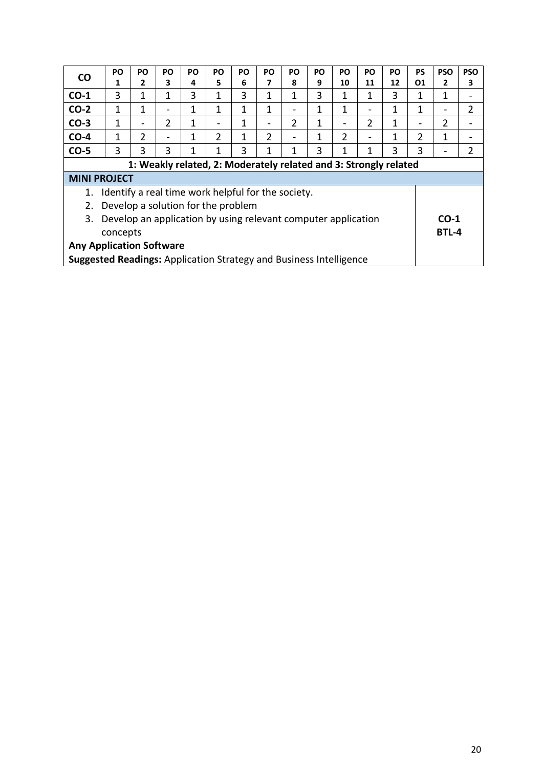| CO | PO 1 | PO 2 | PO 3 | PO 4 | PO 5 | PO 6 | PO 7 | PO 8 | PO 9 | PO 10 | PO 11 | PO 12 | PS O1 | PSO 2 | PSO 3 |
|---|---|---|---|---|---|---|---|---|---|---|---|---|---|---|---|
| **CO-1** | 3 | 1 | 1 | 3 | 1 | 3 | 1 | 1 | 3 | 1 | 1 | 3 | 1 | 1 | - |
| **CO-2** | 1 | 1 | - | 1 | 1 | 1 | 1 | - | 1 | 1 | - | 1 | 1 | - | 2 |
| **CO-3** | 1 | - | 2 | 1 | - | 1 | - | 2 | 1 | - | 2 | 1 | - | 2 | - |
| **CO-4** | 1 | 2 | - | 1 | 2 | 1 | 2 | - | 1 | 2 | - | 1 | 2 | 1 | - |
| **CO-5** | 3 | 3 | 3 | 1 | 1 | 3 | 1 | 1 | 3 | 1 | 1 | 3 | 3 | - | 2 |

**1: Weakly related, 2: Moderately related and 3: Strongly related**

| **MINI PROJECT** | |
|---|---|
| 1. Identify a real time work helpful for the society.<br>2. Develop a solution for the problem<br>3. Develop an application by using relevant computer application concepts<br>**Any Application Software**<br>**Suggested Readings:** Application Strategy and Business Intelligence | **CO-1**<br>**BTL-4** |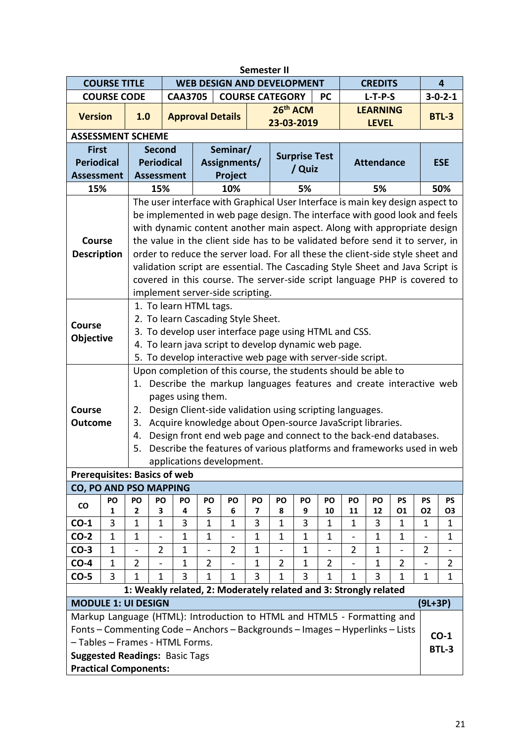**Semester II**

| COURSE TITLE | WEB DESIGN AND DEVELOPMENT | | | CREDITS | 4 |
|---|---|---|---|---|---|
| COURSE CODE | CAA3705 | COURSE CATEGORY | PC | L-T-P-S | 3-0-2-1 |
| Version | 1.0 | Approval Details | 26th ACM 23-03-2019 | LEARNING LEVEL | BTL-3 |

**ASSESSMENT SCHEME**

| First Periodical Assessment | Second Periodical Assessment | Seminar/ Assignments/ Project | Surprise Test / Quiz | Attendance | ESE |
|---|---|---|---|---|---|
| 15% | 15% | 10% | 5% | 5% | 50% |

**Course Description**

The user interface with Graphical User Interface is main key design aspect to be implemented in web page design. The interface with good look and feels with dynamic content another main aspect. Along with appropriate design the value in the client side has to be validated before send it to server, in order to reduce the server load. For all these the client-side style sheet and validation script are essential. The Cascading Style Sheet and Java Script is covered in this course. The server-side script language PHP is covered to implement server-side scripting.

**Course Objective**

1. To learn HTML tags.
2. To learn Cascading Style Sheet.
3. To develop user interface page using HTML and CSS.
4. To learn java script to develop dynamic web page.
5. To develop interactive web page with server-side script.

**Course Outcome**

Upon completion of this course, the students should be able to

1. Describe the markup languages features and create interactive web pages using them.
2. Design Client-side validation using scripting languages.
3. Acquire knowledge about Open-source JavaScript libraries.
4. Design front end web page and connect to the back-end databases.
5. Describe the features of various platforms and frameworks used in web applications development.

**Prerequisites: Basics of web**

**CO, PO AND PSO MAPPING**

| CO | PO 1 | PO 2 | PO 3 | PO 4 | PO 5 | PO 6 | PO 7 | PO 8 | PO 9 | PO 10 | PO 11 | PO 12 | PSO1 | PSO2 | PSO3 |
|---|---|---|---|---|---|---|---|---|---|---|---|---|---|---|---|
| CO-1 | 3 | 1 | 1 | 3 | 1 | 1 | 3 | 1 | 3 | 1 | 1 | 3 | 1 | 1 | 1 |
| CO-2 | 1 | 1 | - | 1 | 1 | - | 1 | 1 | 1 | 1 | - | 1 | 1 | - | 1 |
| CO-3 | 1 | - | 2 | 1 | - | 2 | 1 | - | 1 | - | 2 | 1 | - | 2 | - |
| CO-4 | 1 | 2 | - | 1 | 2 | - | 1 | 2 | 1 | 2 | - | 1 | 2 | - | 2 |
| CO-5 | 3 | 1 | 1 | 3 | 1 | 1 | 3 | 1 | 3 | 1 | 1 | 3 | 1 | 1 | 1 |

**1: Weakly related, 2: Moderately related and 3: Strongly related**

**MODULE 1: UI DESIGN** **(9L+3P)**

Markup Language (HTML): Introduction to HTML and HTML5 - Formatting and Fonts – Commenting Code – Anchors – Backgrounds – Images – Hyperlinks – Lists – Tables – Frames - HTML Forms.

**CO-1**
**BTL-3**

**Suggested Readings:** Basic Tags

**Practical Components:**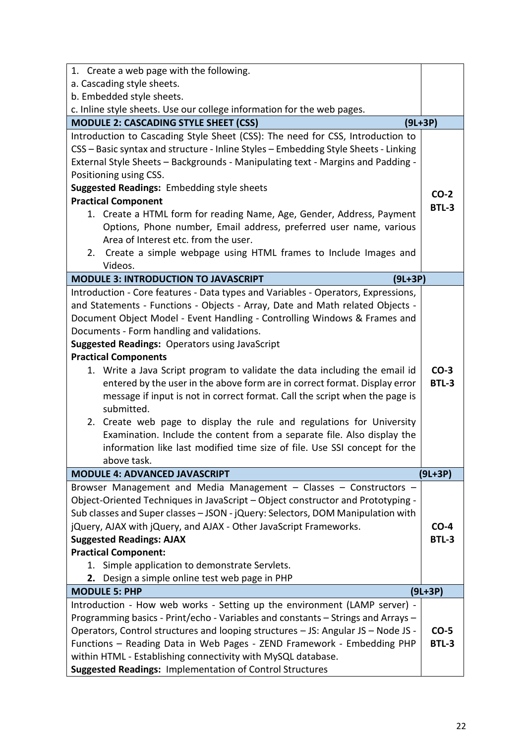| | |
|---|---|
| 1. Create a web page with the following.<br>a. Cascading style sheets.<br>b. Embedded style sheets.<br>c. Inline style sheets. Use our college information for the web pages. | |
| **MODULE 2: CASCADING STYLE SHEET (CSS)** | **(9L+3P)** |
| Introduction to Cascading Style Sheet (CSS): The need for CSS, Introduction to CSS – Basic syntax and structure - Inline Styles – Embedding Style Sheets - Linking External Style Sheets – Backgrounds - Manipulating text - Margins and Padding - Positioning using CSS.<br>**Suggested Readings:** Embedding style sheets<br>**Practical Component**<br>1. Create a HTML form for reading Name, Age, Gender, Address, Payment Options, Phone number, Email address, preferred user name, various Area of Interest etc. from the user.<br>2. Create a simple webpage using HTML frames to Include Images and Videos. | **CO-2**<br>**BTL-3** |
| **MODULE 3: INTRODUCTION TO JAVASCRIPT** | **(9L+3P)** |
| Introduction - Core features - Data types and Variables - Operators, Expressions, and Statements - Functions - Objects - Array, Date and Math related Objects - Document Object Model - Event Handling - Controlling Windows & Frames and Documents - Form handling and validations.<br>**Suggested Readings:** Operators using JavaScript<br>**Practical Components**<br>1. Write a Java Script program to validate the data including the email id entered by the user in the above form are in correct format. Display error message if input is not in correct format. Call the script when the page is submitted.<br>2. Create web page to display the rule and regulations for University Examination. Include the content from a separate file. Also display the information like last modified time size of file. Use SSI concept for the above task. | **CO-3**<br>**BTL-3** |
| **MODULE 4: ADVANCED JAVASCRIPT** | **(9L+3P)** |
| Browser Management and Media Management – Classes – Constructors – Object-Oriented Techniques in JavaScript – Object constructor and Prototyping - Sub classes and Super classes – JSON - jQuery: Selectors, DOM Manipulation with jQuery, AJAX with jQuery, and AJAX - Other JavaScript Frameworks.<br>**Suggested Readings: AJAX**<br>**Practical Component:**<br>1. Simple application to demonstrate Servlets.<br>2. Design a simple online test web page in PHP | **CO-4**<br>**BTL-3** |
| **MODULE 5: PHP** | **(9L+3P)** |
| Introduction - How web works - Setting up the environment (LAMP server) - Programming basics - Print/echo - Variables and constants – Strings and Arrays – Operators, Control structures and looping structures – JS: Angular JS – Node JS - Functions – Reading Data in Web Pages - ZEND Framework - Embedding PHP within HTML - Establishing connectivity with MySQL database.<br>**Suggested Readings:** Implementation of Control Structures | **CO-5**<br>**BTL-3** |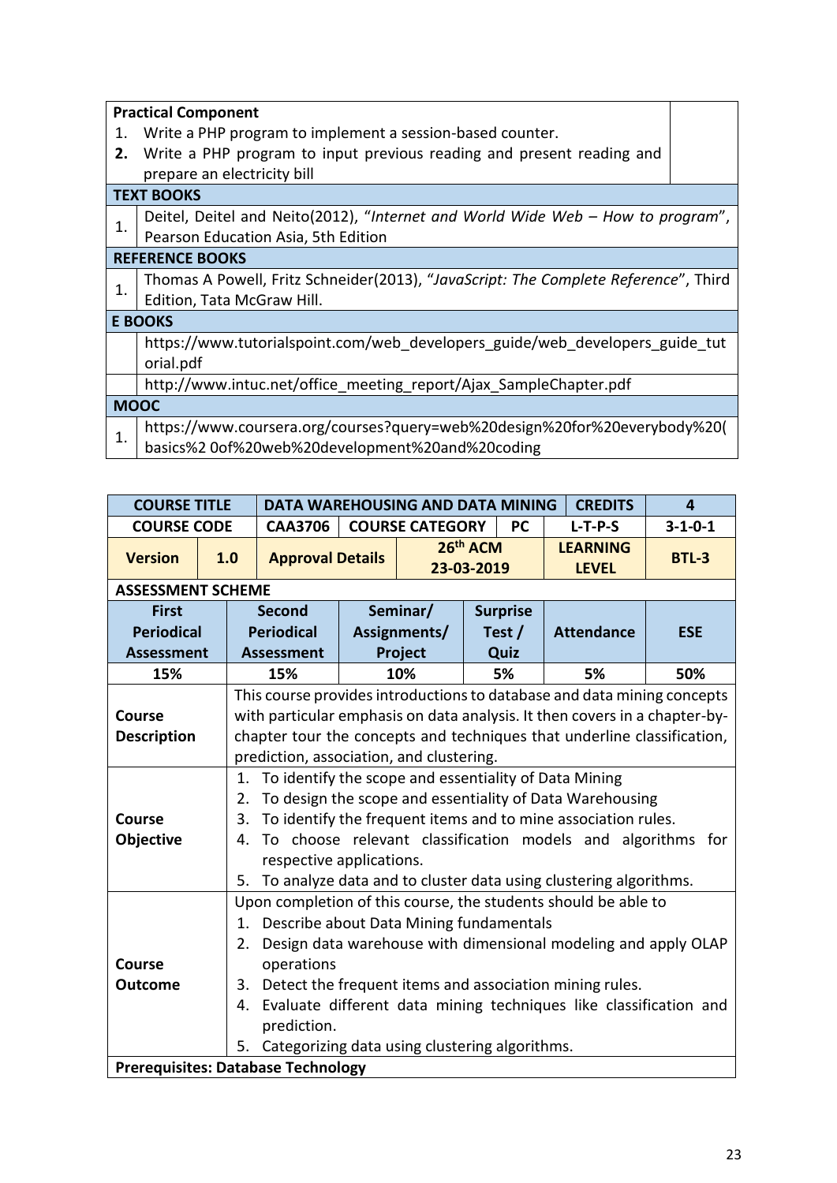| **Practical Component** | |
|---|---|
| 1. Write a PHP program to implement a session-based counter. | |
| **2.** Write a PHP program to input previous reading and present reading and prepare an electricity bill | |

| **TEXT BOOKS** | |
|---|---|
| 1. | Deitel, Deitel and Neito(2012), "*Internet and World Wide Web – How to program*", Pearson Education Asia, 5th Edition |
| **REFERENCE BOOKS** | |
| 1. | Thomas A Powell, Fritz Schneider(2013), "*JavaScript: The Complete Reference*", Third Edition, Tata McGraw Hill. |
| **E BOOKS** | |
| | https://www.tutorialspoint.com/web_developers_guide/web_developers_guide_tutorial.pdf |
| | http://www.intuc.net/office_meeting_report/Ajax_SampleChapter.pdf |
| **MOOC** | |
| 1. | https://www.coursera.org/courses?query=web%20design%20for%20everybody%20(basics%2 0of%20web%20development%20and%20coding |

| **COURSE TITLE** | | **DATA WAREHOUSING AND DATA MINING** | | | **CREDITS** | **4** |
|---|---|---|---|---|---|---|
| **COURSE CODE** | | **CAA3706** | **COURSE CATEGORY** | **PC** | **L-T-P-S** | **3-1-0-1** |
| **Version** | **1.0** | **Approval Details** | **26th ACM 23-03-2019** | | **LEARNING LEVEL** | **BTL-3** |

**ASSESSMENT SCHEME**

| **First Periodical Assessment** | **Second Periodical Assessment** | **Seminar/ Assignments/ Project** | **Surprise Test / Quiz** | **Attendance** | **ESE** |
|---|---|---|---|---|---|
| 15% | 15% | 10% | 5% | 5% | 50% |

| | |
|---|---|
| **Course Description** | This course provides introductions to database and data mining concepts with particular emphasis on data analysis. It then covers in a chapter-by-chapter tour the concepts and techniques that underline classification, prediction, association, and clustering. |
| **Course Objective** | 1. To identify the scope and essentiality of Data Mining<br>2. To design the scope and essentiality of Data Warehousing<br>3. To identify the frequent items and to mine association rules.<br>4. To choose relevant classification models and algorithms for respective applications.<br>5. To analyze data and to cluster data using clustering algorithms. |
| **Course Outcome** | Upon completion of this course, the students should be able to<br>1. Describe about Data Mining fundamentals<br>2. Design data warehouse with dimensional modeling and apply OLAP operations<br>3. Detect the frequent items and association mining rules.<br>4. Evaluate different data mining techniques like classification and prediction.<br>5. Categorizing data using clustering algorithms. |

**Prerequisites: Database Technology**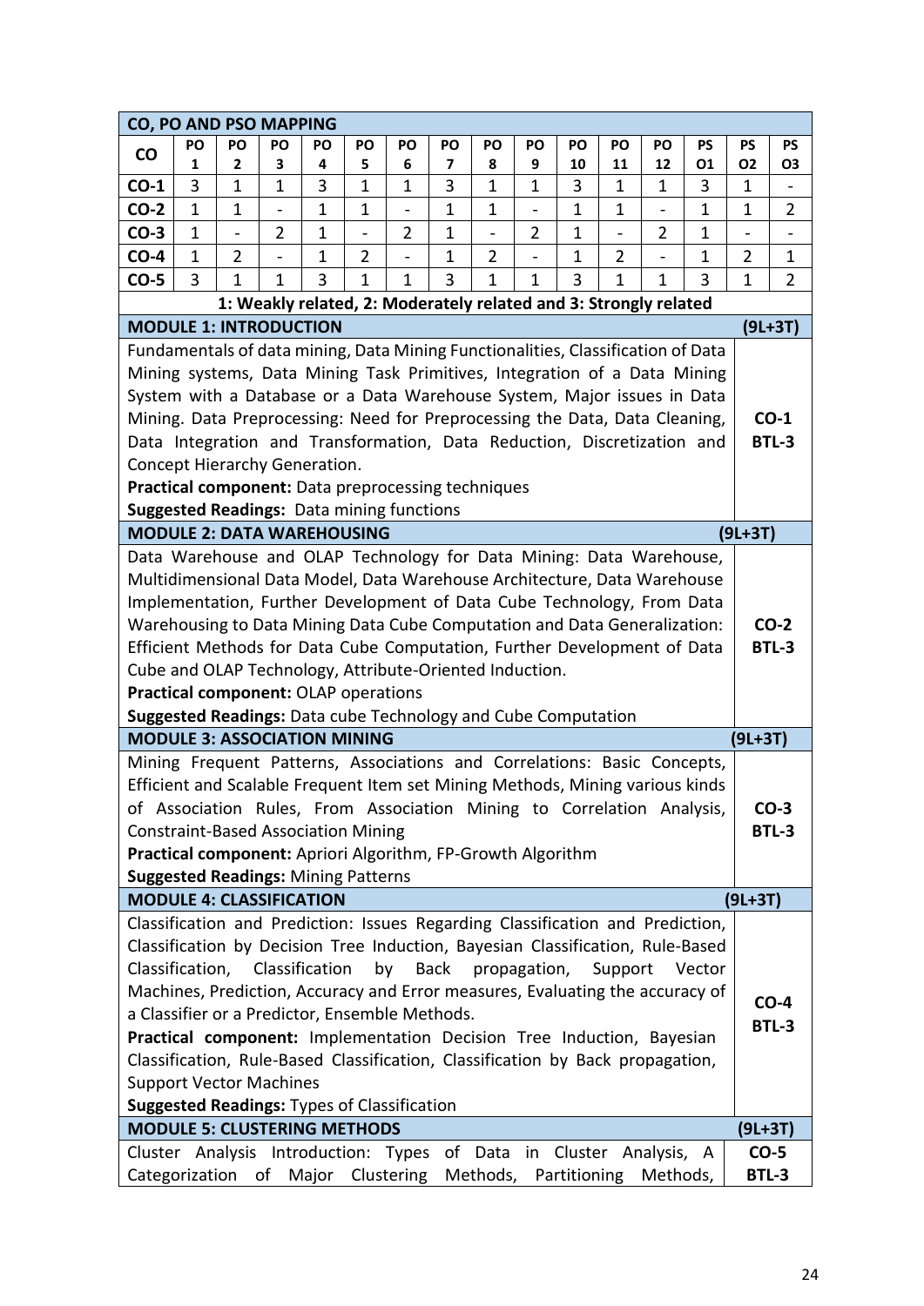**CO, PO AND PSO MAPPING**

| CO | PO 1 | PO 2 | PO 3 | PO 4 | PO 5 | PO 6 | PO 7 | PO 8 | PO 9 | PO 10 | PO 11 | PO 12 | PS O1 | PS O2 | PS O3 |
|---|---|---|---|---|---|---|---|---|---|---|---|---|---|---|---|
| **CO-1** | 3 | 1 | 1 | 3 | 1 | 1 | 3 | 1 | 1 | 3 | 1 | 1 | 3 | 1 | - |
| **CO-2** | 1 | 1 | - | 1 | 1 | - | 1 | 1 | - | 1 | 1 | - | 1 | 1 | 2 |
| **CO-3** | 1 | - | 2 | 1 | - | 2 | 1 | - | 2 | 1 | - | 2 | 1 | - | - |
| **CO-4** | 1 | 2 | - | 1 | 2 | - | 1 | 2 | - | 1 | 2 | - | 1 | 2 | 1 |
| **CO-5** | 3 | 1 | 1 | 3 | 1 | 1 | 3 | 1 | 1 | 3 | 1 | 1 | 3 | 1 | 2 |

**1: Weakly related, 2: Moderately related and 3: Strongly related**

### MODULE 1: INTRODUCTION (9L+3T)

Fundamentals of data mining, Data Mining Functionalities, Classification of Data Mining systems, Data Mining Task Primitives, Integration of a Data Mining System with a Database or a Data Warehouse System, Major issues in Data Mining. Data Preprocessing: Need for Preprocessing the Data, Data Cleaning, Data Integration and Transformation, Data Reduction, Discretization and Concept Hierarchy Generation.

**Practical component:** Data preprocessing techniques

**Suggested Readings:** Data mining functions

**CO-1 BTL-3**

### MODULE 2: DATA WAREHOUSING (9L+3T)

Data Warehouse and OLAP Technology for Data Mining: Data Warehouse, Multidimensional Data Model, Data Warehouse Architecture, Data Warehouse Implementation, Further Development of Data Cube Technology, From Data Warehousing to Data Mining Data Cube Computation and Data Generalization: Efficient Methods for Data Cube Computation, Further Development of Data Cube and OLAP Technology, Attribute-Oriented Induction.

**Practical component:** OLAP operations

**Suggested Readings:** Data cube Technology and Cube Computation

**CO-2 BTL-3**

### MODULE 3: ASSOCIATION MINING (9L+3T)

Mining Frequent Patterns, Associations and Correlations: Basic Concepts, Efficient and Scalable Frequent Item set Mining Methods, Mining various kinds of Association Rules, From Association Mining to Correlation Analysis, Constraint-Based Association Mining

**Practical component:** Apriori Algorithm, FP-Growth Algorithm

**Suggested Readings:** Mining Patterns

**CO-3 BTL-3**

### MODULE 4: CLASSIFICATION (9L+3T)

Classification and Prediction: Issues Regarding Classification and Prediction, Classification by Decision Tree Induction, Bayesian Classification, Rule-Based Classification, Classification by Back propagation, Support Vector Machines, Prediction, Accuracy and Error measures, Evaluating the accuracy of a Classifier or a Predictor, Ensemble Methods.

**Practical component:** Implementation Decision Tree Induction, Bayesian Classification, Rule-Based Classification, Classification by Back propagation, Support Vector Machines

**Suggested Readings:** Types of Classification

**CO-4 BTL-3**

### MODULE 5: CLUSTERING METHODS (9L+3T)

Cluster Analysis Introduction: Types of Data in Cluster Analysis, A Categorization of Major Clustering Methods, Partitioning Methods,

**CO-5 BTL-3**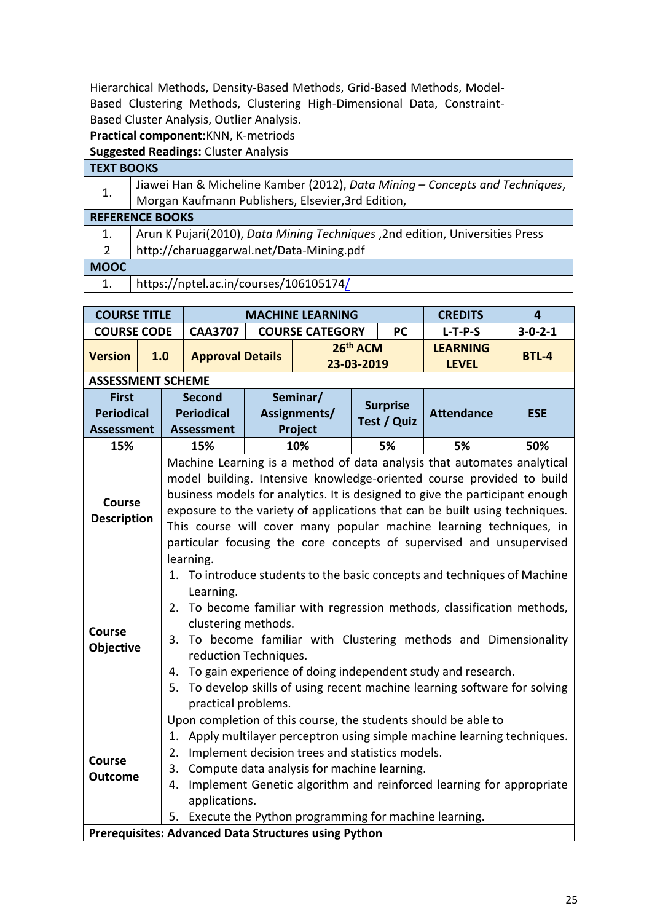| | |
|---|---|
| Hierarchical Methods, Density-Based Methods, Grid-Based Methods, Model-Based Clustering Methods, Clustering High-Dimensional Data, Constraint-Based Cluster Analysis, Outlier Analysis.<br>**Practical component:**KNN, K-metriods<br>**Suggested Readings:** Cluster Analysis | |

| **TEXT BOOKS** | |
|---|---|
| 1. | Jiawei Han & Micheline Kamber (2012), *Data Mining – Concepts and Techniques*, Morgan Kaufmann Publishers, Elsevier,3rd Edition, |
| **REFERENCE BOOKS** | |
| 1. | Arun K Pujari(2010), *Data Mining Techniques* ,2nd edition, Universities Press |
| 2 | http://charuaggarwal.net/Data-Mining.pdf |
| **MOOC** | |
| 1. | https://nptel.ac.in/courses/106105174/ |

| **COURSE TITLE** | **MACHINE LEARNING** | | | **CREDITS** | **4** |
|---|---|---|---|---|---|
| **COURSE CODE** | **CAA3707** | **COURSE CATEGORY** | **PC** | **L-T-P-S** | **3-0-2-1** |
| **Version** **1.0** | **Approval Details** | **26th ACM 23-03-2019** | | **LEARNING LEVEL** | **BTL-4** |

**ASSESSMENT SCHEME**

| First Periodical Assessment | Second Periodical Assessment | Seminar/ Assignments/ Project | Surprise Test / Quiz | Attendance | ESE |
|---|---|---|---|---|---|
| 15% | 15% | 10% | 5% | 5% | 50% |

| | |
|---|---|
| **Course Description** | Machine Learning is a method of data analysis that automates analytical model building. Intensive knowledge-oriented course provided to build business models for analytics. It is designed to give the participant enough exposure to the variety of applications that can be built using techniques. This course will cover many popular machine learning techniques, in particular focusing the core concepts of supervised and unsupervised learning. |
| **Course Objective** | 1. To introduce students to the basic concepts and techniques of Machine Learning.<br>2. To become familiar with regression methods, classification methods, clustering methods.<br>3. To become familiar with Clustering methods and Dimensionality reduction Techniques.<br>4. To gain experience of doing independent study and research.<br>5. To develop skills of using recent machine learning software for solving practical problems. |
| **Course Outcome** | Upon completion of this course, the students should be able to<br>1. Apply multilayer perceptron using simple machine learning techniques.<br>2. Implement decision trees and statistics models.<br>3. Compute data analysis for machine learning.<br>4. Implement Genetic algorithm and reinforced learning for appropriate applications.<br>5. Execute the Python programming for machine learning. |

**Prerequisites: Advanced Data Structures using Python**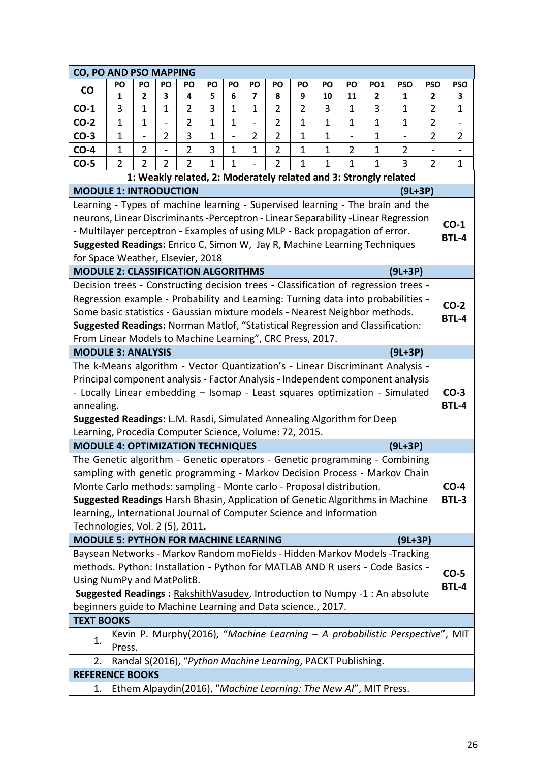## CO, PO AND PSO MAPPING

| CO | PO 1 | PO 2 | PO 3 | PO 4 | PO 5 | PO 6 | PO 7 | PO 8 | PO 9 | PO 10 | PO 11 | PO1 2 | PSO 1 | PSO 2 | PSO 3 |
|---|---|---|---|---|---|---|---|---|---|---|---|---|---|---|---|
| **CO-1** | 3 | 1 | 1 | 2 | 3 | 1 | 1 | 2 | 2 | 3 | 1 | 3 | 1 | 2 | 1 |
| **CO-2** | 1 | 1 | - | 2 | 1 | 1 | - | 2 | 1 | 1 | 1 | 1 | 1 | 2 | - |
| **CO-3** | 1 | - | 2 | 3 | 1 | - | 2 | 2 | 1 | 1 | - | 1 | - | 2 | 2 |
| **CO-4** | 1 | 2 | - | 2 | 3 | 1 | 1 | 2 | 1 | 1 | 2 | 1 | 2 | - | - |
| **CO-5** | 2 | 2 | 2 | 2 | 1 | 1 | - | 2 | 1 | 1 | 1 | 1 | 3 | 2 | 1 |

**1: Weakly related, 2: Moderately related and 3: Strongly related**

### MODULE 1: INTRODUCTION (9L+3P)

Learning - Types of machine learning - Supervised learning - The brain and the neurons, Linear Discriminants -Perceptron - Linear Separability -Linear Regression - Multilayer perceptron - Examples of using MLP - Back propagation of error.

**Suggested Readings:** Enrico C, Simon W, Jay R, Machine Learning Techniques for Space Weather, Elsevier, 2018

**CO-1 BTL-4**

### MODULE 2: CLASSIFICATION ALGORITHMS (9L+3P)

Decision trees - Constructing decision trees - Classification of regression trees - Regression example - Probability and Learning: Turning data into probabilities - Some basic statistics - Gaussian mixture models - Nearest Neighbor methods.

**Suggested Readings:** Norman Matlof, "Statistical Regression and Classification: From Linear Models to Machine Learning", CRC Press, 2017.

**CO-2 BTL-4**

### MODULE 3: ANALYSIS (9L+3P)

The k-Means algorithm - Vector Quantization's - Linear Discriminant Analysis - Principal component analysis - Factor Analysis - Independent component analysis - Locally Linear embedding – Isomap - Least squares optimization - Simulated annealing.

**Suggested Readings:** L.M. Rasdi, Simulated Annealing Algorithm for Deep Learning, Procedia Computer Science, Volume: 72, 2015.

**CO-3 BTL-4**

### MODULE 4: OPTIMIZATION TECHNIQUES (9L+3P)

The Genetic algorithm - Genetic operators - Genetic programming - Combining sampling with genetic programming - Markov Decision Process - Markov Chain Monte Carlo methods: sampling - Monte carlo - Proposal distribution.

**Suggested Readings** Harsh Bhasin, Application of Genetic Algorithms in Machine learning,, International Journal of Computer Science and Information Technologies, Vol. 2 (5), 2011**.**

**CO-4 BTL-3**

### MODULE 5: PYTHON FOR MACHINE LEARNING (9L+3P)

Baysean Networks - Markov Random moFields - Hidden Markov Models -Tracking methods. Python: Installation - Python for MATLAB AND R users - Code Basics - Using NumPy and MatPolitB.

**Suggested Readings :** RakshithVasudev, Introduction to Numpy -1 : An absolute beginners guide to Machine Learning and Data science., 2017.

**CO-5 BTL-4**

### TEXT BOOKS

1. Kevin P. Murphy(2016), "*Machine Learning – A probabilistic Perspective*", MIT Press.
2. Randal S(2016), "*Python Machine Learning*, PACKT Publishing.

### REFERENCE BOOKS

1. Ethem Alpaydin(2016), "*Machine Learning: The New AI*", MIT Press.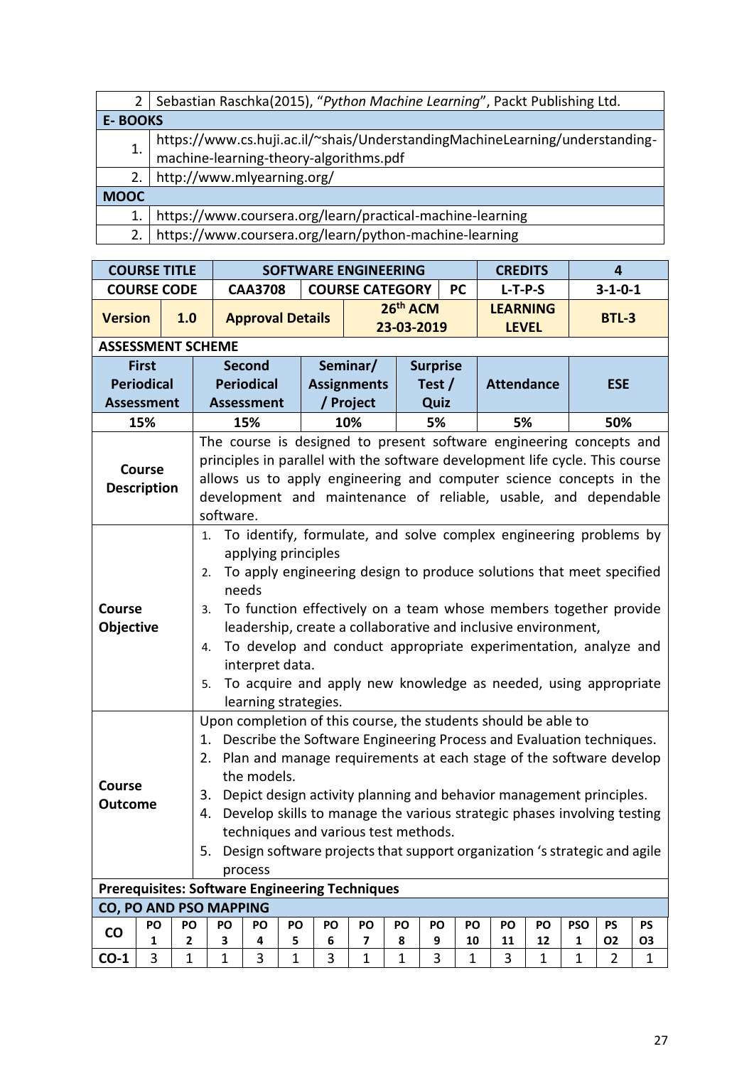| | |
|---|---|
| 2 | Sebastian Raschka(2015), "*Python Machine Learning*", Packt Publishing Ltd. |
| **E- BOOKS** | |
| 1. | https://www.cs.huji.ac.il/~shais/UnderstandingMachineLearning/understanding-machine-learning-theory-algorithms.pdf |
| 2. | http://www.mlyearning.org/ |
| **MOOC** | |
| 1. | https://www.coursera.org/learn/practical-machine-learning |
| 2. | https://www.coursera.org/learn/python-machine-learning |

| **COURSE TITLE** | | **SOFTWARE ENGINEERING** | | | **CREDITS** | **4** |
|---|---|---|---|---|---|---|
| **COURSE CODE** | | **CAA3708** | **COURSE CATEGORY** | **PC** | **L-T-P-S** | **3-1-0-1** |
| **Version** | **1.0** | **Approval Details** | **26th ACM 23-03-2019** | | **LEARNING LEVEL** | **BTL-3** |

**ASSESSMENT SCHEME**

| First Periodical Assessment | Second Periodical Assessment | Seminar/ Assignments / Project | Surprise Test / Quiz | Attendance | ESE |
|---|---|---|---|---|---|
| 15% | 15% | 10% | 5% | 5% | 50% |

| | |
|---|---|
| **Course Description** | The course is designed to present software engineering concepts and principles in parallel with the software development life cycle. This course allows us to apply engineering and computer science concepts in the development and maintenance of reliable, usable, and dependable software. |
| **Course Objective** | 1. To identify, formulate, and solve complex engineering problems by applying principles<br>2. To apply engineering design to produce solutions that meet specified needs<br>3. To function effectively on a team whose members together provide leadership, create a collaborative and inclusive environment,<br>4. To develop and conduct appropriate experimentation, analyze and interpret data.<br>5. To acquire and apply new knowledge as needed, using appropriate learning strategies. |
| **Course Outcome** | Upon completion of this course, the students should be able to<br>1. Describe the Software Engineering Process and Evaluation techniques.<br>2. Plan and manage requirements at each stage of the software develop the models.<br>3. Depict design activity planning and behavior management principles.<br>4. Develop skills to manage the various strategic phases involving testing techniques and various test methods.<br>5. Design software projects that support organization 's strategic and agile process |

**Prerequisites: Software Engineering Techniques**

**CO, PO AND PSO MAPPING**

| CO | PO 1 | PO 2 | PO 3 | PO 4 | PO 5 | PO 6 | PO 7 | PO 8 | PO 9 | PO 10 | PO 11 | PO 12 | PSO 1 | PS O2 | PS O3 |
|---|---|---|---|---|---|---|---|---|---|---|---|---|---|---|---|
| CO-1 | 3 | 1 | 1 | 3 | 1 | 3 | 1 | 1 | 3 | 1 | 3 | 1 | 1 | 2 | 1 |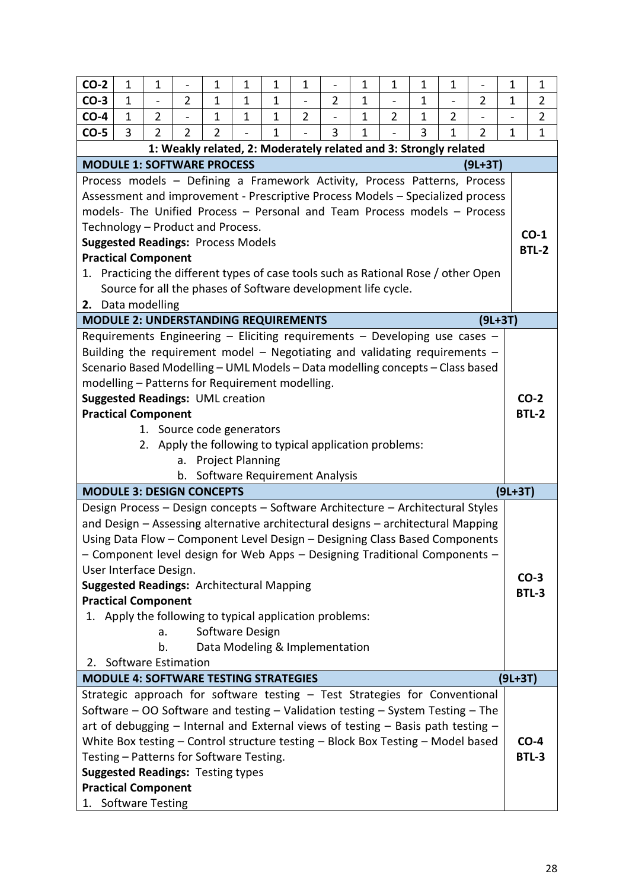| CO-2 | 1 | 1 | - | 1 | 1 | 1 | 1 | - | 1 | 1 | 1 | 1 | - | 1 | 1 |
|---|---|---|---|---|---|---|---|---|---|---|---|---|---|---|---|
| CO-3 | 1 | - | 2 | 1 | 1 | 1 | - | 2 | 1 | - | 1 | - | 2 | 1 | 2 |
| CO-4 | 1 | 2 | - | 1 | 1 | 1 | 2 | - | 1 | 2 | 1 | 2 | - | - | 2 |
| CO-5 | 3 | 2 | 2 | 2 | - | 1 | - | 3 | 1 | - | 3 | 1 | 2 | 1 | 1 |

**1: Weakly related, 2: Moderately related and 3: Strongly related**

## MODULE 1: SOFTWARE PROCESS (9L+3T)

Process models – Defining a Framework Activity, Process Patterns, Process Assessment and improvement - Prescriptive Process Models – Specialized process models- The Unified Process – Personal and Team Process models – Process Technology – Product and Process.

**Suggested Readings:** Process Models

**Practical Component**

1. Practicing the different types of case tools such as Rational Rose / other Open Source for all the phases of Software development life cycle.
2. Data modelling

**CO-1 BTL-2**

## MODULE 2: UNDERSTANDING REQUIREMENTS (9L+3T)

Requirements Engineering – Eliciting requirements – Developing use cases – Building the requirement model – Negotiating and validating requirements – Scenario Based Modelling – UML Models – Data modelling concepts – Class based modelling – Patterns for Requirement modelling.

**Suggested Readings:** UML creation

**Practical Component**

1. Source code generators
2. Apply the following to typical application problems:
   a. Project Planning
   b. Software Requirement Analysis

**CO-2 BTL-2**

## MODULE 3: DESIGN CONCEPTS (9L+3T)

Design Process – Design concepts – Software Architecture – Architectural Styles and Design – Assessing alternative architectural designs – architectural Mapping Using Data Flow – Component Level Design – Designing Class Based Components – Component level design for Web Apps – Designing Traditional Components – User Interface Design.

**Suggested Readings:** Architectural Mapping

**Practical Component**

1. Apply the following to typical application problems:
   a. Software Design
   b. Data Modeling & Implementation
2. Software Estimation

**CO-3 BTL-3**

## MODULE 4: SOFTWARE TESTING STRATEGIES (9L+3T)

Strategic approach for software testing – Test Strategies for Conventional Software – OO Software and testing – Validation testing – System Testing – The art of debugging – Internal and External views of testing – Basis path testing – White Box testing – Control structure testing – Block Box Testing – Model based Testing – Patterns for Software Testing.

**Suggested Readings:** Testing types

**Practical Component**

1. Software Testing

**CO-4 BTL-3**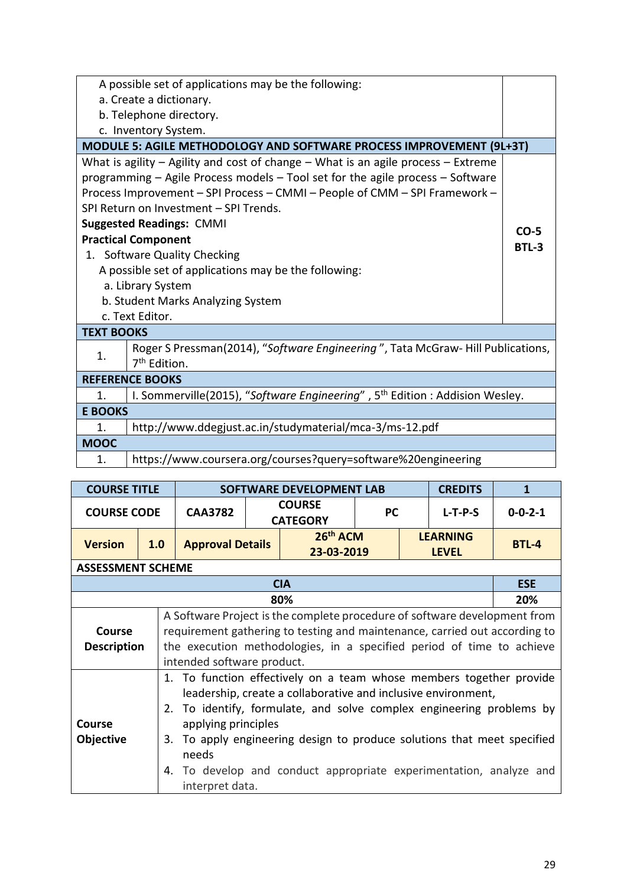| | |
|---|---|
| A possible set of applications may be the following:<br>a. Create a dictionary.<br>b. Telephone directory.<br>c. Inventory System. | |
| **MODULE 5: AGILE METHODOLOGY AND SOFTWARE PROCESS IMPROVEMENT (9L+3T)** | |
| What is agility – Agility and cost of change – What is an agile process – Extreme programming – Agile Process models – Tool set for the agile process – Software Process Improvement – SPI Process – CMMI – People of CMM – SPI Framework – SPI Return on Investment – SPI Trends.<br>**Suggested Readings:** CMMI<br>**Practical Component**<br>1. Software Quality Checking<br>A possible set of applications may be the following:<br>a. Library System<br>b. Student Marks Analyzing System<br>c. Text Editor. | **CO-5**<br>**BTL-3** |

| | |
|---|---|
| **TEXT BOOKS** | |
| 1. | Roger S Pressman(2014), "*Software Engineering* ", Tata McGraw- Hill Publications, 7th Edition. |
| **REFERENCE BOOKS** | |
| 1. | I. Sommerville(2015), "*Software Engineering*" , 5th Edition : Addision Wesley. |
| **E BOOKS** | |
| 1. | http://www.ddegjust.ac.in/studymaterial/mca-3/ms-12.pdf |
| **MOOC** | |
| 1. | https://www.coursera.org/courses?query=software%20engineering |

| **COURSE TITLE** | **SOFTWARE DEVELOPMENT LAB** | | | **CREDITS** | **1** |
|---|---|---|---|---|---|
| **COURSE CODE** | **CAA3782** | **COURSE CATEGORY** | **PC** | **L-T-P-S** | **0-0-2-1** |
| **Version** **1.0** | **Approval Details** | **26th ACM 23-03-2019** | | **LEARNING LEVEL** | **BTL-4** |

**ASSESSMENT SCHEME**

| CIA | ESE |
|---|---|
| 80% | 20% |

| | |
|---|---|
| **Course Description** | A Software Project is the complete procedure of software development from requirement gathering to testing and maintenance, carried out according to the execution methodologies, in a specified period of time to achieve intended software product. |
| **Course Objective** | 1. To function effectively on a team whose members together provide leadership, create a collaborative and inclusive environment,<br>2. To identify, formulate, and solve complex engineering problems by applying principles<br>3. To apply engineering design to produce solutions that meet specified needs<br>4. To develop and conduct appropriate experimentation, analyze and interpret data. |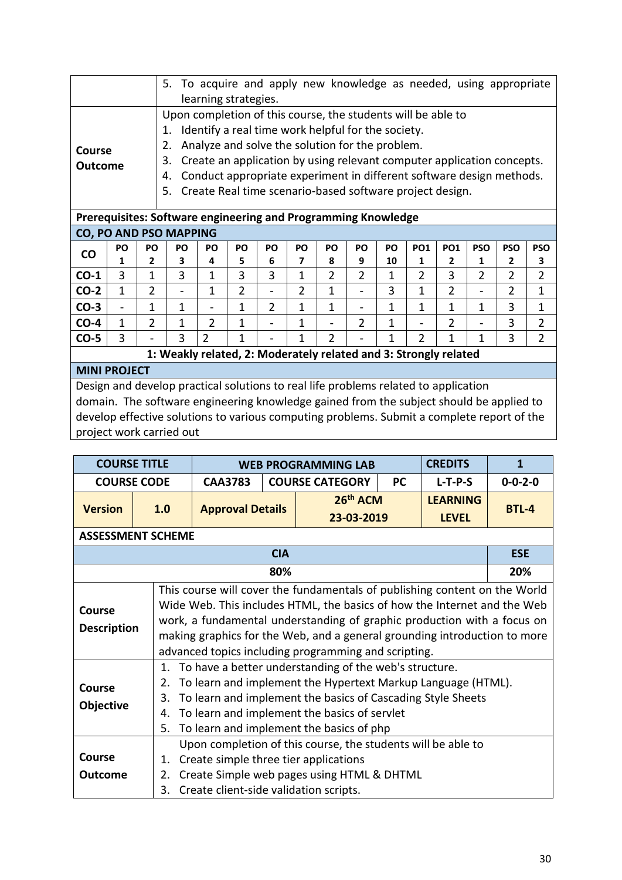| | 5. To acquire and apply new knowledge as needed, using appropriate learning strategies. |
|---|---|
| **Course Outcome** | Upon completion of this course, the students will be able to<br>1. Identify a real time work helpful for the society.<br>2. Analyze and solve the solution for the problem.<br>3. Create an application by using relevant computer application concepts.<br>4. Conduct appropriate experiment in different software design methods.<br>5. Create Real time scenario-based software project design. |

**Prerequisites: Software engineering and Programming Knowledge**

**CO, PO AND PSO MAPPING**

| CO | PO 1 | PO 2 | PO 3 | PO 4 | PO 5 | PO 6 | PO 7 | PO 8 | PO 9 | PO 10 | PO1 1 | PO1 2 | PSO 1 | PSO 2 | PSO 3 |
|---|---|---|---|---|---|---|---|---|---|---|---|---|---|---|---|
| CO-1 | 3 | 1 | 3 | 1 | 3 | 3 | 1 | 2 | 2 | 1 | 2 | 3 | 2 | 2 | 2 |
| CO-2 | 1 | 2 | - | 1 | 2 | - | 2 | 1 | - | 3 | 1 | 2 | - | 2 | 1 |
| CO-3 | - | 1 | 1 | - | 1 | 2 | 1 | 1 | - | 1 | 1 | 1 | 1 | 3 | 1 |
| CO-4 | 1 | 2 | 1 | 2 | 1 | - | 1 | - | 2 | 1 | - | 2 | - | 3 | 2 |
| CO-5 | 3 | - | 3 | 2 | 1 | - | 1 | 2 | - | 1 | 2 | 1 | 1 | 3 | 2 |

**1: Weakly related, 2: Moderately related and 3: Strongly related**

**MINI PROJECT**

Design and develop practical solutions to real life problems related to application domain. The software engineering knowledge gained from the subject should be applied to develop effective solutions to various computing problems. Submit a complete report of the project work carried out

| **COURSE TITLE** | | **WEB PROGRAMMING LAB** | | | **CREDITS** | **1** |
|---|---|---|---|---|---|---|
| **COURSE CODE** | | **CAA3783** | **COURSE CATEGORY** | **PC** | **L-T-P-S** | **0-0-2-0** |
| **Version** | **1.0** | **Approval Details** | **26th ACM 23-03-2019** | | **LEARNING LEVEL** | **BTL-4** |

**ASSESSMENT SCHEME**

| CIA | ESE |
|---|---|
| 80% | 20% |

| | |
|---|---|
| **Course Description** | This course will cover the fundamentals of publishing content on the World Wide Web. This includes HTML, the basics of how the Internet and the Web work, a fundamental understanding of graphic production with a focus on making graphics for the Web, and a general grounding introduction to more advanced topics including programming and scripting. |
| **Course Objective** | 1. To have a better understanding of the web's structure.<br>2. To learn and implement the Hypertext Markup Language (HTML).<br>3. To learn and implement the basics of Cascading Style Sheets<br>4. To learn and implement the basics of servlet<br>5. To learn and implement the basics of php |
| **Course Outcome** | Upon completion of this course, the students will be able to<br>1. Create simple three tier applications<br>2. Create Simple web pages using HTML & DHTML<br>3. Create client-side validation scripts. |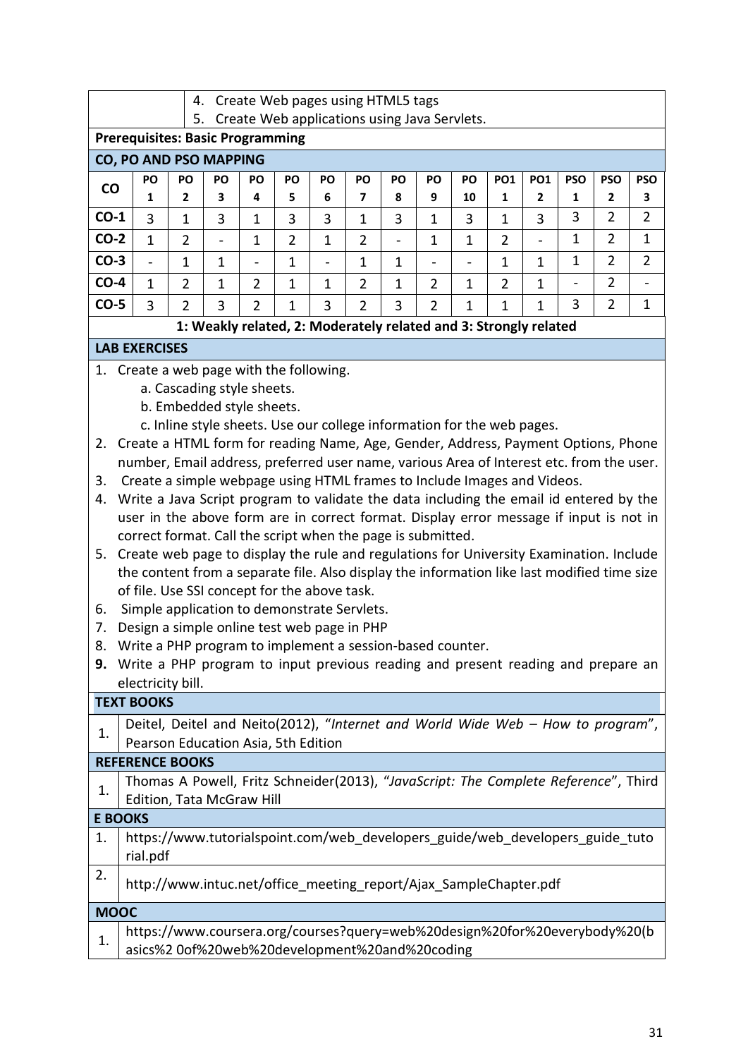| | 4. Create Web pages using HTML5 tags<br>5. Create Web applications using Java Servlets. |
|---|---|

**Prerequisites: Basic Programming**

**CO, PO AND PSO MAPPING**

| CO | PO 1 | PO 2 | PO 3 | PO 4 | PO 5 | PO 6 | PO 7 | PO 8 | PO 9 | PO 10 | PO1 1 | PO1 2 | PSO 1 | PSO 2 | PSO 3 |
|---|---|---|---|---|---|---|---|---|---|---|---|---|---|---|---|
| **CO-1** | 3 | 1 | 3 | 1 | 3 | 3 | 1 | 3 | 1 | 3 | 1 | 3 | 3 | 2 | 2 |
| **CO-2** | 1 | 2 | - | 1 | 2 | 1 | 2 | - | 1 | 1 | 2 | - | 1 | 2 | 1 |
| **CO-3** | - | 1 | 1 | - | 1 | - | 1 | 1 | - | - | 1 | 1 | 1 | 2 | 2 |
| **CO-4** | 1 | 2 | 1 | 2 | 1 | 1 | 2 | 1 | 2 | 1 | 2 | 1 | - | 2 | - |
| **CO-5** | 3 | 2 | 3 | 2 | 1 | 3 | 2 | 3 | 2 | 1 | 1 | 1 | 3 | 2 | 1 |

**1: Weakly related, 2: Moderately related and 3: Strongly related**

**LAB EXERCISES**

1. Create a web page with the following.
   a. Cascading style sheets.
   b. Embedded style sheets.
   c. Inline style sheets. Use our college information for the web pages.
2. Create a HTML form for reading Name, Age, Gender, Address, Payment Options, Phone number, Email address, preferred user name, various Area of Interest etc. from the user.
3. Create a simple webpage using HTML frames to Include Images and Videos.
4. Write a Java Script program to validate the data including the email id entered by the user in the above form are in correct format. Display error message if input is not in correct format. Call the script when the page is submitted.
5. Create web page to display the rule and regulations for University Examination. Include the content from a separate file. Also display the information like last modified time size of file. Use SSI concept for the above task.
6. Simple application to demonstrate Servlets.
7. Design a simple online test web page in PHP
8. Write a PHP program to implement a session-based counter.
9. Write a PHP program to input previous reading and present reading and prepare an electricity bill.

**TEXT BOOKS**

1. Deitel, Deitel and Neito(2012), "*Internet and World Wide Web – How to program*", Pearson Education Asia, 5th Edition

**REFERENCE BOOKS**

1. Thomas A Powell, Fritz Schneider(2013), "*JavaScript: The Complete Reference*", Third Edition, Tata McGraw Hill

**E BOOKS**

1. https://www.tutorialspoint.com/web_developers_guide/web_developers_guide_tutorial.pdf
2. http://www.intuc.net/office_meeting_report/Ajax_SampleChapter.pdf

**MOOC**

1. https://www.coursera.org/courses?query=web%20design%20for%20everybody%20(basics%2 0of%20web%20development%20and%20coding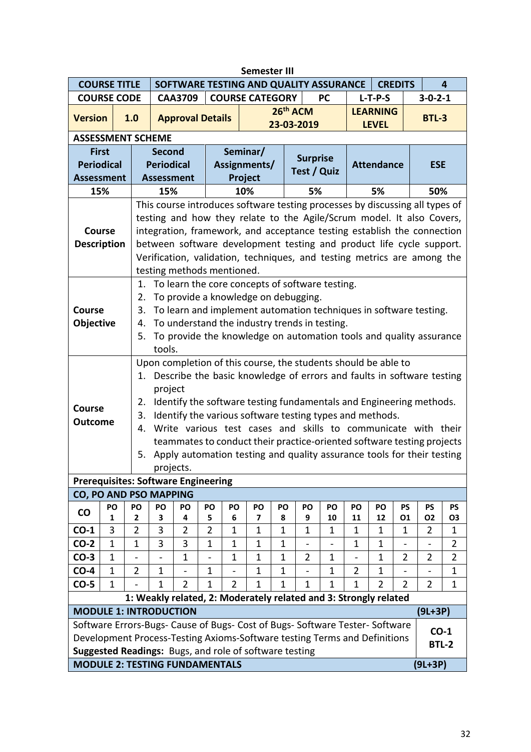**Semester III**

| COURSE TITLE | SOFTWARE TESTING AND QUALITY ASSURANCE | | | CREDITS | 4 |
|---|---|---|---|---|---|
| COURSE CODE | CAA3709 | COURSE CATEGORY | PC | L-T-P-S | 3-0-2-1 |
| Version 1.0 | Approval Details | 26th ACM 23-03-2019 | | LEARNING LEVEL | BTL-3 |

**ASSESSMENT SCHEME**

| First Periodical Assessment | Second Periodical Assessment | Seminar/ Assignments/ Project | Surprise Test / Quiz | Attendance | ESE |
|---|---|---|---|---|---|
| 15% | 15% | 10% | 5% | 5% | 50% |

**Course Description**

This course introduces software testing processes by discussing all types of testing and how they relate to the Agile/Scrum model. It also Covers, integration, framework, and acceptance testing establish the connection between software development testing and product life cycle support. Verification, validation, techniques, and testing metrics are among the testing methods mentioned.

**Course Objective**

1. To learn the core concepts of software testing.
2. To provide a knowledge on debugging.
3. To learn and implement automation techniques in software testing.
4. To understand the industry trends in testing.
5. To provide the knowledge on automation tools and quality assurance tools.

**Course Outcome**

Upon completion of this course, the students should be able to

1. Describe the basic knowledge of errors and faults in software testing project
2. Identify the software testing fundamentals and Engineering methods.
3. Identify the various software testing types and methods.
4. Write various test cases and skills to communicate with their teammates to conduct their practice-oriented software testing projects
5. Apply automation testing and quality assurance tools for their testing projects.

**Prerequisites: Software Engineering**

**CO, PO AND PSO MAPPING**

| CO | PO 1 | PO 2 | PO 3 | PO 4 | PO 5 | PO 6 | PO 7 | PO 8 | PO 9 | PO 10 | PO 11 | PO 12 | PSO1 | PSO2 | PSO3 |
|---|---|---|---|---|---|---|---|---|---|---|---|---|---|---|---|
| CO-1 | 3 | 2 | 3 | 2 | 2 | 1 | 1 | 1 | 1 | 1 | 1 | 1 | 1 | 2 | 1 |
| CO-2 | 1 | 1 | 3 | 3 | 1 | 1 | 1 | 1 | - | - | 1 | 1 | - | - | 2 |
| CO-3 | 1 | - | - | 1 | - | 1 | 1 | 1 | 2 | 1 | - | 1 | 2 | 2 | 2 |
| CO-4 | 1 | 2 | 1 | - | 1 | - | 1 | 1 | - | 1 | 2 | 1 | - | - | 1 |
| CO-5 | 1 | - | 1 | 2 | 1 | 2 | 1 | 1 | 1 | 1 | 1 | 2 | 2 | 2 | 1 |

**1: Weakly related, 2: Moderately related and 3: Strongly related**

| **MODULE 1: INTRODUCTION** | **(9L+3P)** |
|---|---|
| Software Errors-Bugs- Cause of Bugs- Cost of Bugs- Software Tester- Software Development Process-Testing Axioms-Software testing Terms and Definitions<br>**Suggested Readings:** Bugs, and role of software testing | **CO-1 BTL-2** |
| **MODULE 2: TESTING FUNDAMENTALS** | **(9L+3P)** |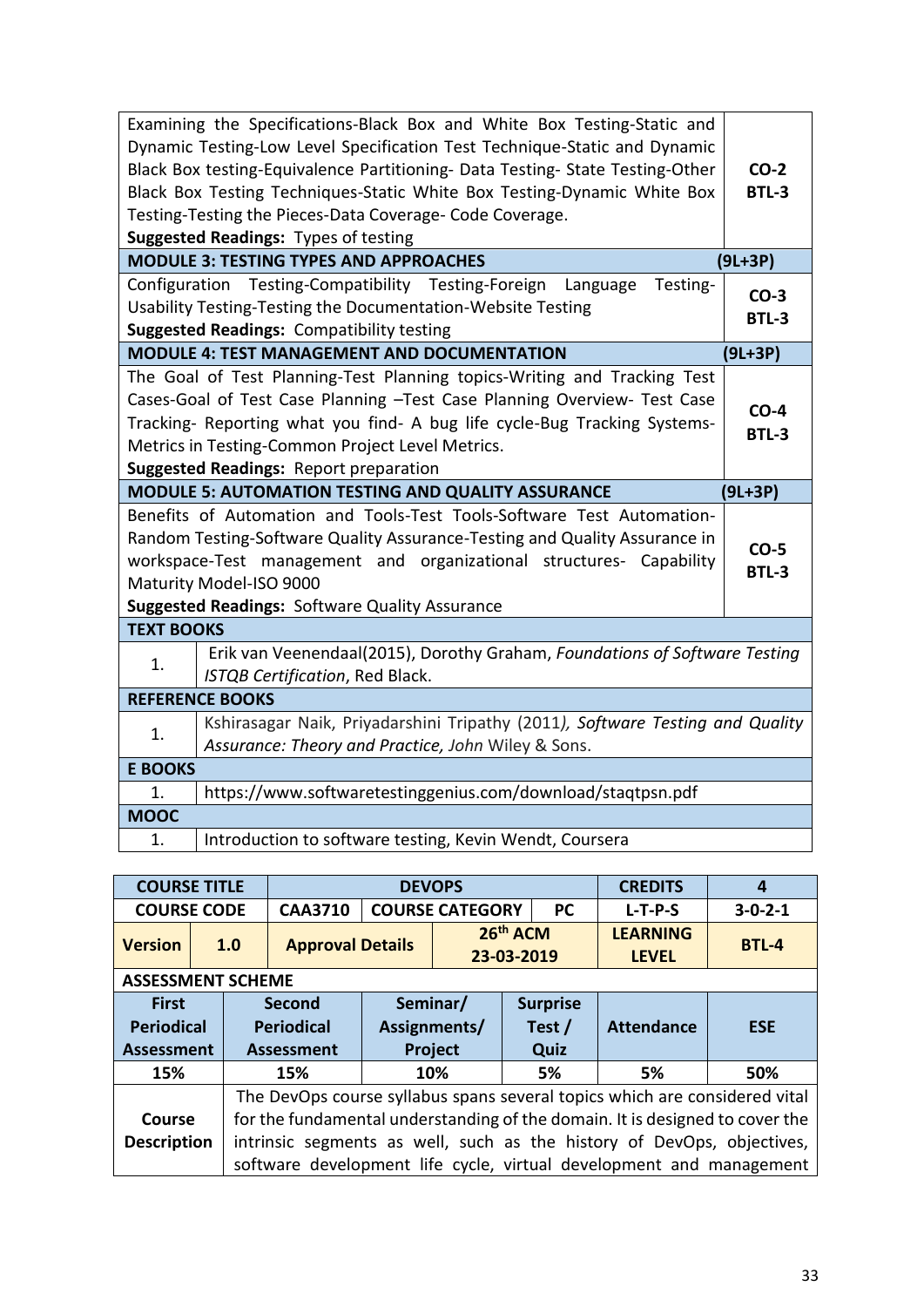| | |
|---|---|
| Examining the Specifications-Black Box and White Box Testing-Static and Dynamic Testing-Low Level Specification Test Technique-Static and Dynamic Black Box testing-Equivalence Partitioning- Data Testing- State Testing-Other Black Box Testing Techniques-Static White Box Testing-Dynamic White Box Testing-Testing the Pieces-Data Coverage- Code Coverage.<br>**Suggested Readings:** Types of testing | **CO-2**<br>**BTL-3** |
| **MODULE 3: TESTING TYPES AND APPROACHES** | **(9L+3P)** |
| Configuration Testing-Compatibility Testing-Foreign Language Testing-Usability Testing-Testing the Documentation-Website Testing<br>**Suggested Readings:** Compatibility testing | **CO-3**<br>**BTL-3** |
| **MODULE 4: TEST MANAGEMENT AND DOCUMENTATION** | **(9L+3P)** |
| The Goal of Test Planning-Test Planning topics-Writing and Tracking Test Cases-Goal of Test Case Planning –Test Case Planning Overview- Test Case Tracking- Reporting what you find- A bug life cycle-Bug Tracking Systems-Metrics in Testing-Common Project Level Metrics.<br>**Suggested Readings:** Report preparation | **CO-4**<br>**BTL-3** |
| **MODULE 5: AUTOMATION TESTING AND QUALITY ASSURANCE** | **(9L+3P)** |
| Benefits of Automation and Tools-Test Tools-Software Test Automation-Random Testing-Software Quality Assurance-Testing and Quality Assurance in workspace-Test management and organizational structures- Capability Maturity Model-ISO 9000<br>**Suggested Readings:** Software Quality Assurance | **CO-5**<br>**BTL-3** |

| | |
|---|---|
| **TEXT BOOKS** | |
| 1. | Erik van Veenendaal(2015), Dorothy Graham, *Foundations of Software Testing ISTQB Certification*, Red Black. |
| **REFERENCE BOOKS** | |
| 1. | Kshirasagar Naik, Priyadarshini Tripathy (2011*), Software Testing and Quality Assurance: Theory and Practice, John* Wiley & Sons. |
| **E BOOKS** | |
| 1. | https://www.softwaretestinggenius.com/download/staqtpsn.pdf |
| **MOOC** | |
| 1. | Introduction to software testing, Kevin Wendt, Coursera |

| **COURSE TITLE** | | **DEVOPS** | | | **CREDITS** | **4** |
|---|---|---|---|---|---|---|
| **COURSE CODE** | | **CAA3710** | **COURSE CATEGORY** | **PC** | **L-T-P-S** | **3-0-2-1** |
| **Version** | **1.0** | **Approval Details** | | **26th ACM 23-03-2019** | **LEARNING LEVEL** | **BTL-4** |
| **ASSESSMENT SCHEME** | | | | | | |
| **First Periodical Assessment** | **Second Periodical Assessment** | | **Seminar/ Assignments/ Project** | **Surprise Test / Quiz** | **Attendance** | **ESE** |
| **15%** | **15%** | | **10%** | **5%** | **5%** | **50%** |
| **Course Description** | The DevOps course syllabus spans several topics which are considered vital for the fundamental understanding of the domain. It is designed to cover the intrinsic segments as well, such as the history of DevOps, objectives, software development life cycle, virtual development and management | | | | | |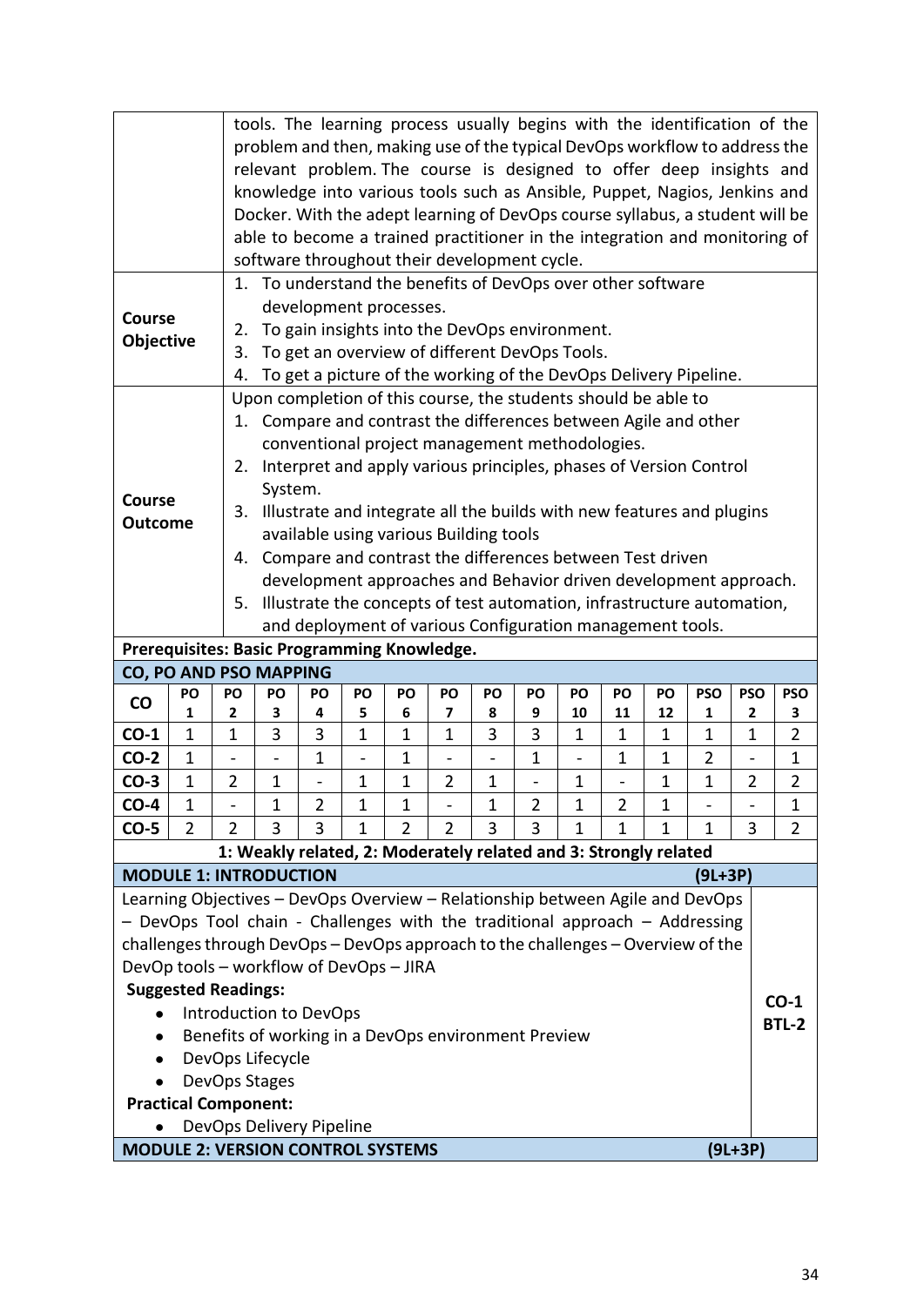| | |
|---|---|
| | tools. The learning process usually begins with the identification of the problem and then, making use of the typical DevOps workflow to address the relevant problem. The course is designed to offer deep insights and knowledge into various tools such as Ansible, Puppet, Nagios, Jenkins and Docker. With the adept learning of DevOps course syllabus, a student will be able to become a trained practitioner in the integration and monitoring of software throughout their development cycle. |
| **Course Objective** | 1. To understand the benefits of DevOps over other software development processes.<br>2. To gain insights into the DevOps environment.<br>3. To get an overview of different DevOps Tools.<br>4. To get a picture of the working of the DevOps Delivery Pipeline. |
| **Course Outcome** | Upon completion of this course, the students should be able to<br>1. Compare and contrast the differences between Agile and other conventional project management methodologies.<br>2. Interpret and apply various principles, phases of Version Control System.<br>3. Illustrate and integrate all the builds with new features and plugins available using various Building tools<br>4. Compare and contrast the differences between Test driven development approaches and Behavior driven development approach.<br>5. Illustrate the concepts of test automation, infrastructure automation, and deployment of various Configuration management tools. |

**Prerequisites: Basic Programming Knowledge.**

**CO, PO AND PSO MAPPING**

| CO | PO 1 | PO 2 | PO 3 | PO 4 | PO 5 | PO 6 | PO 7 | PO 8 | PO 9 | PO 10 | PO 11 | PO 12 | PSO 1 | PSO 2 | PSO 3 |
|---|---|---|---|---|---|---|---|---|---|---|---|---|---|---|---|
| **CO-1** | 1 | 1 | 3 | 3 | 1 | 1 | 1 | 3 | 3 | 1 | 1 | 1 | 1 | 1 | 2 |
| **CO-2** | 1 | - | - | 1 | - | 1 | - | - | 1 | - | 1 | 1 | 2 | - | 1 |
| **CO-3** | 1 | 2 | 1 | - | 1 | 1 | 2 | 1 | - | 1 | - | 1 | 1 | 2 | 2 |
| **CO-4** | 1 | - | 1 | 2 | 1 | 1 | - | 1 | 2 | 1 | 2 | 1 | - | - | 1 |
| **CO-5** | 2 | 2 | 3 | 3 | 1 | 2 | 2 | 3 | 3 | 1 | 1 | 1 | 1 | 3 | 2 |

**1: Weakly related, 2: Moderately related and 3: Strongly related**

## MODULE 1: INTRODUCTION (9L+3P)

**CO-1 BTL-2**

Learning Objectives – DevOps Overview – Relationship between Agile and DevOps – DevOps Tool chain - Challenges with the traditional approach – Addressing challenges through DevOps – DevOps approach to the challenges – Overview of the DevOp tools – workflow of DevOps – JIRA

**Suggested Readings:**

- Introduction to DevOps
- Benefits of working in a DevOps environment Preview
- DevOps Lifecycle
- DevOps Stages

**Practical Component:**

- DevOps Delivery Pipeline

## MODULE 2: VERSION CONTROL SYSTEMS (9L+3P)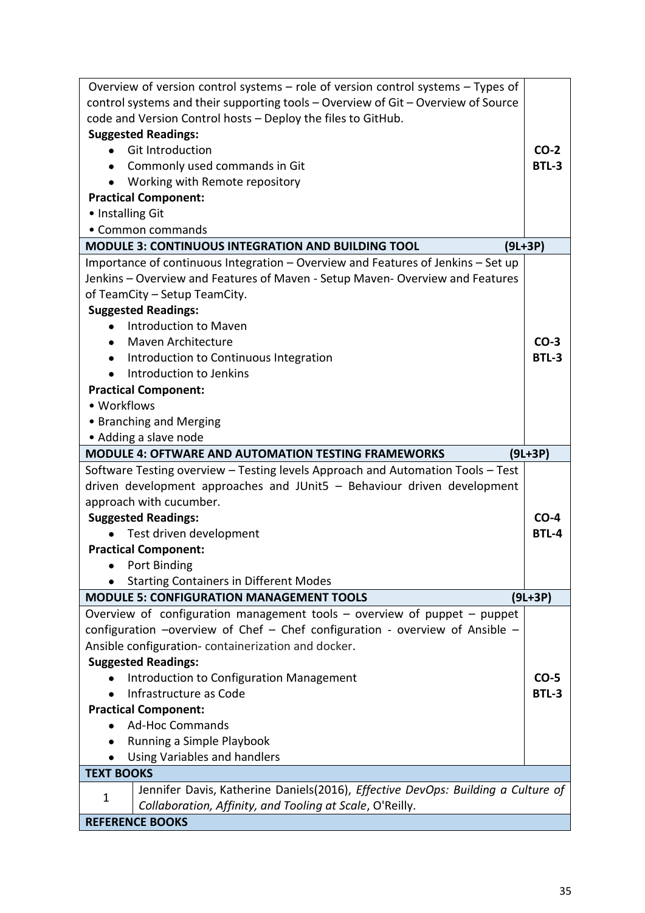| | |
|---|---|
| Overview of version control systems – role of version control systems – Types of control systems and their supporting tools – Overview of Git – Overview of Source code and Version Control hosts – Deploy the files to GitHub.<br>**Suggested Readings:**<br>• Git Introduction<br>• Commonly used commands in Git<br>• Working with Remote repository<br>**Practical Component:**<br>• Installing Git<br>• Common commands | **CO-2**<br>**BTL-3** |
| **MODULE 3: CONTINUOUS INTEGRATION AND BUILDING TOOL** | **(9L+3P)** |
| Importance of continuous Integration – Overview and Features of Jenkins – Set up Jenkins – Overview and Features of Maven - Setup Maven- Overview and Features of TeamCity – Setup TeamCity.<br>**Suggested Readings:**<br>• Introduction to Maven<br>• Maven Architecture<br>• Introduction to Continuous Integration<br>• Introduction to Jenkins<br>**Practical Component:**<br>• Workflows<br>• Branching and Merging<br>• Adding a slave node | **CO-3**<br>**BTL-3** |
| **MODULE 4: OFTWARE AND AUTOMATION TESTING FRAMEWORKS** | **(9L+3P)** |
| Software Testing overview – Testing levels Approach and Automation Tools – Test driven development approaches and JUnit5 – Behaviour driven development approach with cucumber.<br>**Suggested Readings:**<br>• Test driven development<br>**Practical Component:**<br>• Port Binding<br>• Starting Containers in Different Modes | **CO-4**<br>**BTL-4** |
| **MODULE 5: CONFIGURATION MANAGEMENT TOOLS** | **(9L+3P)** |
| Overview of configuration management tools – overview of puppet – puppet configuration –overview of Chef – Chef configuration - overview of Ansible – Ansible configuration- containerization and docker.<br>**Suggested Readings:**<br>• Introduction to Configuration Management<br>• Infrastructure as Code<br>**Practical Component:**<br>• Ad-Hoc Commands<br>• Running a Simple Playbook<br>• Using Variables and handlers | **CO-5**<br>**BTL-3** |

| **TEXT BOOKS** | |
|---|---|
| 1 | Jennifer Davis, Katherine Daniels(2016), *Effective DevOps: Building a Culture of Collaboration, Affinity, and Tooling at Scale*, O'Reilly. |
| **REFERENCE BOOKS** | |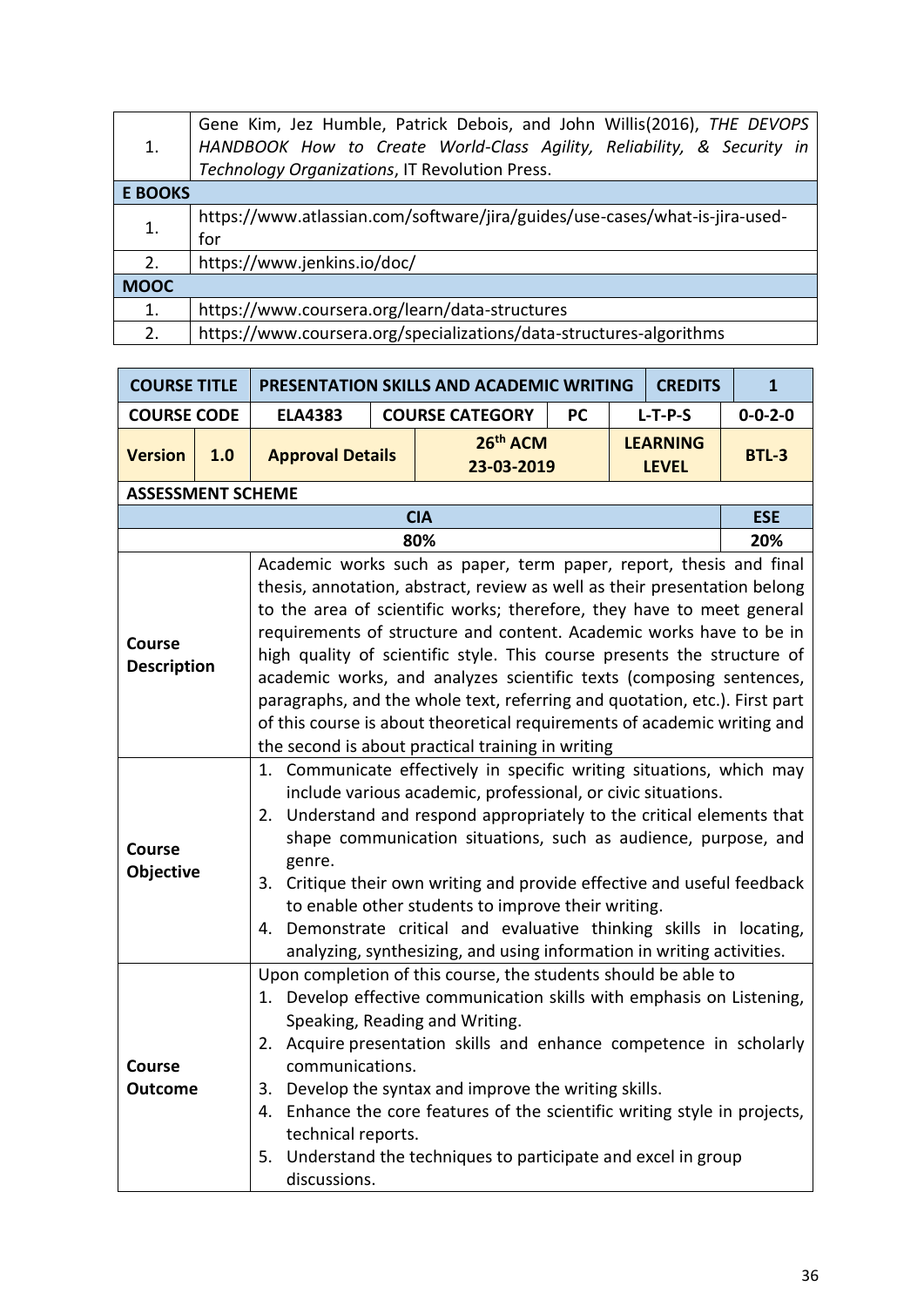| | |
|---|---|
| 1. | Gene Kim, Jez Humble, Patrick Debois, and John Willis(2016), *THE DEVOPS HANDBOOK How to Create World-Class Agility, Reliability, & Security in Technology Organizations*, IT Revolution Press. |
| **E BOOKS** | |
| 1. | https://www.atlassian.com/software/jira/guides/use-cases/what-is-jira-used-for |
| 2. | https://www.jenkins.io/doc/ |
| **MOOC** | |
| 1. | https://www.coursera.org/learn/data-structures |
| 2. | https://www.coursera.org/specializations/data-structures-algorithms |

| **COURSE TITLE** | | **PRESENTATION SKILLS AND ACADEMIC WRITING** | | | **CREDITS** | **1** |
|---|---|---|---|---|---|---|
| **COURSE CODE** | | **ELA4383** | **COURSE CATEGORY** | **PC** | **L-T-P-S** | **0-0-2-0** |
| **Version** | **1.0** | **Approval Details** | **26th ACM 23-03-2019** | | **LEARNING LEVEL** | **BTL-3** |
| **ASSESSMENT SCHEME** | | | | | | |
| **CIA** | | | | | | **ESE** |
| **80%** | | | | | | **20%** |
| **Course Description** | Academic works such as paper, term paper, report, thesis and final thesis, annotation, abstract, review as well as their presentation belong to the area of scientific works; therefore, they have to meet general requirements of structure and content. Academic works have to be in high quality of scientific style. This course presents the structure of academic works, and analyzes scientific texts (composing sentences, paragraphs, and the whole text, referring and quotation, etc.). First part of this course is about theoretical requirements of academic writing and the second is about practical training in writing | | | | | |
| **Course Objective** | 1. Communicate effectively in specific writing situations, which may include various academic, professional, or civic situations.<br>2. Understand and respond appropriately to the critical elements that shape communication situations, such as audience, purpose, and genre.<br>3. Critique their own writing and provide effective and useful feedback to enable other students to improve their writing.<br>4. Demonstrate critical and evaluative thinking skills in locating, analyzing, synthesizing, and using information in writing activities. | | | | | |
| **Course Outcome** | Upon completion of this course, the students should be able to<br>1. Develop effective communication skills with emphasis on Listening, Speaking, Reading and Writing.<br>2. Acquire presentation skills and enhance competence in scholarly communications.<br>3. Develop the syntax and improve the writing skills.<br>4. Enhance the core features of the scientific writing style in projects, technical reports.<br>5. Understand the techniques to participate and excel in group discussions. | | | | | |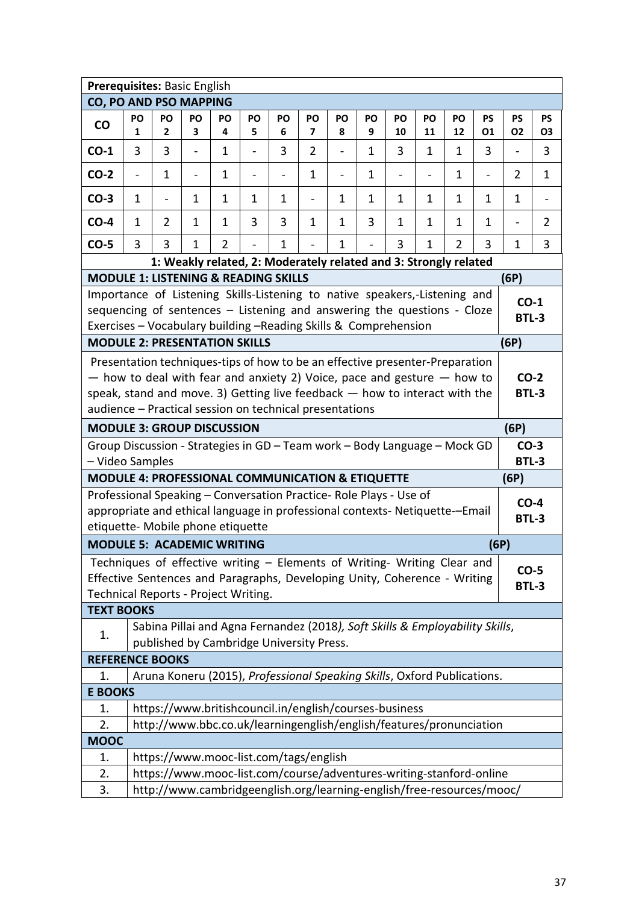**Prerequisites:** Basic English

**CO, PO AND PSO MAPPING**

| CO | PO 1 | PO 2 | PO 3 | PO 4 | PO 5 | PO 6 | PO 7 | PO 8 | PO 9 | PO 10 | PO 11 | PO 12 | PSO1 | PSO2 | PSO3 |
|---|---|---|---|---|---|---|---|---|---|---|---|---|---|---|---|
| **CO-1** | 3 | 3 | - | 1 | - | 3 | 2 | - | 1 | 3 | 1 | 1 | 3 | - | 3 |
| **CO-2** | - | 1 | - | 1 | - | - | 1 | - | 1 | - | - | 1 | - | 2 | 1 |
| **CO-3** | 1 | - | 1 | 1 | 1 | 1 | - | 1 | 1 | 1 | 1 | 1 | 1 | 1 | - |
| **CO-4** | 1 | 2 | 1 | 1 | 3 | 3 | 1 | 1 | 3 | 1 | 1 | 1 | 1 | - | 2 |
| **CO-5** | 3 | 3 | 1 | 2 | - | 1 | - | 1 | - | 3 | 1 | 2 | 3 | 1 | 3 |

**1: Weakly related, 2: Moderately related and 3: Strongly related**

**MODULE 1: LISTENING & READING SKILLS** **(6P)**

Importance of Listening Skills-Listening to native speakers,-Listening and sequencing of sentences – Listening and answering the questions - Cloze Exercises – Vocabulary building –Reading Skills & Comprehension

**CO-1 BTL-3**

**MODULE 2: PRESENTATION SKILLS** **(6P)**

Presentation techniques-tips of how to be an effective presenter-Preparation — how to deal with fear and anxiety 2) Voice, pace and gesture — how to speak, stand and move. 3) Getting live feedback — how to interact with the audience – Practical session on technical presentations

**CO-2 BTL-3**

**MODULE 3: GROUP DISCUSSION** **(6P)**

Group Discussion - Strategies in GD – Team work – Body Language – Mock GD – Video Samples

**CO-3 BTL-3**

**MODULE 4: PROFESSIONAL COMMUNICATION & ETIQUETTE** **(6P)**

Professional Speaking – Conversation Practice- Role Plays - Use of appropriate and ethical language in professional contexts- Netiquette-–Email etiquette- Mobile phone etiquette

**CO-4 BTL-3**

**MODULE 5: ACADEMIC WRITING** **(6P)**

Techniques of effective writing – Elements of Writing- Writing Clear and Effective Sentences and Paragraphs, Developing Unity, Coherence - Writing Technical Reports - Project Writing.

**CO-5 BTL-3**

**TEXT BOOKS**

1. Sabina Pillai and Agna Fernandez (2018*), Soft Skills & Employability Skills*, published by Cambridge University Press.

**REFERENCE BOOKS**

1. Aruna Koneru (2015), *Professional Speaking Skills*, Oxford Publications.

**E BOOKS**

1. https://www.britishcouncil.in/english/courses-business
2. http://www.bbc.co.uk/learningenglish/english/features/pronunciation

**MOOC**

1. https://www.mooc-list.com/tags/english
2. https://www.mooc-list.com/course/adventures-writing-stanford-online
3. http://www.cambridgeenglish.org/learning-english/free-resources/mooc/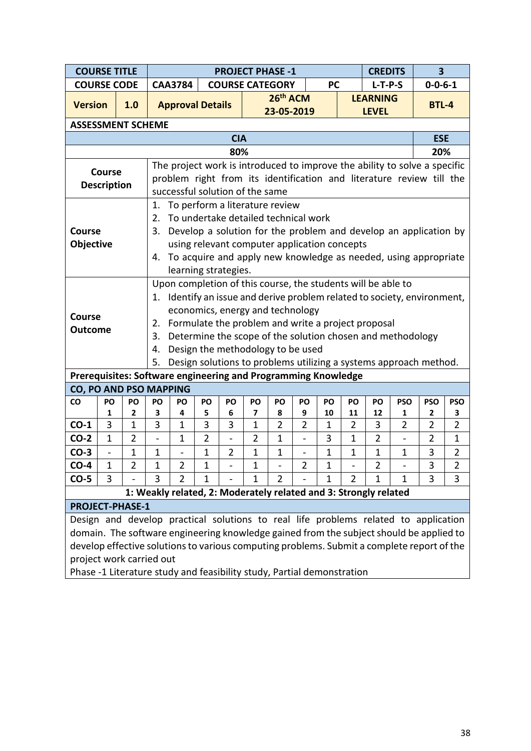| COURSE TITLE | | PROJECT PHASE -1 | | | | CREDITS | 3 |
|---|---|---|---|---|---|---|---|
| COURSE CODE | | CAA3784 | COURSE CATEGORY | | PC | L-T-P-S | 0-0-6-1 |
| Version | 1.0 | Approval Details | | 26th ACM 23-05-2019 | | LEARNING LEVEL | BTL-4 |

**ASSESSMENT SCHEME**

| CIA | ESE |
|---|---|
| 80% | 20% |

| | |
|---|---|
| **Course Description** | The project work is introduced to improve the ability to solve a specific problem right from its identification and literature review till the successful solution of the same |
| **Course Objective** | 1. To perform a literature review<br>2. To undertake detailed technical work<br>3. Develop a solution for the problem and develop an application by using relevant computer application concepts<br>4. To acquire and apply new knowledge as needed, using appropriate learning strategies. |
| **Course Outcome** | Upon completion of this course, the students will be able to<br>1. Identify an issue and derive problem related to society, environment, economics, energy and technology<br>2. Formulate the problem and write a project proposal<br>3. Determine the scope of the solution chosen and methodology<br>4. Design the methodology to be used<br>5. Design solutions to problems utilizing a systems approach method. |

**Prerequisites: Software engineering and Programming Knowledge**

**CO, PO AND PSO MAPPING**

| CO | PO 1 | PO 2 | PO 3 | PO 4 | PO 5 | PO 6 | PO 7 | PO 8 | PO 9 | PO 10 | PO 11 | PO 12 | PSO 1 | PSO 2 | PSO 3 |
|---|---|---|---|---|---|---|---|---|---|---|---|---|---|---|---|
| CO-1 | 3 | 1 | 3 | 1 | 3 | 3 | 1 | 2 | 2 | 1 | 2 | 3 | 2 | 2 | 2 |
| CO-2 | 1 | 2 | - | 1 | 2 | - | 2 | 1 | - | 3 | 1 | 2 | - | 2 | 1 |
| CO-3 | - | 1 | 1 | - | 1 | 2 | 1 | 1 | - | 1 | 1 | 1 | 1 | 3 | 2 |
| CO-4 | 1 | 2 | 1 | 2 | 1 | - | 1 | - | 2 | 1 | - | 2 | - | 3 | 2 |
| CO-5 | 3 | - | 3 | 2 | 1 | - | 1 | 2 | - | 1 | 2 | 1 | 1 | 3 | 3 |

**1: Weakly related, 2: Moderately related and 3: Strongly related**

**PROJECT-PHASE-1**

Design and develop practical solutions to real life problems related to application domain. The software engineering knowledge gained from the subject should be applied to develop effective solutions to various computing problems. Submit a complete report of the project work carried out

Phase -1 Literature study and feasibility study, Partial demonstration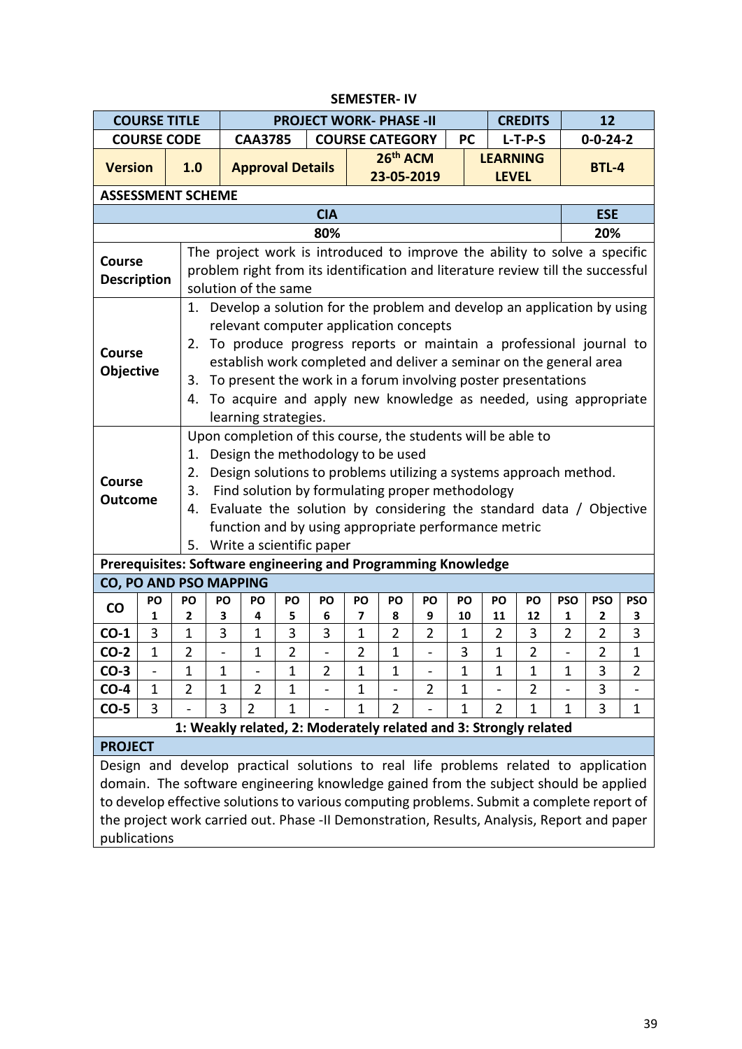## SEMESTER- IV

| COURSE TITLE | PROJECT WORK- PHASE -II | | CREDITS | 12 |
|---|---|---|---|---|
| COURSE CODE | CAA3785 | COURSE CATEGORY: PC | L-T-P-S | 0-0-24-2 |
| Version: 1.0 | Approval Details | 26th ACM 23-05-2019 | LEARNING LEVEL | BTL-4 |

**ASSESSMENT SCHEME**

| CIA | ESE |
|---|---|
| 80% | 20% |

| | |
|---|---|
| **Course Description** | The project work is introduced to improve the ability to solve a specific problem right from its identification and literature review till the successful solution of the same |
| **Course Objective** | 1. Develop a solution for the problem and develop an application by using relevant computer application concepts<br>2. To produce progress reports or maintain a professional journal to establish work completed and deliver a seminar on the general area<br>3. To present the work in a forum involving poster presentations<br>4. To acquire and apply new knowledge as needed, using appropriate learning strategies. |
| **Course Outcome** | Upon completion of this course, the students will be able to<br>1. Design the methodology to be used<br>2. Design solutions to problems utilizing a systems approach method.<br>3. Find solution by formulating proper methodology<br>4. Evaluate the solution by considering the standard data / Objective function and by using appropriate performance metric<br>5. Write a scientific paper |

**Prerequisites: Software engineering and Programming Knowledge**

**CO, PO AND PSO MAPPING**

| CO | PO 1 | PO 2 | PO 3 | PO 4 | PO 5 | PO 6 | PO 7 | PO 8 | PO 9 | PO 10 | PO 11 | PO 12 | PSO 1 | PSO 2 | PSO 3 |
|---|---|---|---|---|---|---|---|---|---|---|---|---|---|---|---|
| CO-1 | 3 | 1 | 3 | 1 | 3 | 3 | 1 | 2 | 2 | 1 | 2 | 3 | 2 | 2 | 3 |
| CO-2 | 1 | 2 | - | 1 | 2 | - | 2 | 1 | - | 3 | 1 | 2 | - | 2 | 1 |
| CO-3 | - | 1 | 1 | - | 1 | 2 | 1 | 1 | - | 1 | 1 | 1 | 1 | 3 | 2 |
| CO-4 | 1 | 2 | 1 | 2 | 1 | - | 1 | - | 2 | 1 | - | 2 | - | 3 | - |
| CO-5 | 3 | - | 3 | 2 | 1 | - | 1 | 2 | - | 1 | 2 | 1 | 1 | 3 | 1 |

**1: Weakly related, 2: Moderately related and 3: Strongly related**

**PROJECT**

Design and develop practical solutions to real life problems related to application domain. The software engineering knowledge gained from the subject should be applied to develop effective solutions to various computing problems. Submit a complete report of the project work carried out. Phase -II Demonstration, Results, Analysis, Report and paper publications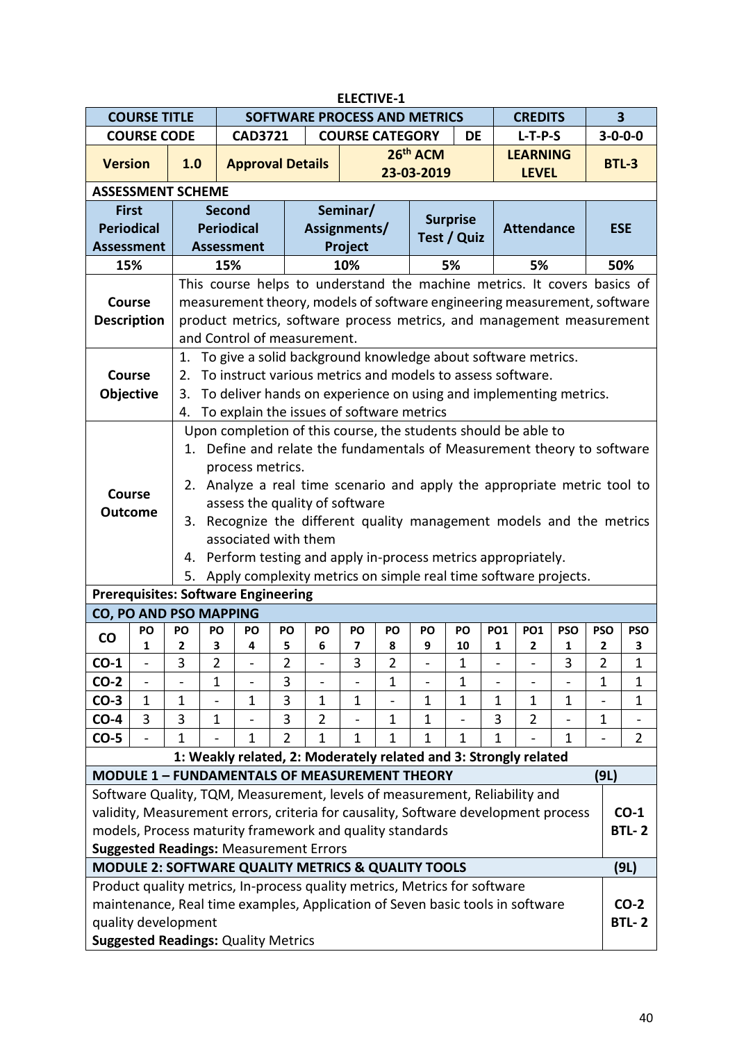**ELECTIVE-1**

| COURSE TITLE | SOFTWARE PROCESS AND METRICS | | | CREDITS | 3 |
|---|---|---|---|---|---|
| COURSE CODE | CAD3721 | COURSE CATEGORY | DE | L-T-P-S | 3-0-0-0 |
| Version | 1.0 | Approval Details | 26th ACM 23-03-2019 | LEARNING LEVEL | BTL-3 |

**ASSESSMENT SCHEME**

| First Periodical Assessment | Second Periodical Assessment | Seminar/ Assignments/ Project | Surprise Test / Quiz | Attendance | ESE |
|---|---|---|---|---|---|
| 15% | 15% | 10% | 5% | 5% | 50% |

**Course Description**

This course helps to understand the machine metrics. It covers basics of measurement theory, models of software engineering measurement, software product metrics, software process metrics, and management measurement and Control of measurement.

**Course Objective**

1. To give a solid background knowledge about software metrics.
2. To instruct various metrics and models to assess software.
3. To deliver hands on experience on using and implementing metrics.
4. To explain the issues of software metrics

**Course Outcome**

Upon completion of this course, the students should be able to

1. Define and relate the fundamentals of Measurement theory to software process metrics.
2. Analyze a real time scenario and apply the appropriate metric tool to assess the quality of software
3. Recognize the different quality management models and the metrics associated with them
4. Perform testing and apply in-process metrics appropriately.
5. Apply complexity metrics on simple real time software projects.

**Prerequisites: Software Engineering**

**CO, PO AND PSO MAPPING**

| CO | PO 1 | PO 2 | PO 3 | PO 4 | PO 5 | PO 6 | PO 7 | PO 8 | PO 9 | PO 10 | PO1 1 | PO1 2 | PSO 1 | PSO 2 | PSO 3 |
|---|---|---|---|---|---|---|---|---|---|---|---|---|---|---|---|
| CO-1 | - | 3 | 2 | - | 2 | - | 3 | 2 | - | 1 | - | - | 3 | 2 | 1 |
| CO-2 | - | - | 1 | - | 3 | - | - | 1 | - | 1 | - | - | - | 1 | 1 |
| CO-3 | 1 | 1 | - | 1 | 3 | 1 | 1 | - | 1 | 1 | 1 | 1 | 1 | - | 1 |
| CO-4 | 3 | 3 | 1 | - | 3 | 2 | - | 1 | 1 | - | 3 | 2 | - | 1 | - |
| CO-5 | - | 1 | - | 1 | 2 | 1 | 1 | 1 | 1 | 1 | 1 | - | 1 | - | 2 |

**1: Weakly related, 2: Moderately related and 3: Strongly related**

**MODULE 1 – FUNDAMENTALS OF MEASUREMENT THEORY (9L)**

Software Quality, TQM, Measurement, levels of measurement, Reliability and validity, Measurement errors, criteria for causality, Software development process models, Process maturity framework and quality standards

**CO-1 BTL- 2**

**Suggested Readings:** Measurement Errors

**MODULE 2: SOFTWARE QUALITY METRICS & QUALITY TOOLS (9L)**

Product quality metrics, In-process quality metrics, Metrics for software maintenance, Real time examples, Application of Seven basic tools in software quality development

**CO-2 BTL- 2**

**Suggested Readings:** Quality Metrics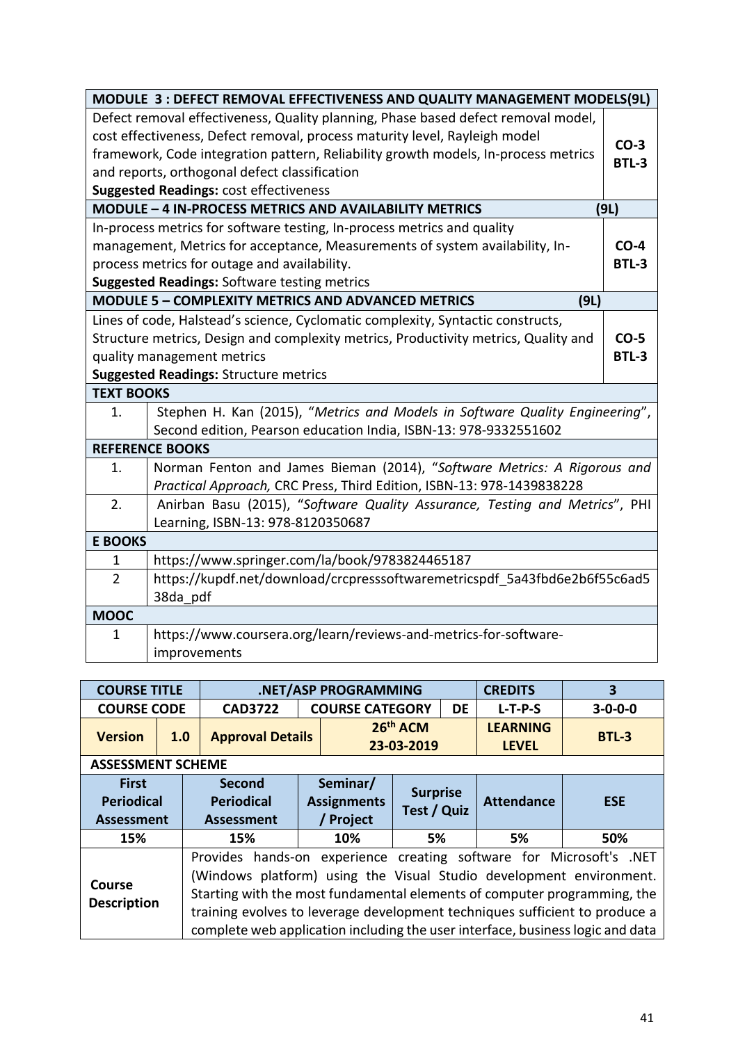| MODULE 3 : DEFECT REMOVAL EFFECTIVENESS AND QUALITY MANAGEMENT MODELS(9L) | |
|---|---|
| Defect removal effectiveness, Quality planning, Phase based defect removal model, cost effectiveness, Defect removal, process maturity level, Rayleigh model framework, Code integration pattern, Reliability growth models, In-process metrics and reports, orthogonal defect classification<br>**Suggested Readings:** cost effectiveness | **CO-3**<br>**BTL-3** |
| **MODULE – 4 IN-PROCESS METRICS AND AVAILABILITY METRICS** | **(9L)** |
| In-process metrics for software testing, In-process metrics and quality management, Metrics for acceptance, Measurements of system availability, In-process metrics for outage and availability.<br>**Suggested Readings:** Software testing metrics | **CO-4**<br>**BTL-3** |
| **MODULE 5 – COMPLEXITY METRICS AND ADVANCED METRICS (9L)** | |
| Lines of code, Halstead's science, Cyclomatic complexity, Syntactic constructs, Structure metrics, Design and complexity metrics, Productivity metrics, Quality and quality management metrics<br>**Suggested Readings:** Structure metrics | **CO-5**<br>**BTL-3** |

| **TEXT BOOKS** | |
|---|---|
| 1. | Stephen H. Kan (2015), "*Metrics and Models in Software Quality Engineering*", Second edition, Pearson education India, ISBN-13: 978-9332551602 |
| **REFERENCE BOOKS** | |
| 1. | Norman Fenton and James Bieman (2014), "*Software Metrics: A Rigorous and Practical Approach,* CRC Press, Third Edition, ISBN-13: 978-1439838228 |
| 2. | Anirban Basu (2015), "*Software Quality Assurance, Testing and Metrics*", PHI Learning, ISBN-13: 978-8120350687 |
| **E BOOKS** | |
| 1 | https://www.springer.com/la/book/9783824465187 |
| 2 | https://kupdf.net/download/crcpresssoftwaremetricspdf_5a43fbd6e2b6f55c6ad538da_pdf |
| **MOOC** | |
| 1 | https://www.coursera.org/learn/reviews-and-metrics-for-software-improvements |

| **COURSE TITLE** | | **.NET/ASP PROGRAMMING** | | | **CREDITS** | **3** |
|---|---|---|---|---|---|---|
| **COURSE CODE** | | **CAD3722** | **COURSE CATEGORY** | **DE** | **L-T-P-S** | **3-0-0-0** |
| **Version** | **1.0** | **Approval Details** | **26th ACM 23-03-2019** | | **LEARNING LEVEL** | **BTL-3** |

**ASSESSMENT SCHEME**

| First Periodical Assessment | Second Periodical Assessment | Seminar/ Assignments / Project | Surprise Test / Quiz | Attendance | ESE |
|---|---|---|---|---|---|
| 15% | 15% | 10% | 5% | 5% | 50% |

| | |
|---|---|
| **Course Description** | Provides hands-on experience creating software for Microsoft's .NET (Windows platform) using the Visual Studio development environment. Starting with the most fundamental elements of computer programming, the training evolves to leverage development techniques sufficient to produce a complete web application including the user interface, business logic and data |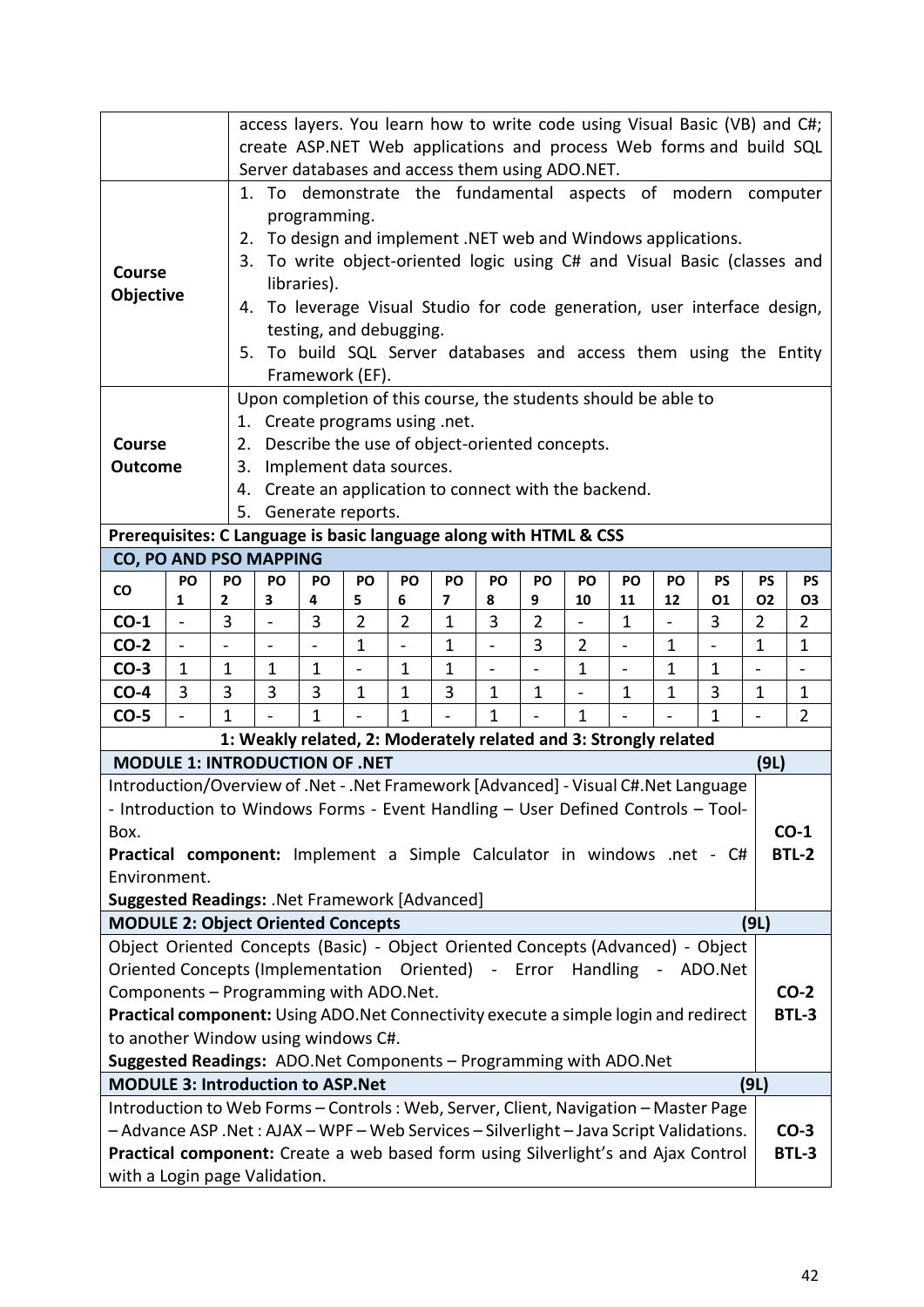| | |
|---|---|
| | access layers. You learn how to write code using Visual Basic (VB) and C#; create ASP.NET Web applications and process Web forms and build SQL Server databases and access them using ADO.NET. |
| **Course Objective** | 1. To demonstrate the fundamental aspects of modern computer programming.<br>2. To design and implement .NET web and Windows applications.<br>3. To write object-oriented logic using C# and Visual Basic (classes and libraries).<br>4. To leverage Visual Studio for code generation, user interface design, testing, and debugging.<br>5. To build SQL Server databases and access them using the Entity Framework (EF). |
| **Course Outcome** | Upon completion of this course, the students should be able to<br>1. Create programs using .net.<br>2. Describe the use of object-oriented concepts.<br>3. Implement data sources.<br>4. Create an application to connect with the backend.<br>5. Generate reports. |

**Prerequisites: C Language is basic language along with HTML & CSS**

**CO, PO AND PSO MAPPING**

| CO | PO 1 | PO 2 | PO 3 | PO 4 | PO 5 | PO 6 | PO 7 | PO 8 | PO 9 | PO 10 | PO 11 | PO 12 | PS O1 | PS O2 | PS O3 |
|---|---|---|---|---|---|---|---|---|---|---|---|---|---|---|---|
| **CO-1** | - | 3 | - | 3 | 2 | 2 | 1 | 3 | 2 | - | 1 | - | 3 | 2 | 2 |
| **CO-2** | - | - | - | - | 1 | - | 1 | - | 3 | 2 | - | 1 | - | 1 | 1 |
| **CO-3** | 1 | 1 | 1 | 1 | - | 1 | 1 | - | - | 1 | - | 1 | 1 | - | - |
| **CO-4** | 3 | 3 | 3 | 3 | 1 | 1 | 3 | 1 | 1 | - | 1 | 1 | 3 | 1 | 1 |
| **CO-5** | - | 1 | - | 1 | - | 1 | - | 1 | - | 1 | - | - | 1 | - | 2 |

**1: Weakly related, 2: Moderately related and 3: Strongly related**

| **MODULE 1: INTRODUCTION OF .NET** | **(9L)** |
|---|---|
| Introduction/Overview of .Net - .Net Framework [Advanced] - Visual C#.Net Language - Introduction to Windows Forms - Event Handling – User Defined Controls – Tool-Box.<br>**Practical component:** Implement a Simple Calculator in windows .net - C# Environment.<br>**Suggested Readings:** .Net Framework [Advanced] | **CO-1 BTL-2** |

| **MODULE 2: Object Oriented Concepts** | **(9L)** |
|---|---|
| Object Oriented Concepts (Basic) - Object Oriented Concepts (Advanced) - Object Oriented Concepts (Implementation Oriented) - Error Handling - ADO.Net Components – Programming with ADO.Net.<br>**Practical component:** Using ADO.Net Connectivity execute a simple login and redirect to another Window using windows C#.<br>**Suggested Readings:** ADO.Net Components – Programming with ADO.Net | **CO-2 BTL-3** |

| **MODULE 3: Introduction to ASP.Net** | **(9L)** |
|---|---|
| Introduction to Web Forms – Controls : Web, Server, Client, Navigation – Master Page – Advance ASP .Net : AJAX – WPF – Web Services – Silverlight – Java Script Validations.<br>**Practical component:** Create a web based form using Silverlight's and Ajax Control with a Login page Validation. | **CO-3 BTL-3** |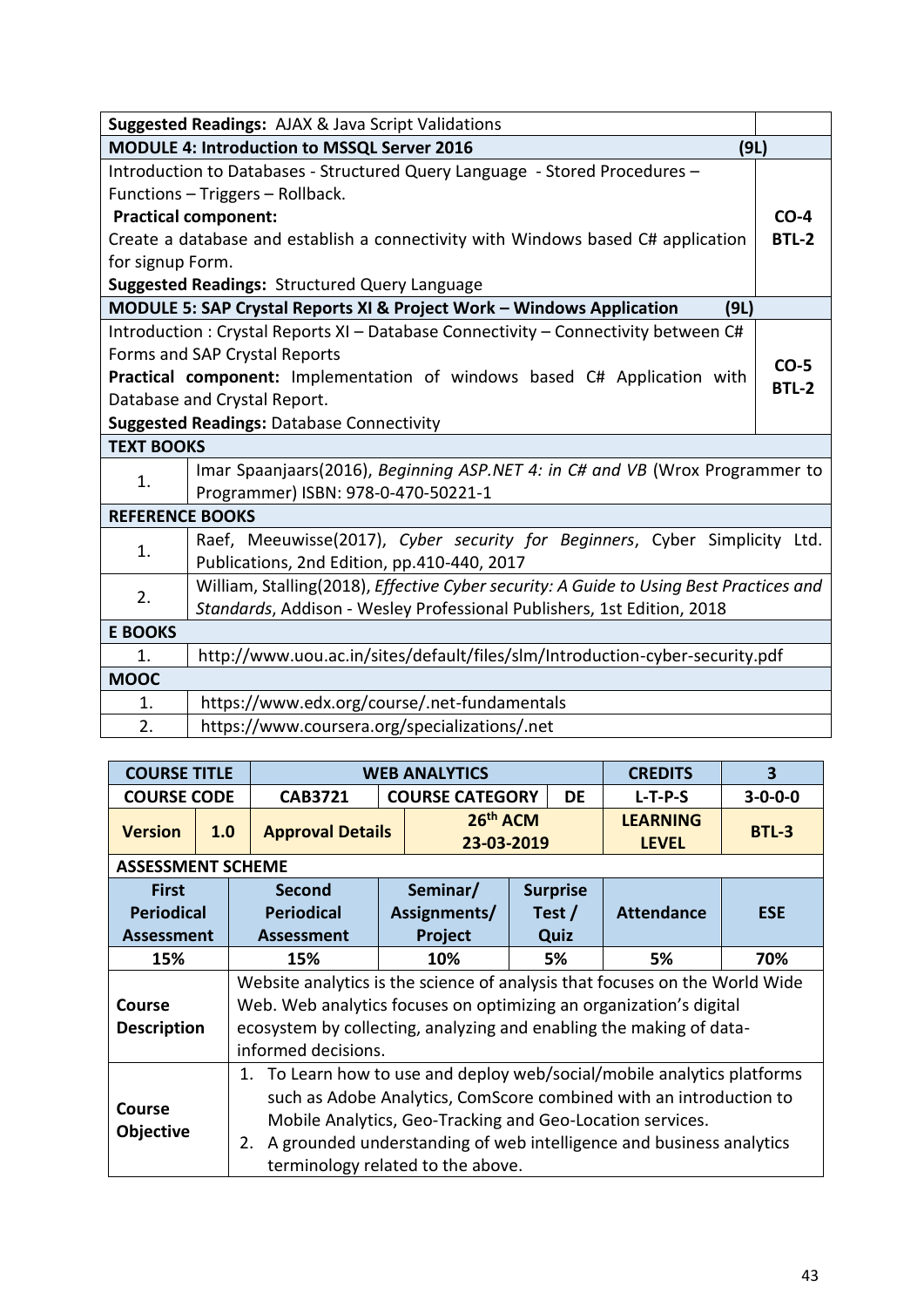| | |
|---|---|
| **Suggested Readings:** AJAX & Java Script Validations | |
| **MODULE 4: Introduction to MSSQL Server 2016** | **(9L)** |
| Introduction to Databases - Structured Query Language - Stored Procedures – Functions – Triggers – Rollback.<br>**Practical component:**<br>Create a database and establish a connectivity with Windows based C# application for signup Form.<br>**Suggested Readings:** Structured Query Language | **CO-4**<br>**BTL-2** |
| **MODULE 5: SAP Crystal Reports XI & Project Work – Windows Application** | **(9L)** |
| Introduction : Crystal Reports XI – Database Connectivity – Connectivity between C# Forms and SAP Crystal Reports<br>**Practical component:** Implementation of windows based C# Application with Database and Crystal Report.<br>**Suggested Readings:** Database Connectivity | **CO-5**<br>**BTL-2** |

| **TEXT BOOKS** | |
|---|---|
| 1. | Imar Spaanjaars(2016), *Beginning ASP.NET 4: in C# and VB* (Wrox Programmer to Programmer) ISBN: 978-0-470-50221-1 |
| **REFERENCE BOOKS** | |
| 1. | Raef, Meeuwisse(2017), *Cyber security for Beginners*, Cyber Simplicity Ltd. Publications, 2nd Edition, pp.410-440, 2017 |
| 2. | William, Stalling(2018), *Effective Cyber security: A Guide to Using Best Practices and Standards*, Addison - Wesley Professional Publishers, 1st Edition, 2018 |
| **E BOOKS** | |
| 1. | http://www.uou.ac.in/sites/default/files/slm/Introduction-cyber-security.pdf |
| **MOOC** | |
| 1. | https://www.edx.org/course/.net-fundamentals |
| 2. | https://www.coursera.org/specializations/.net |

| **COURSE TITLE** | **WEB ANALYTICS** | | | **CREDITS** | **3** |
|---|---|---|---|---|---|
| **COURSE CODE** | **CAB3721** | **COURSE CATEGORY** | **DE** | **L-T-P-S** | **3-0-0-0** |
| **Version 1.0** | **Approval Details** | **26th ACM 23-03-2019** | | **LEARNING LEVEL** | **BTL-3** |

**ASSESSMENT SCHEME**

| **First Periodical Assessment** | **Second Periodical Assessment** | **Seminar/ Assignments/ Project** | **Surprise Test / Quiz** | **Attendance** | **ESE** |
|---|---|---|---|---|---|
| **15%** | **15%** | **10%** | **5%** | **5%** | **70%** |

| | |
|---|---|
| **Course Description** | Website analytics is the science of analysis that focuses on the World Wide Web. Web analytics focuses on optimizing an organization's digital ecosystem by collecting, analyzing and enabling the making of data-informed decisions. |
| **Course Objective** | 1. To Learn how to use and deploy web/social/mobile analytics platforms such as Adobe Analytics, ComScore combined with an introduction to Mobile Analytics, Geo-Tracking and Geo-Location services.<br>2. A grounded understanding of web intelligence and business analytics terminology related to the above. |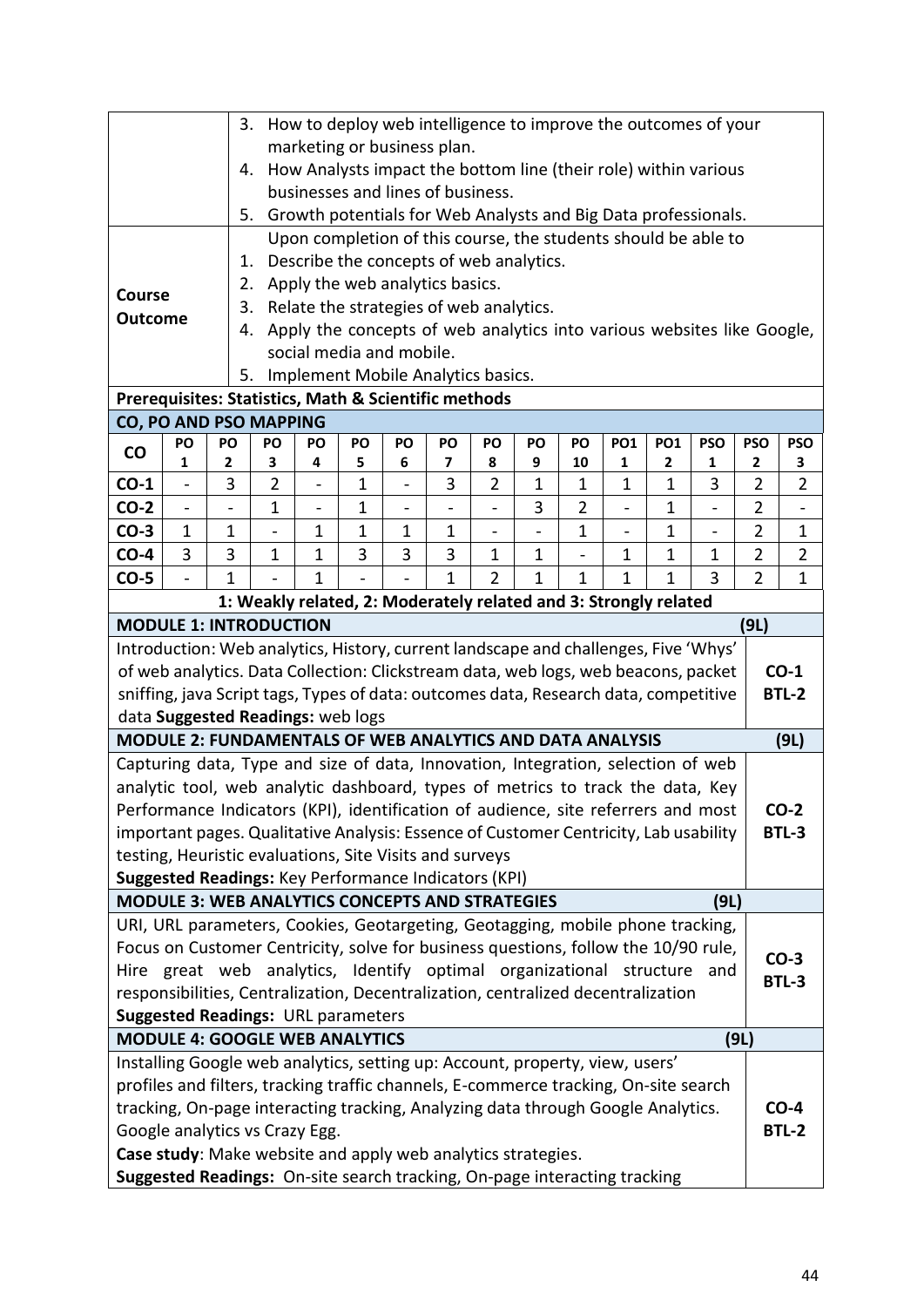3. How to deploy web intelligence to improve the outcomes of your marketing or business plan.
4. How Analysts impact the bottom line (their role) within various businesses and lines of business.
5. Growth potentials for Web Analysts and Big Data professionals.

**Course Outcome**

Upon completion of this course, the students should be able to

1. Describe the concepts of web analytics.
2. Apply the web analytics basics.
3. Relate the strategies of web analytics.
4. Apply the concepts of web analytics into various websites like Google, social media and mobile.
5. Implement Mobile Analytics basics.

**Prerequisites: Statistics, Math & Scientific methods**

**CO, PO AND PSO MAPPING**

| CO | PO 1 | PO 2 | PO 3 | PO 4 | PO 5 | PO 6 | PO 7 | PO 8 | PO 9 | PO 10 | PO1 1 | PO1 2 | PSO 1 | PSO 2 | PSO 3 |
|---|---|---|---|---|---|---|---|---|---|---|---|---|---|---|---|
| **CO-1** | - | 3 | 2 | - | 1 | - | 3 | 2 | 1 | 1 | 1 | 1 | 3 | 2 | 2 |
| **CO-2** | - | - | 1 | - | 1 | - | - | - | 3 | 2 | - | 1 | - | 2 | - |
| **CO-3** | 1 | 1 | - | 1 | 1 | 1 | 1 | - | - | 1 | - | 1 | - | 2 | 1 |
| **CO-4** | 3 | 3 | 1 | 1 | 3 | 3 | 3 | 1 | 1 | - | 1 | 1 | 1 | 2 | 2 |
| **CO-5** | - | 1 | - | 1 | - | - | 1 | 2 | 1 | 1 | 1 | 1 | 3 | 2 | 1 |

**1: Weakly related, 2: Moderately related and 3: Strongly related**

**MODULE 1: INTRODUCTION (9L)**

Introduction: Web analytics, History, current landscape and challenges, Five 'Whys' of web analytics. Data Collection: Clickstream data, web logs, web beacons, packet sniffing, java Script tags, Types of data: outcomes data, Research data, competitive data **Suggested Readings:** web logs

**CO-1 BTL-2**

**MODULE 2: FUNDAMENTALS OF WEB ANALYTICS AND DATA ANALYSIS (9L)**

Capturing data, Type and size of data, Innovation, Integration, selection of web analytic tool, web analytic dashboard, types of metrics to track the data, Key Performance Indicators (KPI), identification of audience, site referrers and most important pages. Qualitative Analysis: Essence of Customer Centricity, Lab usability testing, Heuristic evaluations, Site Visits and surveys

**Suggested Readings:** Key Performance Indicators (KPI)

**CO-2 BTL-3**

**MODULE 3: WEB ANALYTICS CONCEPTS AND STRATEGIES (9L)**

URI, URL parameters, Cookies, Geotargeting, Geotagging, mobile phone tracking, Focus on Customer Centricity, solve for business questions, follow the 10/90 rule, Hire great web analytics, Identify optimal organizational structure and responsibilities, Centralization, Decentralization, centralized decentralization

**Suggested Readings:** URL parameters

**CO-3 BTL-3**

**MODULE 4: GOOGLE WEB ANALYTICS (9L)**

Installing Google web analytics, setting up: Account, property, view, users' profiles and filters, tracking traffic channels, E-commerce tracking, On-site search tracking, On-page interacting tracking, Analyzing data through Google Analytics. Google analytics vs Crazy Egg.

**Case study**: Make website and apply web analytics strategies.

**Suggested Readings:** On-site search tracking, On-page interacting tracking

**CO-4 BTL-2**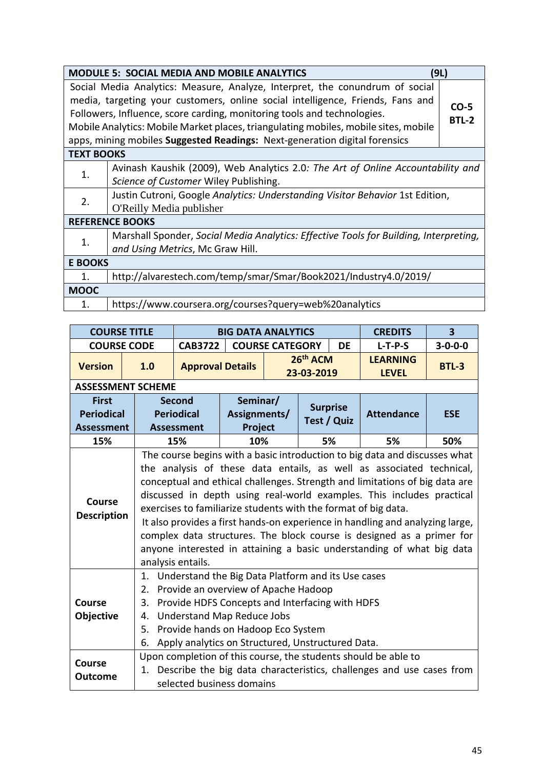| MODULE 5: SOCIAL MEDIA AND MOBILE ANALYTICS | (9L) |
|---|---|
| Social Media Analytics: Measure, Analyze, Interpret, the conundrum of social media, targeting your customers, online social intelligence, Friends, Fans and Followers, Influence, score carding, monitoring tools and technologies. Mobile Analytics: Mobile Market places, triangulating mobiles, mobile sites, mobile apps, mining mobiles **Suggested Readings:** Next-generation digital forensics | CO-5 BTL-2 |

| TEXT BOOKS | |
|---|---|
| 1. | Avinash Kaushik (2009), Web Analytics 2.0*: The Art of Online Accountability and Science of Customer* Wiley Publishing. |
| 2. | Justin Cutroni, Google *Analytics: Understanding Visitor Behavior* 1st Edition, O'Reilly Media publisher |
| **REFERENCE BOOKS** | |
| 1. | Marshall Sponder, *Social Media Analytics: Effective Tools for Building, Interpreting, and Using Metrics*, Mc Graw Hill. |
| **E BOOKS** | |
| 1. | http://alvarestech.com/temp/smar/Smar/Book2021/Industry4.0/2019/ |
| **MOOC** | |
| 1. | https://www.coursera.org/courses?query=web%20analytics |

| COURSE TITLE | | BIG DATA ANALYTICS | | | | CREDITS | 3 |
|---|---|---|---|---|---|---|---|
| COURSE CODE | | CAB3722 | COURSE CATEGORY | | DE | L-T-P-S | 3-0-0-0 |
| Version | 1.0 | Approval Details | | 26th ACM 23-03-2019 | | LEARNING LEVEL | BTL-3 |

**ASSESSMENT SCHEME**

| First Periodical Assessment | Second Periodical Assessment | Seminar/ Assignments/ Project | Surprise Test / Quiz | Attendance | ESE |
|---|---|---|---|---|---|
| 15% | 15% | 10% | 5% | 5% | 50% |

| | |
|---|---|
| **Course Description** | The course begins with a basic introduction to big data and discusses what the analysis of these data entails, as well as associated technical, conceptual and ethical challenges. Strength and limitations of big data are discussed in depth using real-world examples. This includes practical exercises to familiarize students with the format of big data. It also provides a first hands-on experience in handling and analyzing large, complex data structures. The block course is designed as a primer for anyone interested in attaining a basic understanding of what big data analysis entails. |
| **Course Objective** | 1. Understand the Big Data Platform and its Use cases<br>2. Provide an overview of Apache Hadoop<br>3. Provide HDFS Concepts and Interfacing with HDFS<br>4. Understand Map Reduce Jobs<br>5. Provide hands on Hadoop Eco System<br>6. Apply analytics on Structured, Unstructured Data. |
| **Course Outcome** | Upon completion of this course, the students should be able to<br>1. Describe the big data characteristics, challenges and use cases from selected business domains |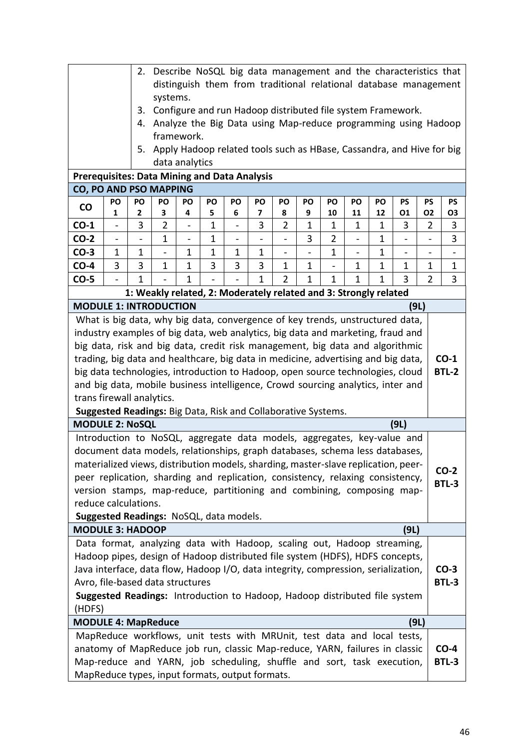2. Describe NoSQL big data management and the characteristics that distinguish them from traditional relational database management systems.
3. Configure and run Hadoop distributed file system Framework.
4. Analyze the Big Data using Map-reduce programming using Hadoop framework.
5. Apply Hadoop related tools such as HBase, Cassandra, and Hive for big data analytics

**Prerequisites: Data Mining and Data Analysis**

**CO, PO AND PSO MAPPING**

| CO | PO 1 | PO 2 | PO 3 | PO 4 | PO 5 | PO 6 | PO 7 | PO 8 | PO 9 | PO 10 | PO 11 | PO 12 | PS O1 | PS O2 | PS O3 |
|---|---|---|---|---|---|---|---|---|---|---|---|---|---|---|---|
| **CO-1** | - | 3 | 2 | - | 1 | - | 3 | 2 | 1 | 1 | 1 | 1 | 3 | 2 | 3 |
| **CO-2** | - | - | 1 | - | 1 | - | - | - | 3 | 2 | - | 1 | - | - | 3 |
| **CO-3** | 1 | 1 | - | 1 | 1 | 1 | 1 | - | - | 1 | - | 1 | - | - | - |
| **CO-4** | 3 | 3 | 1 | 1 | 3 | 3 | 3 | 1 | 1 | - | 1 | 1 | 1 | 1 | 1 |
| **CO-5** | - | 1 | - | 1 | - | - | 1 | 2 | 1 | 1 | 1 | 1 | 3 | 2 | 3 |

**1: Weakly related, 2: Moderately related and 3: Strongly related**

### MODULE 1: INTRODUCTION (9L)

What is big data, why big data, convergence of key trends, unstructured data, industry examples of big data, web analytics, big data and marketing, fraud and big data, risk and big data, credit risk management, big data and algorithmic trading, big data and healthcare, big data in medicine, advertising and big data, big data technologies, introduction to Hadoop, open source technologies, cloud and big data, mobile business intelligence, Crowd sourcing analytics, inter and trans firewall analytics.

**Suggested Readings:** Big Data, Risk and Collaborative Systems.

**CO-1 BTL-2**

### MODULE 2: NoSQL (9L)

Introduction to NoSQL, aggregate data models, aggregates, key-value and document data models, relationships, graph databases, schema less databases, materialized views, distribution models, sharding, master-slave replication, peer-peer replication, sharding and replication, consistency, relaxing consistency, version stamps, map-reduce, partitioning and combining, composing map-reduce calculations.

**Suggested Readings:** NoSQL, data models.

**CO-2 BTL-3**

### MODULE 3: HADOOP (9L)

Data format, analyzing data with Hadoop, scaling out, Hadoop streaming, Hadoop pipes, design of Hadoop distributed file system (HDFS), HDFS concepts, Java interface, data flow, Hadoop I/O, data integrity, compression, serialization, Avro, file-based data structures

**Suggested Readings:** Introduction to Hadoop, Hadoop distributed file system (HDFS)

**CO-3 BTL-3**

### MODULE 4: MapReduce (9L)

MapReduce workflows, unit tests with MRUnit, test data and local tests, anatomy of MapReduce job run, classic Map-reduce, YARN, failures in classic Map-reduce and YARN, job scheduling, shuffle and sort, task execution, MapReduce types, input formats, output formats.

**CO-4 BTL-3**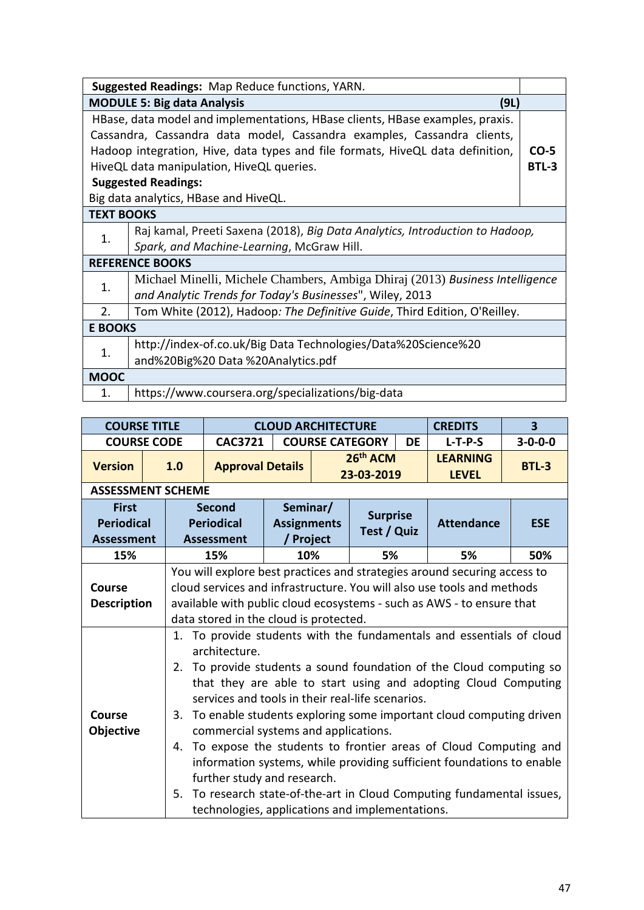| | |
|---|---|
| **Suggested Readings:** Map Reduce functions, YARN. | |
| **MODULE 5: Big data Analysis** **(9L)** | |
| HBase, data model and implementations, HBase clients, HBase examples, praxis. Cassandra, Cassandra data model, Cassandra examples, Cassandra clients, Hadoop integration, Hive, data types and file formats, HiveQL data definition, HiveQL data manipulation, HiveQL queries.<br>**Suggested Readings:**<br>Big data analytics, HBase and HiveQL. | **CO-5**<br>**BTL-3** |

| **TEXT BOOKS** | |
|---|---|
| 1. | Raj kamal, Preeti Saxena (2018), *Big Data Analytics, Introduction to Hadoop, Spark, and Machine-Learning*, McGraw Hill. |
| **REFERENCE BOOKS** | |
| 1. | Michael Minelli, Michele Chambers, Ambiga Dhiraj (2013) *Business Intelligence and Analytic Trends for Today's Businesses*", Wiley, 2013 |
| 2. | Tom White (2012), Hadoop*: The Definitive Guide*, Third Edition, O'Reilley. |
| **E BOOKS** | |
| 1. | http://index-of.co.uk/Big Data Technologies/Data%20Science%20 and%20Big%20 Data %20Analytics.pdf |
| **MOOC** | |
| 1. | https://www.coursera.org/specializations/big-data |

| **COURSE TITLE** | | **CLOUD ARCHITECTURE** | | | | **CREDITS** | **3** |
|---|---|---|---|---|---|---|---|
| **COURSE CODE** | | **CAC3721** | **COURSE CATEGORY** | | **DE** | **L-T-P-S** | **3-0-0-0** |
| **Version** | **1.0** | **Approval Details** | | **26th ACM 23-03-2019** | | **LEARNING LEVEL** | **BTL-3** |

**ASSESSMENT SCHEME**

| **First Periodical Assessment** | **Second Periodical Assessment** | **Seminar/ Assignments / Project** | **Surprise Test / Quiz** | **Attendance** | **ESE** |
|---|---|---|---|---|---|
| 15% | 15% | 10% | 5% | 5% | 50% |

| | |
|---|---|
| **Course Description** | You will explore best practices and strategies around securing access to cloud services and infrastructure. You will also use tools and methods available with public cloud ecosystems - such as AWS - to ensure that data stored in the cloud is protected. |
| **Course Objective** | 1. To provide students with the fundamentals and essentials of cloud architecture.<br>2. To provide students a sound foundation of the Cloud computing so that they are able to start using and adopting Cloud Computing services and tools in their real-life scenarios.<br>3. To enable students exploring some important cloud computing driven commercial systems and applications.<br>4. To expose the students to frontier areas of Cloud Computing and information systems, while providing sufficient foundations to enable further study and research.<br>5. To research state-of-the-art in Cloud Computing fundamental issues, technologies, applications and implementations. |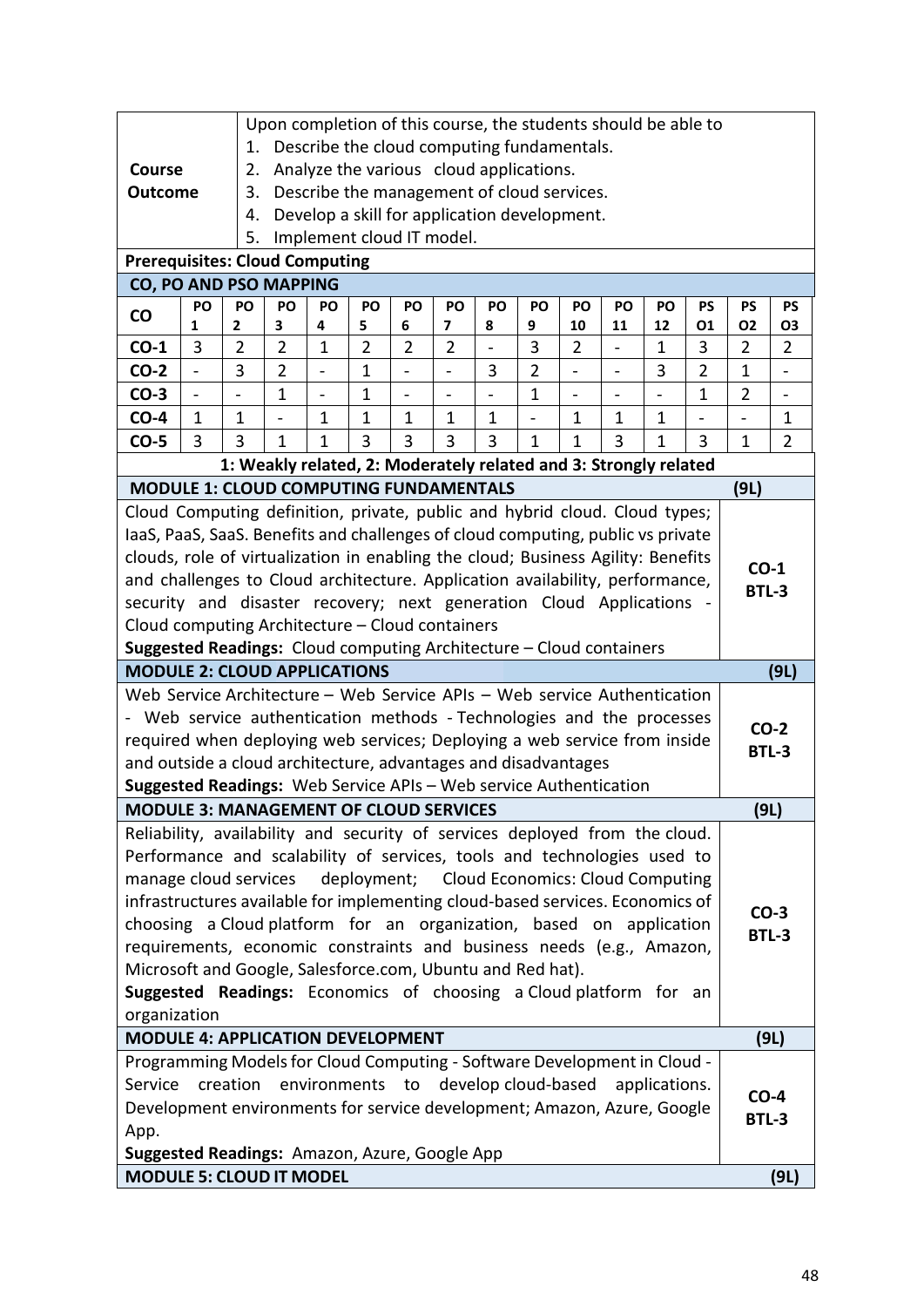| | |
|---|---|
| **Course Outcome** | Upon completion of this course, the students should be able to<br>1. Describe the cloud computing fundamentals.<br>2. Analyze the various cloud applications.<br>3. Describe the management of cloud services.<br>4. Develop a skill for application development.<br>5. Implement cloud IT model. |

**Prerequisites: Cloud Computing**

**CO, PO AND PSO MAPPING**

| CO | PO 1 | PO 2 | PO 3 | PO 4 | PO 5 | PO 6 | PO 7 | PO 8 | PO 9 | PO 10 | PO 11 | PO 12 | PS O1 | PS O2 | PS O3 |
|---|---|---|---|---|---|---|---|---|---|---|---|---|---|---|---|
| **CO-1** | 3 | 2 | 2 | 1 | 2 | 2 | 2 | - | 3 | 2 | - | 1 | 3 | 2 | 2 |
| **CO-2** | - | 3 | 2 | - | 1 | - | - | 3 | 2 | - | - | 3 | 2 | 1 | - |
| **CO-3** | - | - | 1 | - | 1 | - | - | - | 1 | - | - | - | 1 | 2 | - |
| **CO-4** | 1 | 1 | - | 1 | 1 | 1 | 1 | 1 | - | 1 | 1 | 1 | - | - | 1 |
| **CO-5** | 3 | 3 | 1 | 1 | 3 | 3 | 3 | 3 | 1 | 1 | 3 | 1 | 3 | 1 | 2 |

**1: Weakly related, 2: Moderately related and 3: Strongly related**

| **MODULE 1: CLOUD COMPUTING FUNDAMENTALS** | **(9L)** |
|---|---|
| Cloud Computing definition, private, public and hybrid cloud. Cloud types; IaaS, PaaS, SaaS. Benefits and challenges of cloud computing, public vs private clouds, role of virtualization in enabling the cloud; Business Agility: Benefits and challenges to Cloud architecture. Application availability, performance, security and disaster recovery; next generation Cloud Applications - Cloud computing Architecture – Cloud containers<br>**Suggested Readings:** Cloud computing Architecture – Cloud containers | **CO-1 BTL-3** |
| **MODULE 2: CLOUD APPLICATIONS** | **(9L)** |
| Web Service Architecture – Web Service APIs – Web service Authentication - Web service authentication methods - Technologies and the processes required when deploying web services; Deploying a web service from inside and outside a cloud architecture, advantages and disadvantages<br>**Suggested Readings:** Web Service APIs – Web service Authentication | **CO-2 BTL-3** |
| **MODULE 3: MANAGEMENT OF CLOUD SERVICES** | **(9L)** |
| Reliability, availability and security of services deployed from the cloud. Performance and scalability of services, tools and technologies used to manage cloud services deployment; Cloud Economics: Cloud Computing infrastructures available for implementing cloud-based services. Economics of choosing a Cloud platform for an organization, based on application requirements, economic constraints and business needs (e.g., Amazon, Microsoft and Google, Salesforce.com, Ubuntu and Red hat).<br>**Suggested Readings:** Economics of choosing a Cloud platform for an organization | **CO-3 BTL-3** |
| **MODULE 4: APPLICATION DEVELOPMENT** | **(9L)** |
| Programming Models for Cloud Computing - Software Development in Cloud - Service creation environments to develop cloud-based applications. Development environments for service development; Amazon, Azure, Google App.<br>**Suggested Readings:** Amazon, Azure, Google App | **CO-4 BTL-3** |
| **MODULE 5: CLOUD IT MODEL** | **(9L)** |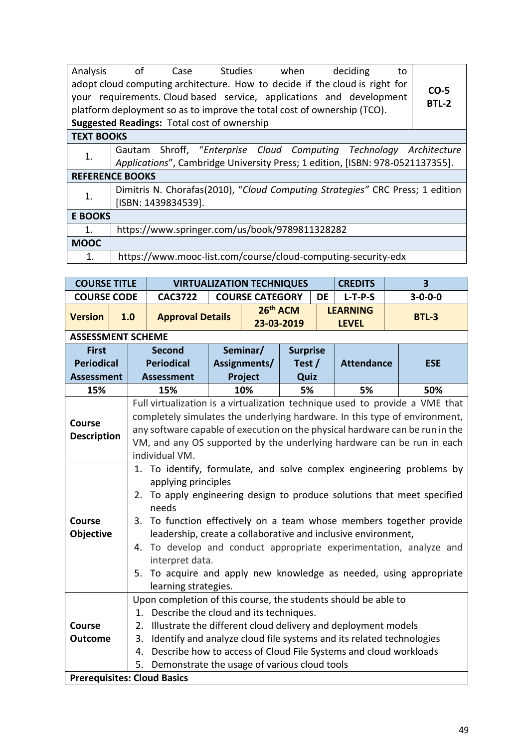| | |
|---|---|
| Analysis of Case Studies when deciding to adopt cloud computing architecture. How to decide if the cloud is right for your requirements. Cloud based service, applications and development platform deployment so as to improve the total cost of ownership (TCO).<br>**Suggested Readings:** Total cost of ownership | **CO-5**<br>**BTL-2** |

| **TEXT BOOKS** | |
|---|---|
| 1. | Gautam Shroff, "*Enterprise Cloud Computing Technology Architecture Applications*", Cambridge University Press; 1 edition, [ISBN: 978-0521137355]. |
| **REFERENCE BOOKS** | |
| 1. | Dimitris N. Chorafas(2010), "*Cloud Computing Strategies*" CRC Press; 1 edition [ISBN: 1439834539]. |
| **E BOOKS** | |
| 1. | https://www.springer.com/us/book/9789811328282 |
| **MOOC** | |
| 1. | https://www.mooc-list.com/course/cloud-computing-security-edx |

| **COURSE TITLE** | **VIRTUALIZATION TECHNIQUES** | | | **CREDITS** | **3** |
|---|---|---|---|---|---|
| **COURSE CODE** | **CAC3722** | **COURSE CATEGORY** | **DE** | **L-T-P-S** | **3-0-0-0** |
| **Version** 1.0 | **Approval Details** | **26th ACM 23-03-2019** | | **LEARNING LEVEL** | **BTL-3** |

**ASSESSMENT SCHEME**

| **First Periodical Assessment** | **Second Periodical Assessment** | **Seminar/ Assignments/ Project** | **Surprise Test / Quiz** | **Attendance** | **ESE** |
|---|---|---|---|---|---|
| 15% | 15% | 10% | 5% | 5% | 50% |

| | |
|---|---|
| **Course Description** | Full virtualization is a virtualization technique used to provide a VME that completely simulates the underlying hardware. In this type of environment, any software capable of execution on the physical hardware can be run in the VM, and any OS supported by the underlying hardware can be run in each individual VM. |
| **Course Objective** | 1. To identify, formulate, and solve complex engineering problems by applying principles<br>2. To apply engineering design to produce solutions that meet specified needs<br>3. To function effectively on a team whose members together provide leadership, create a collaborative and inclusive environment,<br>4. To develop and conduct appropriate experimentation, analyze and interpret data.<br>5. To acquire and apply new knowledge as needed, using appropriate learning strategies. |
| **Course Outcome** | Upon completion of this course, the students should be able to<br>1. Describe the cloud and its techniques.<br>2. Illustrate the different cloud delivery and deployment models<br>3. Identify and analyze cloud file systems and its related technologies<br>4. Describe how to access of Cloud File Systems and cloud workloads<br>5. Demonstrate the usage of various cloud tools |

**Prerequisites: Cloud Basics**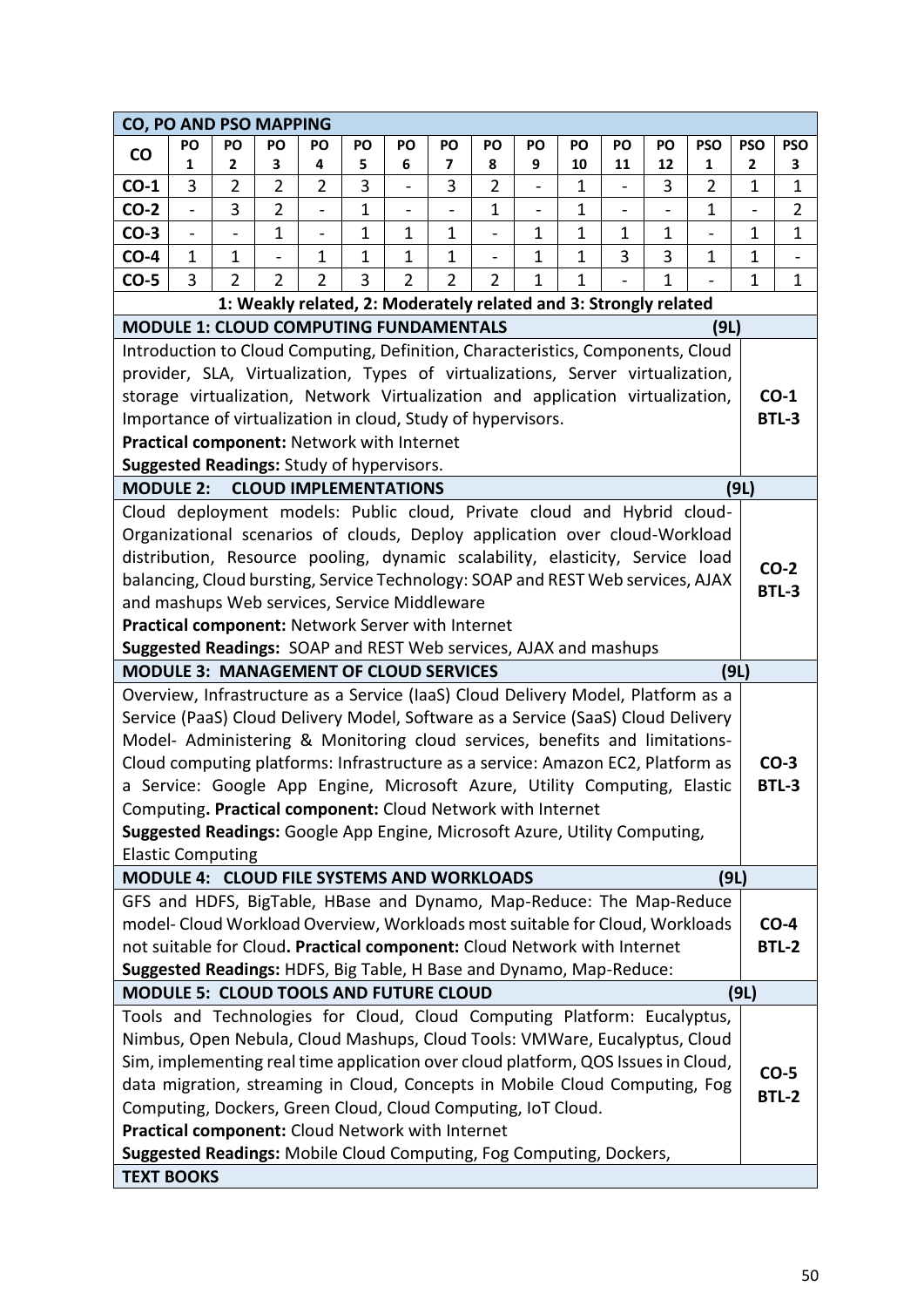| CO, PO AND PSO MAPPING | | | | | | | | | | | | | | | |
|---|---|---|---|---|---|---|---|---|---|---|---|---|---|---|---|
| **CO** | **PO 1** | **PO 2** | **PO 3** | **PO 4** | **PO 5** | **PO 6** | **PO 7** | **PO 8** | **PO 9** | **PO 10** | **PO 11** | **PO 12** | **PSO 1** | **PSO 2** | **PSO 3** |
| **CO-1** | 3 | 2 | 2 | 2 | 3 | - | 3 | 2 | - | 1 | - | 3 | 2 | 1 | 1 |
| **CO-2** | - | 3 | 2 | - | 1 | - | - | 1 | - | 1 | - | - | 1 | - | 2 |
| **CO-3** | - | - | 1 | - | 1 | 1 | 1 | - | 1 | 1 | 1 | 1 | - | 1 | 1 |
| **CO-4** | 1 | 1 | - | 1 | 1 | 1 | 1 | - | 1 | 1 | 3 | 3 | 1 | 1 | - |
| **CO-5** | 3 | 2 | 2 | 2 | 3 | 2 | 2 | 2 | 1 | 1 | - | 1 | - | 1 | 1 |

**1: Weakly related, 2: Moderately related and 3: Strongly related**

| **MODULE 1: CLOUD COMPUTING FUNDAMENTALS (9L)** | |
|---|---|
| Introduction to Cloud Computing, Definition, Characteristics, Components, Cloud provider, SLA, Virtualization, Types of virtualizations, Server virtualization, storage virtualization, Network Virtualization and application virtualization, Importance of virtualization in cloud, Study of hypervisors. **Practical component:** Network with Internet **Suggested Readings:** Study of hypervisors. | **CO-1 BTL-3** |
| **MODULE 2: CLOUD IMPLEMENTATIONS (9L)** | |
| Cloud deployment models: Public cloud, Private cloud and Hybrid cloud- Organizational scenarios of clouds, Deploy application over cloud-Workload distribution, Resource pooling, dynamic scalability, elasticity, Service load balancing, Cloud bursting, Service Technology: SOAP and REST Web services, AJAX and mashups Web services, Service Middleware **Practical component:** Network Server with Internet **Suggested Readings:** SOAP and REST Web services, AJAX and mashups | **CO-2 BTL-3** |
| **MODULE 3: MANAGEMENT OF CLOUD SERVICES (9L)** | |
| Overview, Infrastructure as a Service (IaaS) Cloud Delivery Model, Platform as a Service (PaaS) Cloud Delivery Model, Software as a Service (SaaS) Cloud Delivery Model- Administering & Monitoring cloud services, benefits and limitations- Cloud computing platforms: Infrastructure as a service: Amazon EC2, Platform as a Service: Google App Engine, Microsoft Azure, Utility Computing, Elastic Computing**. Practical component:** Cloud Network with Internet **Suggested Readings:** Google App Engine, Microsoft Azure, Utility Computing, Elastic Computing | **CO-3 BTL-3** |
| **MODULE 4: CLOUD FILE SYSTEMS AND WORKLOADS (9L)** | |
| GFS and HDFS, BigTable, HBase and Dynamo, Map-Reduce: The Map-Reduce model- Cloud Workload Overview, Workloads most suitable for Cloud, Workloads not suitable for Cloud**. Practical component:** Cloud Network with Internet **Suggested Readings:** HDFS, Big Table, H Base and Dynamo, Map-Reduce: | **CO-4 BTL-2** |
| **MODULE 5: CLOUD TOOLS AND FUTURE CLOUD (9L)** | |
| Tools and Technologies for Cloud, Cloud Computing Platform: Eucalyptus, Nimbus, Open Nebula, Cloud Mashups, Cloud Tools: VMWare, Eucalyptus, Cloud Sim, implementing real time application over cloud platform, QOS Issues in Cloud, data migration, streaming in Cloud, Concepts in Mobile Cloud Computing, Fog Computing, Dockers, Green Cloud, Cloud Computing, IoT Cloud. **Practical component:** Cloud Network with Internet **Suggested Readings:** Mobile Cloud Computing, Fog Computing, Dockers, | **CO-5 BTL-2** |

**TEXT BOOKS**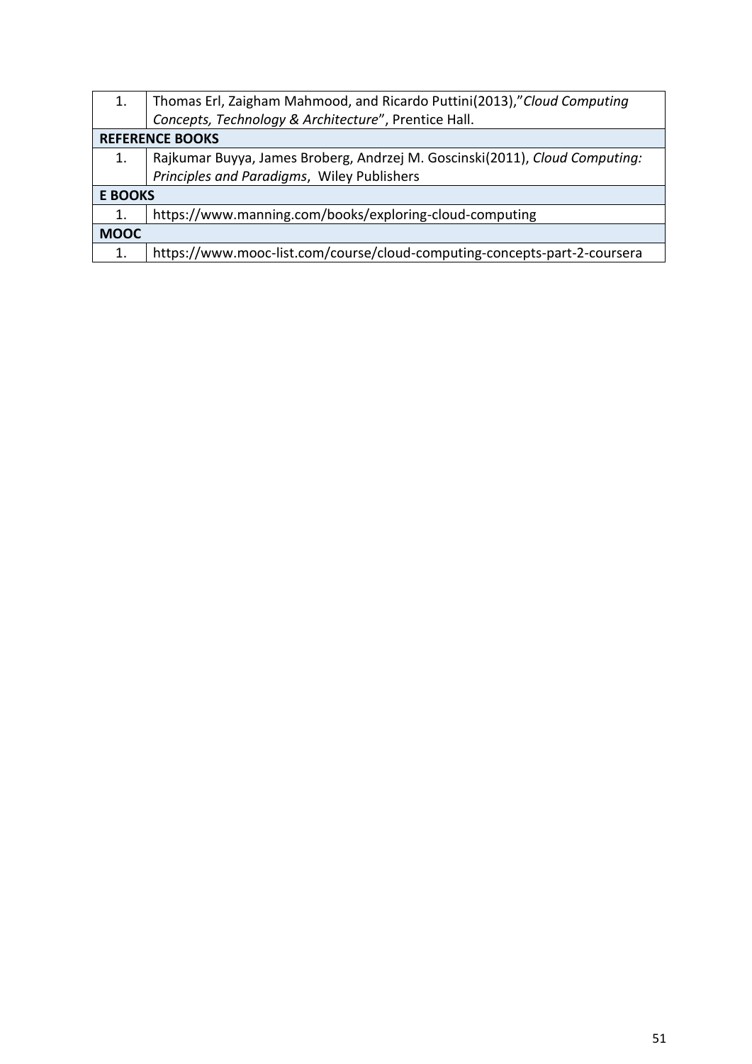| 1. | Thomas Erl, Zaigham Mahmood, and Ricardo Puttini(2013),"*Cloud Computing Concepts, Technology & Architecture*", Prentice Hall. |
|---|---|
| **REFERENCE BOOKS** | |
| 1. | Rajkumar Buyya, James Broberg, Andrzej M. Goscinski(2011), *Cloud Computing: Principles and Paradigms*, Wiley Publishers |
| **E BOOKS** | |
| 1. | https://www.manning.com/books/exploring-cloud-computing |
| **MOOC** | |
| 1. | https://www.mooc-list.com/course/cloud-computing-concepts-part-2-coursera |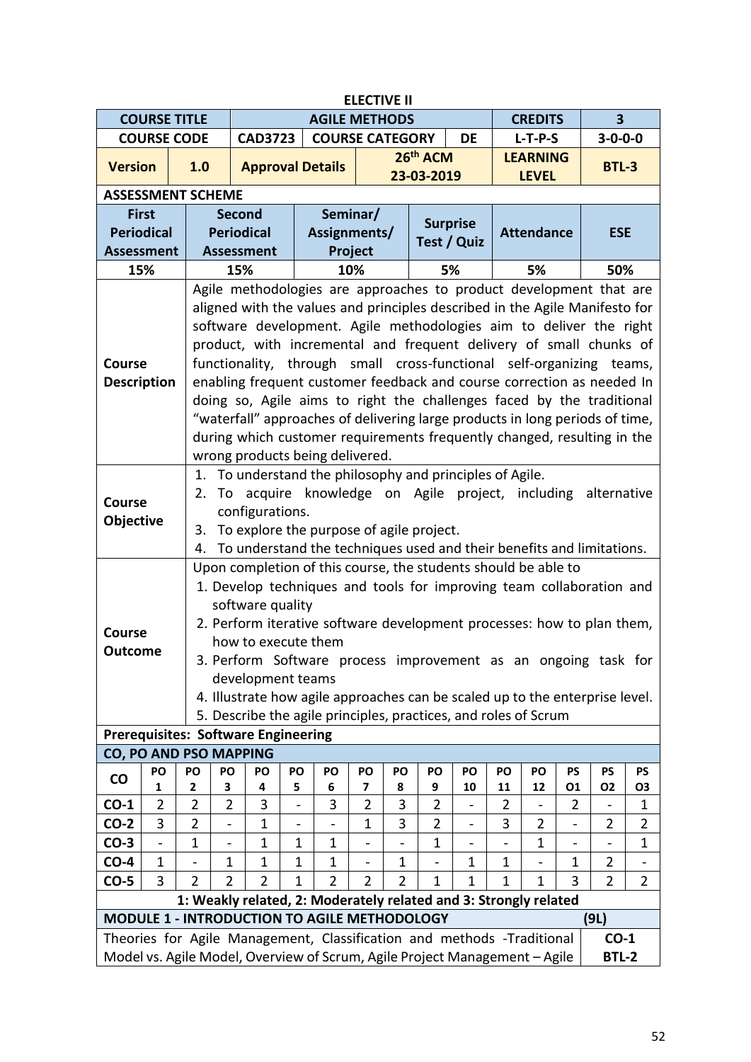**ELECTIVE II**

| COURSE TITLE | | AGILE METHODS | | CREDITS | 3 |
|---|---|---|---|---|---|
| COURSE CODE | CAD3723 | COURSE CATEGORY | DE | L-T-P-S | 3-0-0-0 |
| Version 1.0 | | Approval Details | 26th ACM 23-03-2019 | LEARNING LEVEL | BTL-3 |

**ASSESSMENT SCHEME**

| First Periodical Assessment | Second Periodical Assessment | Seminar/ Assignments/ Project | Surprise Test / Quiz | Attendance | ESE |
|---|---|---|---|---|---|
| 15% | 15% | 10% | 5% | 5% | 50% |

**Course Description**

Agile methodologies are approaches to product development that are aligned with the values and principles described in the Agile Manifesto for software development. Agile methodologies aim to deliver the right product, with incremental and frequent delivery of small chunks of functionality, through small cross-functional self-organizing teams, enabling frequent customer feedback and course correction as needed In doing so, Agile aims to right the challenges faced by the traditional "waterfall" approaches of delivering large products in long periods of time, during which customer requirements frequently changed, resulting in the wrong products being delivered.

**Course Objective**

1. To understand the philosophy and principles of Agile.
2. To acquire knowledge on Agile project, including alternative configurations.
3. To explore the purpose of agile project.
4. To understand the techniques used and their benefits and limitations.

**Course Outcome**

Upon completion of this course, the students should be able to

1. Develop techniques and tools for improving team collaboration and software quality
2. Perform iterative software development processes: how to plan them, how to execute them
3. Perform Software process improvement as an ongoing task for development teams
4. Illustrate how agile approaches can be scaled up to the enterprise level.
5. Describe the agile principles, practices, and roles of Scrum

**Prerequisites: Software Engineering**

**CO, PO AND PSO MAPPING**

| CO | PO 1 | PO 2 | PO 3 | PO 4 | PO 5 | PO 6 | PO 7 | PO 8 | PO 9 | PO 10 | PO 11 | PO 12 | PS O1 | PS O2 | PS O3 |
|---|---|---|---|---|---|---|---|---|---|---|---|---|---|---|---|
| CO-1 | 2 | 2 | 2 | 3 | - | 3 | 2 | 3 | 2 | - | 2 | - | 2 | - | 1 |
| CO-2 | 3 | 2 | - | 1 | - | - | 1 | 3 | 2 | - | 3 | 2 | - | 2 | 2 |
| CO-3 | - | 1 | - | 1 | 1 | 1 | - | - | 1 | - | - | 1 | - | - | 1 |
| CO-4 | 1 | - | 1 | 1 | 1 | 1 | - | 1 | - | 1 | 1 | - | 1 | 2 | - |
| CO-5 | 3 | 2 | 2 | 2 | 1 | 2 | 2 | 2 | 1 | 1 | 1 | 1 | 3 | 2 | 2 |

**1: Weakly related, 2: Moderately related and 3: Strongly related**

| MODULE 1 - INTRODUCTION TO AGILE METHODOLOGY | (9L) |
|---|---|
| Theories for Agile Management, Classification and methods -Traditional Model vs. Agile Model, Overview of Scrum, Agile Project Management – Agile | CO-1 BTL-2 |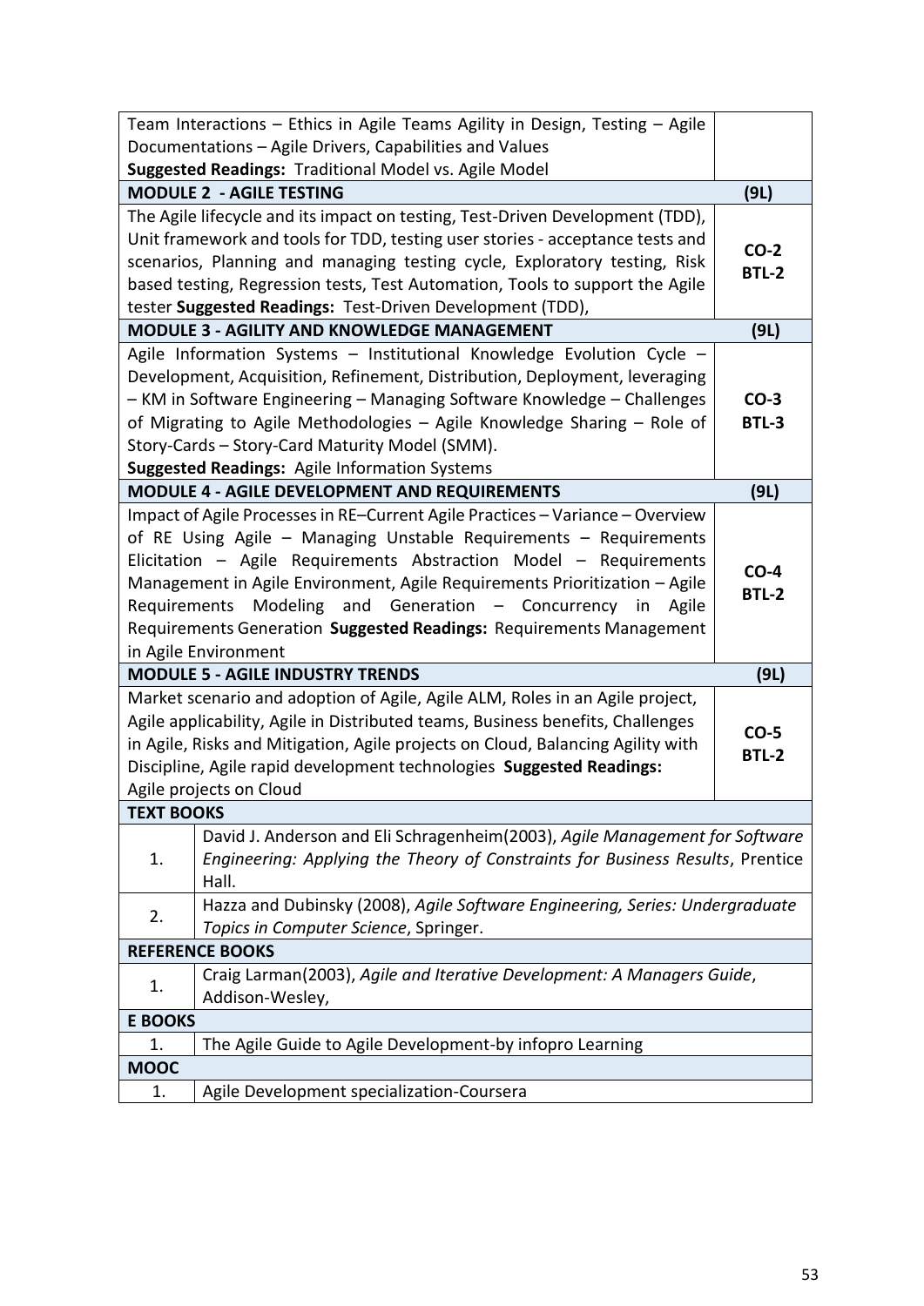| | |
|---|---|
| Team Interactions – Ethics in Agile Teams Agility in Design, Testing – Agile Documentations – Agile Drivers, Capabilities and Values<br>**Suggested Readings:** Traditional Model vs. Agile Model | |
| **MODULE 2 - AGILE TESTING** | **(9L)** |
| The Agile lifecycle and its impact on testing, Test-Driven Development (TDD), Unit framework and tools for TDD, testing user stories - acceptance tests and scenarios, Planning and managing testing cycle, Exploratory testing, Risk based testing, Regression tests, Test Automation, Tools to support the Agile tester **Suggested Readings:** Test-Driven Development (TDD), | **CO-2**<br>**BTL-2** |
| **MODULE 3 - AGILITY AND KNOWLEDGE MANAGEMENT** | **(9L)** |
| Agile Information Systems – Institutional Knowledge Evolution Cycle – Development, Acquisition, Refinement, Distribution, Deployment, leveraging – KM in Software Engineering – Managing Software Knowledge – Challenges of Migrating to Agile Methodologies – Agile Knowledge Sharing – Role of Story-Cards – Story-Card Maturity Model (SMM).<br>**Suggested Readings:** Agile Information Systems | **CO-3**<br>**BTL-3** |
| **MODULE 4 - AGILE DEVELOPMENT AND REQUIREMENTS** | **(9L)** |
| Impact of Agile Processes in RE–Current Agile Practices – Variance – Overview of RE Using Agile – Managing Unstable Requirements – Requirements Elicitation – Agile Requirements Abstraction Model – Requirements Management in Agile Environment, Agile Requirements Prioritization – Agile Requirements Modeling and Generation – Concurrency in Agile Requirements Generation **Suggested Readings:** Requirements Management in Agile Environment | **CO-4**<br>**BTL-2** |
| **MODULE 5 - AGILE INDUSTRY TRENDS** | **(9L)** |
| Market scenario and adoption of Agile, Agile ALM, Roles in an Agile project, Agile applicability, Agile in Distributed teams, Business benefits, Challenges in Agile, Risks and Mitigation, Agile projects on Cloud, Balancing Agility with Discipline, Agile rapid development technologies **Suggested Readings:** Agile projects on Cloud | **CO-5**<br>**BTL-2** |

| **TEXT BOOKS** | |
|---|---|
| 1. | David J. Anderson and Eli Schragenheim(2003), *Agile Management for Software Engineering: Applying the Theory of Constraints for Business Results*, Prentice Hall. |
| 2. | Hazza and Dubinsky (2008), *Agile Software Engineering, Series: Undergraduate Topics in Computer Science*, Springer. |
| **REFERENCE BOOKS** | |
| 1. | Craig Larman(2003), *Agile and Iterative Development: A Managers Guide*, Addison-Wesley, |
| **E BOOKS** | |
| 1. | The Agile Guide to Agile Development-by infopro Learning |
| **MOOC** | |
| 1. | Agile Development specialization-Coursera |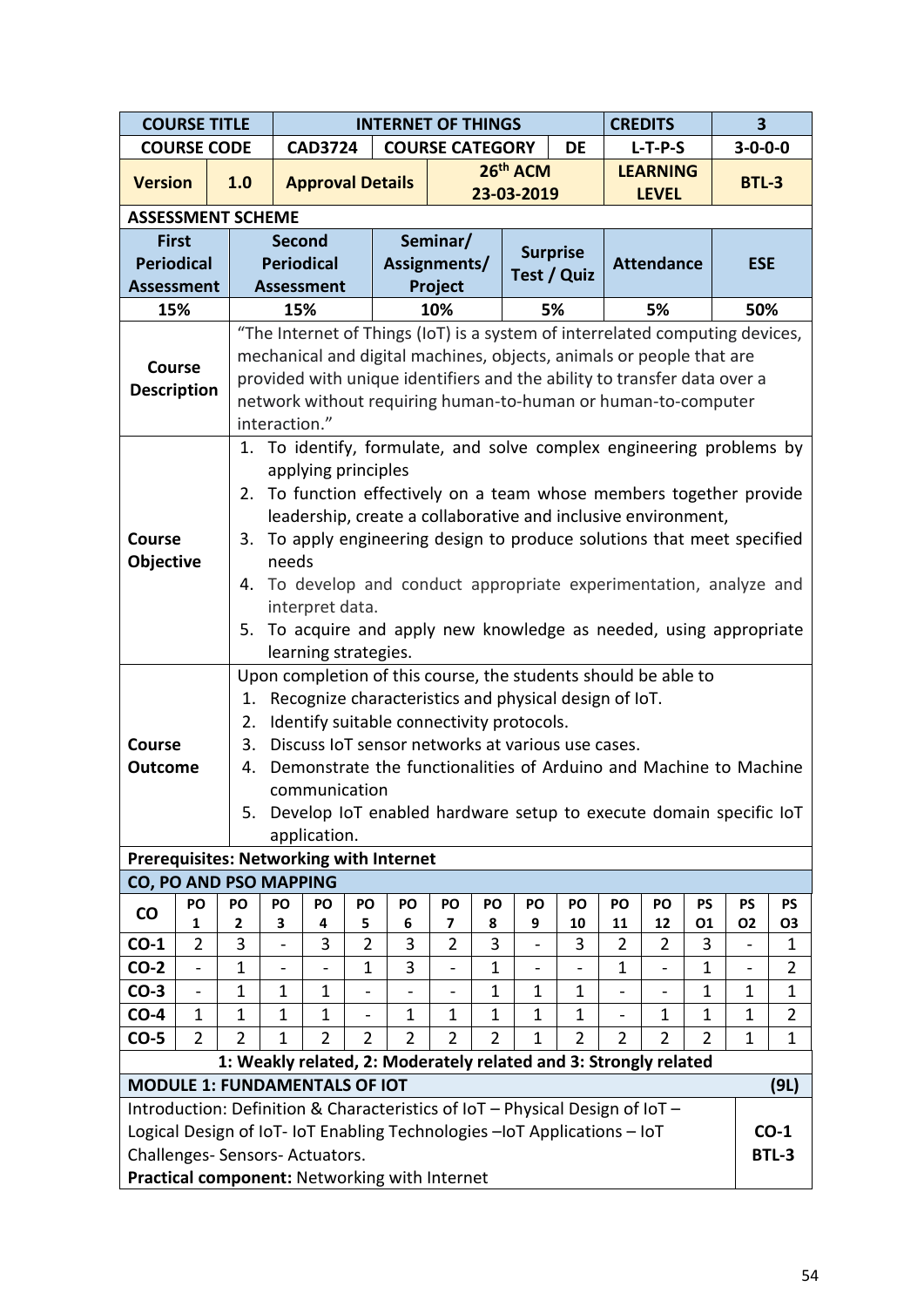| COURSE TITLE | INTERNET OF THINGS | | | CREDITS | 3 |
|---|---|---|---|---|---|
| COURSE CODE | CAD3724 | COURSE CATEGORY | DE | L-T-P-S | 3-0-0-0 |
| Version 1.0 | Approval Details | 26th ACM 23-03-2019 | | LEARNING LEVEL | BTL-3 |

**ASSESSMENT SCHEME**

| First Periodical Assessment | Second Periodical Assessment | Seminar/ Assignments/ Project | Surprise Test / Quiz | Attendance | ESE |
|---|---|---|---|---|---|
| 15% | 15% | 10% | 5% | 5% | 50% |

| | |
|---|---|
| **Course Description** | "The Internet of Things (IoT) is a system of interrelated computing devices, mechanical and digital machines, objects, animals or people that are provided with unique identifiers and the ability to transfer data over a network without requiring human-to-human or human-to-computer interaction." |
| **Course Objective** | 1. To identify, formulate, and solve complex engineering problems by applying principles<br>2. To function effectively on a team whose members together provide leadership, create a collaborative and inclusive environment,<br>3. To apply engineering design to produce solutions that meet specified needs<br>4. To develop and conduct appropriate experimentation, analyze and interpret data.<br>5. To acquire and apply new knowledge as needed, using appropriate learning strategies. |
| **Course Outcome** | Upon completion of this course, the students should be able to<br>1. Recognize characteristics and physical design of IoT.<br>2. Identify suitable connectivity protocols.<br>3. Discuss IoT sensor networks at various use cases.<br>4. Demonstrate the functionalities of Arduino and Machine to Machine communication<br>5. Develop IoT enabled hardware setup to execute domain specific IoT application. |

**Prerequisites: Networking with Internet**

**CO, PO AND PSO MAPPING**

| CO | PO 1 | PO 2 | PO 3 | PO 4 | PO 5 | PO 6 | PO 7 | PO 8 | PO 9 | PO 10 | PO 11 | PO 12 | PSO1 | PSO2 | PSO3 |
|---|---|---|---|---|---|---|---|---|---|---|---|---|---|---|---|
| CO-1 | 2 | 3 | - | 3 | 2 | 3 | 2 | 3 | - | 3 | 2 | 2 | 3 | - | 1 |
| CO-2 | - | 1 | - | - | 1 | 3 | - | 1 | - | - | 1 | - | 1 | - | 2 |
| CO-3 | - | 1 | 1 | 1 | - | - | - | 1 | 1 | 1 | - | - | 1 | 1 | 1 |
| CO-4 | 1 | 1 | 1 | 1 | - | 1 | 1 | 1 | 1 | 1 | - | 1 | 1 | 1 | 2 |
| CO-5 | 2 | 2 | 1 | 2 | 2 | 2 | 2 | 2 | 1 | 2 | 2 | 2 | 2 | 1 | 1 |

**1: Weakly related, 2: Moderately related and 3: Strongly related**

| MODULE 1: FUNDAMENTALS OF IOT | (9L) |
|---|---|
| Introduction: Definition & Characteristics of IoT – Physical Design of IoT – Logical Design of IoT- IoT Enabling Technologies –IoT Applications – IoT Challenges- Sensors- Actuators.<br>**Practical component:** Networking with Internet | CO-1<br>BTL-3 |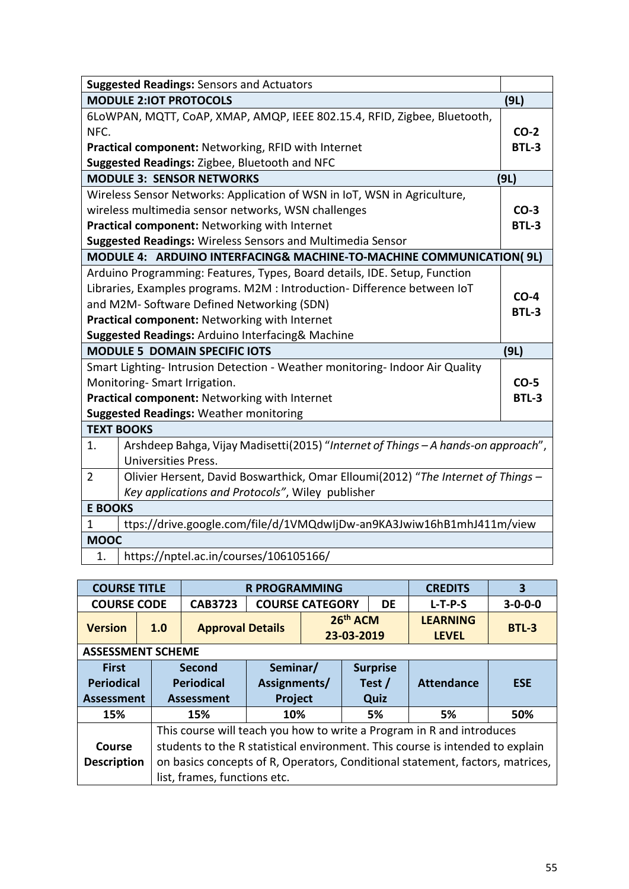| | |
|---|---|
| **Suggested Readings:** Sensors and Actuators | |
| **MODULE 2:IOT PROTOCOLS** | **(9L)** |
| 6LoWPAN, MQTT, CoAP, XMAP, AMQP, IEEE 802.15.4, RFID, Zigbee, Bluetooth, NFC.<br>**Practical component:** Networking, RFID with Internet<br>**Suggested Readings:** Zigbee, Bluetooth and NFC | **CO-2**<br>**BTL-3** |
| **MODULE 3: SENSOR NETWORKS** | **(9L)** |
| Wireless Sensor Networks: Application of WSN in IoT, WSN in Agriculture, wireless multimedia sensor networks, WSN challenges<br>**Practical component:** Networking with Internet<br>**Suggested Readings:** Wireless Sensors and Multimedia Sensor | **CO-3**<br>**BTL-3** |
| **MODULE 4: ARDUINO INTERFACING& MACHINE-TO-MACHINE COMMUNICATION( 9L)** | |
| Arduino Programming: Features, Types, Board details, IDE. Setup, Function Libraries, Examples programs. M2M : Introduction- Difference between IoT and M2M- Software Defined Networking (SDN)<br>**Practical component:** Networking with Internet<br>**Suggested Readings:** Arduino Interfacing& Machine | **CO-4**<br>**BTL-3** |
| **MODULE 5 DOMAIN SPECIFIC IOTS** | **(9L)** |
| Smart Lighting- Intrusion Detection - Weather monitoring- Indoor Air Quality Monitoring- Smart Irrigation.<br>**Practical component:** Networking with Internet<br>**Suggested Readings:** Weather monitoring | **CO-5**<br>**BTL-3** |

| **TEXT BOOKS** | |
|---|---|
| 1. | Arshdeep Bahga, Vijay Madisetti(2015) "*Internet of Things – A hands-on approach*", Universities Press. |
| 2 | Olivier Hersent, David Boswarthick, Omar Elloumi(2012) "*The Internet of Things – Key applications and Protocols"*, Wiley publisher |
| **E BOOKS** | |
| 1 | ttps://drive.google.com/file/d/1VMQdwIjDw-an9KA3Jwiw16hB1mhJ411m/view |
| **MOOC** | |
| 1. | https://nptel.ac.in/courses/106105166/ |

| **COURSE TITLE** | | **R PROGRAMMING** | | | **CREDITS** | **3** |
|---|---|---|---|---|---|---|
| **COURSE CODE** | | **CAB3723** | **COURSE CATEGORY** | **DE** | **L-T-P-S** | **3-0-0-0** |
| **Version** | **1.0** | **Approval Details** | | **26th ACM 23-03-2019** | **LEARNING LEVEL** | **BTL-3** |

**ASSESSMENT SCHEME**

| First Periodical Assessment | Second Periodical Assessment | Seminar/ Assignments/ Project | Surprise Test / Quiz | Attendance | ESE |
|---|---|---|---|---|---|
| 15% | 15% | 10% | 5% | 5% | 50% |

| | |
|---|---|
| **Course Description** | This course will teach you how to write a Program in R and introduces students to the R statistical environment. This course is intended to explain on basics concepts of R, Operators, Conditional statement, factors, matrices, list, frames, functions etc. |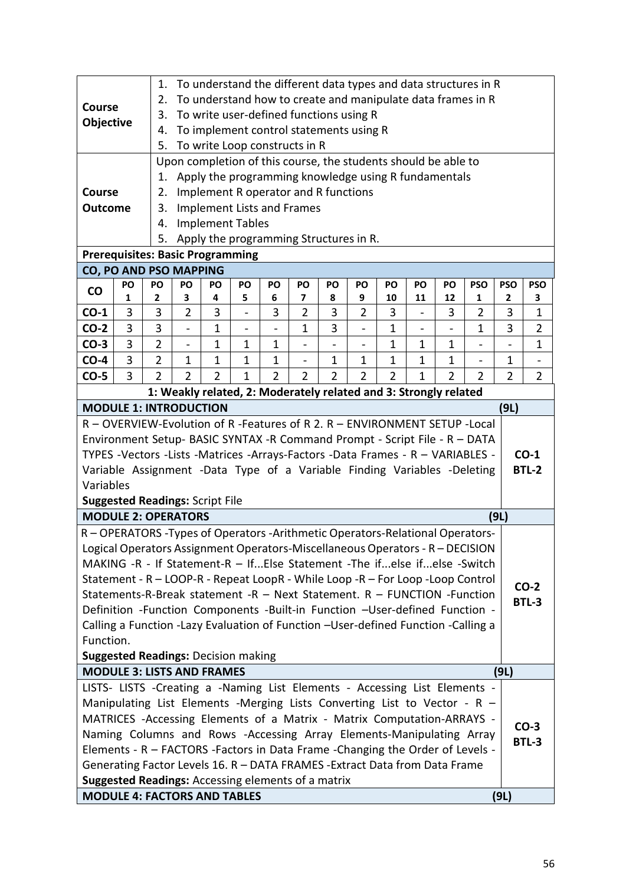| | |
|---|---|
| **Course Objective** | 1. To understand the different data types and data structures in R<br>2. To understand how to create and manipulate data frames in R<br>3. To write user-defined functions using R<br>4. To implement control statements using R<br>5. To write Loop constructs in R |
| **Course Outcome** | Upon completion of this course, the students should be able to<br>1. Apply the programming knowledge using R fundamentals<br>2. Implement R operator and R functions<br>3. Implement Lists and Frames<br>4. Implement Tables<br>5. Apply the programming Structures in R. |

**Prerequisites: Basic Programming**

**CO, PO AND PSO MAPPING**

| CO | PO 1 | PO 2 | PO 3 | PO 4 | PO 5 | PO 6 | PO 7 | PO 8 | PO 9 | PO 10 | PO 11 | PO 12 | PSO 1 | PSO 2 | PSO 3 |
|---|---|---|---|---|---|---|---|---|---|---|---|---|---|---|---|
| **CO-1** | 3 | 3 | 2 | 3 | - | 3 | 2 | 3 | 2 | 3 | - | 3 | 2 | 3 | 1 |
| **CO-2** | 3 | 3 | - | 1 | - | - | 1 | 3 | - | 1 | - | - | 1 | 3 | 2 |
| **CO-3** | 3 | 2 | - | 1 | 1 | 1 | - | - | - | 1 | 1 | 1 | - | - | 1 |
| **CO-4** | 3 | 2 | 1 | 1 | 1 | 1 | - | 1 | 1 | 1 | 1 | 1 | - | 1 | - |
| **CO-5** | 3 | 2 | 2 | 2 | 1 | 2 | 2 | 2 | 2 | 2 | 1 | 2 | 2 | 2 | 2 |

**1: Weakly related, 2: Moderately related and 3: Strongly related**

| **MODULE 1: INTRODUCTION** | **(9L)** |
|---|---|
| R – OVERVIEW-Evolution of R -Features of R 2. R – ENVIRONMENT SETUP -Local Environment Setup- BASIC SYNTAX -R Command Prompt - Script File - R – DATA TYPES -Vectors -Lists -Matrices -Arrays-Factors -Data Frames - R – VARIABLES - Variable Assignment -Data Type of a Variable Finding Variables -Deleting Variables<br>**Suggested Readings:** Script File | **CO-1**<br>**BTL-2** |
| **MODULE 2: OPERATORS** | **(9L)** |
| R – OPERATORS -Types of Operators -Arithmetic Operators-Relational Operators-Logical Operators Assignment Operators-Miscellaneous Operators - R – DECISION MAKING -R - If Statement-R – If...Else Statement -The if...else if...else -Switch Statement - R – LOOP-R - Repeat LoopR - While Loop -R – For Loop -Loop Control Statements-R-Break statement -R – Next Statement. R – FUNCTION -Function Definition -Function Components -Built-in Function –User-defined Function - Calling a Function -Lazy Evaluation of Function –User-defined Function -Calling a Function.<br>**Suggested Readings:** Decision making | **CO-2**<br>**BTL-3** |
| **MODULE 3: LISTS AND FRAMES** | **(9L)** |
| LISTS- LISTS -Creating a -Naming List Elements - Accessing List Elements - Manipulating List Elements -Merging Lists Converting List to Vector - R – MATRICES -Accessing Elements of a Matrix - Matrix Computation-ARRAYS - Naming Columns and Rows -Accessing Array Elements-Manipulating Array Elements - R – FACTORS -Factors in Data Frame -Changing the Order of Levels - Generating Factor Levels 16. R – DATA FRAMES -Extract Data from Data Frame<br>**Suggested Readings:** Accessing elements of a matrix | **CO-3**<br>**BTL-3** |
| **MODULE 4: FACTORS AND TABLES** | **(9L)** |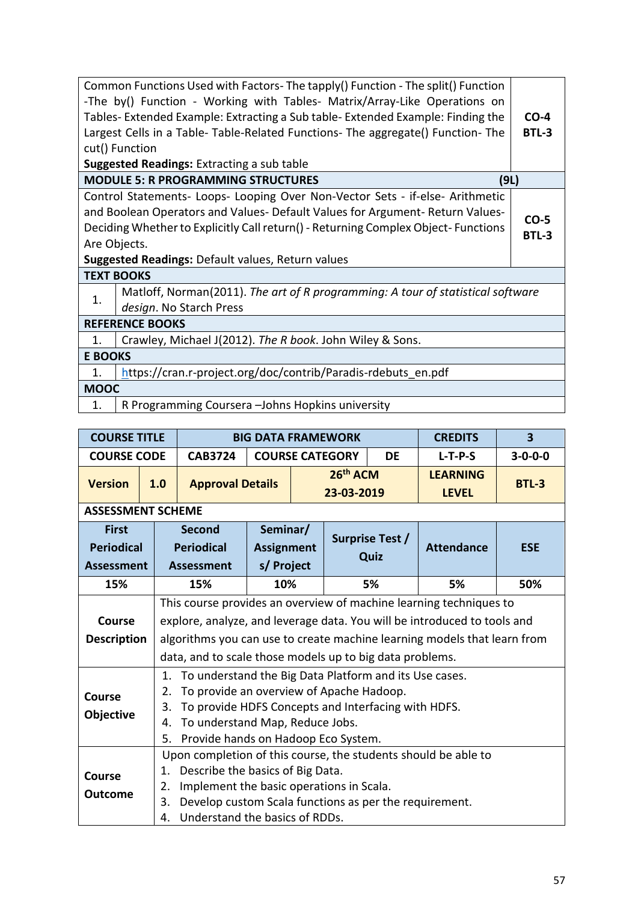| | |
|---|---|
| Common Functions Used with Factors- The tapply() Function - The split() Function -The by() Function - Working with Tables- Matrix/Array-Like Operations on Tables- Extended Example: Extracting a Sub table- Extended Example: Finding the Largest Cells in a Table- Table-Related Functions- The aggregate() Function- The cut() Function<br>**Suggested Readings:** Extracting a sub table | **CO-4**<br>**BTL-3** |
| **MODULE 5: R PROGRAMMING STRUCTURES** | **(9L)** |
| Control Statements- Loops- Looping Over Non-Vector Sets - if-else- Arithmetic and Boolean Operators and Values- Default Values for Argument- Return Values- Deciding Whether to Explicitly Call return() - Returning Complex Object- Functions Are Objects.<br>**Suggested Readings:** Default values, Return values | **CO-5**<br>**BTL-3** |

| **TEXT BOOKS** | |
|---|---|
| 1. | Matloff, Norman(2011). *The art of R programming: A tour of statistical software design*. No Starch Press |
| **REFERENCE BOOKS** | |
| 1. | Crawley, Michael J(2012). *The R book*. John Wiley & Sons. |
| **E BOOKS** | |
| 1. | https://cran.r-project.org/doc/contrib/Paradis-rdebuts_en.pdf |
| **MOOC** | |
| 1. | R Programming Coursera –Johns Hopkins university |

| **COURSE TITLE** | | **BIG DATA FRAMEWORK** | | **CREDITS** | **3** |
|---|---|---|---|---|---|
| **COURSE CODE** | | **CAB3724** | **COURSE CATEGORY** / **DE** | **L-T-P-S** | **3-0-0-0** |
| **Version** | **1.0** | **Approval Details** | **26th ACM 23-03-2019** | **LEARNING LEVEL** | **BTL-3** |

**ASSESSMENT SCHEME**

| **First Periodical Assessment** | **Second Periodical Assessment** | **Seminar/ Assignment s/ Project** | **Surprise Test / Quiz** | **Attendance** | **ESE** |
|---|---|---|---|---|---|
| 15% | 15% | 10% | 5% | 5% | 50% |

| | |
|---|---|
| **Course Description** | This course provides an overview of machine learning techniques to explore, analyze, and leverage data. You will be introduced to tools and algorithms you can use to create machine learning models that learn from data, and to scale those models up to big data problems. |
| **Course Objective** | 1. To understand the Big Data Platform and its Use cases.<br>2. To provide an overview of Apache Hadoop.<br>3. To provide HDFS Concepts and Interfacing with HDFS.<br>4. To understand Map, Reduce Jobs.<br>5. Provide hands on Hadoop Eco System. |
| **Course Outcome** | Upon completion of this course, the students should be able to<br>1. Describe the basics of Big Data.<br>2. Implement the basic operations in Scala.<br>3. Develop custom Scala functions as per the requirement.<br>4. Understand the basics of RDDs. |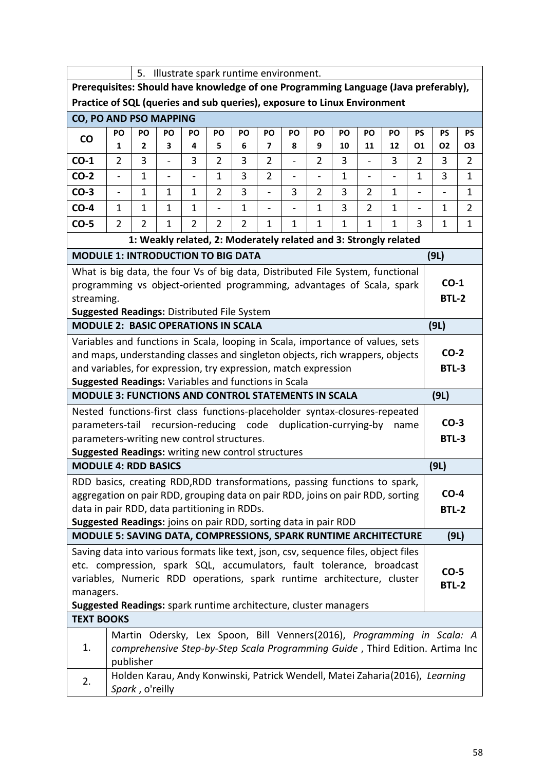| | 5. Illustrate spark runtime environment. |
|---|---|

**Prerequisites: Should have knowledge of one Programming Language (Java preferably), Practice of SQL (queries and sub queries), exposure to Linux Environment**

**CO, PO AND PSO MAPPING**

| CO | PO 1 | PO 2 | PO 3 | PO 4 | PO 5 | PO 6 | PO 7 | PO 8 | PO 9 | PO 10 | PO 11 | PO 12 | PS O1 | PS O2 | PS O3 |
|---|---|---|---|---|---|---|---|---|---|---|---|---|---|---|---|
| CO-1 | 2 | 3 | - | 3 | 2 | 3 | 2 | - | 2 | 3 | - | 3 | 2 | 3 | 2 |
| CO-2 | - | 1 | - | - | 1 | 3 | 2 | - | - | 1 | - | - | 1 | 3 | 1 |
| CO-3 | - | 1 | 1 | 1 | 2 | 3 | - | 3 | 2 | 3 | 2 | 1 | - | - | 1 |
| CO-4 | 1 | 1 | 1 | 1 | - | 1 | - | - | 1 | 3 | 2 | 1 | - | 1 | 2 |
| CO-5 | 2 | 2 | 1 | 2 | 2 | 2 | 1 | 1 | 1 | 1 | 1 | 1 | 3 | 1 | 1 |

**1: Weakly related, 2: Moderately related and 3: Strongly related**

| **MODULE 1: INTRODUCTION TO BIG DATA** | **(9L)** |
|---|---|
| What is big data, the four Vs of big data, Distributed File System, functional programming vs object-oriented programming, advantages of Scala, spark streaming.<br>**Suggested Readings:** Distributed File System | **CO-1**<br>**BTL-2** |
| **MODULE 2: BASIC OPERATIONS IN SCALA** | **(9L)** |
| Variables and functions in Scala, looping in Scala, importance of values, sets and maps, understanding classes and singleton objects, rich wrappers, objects and variables, for expression, try expression, match expression<br>**Suggested Readings:** Variables and functions in Scala | **CO-2**<br>**BTL-3** |
| **MODULE 3: FUNCTIONS AND CONTROL STATEMENTS IN SCALA** | **(9L)** |
| Nested functions-first class functions-placeholder syntax-closures-repeated parameters-tail recursion-reducing code duplication-currying-by name parameters-writing new control structures.<br>**Suggested Readings:** writing new control structures | **CO-3**<br>**BTL-3** |
| **MODULE 4: RDD BASICS** | **(9L)** |
| RDD basics, creating RDD,RDD transformations, passing functions to spark, aggregation on pair RDD, grouping data on pair RDD, joins on pair RDD, sorting data in pair RDD, data partitioning in RDDs.<br>**Suggested Readings:** joins on pair RDD, sorting data in pair RDD | **CO-4**<br>**BTL-2** |
| **MODULE 5: SAVING DATA, COMPRESSIONS, SPARK RUNTIME ARCHITECTURE** | **(9L)** |
| Saving data into various formats like text, json, csv, sequence files, object files etc. compression, spark SQL, accumulators, fault tolerance, broadcast variables, Numeric RDD operations, spark runtime architecture, cluster managers.<br>**Suggested Readings:** spark runtime architecture, cluster managers | **CO-5**<br>**BTL-2** |

**TEXT BOOKS**

| | |
|---|---|
| 1. | Martin Odersky, Lex Spoon, Bill Venners(2016), *Programming in Scala: A comprehensive Step-by-Step Scala Programming Guide* , Third Edition. Artima Inc publisher |
| 2. | Holden Karau, Andy Konwinski, Patrick Wendell, Matei Zaharia(2016), *Learning Spark* , o'reilly |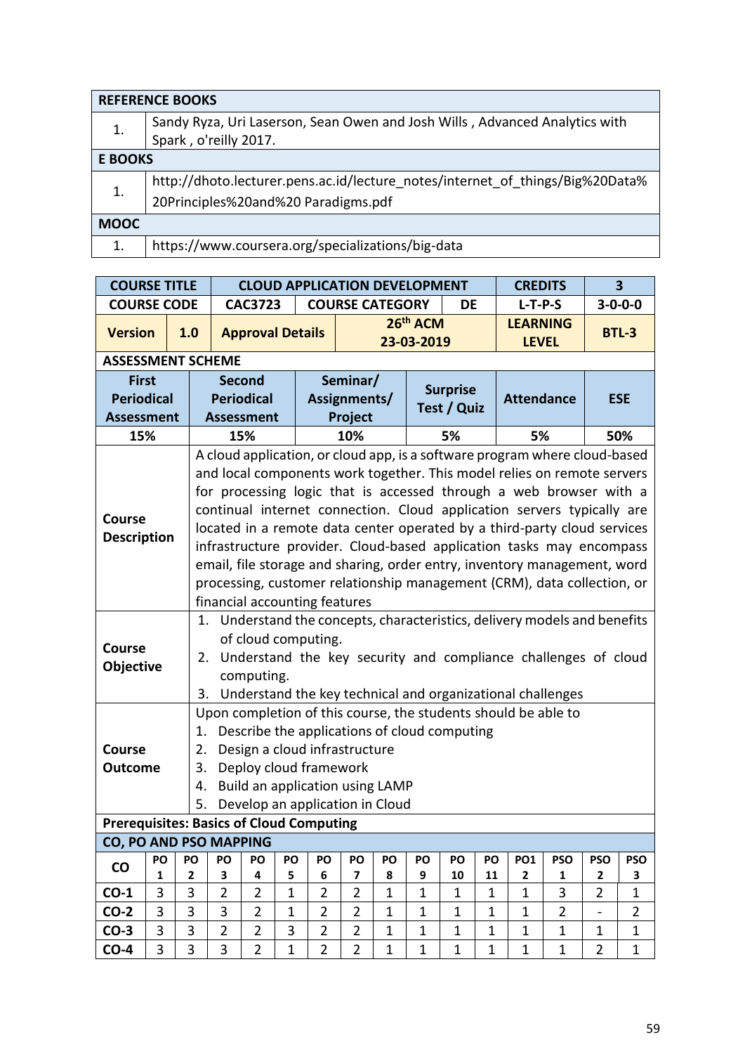| REFERENCE BOOKS | |
|---|---|
| 1. | Sandy Ryza, Uri Laserson, Sean Owen and Josh Wills , Advanced Analytics with Spark , o'reilly 2017. |
| **E BOOKS** | |
| 1. | http://dhoto.lecturer.pens.ac.id/lecture_notes/internet_of_things/Big%20Data%20Principles%20and%20 Paradigms.pdf |
| **MOOC** | |
| 1. | https://www.coursera.org/specializations/big-data |

| COURSE TITLE | | CLOUD APPLICATION DEVELOPMENT | | | CREDITS | 3 |
|---|---|---|---|---|---|---|
| **COURSE CODE** | | **CAC3723** | **COURSE CATEGORY** | **DE** | **L-T-P-S** | **3-0-0-0** |
| **Version** | **1.0** | **Approval Details** | **26th ACM 23-03-2019** | | **LEARNING LEVEL** | **BTL-3** |

**ASSESSMENT SCHEME**

| First Periodical Assessment | Second Periodical Assessment | Seminar/ Assignments/ Project | Surprise Test / Quiz | Attendance | ESE |
|---|---|---|---|---|---|
| 15% | 15% | 10% | 5% | 5% | 50% |

| | |
|---|---|
| **Course Description** | A cloud application, or cloud app, is a software program where cloud-based and local components work together. This model relies on remote servers for processing logic that is accessed through a web browser with a continual internet connection. Cloud application servers typically are located in a remote data center operated by a third-party cloud services infrastructure provider. Cloud-based application tasks may encompass email, file storage and sharing, order entry, inventory management, word processing, customer relationship management (CRM), data collection, or financial accounting features |
| **Course Objective** | 1. Understand the concepts, characteristics, delivery models and benefits of cloud computing.<br>2. Understand the key security and compliance challenges of cloud computing.<br>3. Understand the key technical and organizational challenges |
| **Course Outcome** | Upon completion of this course, the students should be able to<br>1. Describe the applications of cloud computing<br>2. Design a cloud infrastructure<br>3. Deploy cloud framework<br>4. Build an application using LAMP<br>5. Develop an application in Cloud |

**Prerequisites: Basics of Cloud Computing**

**CO, PO AND PSO MAPPING**

| CO | PO 1 | PO 2 | PO 3 | PO 4 | PO 5 | PO 6 | PO 7 | PO 8 | PO 9 | PO 10 | PO 11 | PO1 2 | PSO 1 | PSO 2 | PSO 3 |
|---|---|---|---|---|---|---|---|---|---|---|---|---|---|---|---|
| CO-1 | 3 | 3 | 2 | 2 | 1 | 2 | 2 | 1 | 1 | 1 | 1 | 1 | 3 | 2 | 1 |
| CO-2 | 3 | 3 | 3 | 2 | 1 | 2 | 2 | 1 | 1 | 1 | 1 | 1 | 2 | - | 2 |
| CO-3 | 3 | 3 | 2 | 2 | 3 | 2 | 2 | 1 | 1 | 1 | 1 | 1 | 1 | 1 | 1 |
| CO-4 | 3 | 3 | 3 | 2 | 1 | 2 | 2 | 1 | 1 | 1 | 1 | 1 | 1 | 2 | 1 |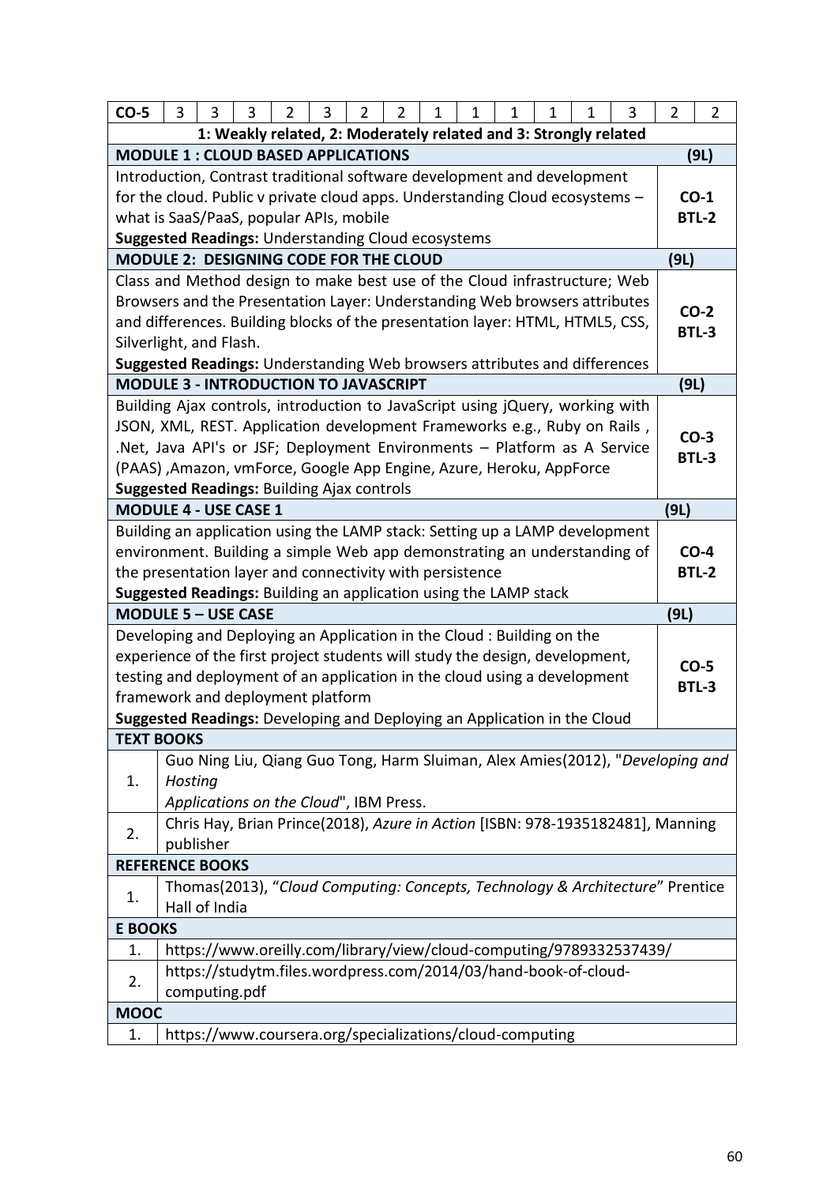| CO-5 | 3 | 3 | 3 | 2 | 3 | 2 | 2 | 1 | 1 | 1 | 1 | 1 | 3 | 2 | 2 |
|---|---|---|---|---|---|---|---|---|---|---|---|---|---|---|---|

**1: Weakly related, 2: Moderately related and 3: Strongly related**

| **MODULE 1 : CLOUD BASED APPLICATIONS** | **(9L)** |
|---|---|
| Introduction, Contrast traditional software development and development for the cloud. Public v private cloud apps. Understanding Cloud ecosystems – what is SaaS/PaaS, popular APIs, mobile<br>**Suggested Readings:** Understanding Cloud ecosystems | **CO-1**<br>**BTL-2** |
| **MODULE 2: DESIGNING CODE FOR THE CLOUD** | **(9L)** |
| Class and Method design to make best use of the Cloud infrastructure; Web Browsers and the Presentation Layer: Understanding Web browsers attributes and differences. Building blocks of the presentation layer: HTML, HTML5, CSS, Silverlight, and Flash.<br>**Suggested Readings:** Understanding Web browsers attributes and differences | **CO-2**<br>**BTL-3** |
| **MODULE 3 - INTRODUCTION TO JAVASCRIPT** | **(9L)** |
| Building Ajax controls, introduction to JavaScript using jQuery, working with JSON, XML, REST. Application development Frameworks e.g., Ruby on Rails , .Net, Java API's or JSF; Deployment Environments – Platform as A Service (PAAS) ,Amazon, vmForce, Google App Engine, Azure, Heroku, AppForce<br>**Suggested Readings:** Building Ajax controls | **CO-3**<br>**BTL-3** |
| **MODULE 4 - USE CASE 1** | **(9L)** |
| Building an application using the LAMP stack: Setting up a LAMP development environment. Building a simple Web app demonstrating an understanding of the presentation layer and connectivity with persistence<br>**Suggested Readings:** Building an application using the LAMP stack | **CO-4**<br>**BTL-2** |
| **MODULE 5 – USE CASE** | **(9L)** |
| Developing and Deploying an Application in the Cloud : Building on the experience of the first project students will study the design, development, testing and deployment of an application in the cloud using a development framework and deployment platform<br>**Suggested Readings:** Developing and Deploying an Application in the Cloud | **CO-5**<br>**BTL-3** |

**TEXT BOOKS**

1. Guo Ning Liu, Qiang Guo Tong, Harm Sluiman, Alex Amies(2012), "*Developing and Hosting Applications on the Cloud*", IBM Press.
2. Chris Hay, Brian Prince(2018), *Azure in Action* [ISBN: 978-1935182481], Manning publisher

**REFERENCE BOOKS**

1. Thomas(2013), "*Cloud Computing: Concepts, Technology & Architecture*" Prentice Hall of India

**E BOOKS**

1. https://www.oreilly.com/library/view/cloud-computing/9789332537439/
2. https://studytm.files.wordpress.com/2014/03/hand-book-of-cloud-computing.pdf

**MOOC**

1. https://www.coursera.org/specializations/cloud-computing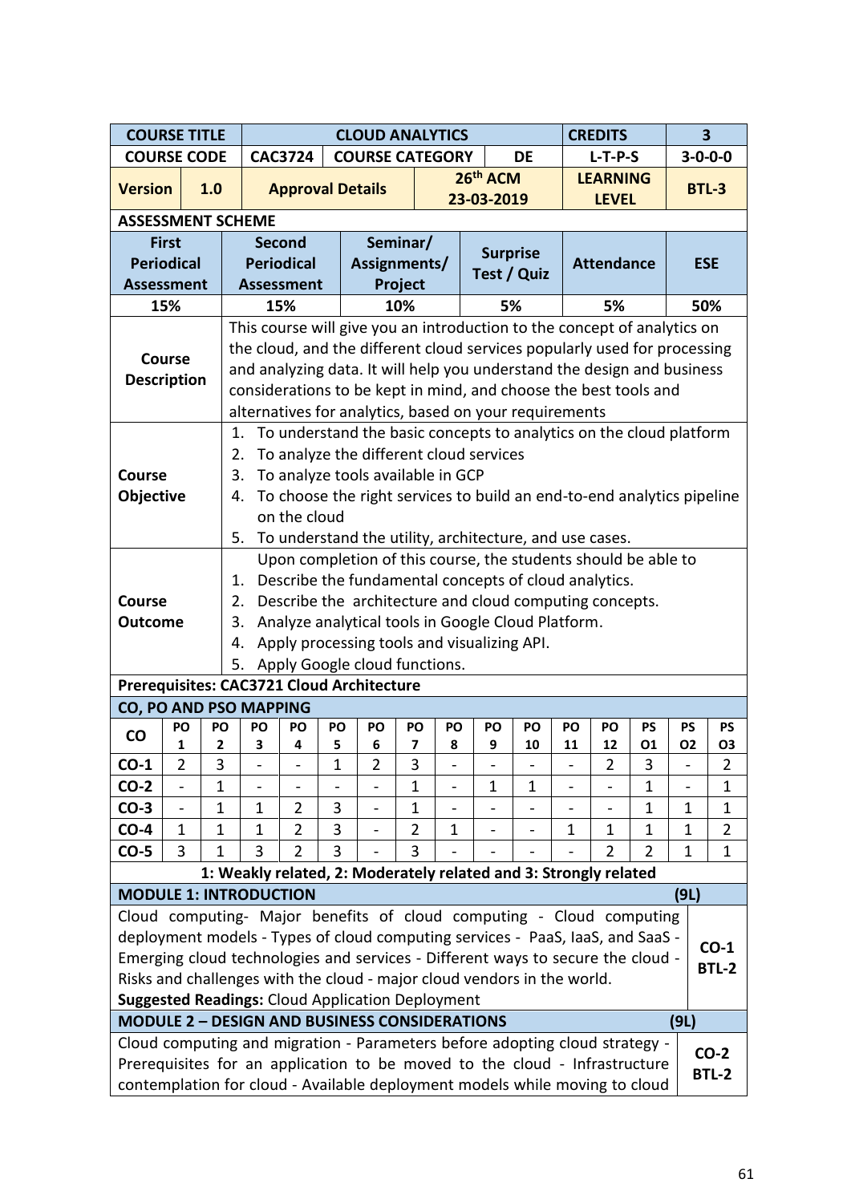| COURSE TITLE | | CLOUD ANALYTICS | | | | CREDITS | 3 |
|---|---|---|---|---|---|---|---|
| COURSE CODE | | CAC3724 | COURSE CATEGORY | | DE | L-T-P-S | 3-0-0-0 |
| Version | 1.0 | Approval Details | | 26th ACM 23-03-2019 | | LEARNING LEVEL | BTL-3 |

**ASSESSMENT SCHEME**

| First Periodical Assessment | Second Periodical Assessment | Seminar/ Assignments/ Project | Surprise Test / Quiz | Attendance | ESE |
|---|---|---|---|---|---|
| 15% | 15% | 10% | 5% | 5% | 50% |

| | |
|---|---|
| **Course Description** | This course will give you an introduction to the concept of analytics on the cloud, and the different cloud services popularly used for processing and analyzing data. It will help you understand the design and business considerations to be kept in mind, and choose the best tools and alternatives for analytics, based on your requirements |
| **Course Objective** | 1. To understand the basic concepts to analytics on the cloud platform<br>2. To analyze the different cloud services<br>3. To analyze tools available in GCP<br>4. To choose the right services to build an end-to-end analytics pipeline on the cloud<br>5. To understand the utility, architecture, and use cases. |
| **Course Outcome** | Upon completion of this course, the students should be able to<br>1. Describe the fundamental concepts of cloud analytics.<br>2. Describe the architecture and cloud computing concepts.<br>3. Analyze analytical tools in Google Cloud Platform.<br>4. Apply processing tools and visualizing API.<br>5. Apply Google cloud functions. |

**Prerequisites: CAC3721 Cloud Architecture**

**CO, PO AND PSO MAPPING**

| CO | PO 1 | PO 2 | PO 3 | PO 4 | PO 5 | PO 6 | PO 7 | PO 8 | PO 9 | PO 10 | PO 11 | PO 12 | PS O1 | PS O2 | PS O3 |
|---|---|---|---|---|---|---|---|---|---|---|---|---|---|---|---|
| CO-1 | 2 | 3 | - | - | 1 | 2 | 3 | - | - | - | - | 2 | 3 | - | 2 |
| CO-2 | - | 1 | - | - | - | - | 1 | - | 1 | 1 | - | - | 1 | - | 1 |
| CO-3 | - | 1 | 1 | 2 | 3 | - | 1 | - | - | - | - | - | 1 | 1 | 1 |
| CO-4 | 1 | 1 | 1 | 2 | 3 | - | 2 | 1 | - | - | 1 | 1 | 1 | 1 | 2 |
| CO-5 | 3 | 1 | 3 | 2 | 3 | - | 3 | - | - | - | - | 2 | 2 | 1 | 1 |

**1: Weakly related, 2: Moderately related and 3: Strongly related**

**MODULE 1: INTRODUCTION (9L)**

Cloud computing- Major benefits of cloud computing - Cloud computing deployment models - Types of cloud computing services - PaaS, IaaS, and SaaS - Emerging cloud technologies and services - Different ways to secure the cloud - Risks and challenges with the cloud - major cloud vendors in the world.

**CO-1 BTL-2**

**Suggested Readings:** Cloud Application Deployment

**MODULE 2 – DESIGN AND BUSINESS CONSIDERATIONS (9L)**

Cloud computing and migration - Parameters before adopting cloud strategy - Prerequisites for an application to be moved to the cloud - Infrastructure contemplation for cloud - Available deployment models while moving to cloud

**CO-2 BTL-2**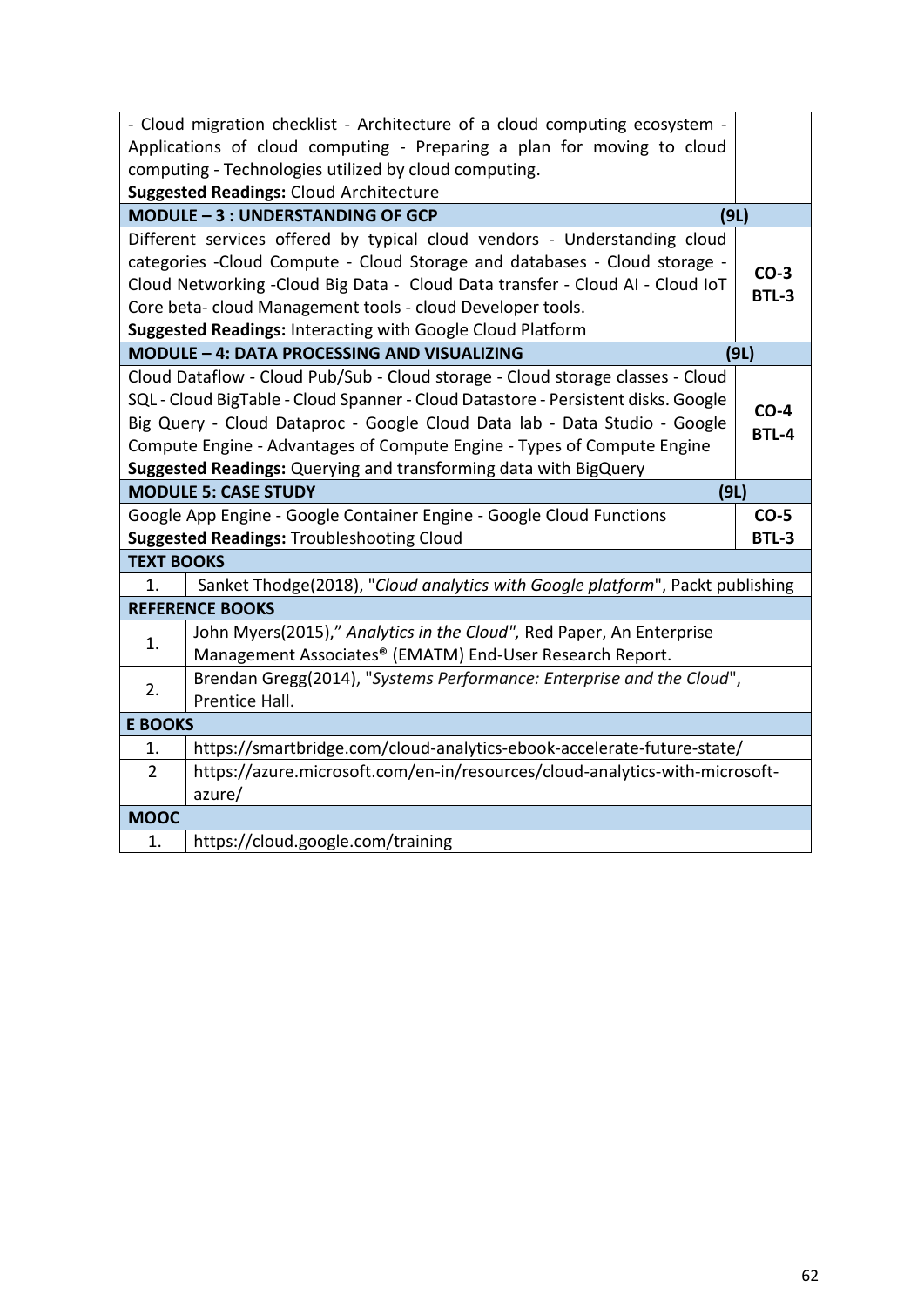| | |
|---|---|
| - Cloud migration checklist - Architecture of a cloud computing ecosystem - Applications of cloud computing - Preparing a plan for moving to cloud computing - Technologies utilized by cloud computing.<br>**Suggested Readings:** Cloud Architecture | |
| **MODULE – 3 : UNDERSTANDING OF GCP** | **(9L)** |
| Different services offered by typical cloud vendors - Understanding cloud categories -Cloud Compute - Cloud Storage and databases - Cloud storage - Cloud Networking -Cloud Big Data - Cloud Data transfer - Cloud AI - Cloud IoT Core beta- cloud Management tools - cloud Developer tools.<br>**Suggested Readings:** Interacting with Google Cloud Platform | **CO-3**<br>**BTL-3** |
| **MODULE – 4: DATA PROCESSING AND VISUALIZING** | **(9L)** |
| Cloud Dataflow - Cloud Pub/Sub - Cloud storage - Cloud storage classes - Cloud SQL - Cloud BigTable - Cloud Spanner - Cloud Datastore - Persistent disks. Google Big Query - Cloud Dataproc - Google Cloud Data lab - Data Studio - Google Compute Engine - Advantages of Compute Engine - Types of Compute Engine<br>**Suggested Readings:** Querying and transforming data with BigQuery | **CO-4**<br>**BTL-4** |
| **MODULE 5: CASE STUDY** | **(9L)** |
| Google App Engine - Google Container Engine - Google Cloud Functions<br>**Suggested Readings:** Troubleshooting Cloud | **CO-5**<br>**BTL-3** |

**TEXT BOOKS**

| | |
|---|---|
| 1. | Sanket Thodge(2018), "*Cloud analytics with Google platform*", Packt publishing |

**REFERENCE BOOKS**

| | |
|---|---|
| 1. | John Myers(2015)," *Analytics in the Cloud",* Red Paper, An Enterprise Management Associates® (EMATM) End-User Research Report. |
| 2. | Brendan Gregg(2014), "*Systems Performance: Enterprise and the Cloud*", Prentice Hall. |

**E BOOKS**

| | |
|---|---|
| 1. | https://smartbridge.com/cloud-analytics-ebook-accelerate-future-state/ |
| 2 | https://azure.microsoft.com/en-in/resources/cloud-analytics-with-microsoft-azure/ |

**MOOC**

| | |
|---|---|
| 1. | https://cloud.google.com/training |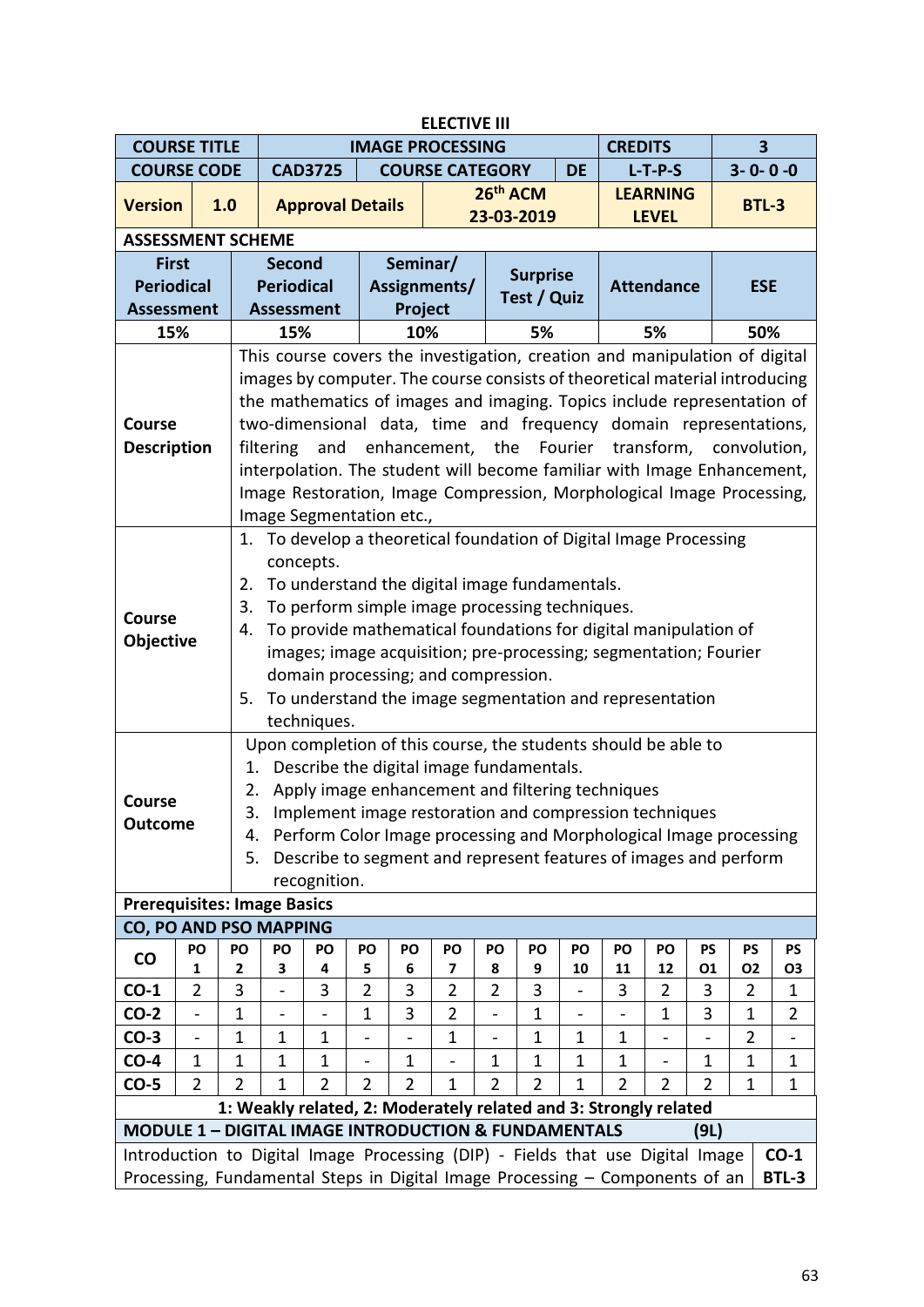**ELECTIVE III**

| COURSE TITLE | IMAGE PROCESSING | | | CREDITS | 3 |
|---|---|---|---|---|---|
| COURSE CODE | CAD3725 | COURSE CATEGORY | DE | L-T-P-S | 3- 0- 0 -0 |
| Version 1.0 | Approval Details | 26th ACM 23-03-2019 | | LEARNING LEVEL | BTL-3 |

**ASSESSMENT SCHEME**

| First Periodical Assessment | Second Periodical Assessment | Seminar/ Assignments/ Project | Surprise Test / Quiz | Attendance | ESE |
|---|---|---|---|---|---|
| 15% | 15% | 10% | 5% | 5% | 50% |

| | |
|---|---|
| **Course Description** | This course covers the investigation, creation and manipulation of digital images by computer. The course consists of theoretical material introducing the mathematics of images and imaging. Topics include representation of two-dimensional data, time and frequency domain representations, filtering and enhancement, the Fourier transform, convolution, interpolation. The student will become familiar with Image Enhancement, Image Restoration, Image Compression, Morphological Image Processing, Image Segmentation etc., |
| **Course Objective** | 1. To develop a theoretical foundation of Digital Image Processing concepts. 2. To understand the digital image fundamentals. 3. To perform simple image processing techniques. 4. To provide mathematical foundations for digital manipulation of images; image acquisition; pre-processing; segmentation; Fourier domain processing; and compression. 5. To understand the image segmentation and representation techniques. |
| **Course Outcome** | Upon completion of this course, the students should be able to 1. Describe the digital image fundamentals. 2. Apply image enhancement and filtering techniques 3. Implement image restoration and compression techniques 4. Perform Color Image processing and Morphological Image processing 5. Describe to segment and represent features of images and perform recognition. |

**Prerequisites: Image Basics**

**CO, PO AND PSO MAPPING**

| CO | PO 1 | PO 2 | PO 3 | PO 4 | PO 5 | PO 6 | PO 7 | PO 8 | PO 9 | PO 10 | PO 11 | PO 12 | PS O1 | PS O2 | PS O3 |
|---|---|---|---|---|---|---|---|---|---|---|---|---|---|---|---|
| CO-1 | 2 | 3 | - | 3 | 2 | 3 | 2 | 2 | 3 | - | 3 | 2 | 3 | 2 | 1 |
| CO-2 | - | 1 | - | - | 1 | 3 | 2 | - | 1 | - | - | 1 | 3 | 1 | 2 |
| CO-3 | - | 1 | 1 | 1 | - | - | 1 | - | 1 | 1 | 1 | - | - | 2 | - |
| CO-4 | 1 | 1 | 1 | 1 | - | 1 | - | 1 | 1 | 1 | 1 | - | 1 | 1 | 1 |
| CO-5 | 2 | 2 | 1 | 2 | 2 | 2 | 1 | 2 | 2 | 1 | 2 | 2 | 2 | 1 | 1 |

**1: Weakly related, 2: Moderately related and 3: Strongly related**

**MODULE 1 – DIGITAL IMAGE INTRODUCTION & FUNDAMENTALS (9L)**

| | |
|---|---|
| Introduction to Digital Image Processing (DIP) - Fields that use Digital Image Processing, Fundamental Steps in Digital Image Processing – Components of an | **CO-1 BTL-3** |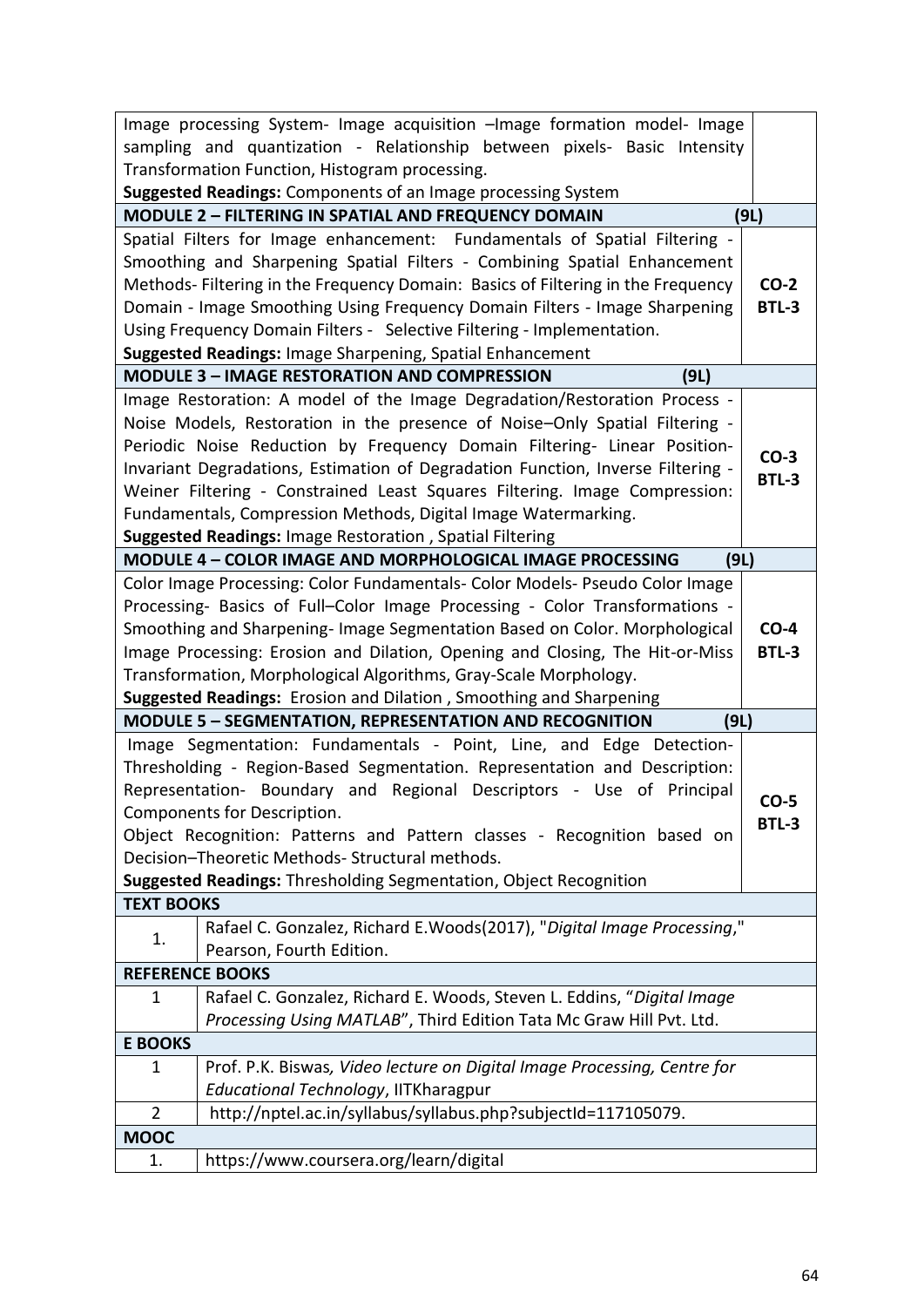| | |
|---|---|
| Image processing System- Image acquisition –Image formation model- Image sampling and quantization - Relationship between pixels- Basic Intensity Transformation Function, Histogram processing.<br>**Suggested Readings:** Components of an Image processing System | |
| **MODULE 2 – FILTERING IN SPATIAL AND FREQUENCY DOMAIN** | **(9L)** |
| Spatial Filters for Image enhancement: Fundamentals of Spatial Filtering - Smoothing and Sharpening Spatial Filters - Combining Spatial Enhancement Methods- Filtering in the Frequency Domain: Basics of Filtering in the Frequency Domain - Image Smoothing Using Frequency Domain Filters - Image Sharpening Using Frequency Domain Filters - Selective Filtering - Implementation.<br>**Suggested Readings:** Image Sharpening, Spatial Enhancement | **CO-2**<br>**BTL-3** |
| **MODULE 3 – IMAGE RESTORATION AND COMPRESSION (9L)** | |
| Image Restoration: A model of the Image Degradation/Restoration Process - Noise Models, Restoration in the presence of Noise–Only Spatial Filtering - Periodic Noise Reduction by Frequency Domain Filtering- Linear Position-Invariant Degradations, Estimation of Degradation Function, Inverse Filtering - Weiner Filtering - Constrained Least Squares Filtering. Image Compression: Fundamentals, Compression Methods, Digital Image Watermarking.<br>**Suggested Readings:** Image Restoration , Spatial Filtering | **CO-3**<br>**BTL-3** |
| **MODULE 4 – COLOR IMAGE AND MORPHOLOGICAL IMAGE PROCESSING** | **(9L)** |
| Color Image Processing: Color Fundamentals- Color Models- Pseudo Color Image Processing- Basics of Full–Color Image Processing - Color Transformations - Smoothing and Sharpening- Image Segmentation Based on Color. Morphological Image Processing: Erosion and Dilation, Opening and Closing, The Hit-or-Miss Transformation, Morphological Algorithms, Gray-Scale Morphology.<br>**Suggested Readings:** Erosion and Dilation , Smoothing and Sharpening | **CO-4**<br>**BTL-3** |
| **MODULE 5 – SEGMENTATION, REPRESENTATION AND RECOGNITION** | **(9L)** |
| Image Segmentation: Fundamentals - Point, Line, and Edge Detection-Thresholding - Region-Based Segmentation. Representation and Description: Representation- Boundary and Regional Descriptors - Use of Principal Components for Description.<br>Object Recognition: Patterns and Pattern classes - Recognition based on Decision–Theoretic Methods- Structural methods.<br>**Suggested Readings:** Thresholding Segmentation, Object Recognition | **CO-5**<br>**BTL-3** |

| | |
|---|---|
| **TEXT BOOKS** | |
| 1. | Rafael C. Gonzalez, Richard E.Woods(2017), "*Digital Image Processing*," Pearson, Fourth Edition. |
| **REFERENCE BOOKS** | |
| 1 | Rafael C. Gonzalez, Richard E. Woods, Steven L. Eddins, "*Digital Image Processing Using MATLAB*", Third Edition Tata Mc Graw Hill Pvt. Ltd. |
| **E BOOKS** | |
| 1 | Prof. P.K. Biswas, *Video lecture on Digital Image Processing, Centre for Educational Technology*, IITKharagpur |
| 2 | http://nptel.ac.in/syllabus/syllabus.php?subjectId=117105079. |
| **MOOC** | |
| 1. | https://www.coursera.org/learn/digital |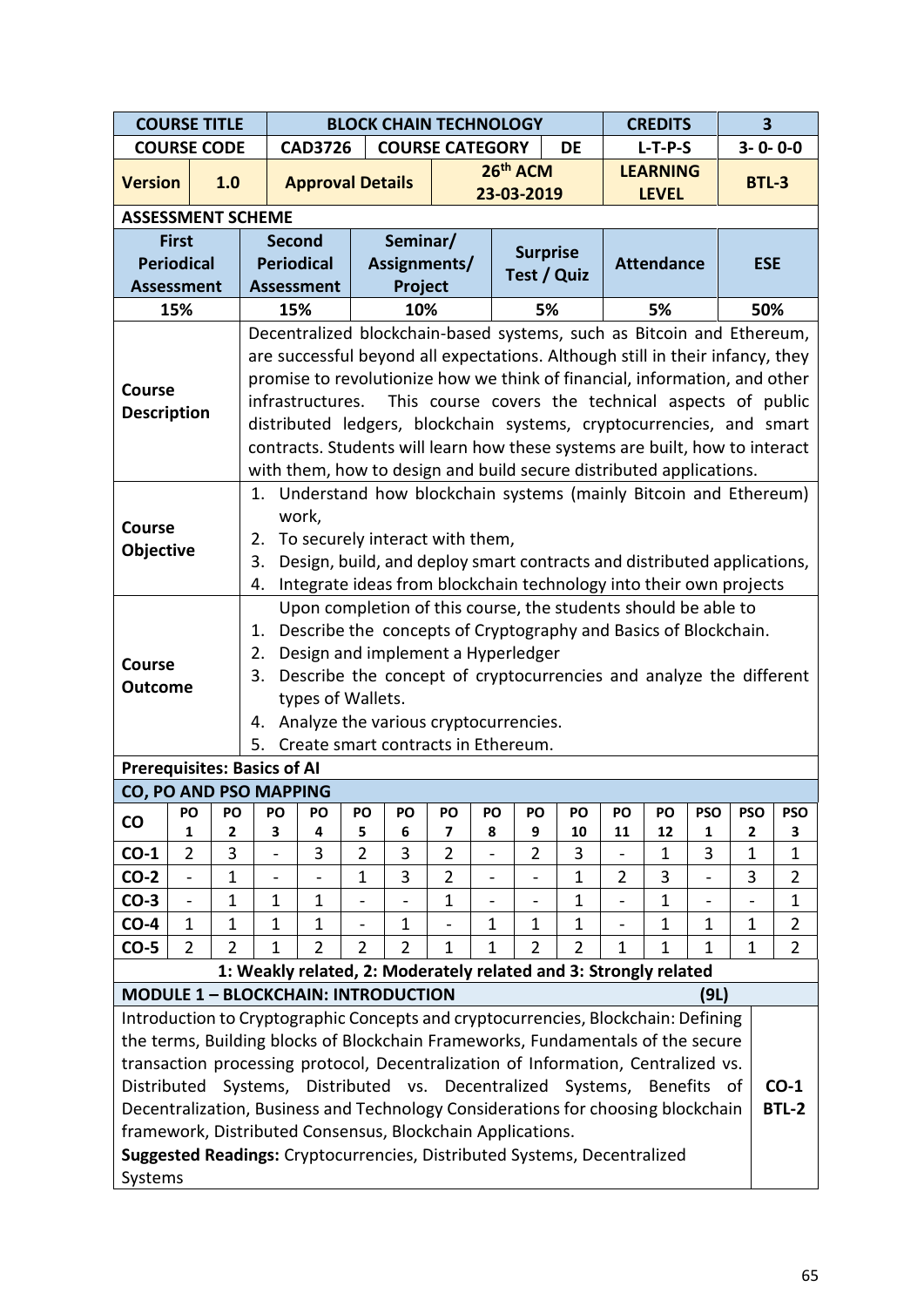| COURSE TITLE | BLOCK CHAIN TECHNOLOGY | | | CREDITS | 3 |
|---|---|---|---|---|---|
| COURSE CODE | CAD3726 | COURSE CATEGORY | DE | L-T-P-S | 3- 0- 0-0 |
| Version 1.0 | Approval Details | 26th ACM 23-03-2019 | | LEARNING LEVEL | BTL-3 |

**ASSESSMENT SCHEME**

| First Periodical Assessment | Second Periodical Assessment | Seminar/ Assignments/ Project | Surprise Test / Quiz | Attendance | ESE |
|---|---|---|---|---|---|
| 15% | 15% | 10% | 5% | 5% | 50% |

| | |
|---|---|
| **Course Description** | Decentralized blockchain-based systems, such as Bitcoin and Ethereum, are successful beyond all expectations. Although still in their infancy, they promise to revolutionize how we think of financial, information, and other infrastructures. This course covers the technical aspects of public distributed ledgers, blockchain systems, cryptocurrencies, and smart contracts. Students will learn how these systems are built, how to interact with them, how to design and build secure distributed applications. |
| **Course Objective** | 1. Understand how blockchain systems (mainly Bitcoin and Ethereum) work,<br>2. To securely interact with them,<br>3. Design, build, and deploy smart contracts and distributed applications,<br>4. Integrate ideas from blockchain technology into their own projects |
| **Course Outcome** | Upon completion of this course, the students should be able to<br>1. Describe the concepts of Cryptography and Basics of Blockchain.<br>2. Design and implement a Hyperledger<br>3. Describe the concept of cryptocurrencies and analyze the different types of Wallets.<br>4. Analyze the various cryptocurrencies.<br>5. Create smart contracts in Ethereum. |

**Prerequisites: Basics of AI**

**CO, PO AND PSO MAPPING**

| CO | PO 1 | PO 2 | PO 3 | PO 4 | PO 5 | PO 6 | PO 7 | PO 8 | PO 9 | PO 10 | PO 11 | PO 12 | PSO 1 | PSO 2 | PSO 3 |
|---|---|---|---|---|---|---|---|---|---|---|---|---|---|---|---|
| CO-1 | 2 | 3 | - | 3 | 2 | 3 | 2 | - | 2 | 3 | - | 1 | 3 | 1 | 1 |
| CO-2 | - | 1 | - | - | 1 | 3 | 2 | - | - | 1 | 2 | 3 | - | 3 | 2 |
| CO-3 | - | 1 | 1 | 1 | - | - | 1 | - | - | 1 | - | 1 | - | - | 1 |
| CO-4 | 1 | 1 | 1 | 1 | - | 1 | - | 1 | 1 | 1 | - | 1 | 1 | 1 | 2 |
| CO-5 | 2 | 2 | 1 | 2 | 2 | 2 | 1 | 1 | 2 | 2 | 1 | 1 | 1 | 1 | 2 |

**1: Weakly related, 2: Moderately related and 3: Strongly related**

**MODULE 1 – BLOCKCHAIN: INTRODUCTION (9L)**

Introduction to Cryptographic Concepts and cryptocurrencies, Blockchain: Defining the terms, Building blocks of Blockchain Frameworks, Fundamentals of the secure transaction processing protocol, Decentralization of Information, Centralized vs. Distributed Systems, Distributed vs. Decentralized Systems, Benefits of Decentralization, Business and Technology Considerations for choosing blockchain framework, Distributed Consensus, Blockchain Applications.

**CO-1 BTL-2**

**Suggested Readings:** Cryptocurrencies, Distributed Systems, Decentralized Systems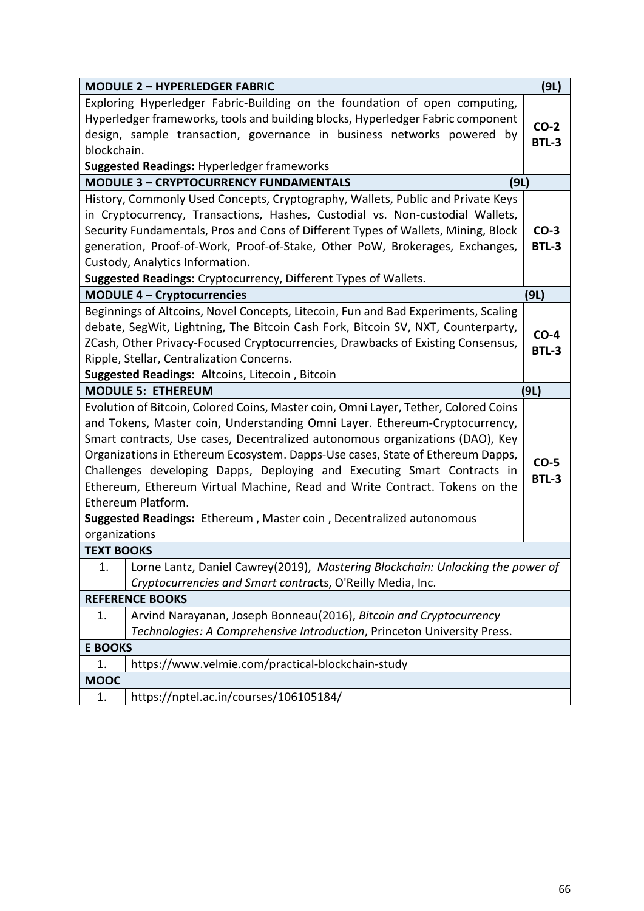| MODULE 2 – HYPERLEDGER FABRIC | (9L) |
|---|---|
| Exploring Hyperledger Fabric-Building on the foundation of open computing, Hyperledger frameworks, tools and building blocks, Hyperledger Fabric component design, sample transaction, governance in business networks powered by blockchain.<br>**Suggested Readings:** Hyperledger frameworks | **CO-2**<br>**BTL-3** |
| **MODULE 3 – CRYPTOCURRENCY FUNDAMENTALS** | **(9L)** |
| History, Commonly Used Concepts, Cryptography, Wallets, Public and Private Keys in Cryptocurrency, Transactions, Hashes, Custodial vs. Non-custodial Wallets, Security Fundamentals, Pros and Cons of Different Types of Wallets, Mining, Block generation, Proof-of-Work, Proof-of-Stake, Other PoW, Brokerages, Exchanges, Custody, Analytics Information.<br>**Suggested Readings:** Cryptocurrency, Different Types of Wallets. | **CO-3**<br>**BTL-3** |
| **MODULE 4 – Cryptocurrencies** | **(9L)** |
| Beginnings of Altcoins, Novel Concepts, Litecoin, Fun and Bad Experiments, Scaling debate, SegWit, Lightning, The Bitcoin Cash Fork, Bitcoin SV, NXT, Counterparty, ZCash, Other Privacy-Focused Cryptocurrencies, Drawbacks of Existing Consensus, Ripple, Stellar, Centralization Concerns.<br>**Suggested Readings:** Altcoins, Litecoin , Bitcoin | **CO-4**<br>**BTL-3** |
| **MODULE 5: ETHEREUM** | **(9L)** |
| Evolution of Bitcoin, Colored Coins, Master coin, Omni Layer, Tether, Colored Coins and Tokens, Master coin, Understanding Omni Layer. Ethereum-Cryptocurrency, Smart contracts, Use cases, Decentralized autonomous organizations (DAO), Key Organizations in Ethereum Ecosystem. Dapps-Use cases, State of Ethereum Dapps, Challenges developing Dapps, Deploying and Executing Smart Contracts in Ethereum, Ethereum Virtual Machine, Read and Write Contract. Tokens on the Ethereum Platform.<br>**Suggested Readings:** Ethereum , Master coin , Decentralized autonomous organizations | **CO-5**<br>**BTL-3** |

| **TEXT BOOKS** | |
|---|---|
| 1. | Lorne Lantz, Daniel Cawrey(2019), *Mastering Blockchain: Unlocking the power of Cryptocurrencies and Smart contracts*, O'Reilly Media, Inc. |
| **REFERENCE BOOKS** | |
| 1. | Arvind Narayanan, Joseph Bonneau(2016), *Bitcoin and Cryptocurrency Technologies: A Comprehensive Introduction*, Princeton University Press. |
| **E BOOKS** | |
| 1. | https://www.velmie.com/practical-blockchain-study |
| **MOOC** | |
| 1. | https://nptel.ac.in/courses/106105184/ |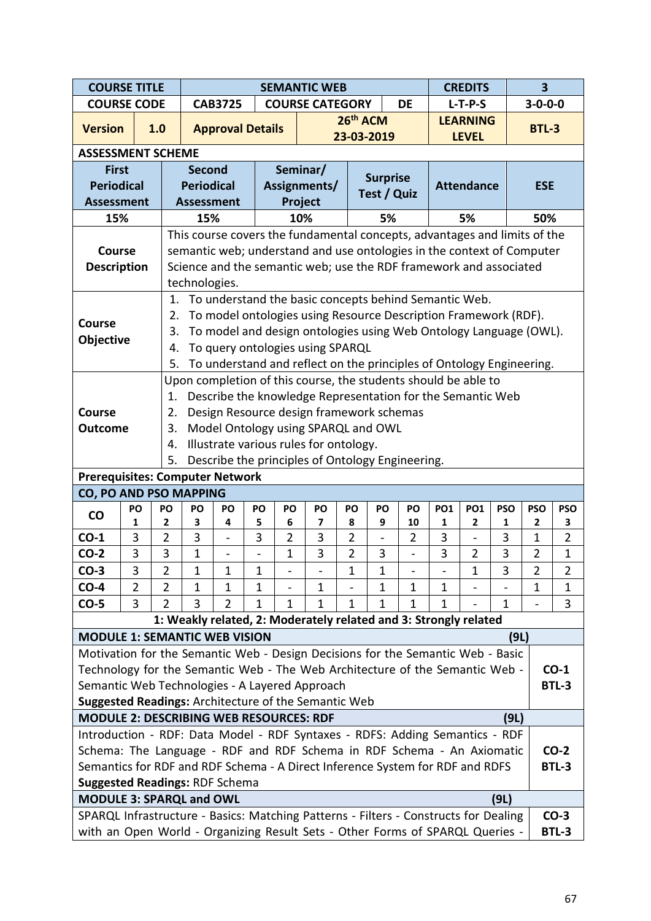| COURSE TITLE | | SEMANTIC WEB | | | CREDITS | 3 |
|---|---|---|---|---|---|---|
| COURSE CODE | | CAB3725 | COURSE CATEGORY | DE | L-T-P-S | 3-0-0-0 |
| Version | 1.0 | Approval Details | 26th ACM 23-03-2019 | | LEARNING LEVEL | BTL-3 |

**ASSESSMENT SCHEME**

| First Periodical Assessment | Second Periodical Assessment | Seminar/ Assignments/ Project | Surprise Test / Quiz | Attendance | ESE |
|---|---|---|---|---|---|
| 15% | 15% | 10% | 5% | 5% | 50% |

**Course Description**

This course covers the fundamental concepts, advantages and limits of the semantic web; understand and use ontologies in the context of Computer Science and the semantic web; use the RDF framework and associated technologies.

**Course Objective**

1. To understand the basic concepts behind Semantic Web.
2. To model ontologies using Resource Description Framework (RDF).
3. To model and design ontologies using Web Ontology Language (OWL).
4. To query ontologies using SPARQL
5. To understand and reflect on the principles of Ontology Engineering.

**Course Outcome**

Upon completion of this course, the students should be able to

1. Describe the knowledge Representation for the Semantic Web
2. Design Resource design framework schemas
3. Model Ontology using SPARQL and OWL
4. Illustrate various rules for ontology.
5. Describe the principles of Ontology Engineering.

**Prerequisites: Computer Network**

**CO, PO AND PSO MAPPING**

| CO | PO 1 | PO 2 | PO 3 | PO 4 | PO 5 | PO 6 | PO 7 | PO 8 | PO 9 | PO 10 | PO1 1 | PO1 2 | PSO 1 | PSO 2 | PSO 3 |
|---|---|---|---|---|---|---|---|---|---|---|---|---|---|---|---|
| CO-1 | 3 | 2 | 3 | - | 3 | 2 | 3 | 2 | - | 2 | 3 | - | 3 | 1 | 2 |
| CO-2 | 3 | 3 | 1 | - | - | 1 | 3 | 2 | 3 | - | 3 | 2 | 3 | 2 | 1 |
| CO-3 | 3 | 2 | 1 | 1 | 1 | - | - | 1 | 1 | - | - | 1 | 3 | 2 | 2 |
| CO-4 | 2 | 2 | 1 | 1 | 1 | - | 1 | - | 1 | 1 | 1 | - | - | 1 | 1 |
| CO-5 | 3 | 2 | 3 | 2 | 1 | 1 | 1 | 1 | 1 | 1 | 1 | - | 1 | - | 3 |

**1: Weakly related, 2: Moderately related and 3: Strongly related**

**MODULE 1: SEMANTIC WEB VISION (9L)**

Motivation for the Semantic Web - Design Decisions for the Semantic Web - Basic Technology for the Semantic Web - The Web Architecture of the Semantic Web - Semantic Web Technologies - A Layered Approach

**Suggested Readings:** Architecture of the Semantic Web

**CO-1 BTL-3**

**MODULE 2: DESCRIBING WEB RESOURCES: RDF (9L)**

Introduction - RDF: Data Model - RDF Syntaxes - RDFS: Adding Semantics - RDF Schema: The Language - RDF and RDF Schema in RDF Schema - An Axiomatic Semantics for RDF and RDF Schema - A Direct Inference System for RDF and RDFS

**Suggested Readings:** RDF Schema

**CO-2 BTL-3**

**MODULE 3: SPARQL and OWL (9L)**

SPARQL Infrastructure - Basics: Matching Patterns - Filters - Constructs for Dealing with an Open World - Organizing Result Sets - Other Forms of SPARQL Queries -

**CO-3 BTL-3**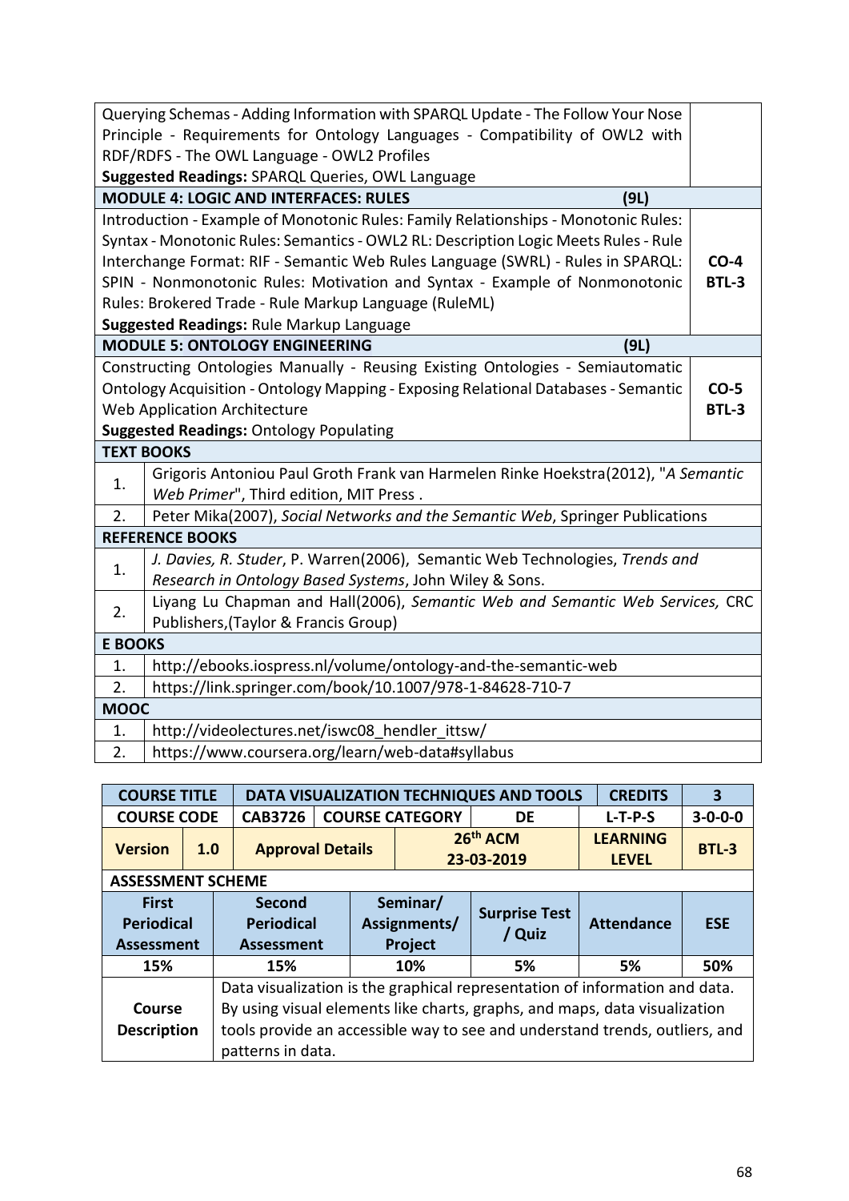| | |
|---|---|
| Querying Schemas - Adding Information with SPARQL Update - The Follow Your Nose Principle - Requirements for Ontology Languages - Compatibility of OWL2 with RDF/RDFS - The OWL Language - OWL2 Profiles<br>**Suggested Readings:** SPARQL Queries, OWL Language | |
| **MODULE 4: LOGIC AND INTERFACES: RULES (9L)** | |
| Introduction - Example of Monotonic Rules: Family Relationships - Monotonic Rules: Syntax - Monotonic Rules: Semantics - OWL2 RL: Description Logic Meets Rules - Rule Interchange Format: RIF - Semantic Web Rules Language (SWRL) - Rules in SPARQL: SPIN - Nonmonotonic Rules: Motivation and Syntax - Example of Nonmonotonic Rules: Brokered Trade - Rule Markup Language (RuleML)<br>**Suggested Readings:** Rule Markup Language | **CO-4**<br>**BTL-3** |
| **MODULE 5: ONTOLOGY ENGINEERING (9L)** | |
| Constructing Ontologies Manually - Reusing Existing Ontologies - Semiautomatic Ontology Acquisition - Ontology Mapping - Exposing Relational Databases - Semantic Web Application Architecture<br>**Suggested Readings:** Ontology Populating | **CO-5**<br>**BTL-3** |

**TEXT BOOKS**

1. Grigoris Antoniou Paul Groth Frank van Harmelen Rinke Hoekstra(2012), "*A Semantic Web Primer*", Third edition, MIT Press .
2. Peter Mika(2007), *Social Networks and the Semantic Web*, Springer Publications

**REFERENCE BOOKS**

1. *J. Davies, R. Studer*, P. Warren(2006), Semantic Web Technologies, *Trends and Research in Ontology Based Systems*, John Wiley & Sons.
2. Liyang Lu Chapman and Hall(2006), *Semantic Web and Semantic Web Services,* CRC Publishers,(Taylor & Francis Group)

**E BOOKS**

1. http://ebooks.iospress.nl/volume/ontology-and-the-semantic-web
2. https://link.springer.com/book/10.1007/978-1-84628-710-7

**MOOC**

1. http://videolectures.net/iswc08_hendler_ittsw/
2. https://www.coursera.org/learn/web-data#syllabus

| **COURSE TITLE** | | **DATA VISUALIZATION TECHNIQUES AND TOOLS** | | | **CREDITS** | **3** |
|---|---|---|---|---|---|---|
| **COURSE CODE** | | **CAB3726** | **COURSE CATEGORY** | **DE** | **L-T-P-S** | **3-0-0-0** |
| **Version** | **1.0** | **Approval Details** | | **26th ACM 23-03-2019** | **LEARNING LEVEL** | **BTL-3** |

**ASSESSMENT SCHEME**

| **First Periodical Assessment** | **Second Periodical Assessment** | **Seminar/ Assignments/ Project** | **Surprise Test / Quiz** | **Attendance** | **ESE** |
|---|---|---|---|---|---|
| 15% | 15% | 10% | 5% | 5% | 50% |

| | |
|---|---|
| **Course Description** | Data visualization is the graphical representation of information and data. By using visual elements like charts, graphs, and maps, data visualization tools provide an accessible way to see and understand trends, outliers, and patterns in data. |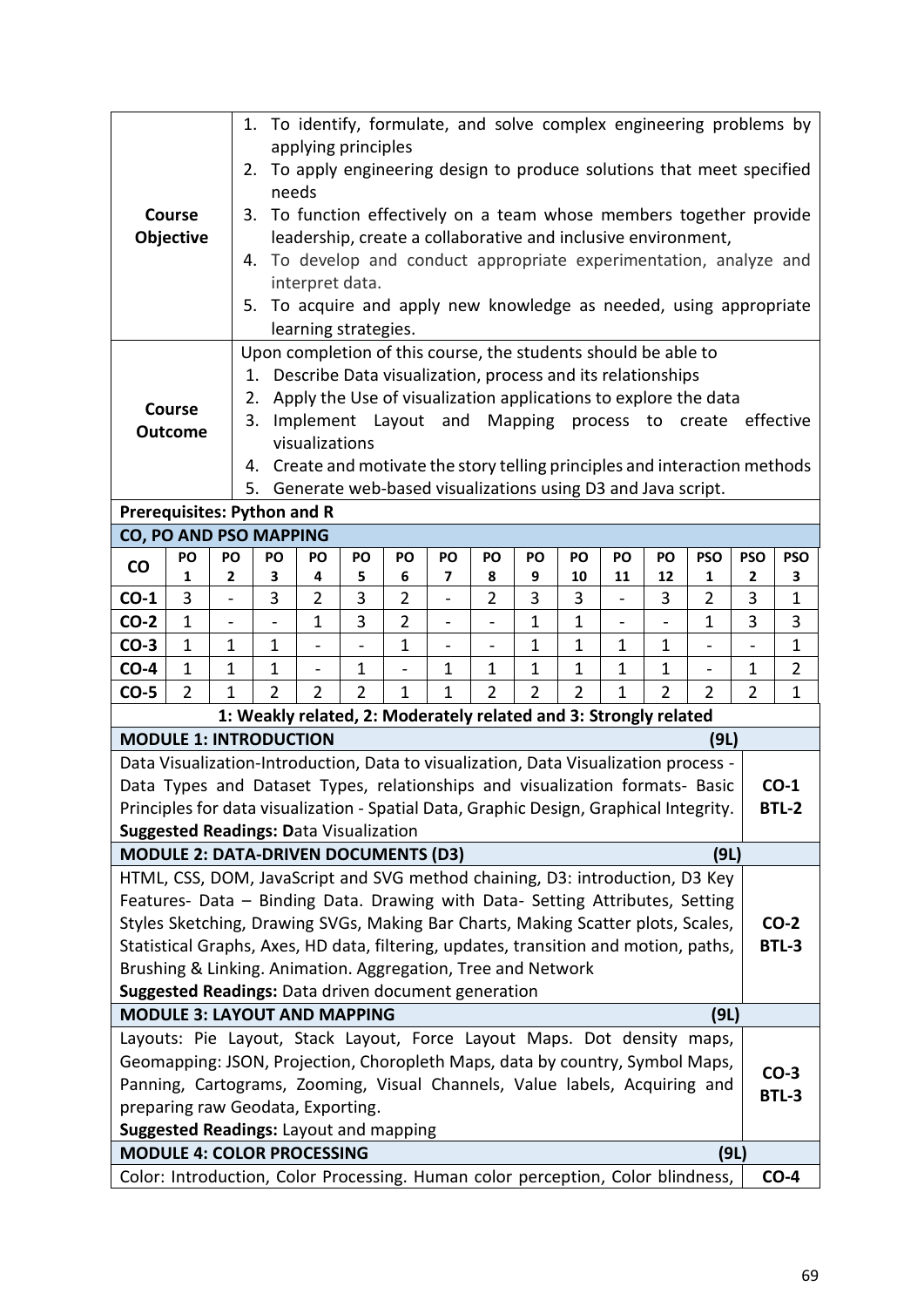| | |
|---|---|
| **Course Objective** | 1. To identify, formulate, and solve complex engineering problems by applying principles<br>2. To apply engineering design to produce solutions that meet specified needs<br>3. To function effectively on a team whose members together provide leadership, create a collaborative and inclusive environment,<br>4. To develop and conduct appropriate experimentation, analyze and interpret data.<br>5. To acquire and apply new knowledge as needed, using appropriate learning strategies. |
| **Course Outcome** | Upon completion of this course, the students should be able to<br>1. Describe Data visualization, process and its relationships<br>2. Apply the Use of visualization applications to explore the data<br>3. Implement Layout and Mapping process to create effective visualizations<br>4. Create and motivate the story telling principles and interaction methods<br>5. Generate web-based visualizations using D3 and Java script. |

**Prerequisites: Python and R**

**CO, PO AND PSO MAPPING**

| CO | PO 1 | PO 2 | PO 3 | PO 4 | PO 5 | PO 6 | PO 7 | PO 8 | PO 9 | PO 10 | PO 11 | PO 12 | PSO 1 | PSO 2 | PSO 3 |
|---|---|---|---|---|---|---|---|---|---|---|---|---|---|---|---|
| **CO-1** | 3 | - | 3 | 2 | 3 | 2 | - | 2 | 3 | 3 | - | 3 | 2 | 3 | 1 |
| **CO-2** | 1 | - | - | 1 | 3 | 2 | - | - | 1 | 1 | - | - | 1 | 3 | 3 |
| **CO-3** | 1 | 1 | 1 | - | - | 1 | - | - | 1 | 1 | 1 | 1 | - | - | 1 |
| **CO-4** | 1 | 1 | 1 | - | 1 | - | 1 | 1 | 1 | 1 | 1 | 1 | - | 1 | 2 |
| **CO-5** | 2 | 1 | 2 | 2 | 2 | 1 | 1 | 2 | 2 | 2 | 1 | 2 | 2 | 2 | 1 |

**1: Weakly related, 2: Moderately related and 3: Strongly related**

| | |
|---|---|
| **MODULE 1: INTRODUCTION (9L)** | |
| Data Visualization-Introduction, Data to visualization, Data Visualization process - Data Types and Dataset Types, relationships and visualization formats- Basic Principles for data visualization - Spatial Data, Graphic Design, Graphical Integrity.<br>**Suggested Readings: D**ata Visualization | **CO-1 BTL-2** |
| **MODULE 2: DATA-DRIVEN DOCUMENTS (D3) (9L)** | |
| HTML, CSS, DOM, JavaScript and SVG method chaining, D3: introduction, D3 Key Features- Data – Binding Data. Drawing with Data- Setting Attributes, Setting Styles Sketching, Drawing SVGs, Making Bar Charts, Making Scatter plots, Scales, Statistical Graphs, Axes, HD data, filtering, updates, transition and motion, paths, Brushing & Linking. Animation. Aggregation, Tree and Network<br>**Suggested Readings:** Data driven document generation | **CO-2 BTL-3** |
| **MODULE 3: LAYOUT AND MAPPING (9L)** | |
| Layouts: Pie Layout, Stack Layout, Force Layout Maps. Dot density maps, Geomapping: JSON, Projection, Choropleth Maps, data by country, Symbol Maps, Panning, Cartograms, Zooming, Visual Channels, Value labels, Acquiring and preparing raw Geodata, Exporting.<br>**Suggested Readings:** Layout and mapping | **CO-3 BTL-3** |
| **MODULE 4: COLOR PROCESSING (9L)** | |
| Color: Introduction, Color Processing. Human color perception, Color blindness, | **CO-4** |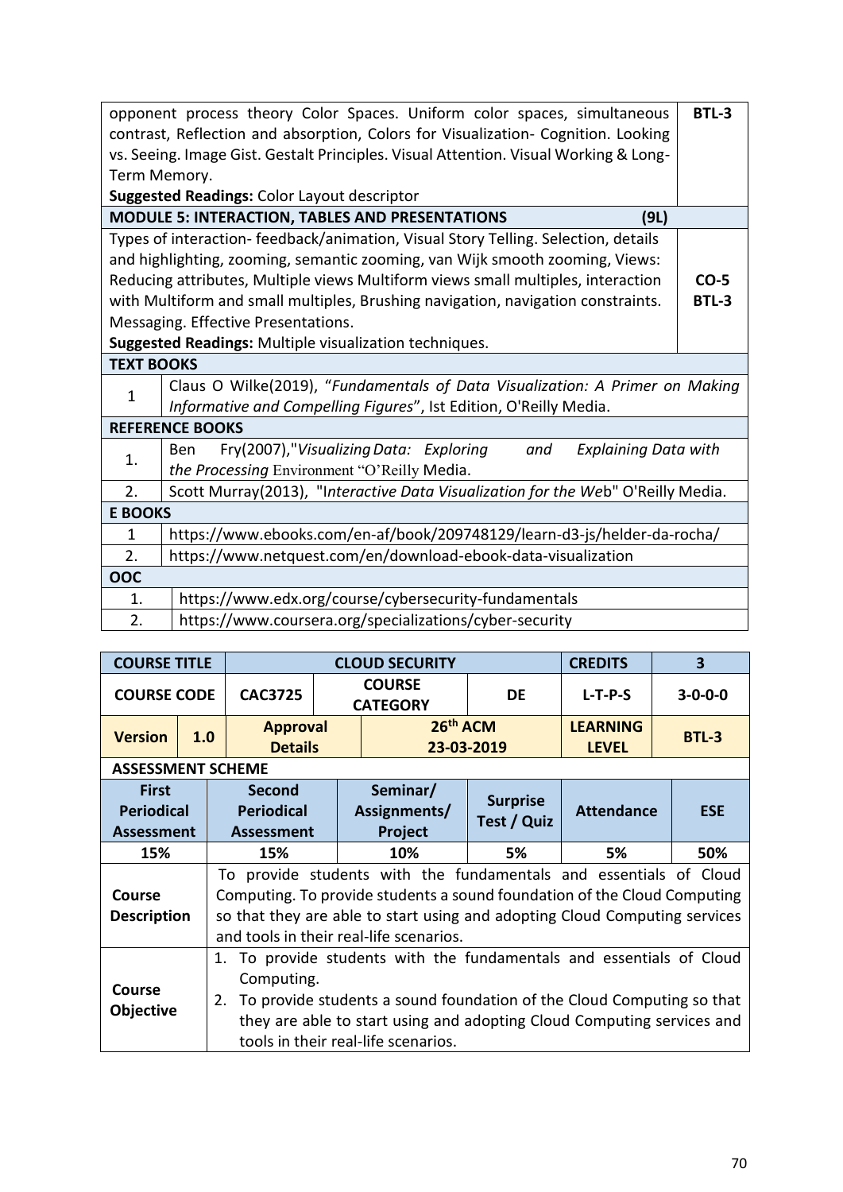| | |
|---|---|
| opponent process theory Color Spaces. Uniform color spaces, simultaneous contrast, Reflection and absorption, Colors for Visualization- Cognition. Looking vs. Seeing. Image Gist. Gestalt Principles. Visual Attention. Visual Working & Long-Term Memory.<br>**Suggested Readings:** Color Layout descriptor | **BTL-3** |
| **MODULE 5: INTERACTION, TABLES AND PRESENTATIONS (9L)** | |
| Types of interaction- feedback/animation, Visual Story Telling. Selection, details and highlighting, zooming, semantic zooming, van Wijk smooth zooming, Views: Reducing attributes, Multiple views Multiform views small multiples, interaction with Multiform and small multiples, Brushing navigation, navigation constraints. Messaging. Effective Presentations.<br>**Suggested Readings:** Multiple visualization techniques. | **CO-5**<br>**BTL-3** |

| **TEXT BOOKS** | |
|---|---|
| 1 | Claus O Wilke(2019), "*Fundamentals of Data Visualization: A Primer on Making Informative and Compelling Figures*", Ist Edition, O'Reilly Media. |
| **REFERENCE BOOKS** | |
| 1. | Ben Fry(2007),"*Visualizing Data: Exploring and Explaining Data with the Processing* Environment "O'Reilly Media. |
| 2. | Scott Murray(2013), "I*nteractive Data Visualization for the We*b" O'Reilly Media. |
| **E BOOKS** | |
| 1 | https://www.ebooks.com/en-af/book/209748129/learn-d3-js/helder-da-rocha/ |
| 2. | https://www.netquest.com/en/download-ebook-data-visualization |
| **OOC** | |
| 1. | https://www.edx.org/course/cybersecurity-fundamentals |
| 2. | https://www.coursera.org/specializations/cyber-security |

| **COURSE TITLE** | **CLOUD SECURITY** | | | **CREDITS** | **3** |
|---|---|---|---|---|---|
| **COURSE CODE** | **CAC3725** | **COURSE CATEGORY** | **DE** | **L-T-P-S** | **3-0-0-0** |
| **Version 1.0** | **Approval Details** | | **26th ACM 23-03-2019** | **LEARNING LEVEL** | **BTL-3** |

**ASSESSMENT SCHEME**

| **First Periodical Assessment** | **Second Periodical Assessment** | **Seminar/ Assignments/ Project** | **Surprise Test / Quiz** | **Attendance** | **ESE** |
|---|---|---|---|---|---|
| 15% | 15% | 10% | 5% | 5% | 50% |

| | |
|---|---|
| **Course Description** | To provide students with the fundamentals and essentials of Cloud Computing. To provide students a sound foundation of the Cloud Computing so that they are able to start using and adopting Cloud Computing services and tools in their real-life scenarios. |
| **Course Objective** | 1. To provide students with the fundamentals and essentials of Cloud Computing.<br>2. To provide students a sound foundation of the Cloud Computing so that they are able to start using and adopting Cloud Computing services and tools in their real-life scenarios. |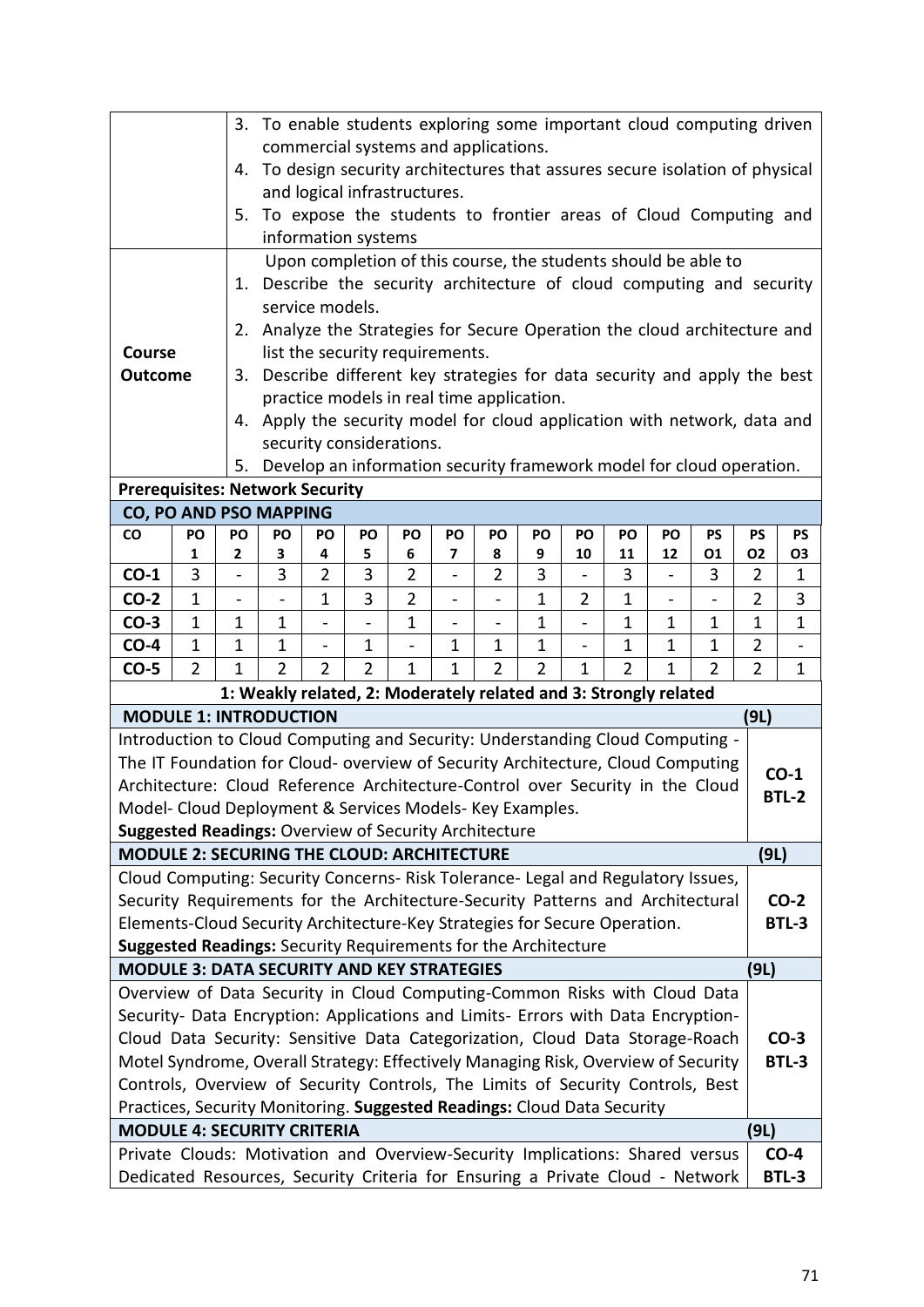| | |
|---|---|
| | 3. To enable students exploring some important cloud computing driven commercial systems and applications.<br>4. To design security architectures that assures secure isolation of physical and logical infrastructures.<br>5. To expose the students to frontier areas of Cloud Computing and information systems |
| **Course Outcome** | Upon completion of this course, the students should be able to<br>1. Describe the security architecture of cloud computing and security service models.<br>2. Analyze the Strategies for Secure Operation the cloud architecture and list the security requirements.<br>3. Describe different key strategies for data security and apply the best practice models in real time application.<br>4. Apply the security model for cloud application with network, data and security considerations.<br>5. Develop an information security framework model for cloud operation. |

**Prerequisites: Network Security**

**CO, PO AND PSO MAPPING**

| CO | PO 1 | PO 2 | PO 3 | PO 4 | PO 5 | PO 6 | PO 7 | PO 8 | PO 9 | PO 10 | PO 11 | PO 12 | PS O1 | PS O2 | PS O3 |
|---|---|---|---|---|---|---|---|---|---|---|---|---|---|---|---|
| **CO-1** | 3 | - | 3 | 2 | 3 | 2 | - | 2 | 3 | - | 3 | - | 3 | 2 | 1 |
| **CO-2** | 1 | - | - | 1 | 3 | 2 | - | - | 1 | 2 | 1 | - | - | 2 | 3 |
| **CO-3** | 1 | 1 | 1 | - | - | 1 | - | - | 1 | - | 1 | 1 | 1 | 1 | 1 |
| **CO-4** | 1 | 1 | 1 | - | 1 | - | 1 | 1 | 1 | - | 1 | 1 | 1 | 2 | - |
| **CO-5** | 2 | 1 | 2 | 2 | 2 | 1 | 1 | 2 | 2 | 1 | 2 | 1 | 2 | 2 | 1 |

**1: Weakly related, 2: Moderately related and 3: Strongly related**

| | |
|---|---|
| **MODULE 1: INTRODUCTION** | **(9L)** |
| Introduction to Cloud Computing and Security: Understanding Cloud Computing - The IT Foundation for Cloud- overview of Security Architecture, Cloud Computing Architecture: Cloud Reference Architecture-Control over Security in the Cloud Model- Cloud Deployment & Services Models- Key Examples.<br>**Suggested Readings:** Overview of Security Architecture | **CO-1**<br>**BTL-2** |
| **MODULE 2: SECURING THE CLOUD: ARCHITECTURE** | **(9L)** |
| Cloud Computing: Security Concerns- Risk Tolerance- Legal and Regulatory Issues, Security Requirements for the Architecture-Security Patterns and Architectural Elements-Cloud Security Architecture-Key Strategies for Secure Operation.<br>**Suggested Readings:** Security Requirements for the Architecture | **CO-2**<br>**BTL-3** |
| **MODULE 3: DATA SECURITY AND KEY STRATEGIES** | **(9L)** |
| Overview of Data Security in Cloud Computing-Common Risks with Cloud Data Security- Data Encryption: Applications and Limits- Errors with Data Encryption-Cloud Data Security: Sensitive Data Categorization, Cloud Data Storage-Roach Motel Syndrome, Overall Strategy: Effectively Managing Risk, Overview of Security Controls, Overview of Security Controls, The Limits of Security Controls, Best Practices, Security Monitoring. **Suggested Readings:** Cloud Data Security | **CO-3**<br>**BTL-3** |
| **MODULE 4: SECURITY CRITERIA** | **(9L)** |
| Private Clouds: Motivation and Overview-Security Implications: Shared versus Dedicated Resources, Security Criteria for Ensuring a Private Cloud - Network | **CO-4**<br>**BTL-3** |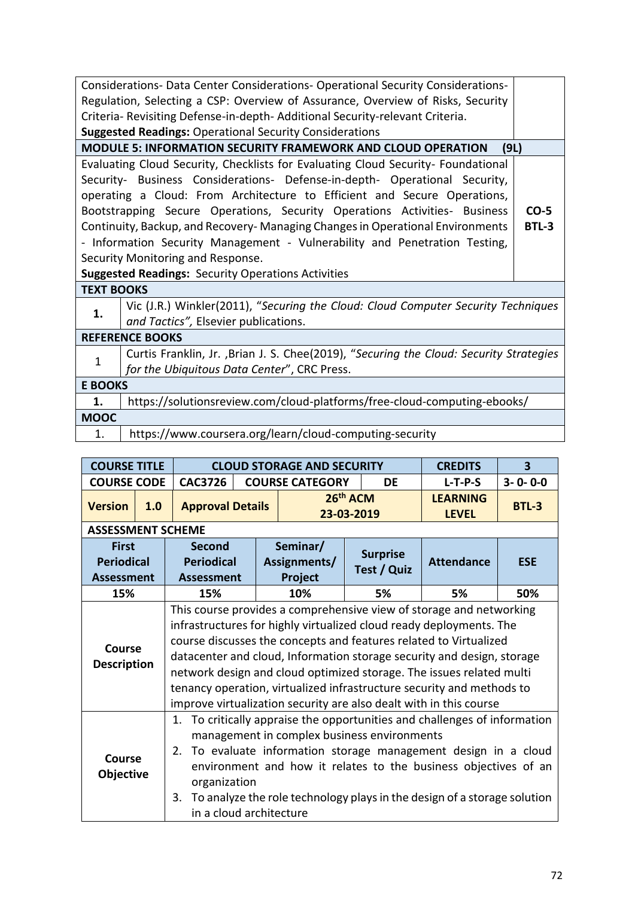| | |
|---|---|
| Considerations- Data Center Considerations- Operational Security Considerations- Regulation, Selecting a CSP: Overview of Assurance, Overview of Risks, Security Criteria- Revisiting Defense-in-depth- Additional Security-relevant Criteria.<br>**Suggested Readings:** Operational Security Considerations | |
| **MODULE 5: INFORMATION SECURITY FRAMEWORK AND CLOUD OPERATION (9L)** | |
| Evaluating Cloud Security, Checklists for Evaluating Cloud Security- Foundational Security- Business Considerations- Defense-in-depth- Operational Security, operating a Cloud: From Architecture to Efficient and Secure Operations, Bootstrapping Secure Operations, Security Operations Activities- Business Continuity, Backup, and Recovery- Managing Changes in Operational Environments - Information Security Management - Vulnerability and Penetration Testing, Security Monitoring and Response.<br>**Suggested Readings:** Security Operations Activities | **CO-5**<br>**BTL-3** |

| **TEXT BOOKS** | |
|---|---|
| **1.** | Vic (J.R.) Winkler(2011), "*Securing the Cloud: Cloud Computer Security Techniques and Tactics",* Elsevier publications. |
| **REFERENCE BOOKS** | |
| 1 | Curtis Franklin, Jr. ,Brian J. S. Chee(2019), "*Securing the Cloud: Security Strategies for the Ubiquitous Data Center*", CRC Press. |
| **E BOOKS** | |
| **1.** | https://solutionsreview.com/cloud-platforms/free-cloud-computing-ebooks/ |
| **MOOC** | |
| 1. | https://www.coursera.org/learn/cloud-computing-security |

| **COURSE TITLE** | | **CLOUD STORAGE AND SECURITY** | | | **CREDITS** | **3** |
|---|---|---|---|---|---|---|
| **COURSE CODE** | | **CAC3726** | **COURSE CATEGORY** | **DE** | **L-T-P-S** | **3- 0- 0-0** |
| **Version** | **1.0** | **Approval Details** | **26th ACM 23-03-2019** | | **LEARNING LEVEL** | **BTL-3** |

**ASSESSMENT SCHEME**

| **First Periodical Assessment** | **Second Periodical Assessment** | **Seminar/ Assignments/ Project** | **Surprise Test / Quiz** | **Attendance** | **ESE** |
|---|---|---|---|---|---|
| **15%** | **15%** | **10%** | **5%** | **5%** | **50%** |

| | |
|---|---|
| **Course Description** | This course provides a comprehensive view of storage and networking infrastructures for highly virtualized cloud ready deployments. The course discusses the concepts and features related to Virtualized datacenter and cloud, Information storage security and design, storage network design and cloud optimized storage. The issues related multi tenancy operation, virtualized infrastructure security and methods to improve virtualization security are also dealt with in this course |
| **Course Objective** | 1. To critically appraise the opportunities and challenges of information management in complex business environments<br>2. To evaluate information storage management design in a cloud environment and how it relates to the business objectives of an organization<br>3. To analyze the role technology plays in the design of a storage solution in a cloud architecture |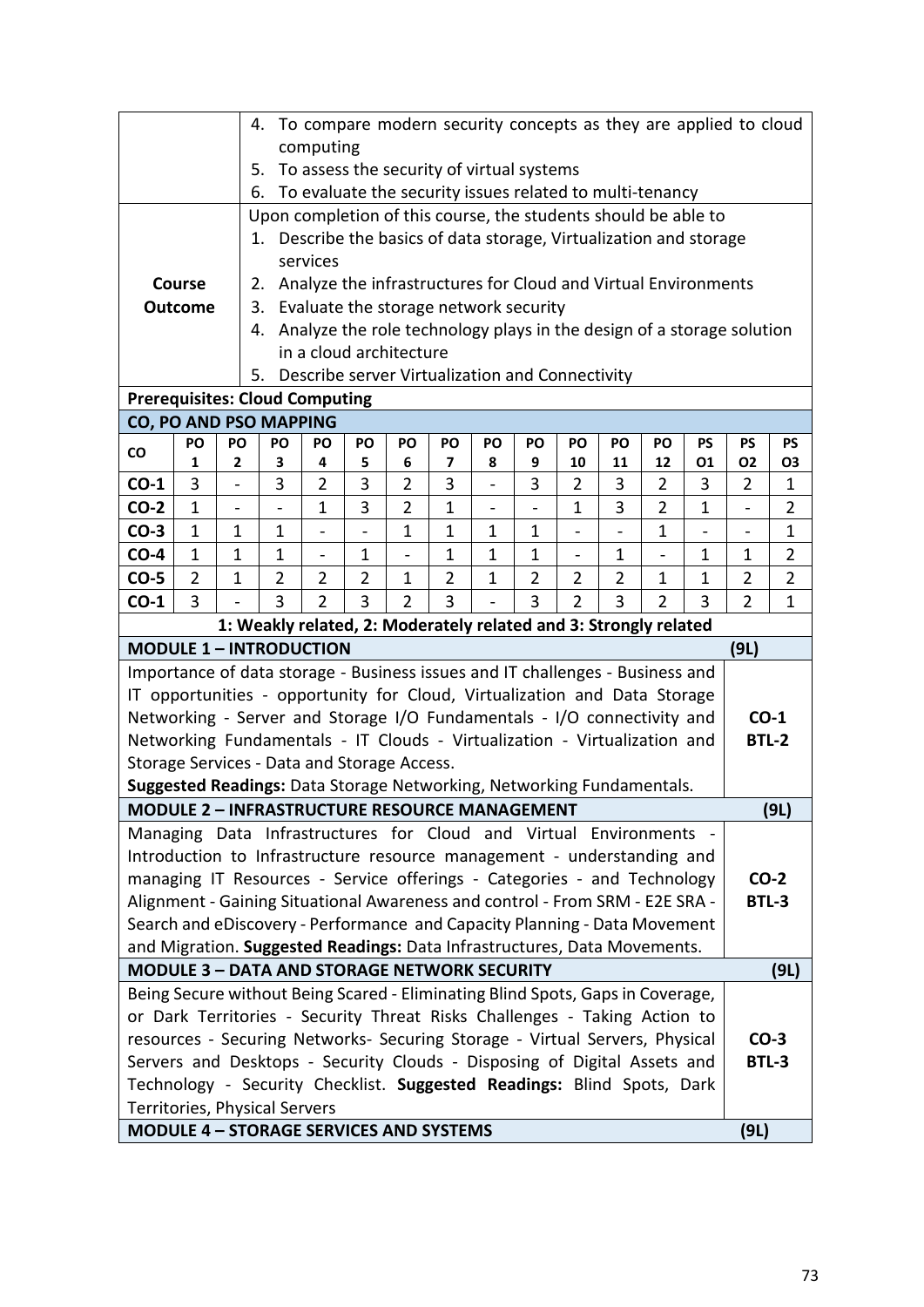|  |  |
|---|---|
|  | 4. To compare modern security concepts as they are applied to cloud computing<br>5. To assess the security of virtual systems<br>6. To evaluate the security issues related to multi-tenancy |
| **Course Outcome** | Upon completion of this course, the students should be able to<br>1. Describe the basics of data storage, Virtualization and storage services<br>2. Analyze the infrastructures for Cloud and Virtual Environments<br>3. Evaluate the storage network security<br>4. Analyze the role technology plays in the design of a storage solution in a cloud architecture<br>5. Describe server Virtualization and Connectivity |

**Prerequisites: Cloud Computing**

**CO, PO AND PSO MAPPING**

| CO | PO 1 | PO 2 | PO 3 | PO 4 | PO 5 | PO 6 | PO 7 | PO 8 | PO 9 | PO 10 | PO 11 | PO 12 | PS O1 | PS O2 | PS O3 |
|---|---|---|---|---|---|---|---|---|---|---|---|---|---|---|---|
| **CO-1** | 3 | - | 3 | 2 | 3 | 2 | 3 | - | 3 | 2 | 3 | 2 | 3 | 2 | 1 |
| **CO-2** | 1 | - | - | 1 | 3 | 2 | 1 | - | - | 1 | 3 | 2 | 1 | - | 2 |
| **CO-3** | 1 | 1 | 1 | - | - | 1 | 1 | 1 | 1 | - | - | 1 | - | - | 1 |
| **CO-4** | 1 | 1 | 1 | - | 1 | - | 1 | 1 | 1 | - | 1 | - | 1 | 1 | 2 |
| **CO-5** | 2 | 1 | 2 | 2 | 2 | 1 | 2 | 1 | 2 | 2 | 2 | 1 | 1 | 2 | 2 |
| **CO-1** | 3 | - | 3 | 2 | 3 | 2 | 3 | - | 3 | 2 | 3 | 2 | 3 | 2 | 1 |

**1: Weakly related, 2: Moderately related and 3: Strongly related**

| **MODULE 1 – INTRODUCTION** | **(9L)** |
|---|---|
| Importance of data storage - Business issues and IT challenges - Business and IT opportunities - opportunity for Cloud, Virtualization and Data Storage Networking - Server and Storage I/O Fundamentals - I/O connectivity and Networking Fundamentals - IT Clouds - Virtualization - Virtualization and Storage Services - Data and Storage Access.<br>**Suggested Readings:** Data Storage Networking, Networking Fundamentals. | **CO-1**<br>**BTL-2** |

| **MODULE 2 – INFRASTRUCTURE RESOURCE MANAGEMENT** | **(9L)** |
|---|---|
| Managing Data Infrastructures for Cloud and Virtual Environments - Introduction to Infrastructure resource management - understanding and managing IT Resources - Service offerings - Categories - and Technology Alignment - Gaining Situational Awareness and control - From SRM - E2E SRA - Search and eDiscovery - Performance and Capacity Planning - Data Movement and Migration. **Suggested Readings:** Data Infrastructures, Data Movements. | **CO-2**<br>**BTL-3** |

| **MODULE 3 – DATA AND STORAGE NETWORK SECURITY** | **(9L)** |
|---|---|
| Being Secure without Being Scared - Eliminating Blind Spots, Gaps in Coverage, or Dark Territories - Security Threat Risks Challenges - Taking Action to resources - Securing Networks- Securing Storage - Virtual Servers, Physical Servers and Desktops - Security Clouds - Disposing of Digital Assets and Technology - Security Checklist. **Suggested Readings:** Blind Spots, Dark Territories, Physical Servers | **CO-3**<br>**BTL-3** |

| **MODULE 4 – STORAGE SERVICES AND SYSTEMS** | **(9L)** |
|---|---|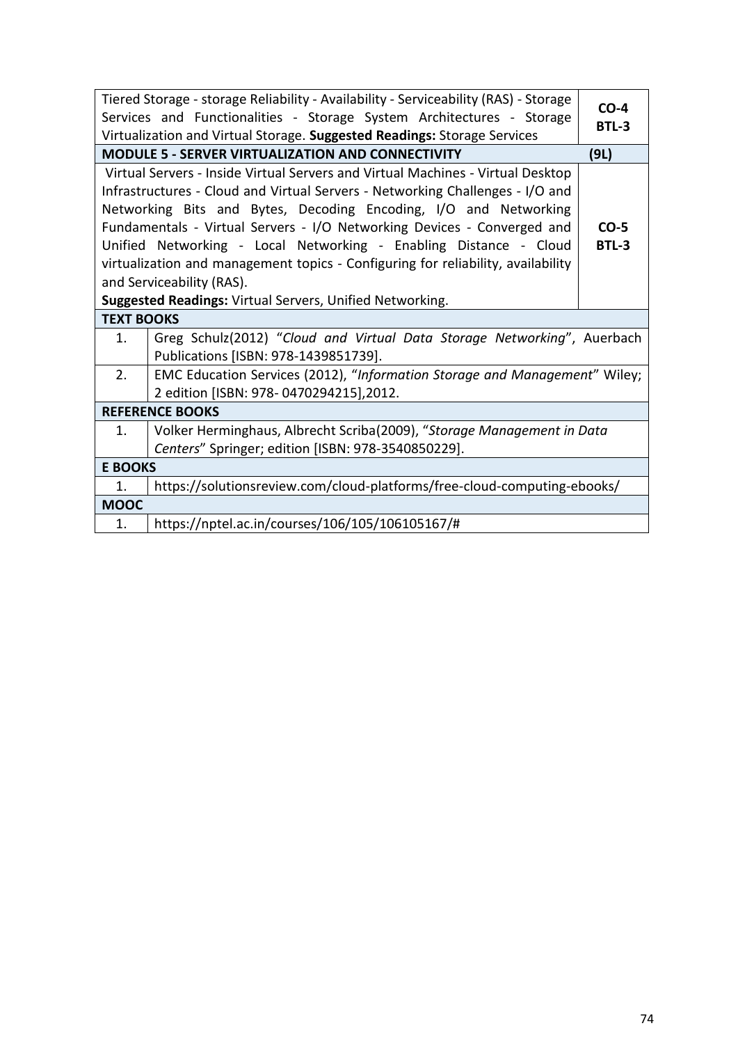| Content | CO/BTL |
|---|---|
| Tiered Storage - storage Reliability - Availability - Serviceability (RAS) - Storage Services and Functionalities - Storage System Architectures - Storage Virtualization and Virtual Storage. **Suggested Readings:** Storage Services | **CO-4** **BTL-3** |
| **MODULE 5 - SERVER VIRTUALIZATION AND CONNECTIVITY** | **(9L)** |
| Virtual Servers - Inside Virtual Servers and Virtual Machines - Virtual Desktop Infrastructures - Cloud and Virtual Servers - Networking Challenges - I/O and Networking Bits and Bytes, Decoding Encoding, I/O and Networking Fundamentals - Virtual Servers - I/O Networking Devices - Converged and Unified Networking - Local Networking - Enabling Distance - Cloud virtualization and management topics - Configuring for reliability, availability and Serviceability (RAS). **Suggested Readings:** Virtual Servers, Unified Networking. | **CO-5** **BTL-3** |

**TEXT BOOKS**

| No. | Book |
|---|---|
| 1. | Greg Schulz(2012) "*Cloud and Virtual Data Storage Networking*", Auerbach Publications [ISBN: 978-1439851739]. |
| 2. | EMC Education Services (2012), "*Information Storage and Management*" Wiley; 2 edition [ISBN: 978- 0470294215],2012. |

**REFERENCE BOOKS**

| No. | Book |
|---|---|
| 1. | Volker Herminghaus, Albrecht Scriba(2009), "*Storage Management in Data Centers*" Springer; edition [ISBN: 978-3540850229]. |

**E BOOKS**

| No. | Link |
|---|---|
| 1. | https://solutionsreview.com/cloud-platforms/free-cloud-computing-ebooks/ |

**MOOC**

| No. | Link |
|---|---|
| 1. | https://nptel.ac.in/courses/106/105/106105167/# |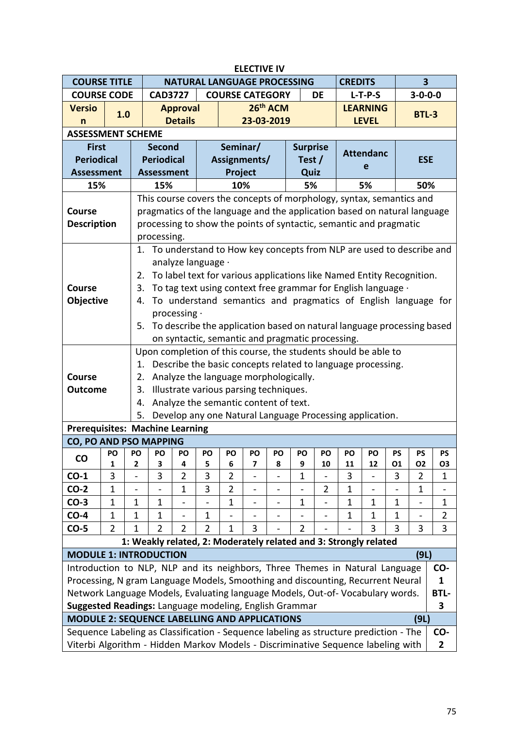## ELECTIVE IV

| COURSE TITLE | NATURAL LANGUAGE PROCESSING | | | CREDITS | 3 |
|---|---|---|---|---|---|
| COURSE CODE | CAD3727 | COURSE CATEGORY | DE | L-T-P-S | 3-0-0-0 |
| Version | 1.0 | Approval Details | 26th ACM 23-03-2019 | LEARNING LEVEL | BTL-3 |

**ASSESSMENT SCHEME**

| First Periodical Assessment | Second Periodical Assessment | Seminar/ Assignments/ Project | Surprise Test / Quiz | Attendance | ESE |
|---|---|---|---|---|---|
| 15% | 15% | 10% | 5% | 5% | 50% |

| | |
|---|---|
| **Course Description** | This course covers the concepts of morphology, syntax, semantics and pragmatics of the language and the application based on natural language processing to show the points of syntactic, semantic and pragmatic processing. |
| **Course Objective** | 1. To understand to How key concepts from NLP are used to describe and analyze language · <br> 2. To label text for various applications like Named Entity Recognition. <br> 3. To tag text using context free grammar for English language · <br> 4. To understand semantics and pragmatics of English language for processing · <br> 5. To describe the application based on natural language processing based on syntactic, semantic and pragmatic processing. |
| **Course Outcome** | Upon completion of this course, the students should be able to <br> 1. Describe the basic concepts related to language processing. <br> 2. Analyze the language morphologically. <br> 3. Illustrate various parsing techniques. <br> 4. Analyze the semantic content of text. <br> 5. Develop any one Natural Language Processing application. |

**Prerequisites: Machine Learning**

**CO, PO AND PSO MAPPING**

| CO | PO 1 | PO 2 | PO 3 | PO 4 | PO 5 | PO 6 | PO 7 | PO 8 | PO 9 | PO 10 | PO 11 | PO 12 | PSO1 | PSO2 | PSO3 |
|---|---|---|---|---|---|---|---|---|---|---|---|---|---|---|---|
| CO-1 | 3 | - | 3 | 2 | 3 | 2 | - | - | 1 | - | 3 | - | 3 | 2 | 1 |
| CO-2 | 1 | - | - | 1 | 3 | 2 | - | - | - | 2 | 1 | - | - | 1 | - |
| CO-3 | 1 | 1 | 1 | - | - | 1 | - | - | 1 | - | 1 | 1 | 1 | - | 1 |
| CO-4 | 1 | 1 | 1 | - | 1 | - | - | - | - | - | 1 | 1 | 1 | - | 2 |
| CO-5 | 2 | 1 | 2 | 2 | 2 | 1 | 3 | - | 2 | - | - | 3 | 3 | 3 | 3 |

**1: Weakly related, 2: Moderately related and 3: Strongly related**

| MODULE 1: INTRODUCTION (9L) | |
|---|---|
| Introduction to NLP, NLP and its neighbors, Three Themes in Natural Language Processing, N gram Language Models, Smoothing and discounting, Recurrent Neural Network Language Models, Evaluating language Models, Out-of- Vocabulary words. <br> **Suggested Readings:** Language modeling, English Grammar | **CO-1 BTL-3** |

| MODULE 2: SEQUENCE LABELLING AND APPLICATIONS (9L) | |
|---|---|
| Sequence Labeling as Classification - Sequence labeling as structure prediction - The Viterbi Algorithm - Hidden Markov Models - Discriminative Sequence labeling with | **CO-2** |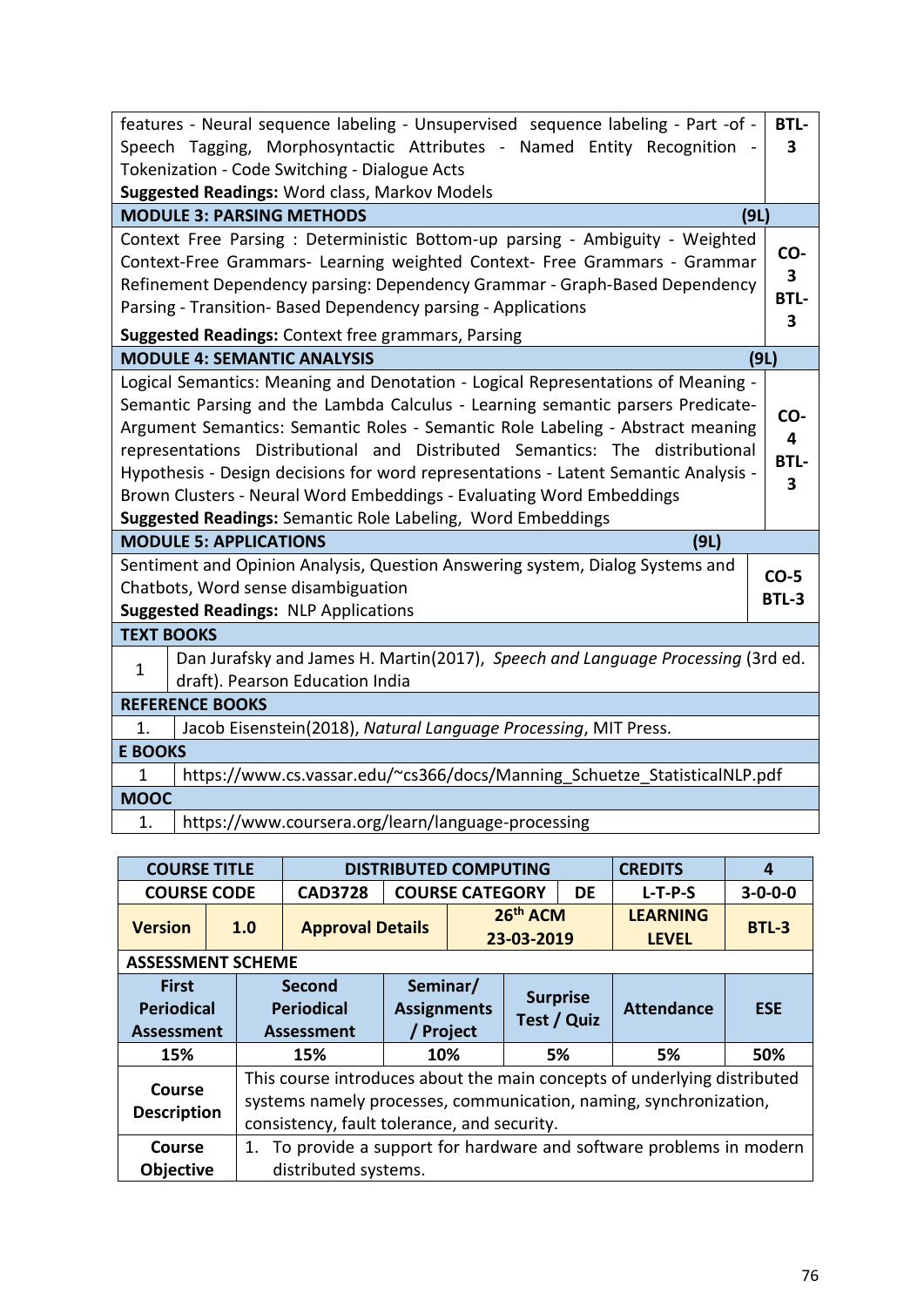| | |
|---|---|
| features - Neural sequence labeling - Unsupervised sequence labeling - Part -of - Speech Tagging, Morphosyntactic Attributes - Named Entity Recognition - Tokenization - Code Switching - Dialogue Acts<br>**Suggested Readings:** Word class, Markov Models | **BTL-3** |
| **MODULE 3: PARSING METHODS** | **(9L)** |
| Context Free Parsing : Deterministic Bottom-up parsing - Ambiguity - Weighted Context-Free Grammars- Learning weighted Context- Free Grammars - Grammar Refinement Dependency parsing: Dependency Grammar - Graph-Based Dependency Parsing - Transition- Based Dependency parsing - Applications<br>**Suggested Readings:** Context free grammars, Parsing | **CO-3 BTL-3** |
| **MODULE 4: SEMANTIC ANALYSIS** | **(9L)** |
| Logical Semantics: Meaning and Denotation - Logical Representations of Meaning - Semantic Parsing and the Lambda Calculus - Learning semantic parsers Predicate-Argument Semantics: Semantic Roles - Semantic Role Labeling - Abstract meaning representations Distributional and Distributed Semantics: The distributional Hypothesis - Design decisions for word representations - Latent Semantic Analysis - Brown Clusters - Neural Word Embeddings - Evaluating Word Embeddings<br>**Suggested Readings:** Semantic Role Labeling, Word Embeddings | **CO-4 BTL-3** |
| **MODULE 5: APPLICATIONS** | **(9L)** |
| Sentiment and Opinion Analysis, Question Answering system, Dialog Systems and Chatbots, Word sense disambiguation<br>**Suggested Readings:** NLP Applications | **CO-5 BTL-3** |

| **TEXT BOOKS** | |
|---|---|
| 1 | Dan Jurafsky and James H. Martin(2017), *Speech and Language Processing* (3rd ed. draft). Pearson Education India |
| **REFERENCE BOOKS** | |
| 1. | Jacob Eisenstein(2018), *Natural Language Processing*, MIT Press. |
| **E BOOKS** | |
| 1 | https://www.cs.vassar.edu/~cs366/docs/Manning_Schuetze_StatisticalNLP.pdf |
| **MOOC** | |
| 1. | https://www.coursera.org/learn/language-processing |

| **COURSE TITLE** | **DISTRIBUTED COMPUTING** | | | **CREDITS** | **4** |
|---|---|---|---|---|---|
| **COURSE CODE** | **CAD3728** | **COURSE CATEGORY** | **DE** | **L-T-P-S** | **3-0-0-0** |
| **Version** 1.0 | **Approval Details** | | **26th ACM 23-03-2019** | **LEARNING LEVEL** | **BTL-3** |

**ASSESSMENT SCHEME**

| **First Periodical Assessment** | **Second Periodical Assessment** | **Seminar/ Assignments / Project** | **Surprise Test / Quiz** | **Attendance** | **ESE** |
|---|---|---|---|---|---|
| 15% | 15% | 10% | 5% | 5% | 50% |

| | |
|---|---|
| **Course Description** | This course introduces about the main concepts of underlying distributed systems namely processes, communication, naming, synchronization, consistency, fault tolerance, and security. |
| **Course Objective** | 1. To provide a support for hardware and software problems in modern distributed systems. |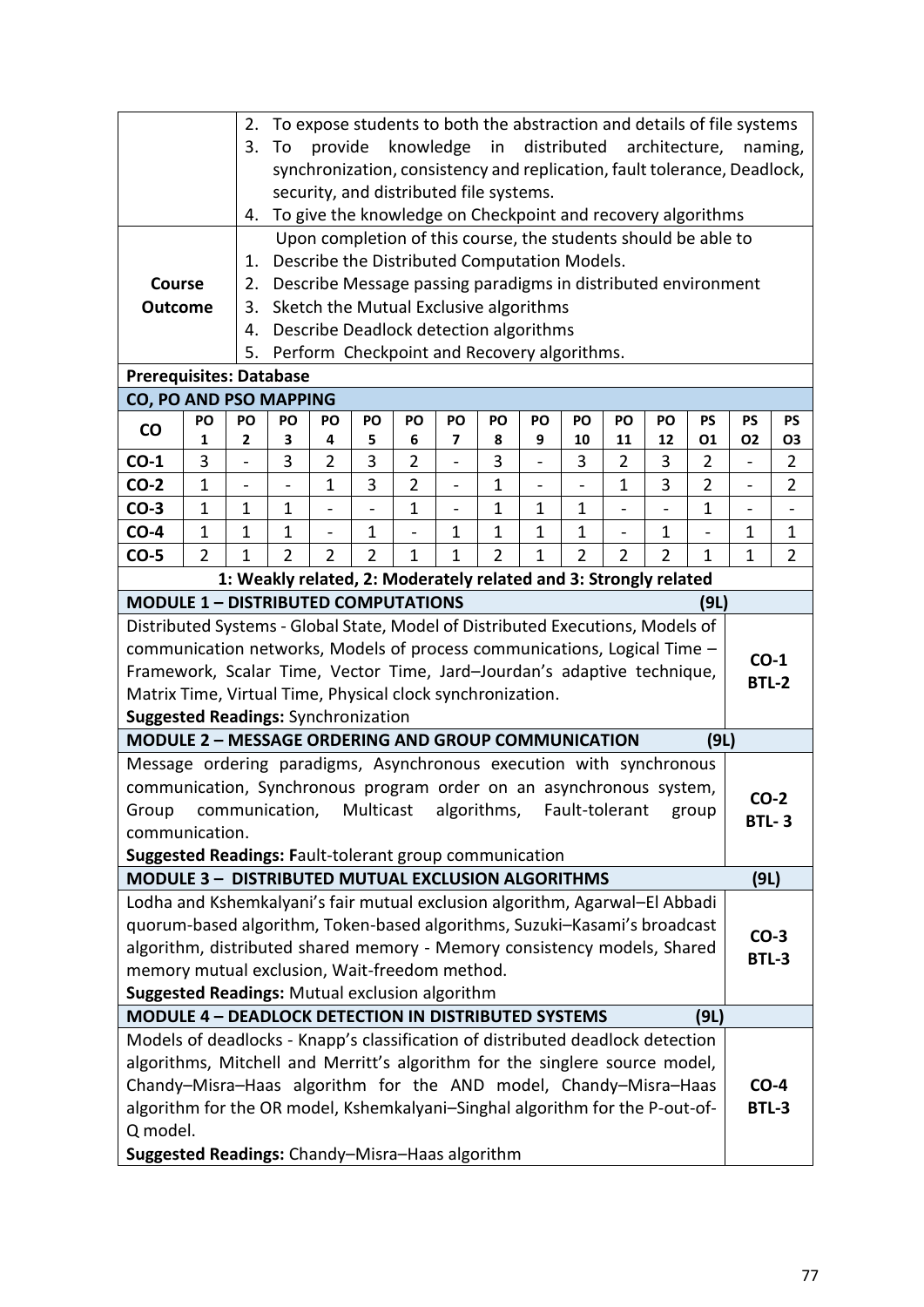| | |
|---|---|
| | 2. To expose students to both the abstraction and details of file systems<br>3. To provide knowledge in distributed architecture, naming, synchronization, consistency and replication, fault tolerance, Deadlock, security, and distributed file systems.<br>4. To give the knowledge on Checkpoint and recovery algorithms |
| **Course Outcome** | Upon completion of this course, the students should be able to<br>1. Describe the Distributed Computation Models.<br>2. Describe Message passing paradigms in distributed environment<br>3. Sketch the Mutual Exclusive algorithms<br>4. Describe Deadlock detection algorithms<br>5. Perform Checkpoint and Recovery algorithms. |

**Prerequisites: Database**

**CO, PO AND PSO MAPPING**

| CO | PO 1 | PO 2 | PO 3 | PO 4 | PO 5 | PO 6 | PO 7 | PO 8 | PO 9 | PO 10 | PO 11 | PO 12 | PS O1 | PS O2 | PS O3 |
|---|---|---|---|---|---|---|---|---|---|---|---|---|---|---|---|
| **CO-1** | 3 | - | 3 | 2 | 3 | 2 | - | 3 | - | 3 | 2 | 3 | 2 | - | 2 |
| **CO-2** | 1 | - | - | 1 | 3 | 2 | - | 1 | - | - | 1 | 3 | 2 | - | 2 |
| **CO-3** | 1 | 1 | 1 | - | - | 1 | - | 1 | 1 | 1 | - | - | 1 | - | - |
| **CO-4** | 1 | 1 | 1 | - | 1 | - | 1 | 1 | 1 | 1 | - | 1 | - | 1 | 1 |
| **CO-5** | 2 | 1 | 2 | 2 | 2 | 1 | 1 | 2 | 1 | 2 | 2 | 2 | 1 | 1 | 2 |

**1: Weakly related, 2: Moderately related and 3: Strongly related**

| | |
|---|---|
| **MODULE 1 – DISTRIBUTED COMPUTATIONS** | **(9L)** |
| Distributed Systems - Global State, Model of Distributed Executions, Models of communication networks, Models of process communications, Logical Time – Framework, Scalar Time, Vector Time, Jard–Jourdan's adaptive technique, Matrix Time, Virtual Time, Physical clock synchronization.<br>**Suggested Readings:** Synchronization | **CO-1**<br>**BTL-2** |
| **MODULE 2 – MESSAGE ORDERING AND GROUP COMMUNICATION** | **(9L)** |
| Message ordering paradigms, Asynchronous execution with synchronous communication, Synchronous program order on an asynchronous system, Group communication, Multicast algorithms, Fault-tolerant group communication.<br>**Suggested Readings: F**ault-tolerant group communication | **CO-2**<br>**BTL- 3** |
| **MODULE 3 – DISTRIBUTED MUTUAL EXCLUSION ALGORITHMS** | **(9L)** |
| Lodha and Kshemkalyani's fair mutual exclusion algorithm, Agarwal–El Abbadi quorum-based algorithm, Token-based algorithms, Suzuki–Kasami's broadcast algorithm, distributed shared memory - Memory consistency models, Shared memory mutual exclusion, Wait-freedom method.<br>**Suggested Readings:** Mutual exclusion algorithm | **CO-3**<br>**BTL-3** |
| **MODULE 4 – DEADLOCK DETECTION IN DISTRIBUTED SYSTEMS** | **(9L)** |
| Models of deadlocks - Knapp's classification of distributed deadlock detection algorithms, Mitchell and Merritt's algorithm for the singlere source model, Chandy–Misra–Haas algorithm for the AND model, Chandy–Misra–Haas algorithm for the OR model, Kshemkalyani–Singhal algorithm for the P-out-of-Q model.<br>**Suggested Readings:** Chandy–Misra–Haas algorithm | **CO-4**<br>**BTL-3** |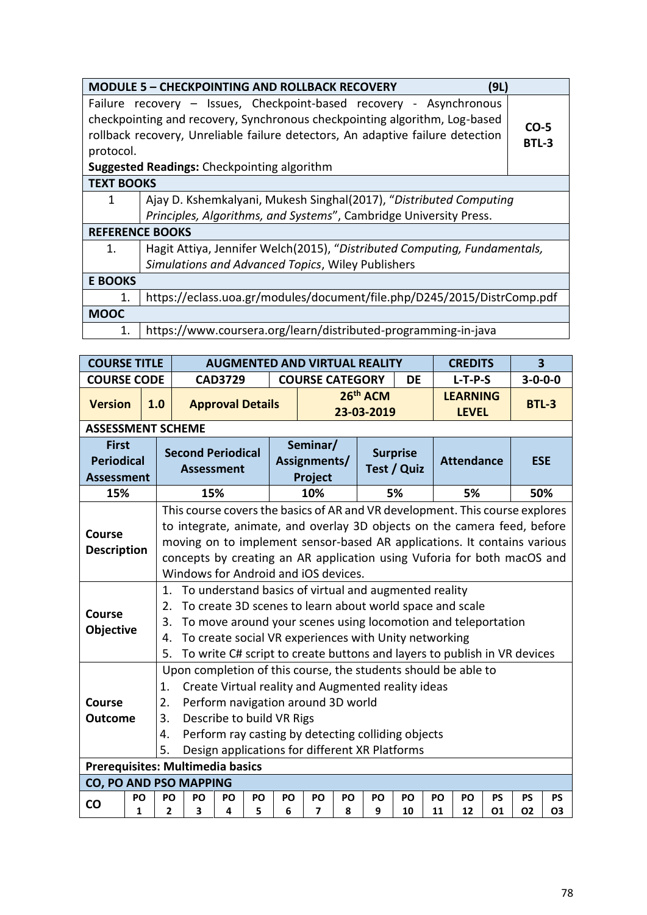| MODULE 5 – CHECKPOINTING AND ROLLBACK RECOVERY (9L) | |
|---|---|
| Failure recovery – Issues, Checkpoint-based recovery - Asynchronous checkpointing and recovery, Synchronous checkpointing algorithm, Log-based rollback recovery, Unreliable failure detectors, An adaptive failure detection protocol.<br>**Suggested Readings:** Checkpointing algorithm | **CO-5**<br>**BTL-3** |

| TEXT BOOKS | |
|---|---|
| 1 | Ajay D. Kshemkalyani, Mukesh Singhal(2017), "*Distributed Computing Principles, Algorithms, and Systems*", Cambridge University Press. |
| **REFERENCE BOOKS** | |
| 1. | Hagit Attiya, Jennifer Welch(2015), "*Distributed Computing, Fundamentals, Simulations and Advanced Topics*, Wiley Publishers |
| **E BOOKS** | |
| 1. | https://eclass.uoa.gr/modules/document/file.php/D245/2015/DistrComp.pdf |
| **MOOC** | |
| 1. | https://www.coursera.org/learn/distributed-programming-in-java |

| COURSE TITLE | AUGMENTED AND VIRTUAL REALITY | | | CREDITS | 3 |
|---|---|---|---|---|---|
| **COURSE CODE** | **CAD3729** | **COURSE CATEGORY** | **DE** | **L-T-P-S** | **3-0-0-0** |
| **Version 1.0** | **Approval Details** | **26th ACM 23-03-2019** | | **LEARNING LEVEL** | **BTL-3** |

**ASSESSMENT SCHEME**

| First Periodical Assessment | Second Periodical Assessment | Seminar/ Assignments/ Project | Surprise Test / Quiz | Attendance | ESE |
|---|---|---|---|---|---|
| 15% | 15% | 10% | 5% | 5% | 50% |

| | |
|---|---|
| **Course Description** | This course covers the basics of AR and VR development. This course explores to integrate, animate, and overlay 3D objects on the camera feed, before moving on to implement sensor-based AR applications. It contains various concepts by creating an AR application using Vuforia for both macOS and Windows for Android and iOS devices. |
| **Course Objective** | 1. To understand basics of virtual and augmented reality<br>2. To create 3D scenes to learn about world space and scale<br>3. To move around your scenes using locomotion and teleportation<br>4. To create social VR experiences with Unity networking<br>5. To write C# script to create buttons and layers to publish in VR devices |
| **Course Outcome** | Upon completion of this course, the students should be able to<br>1. Create Virtual reality and Augmented reality ideas<br>2. Perform navigation around 3D world<br>3. Describe to build VR Rigs<br>4. Perform ray casting by detecting colliding objects<br>5. Design applications for different XR Platforms |

**Prerequisites: Multimedia basics**

**CO, PO AND PSO MAPPING**

| CO | PO 1 | PO 2 | PO 3 | PO 4 | PO 5 | PO 6 | PO 7 | PO 8 | PO 9 | PO 10 | PO 11 | PO 12 | PSO1 | PSO2 | PSO3 |
|---|---|---|---|---|---|---|---|---|---|---|---|---|---|---|---|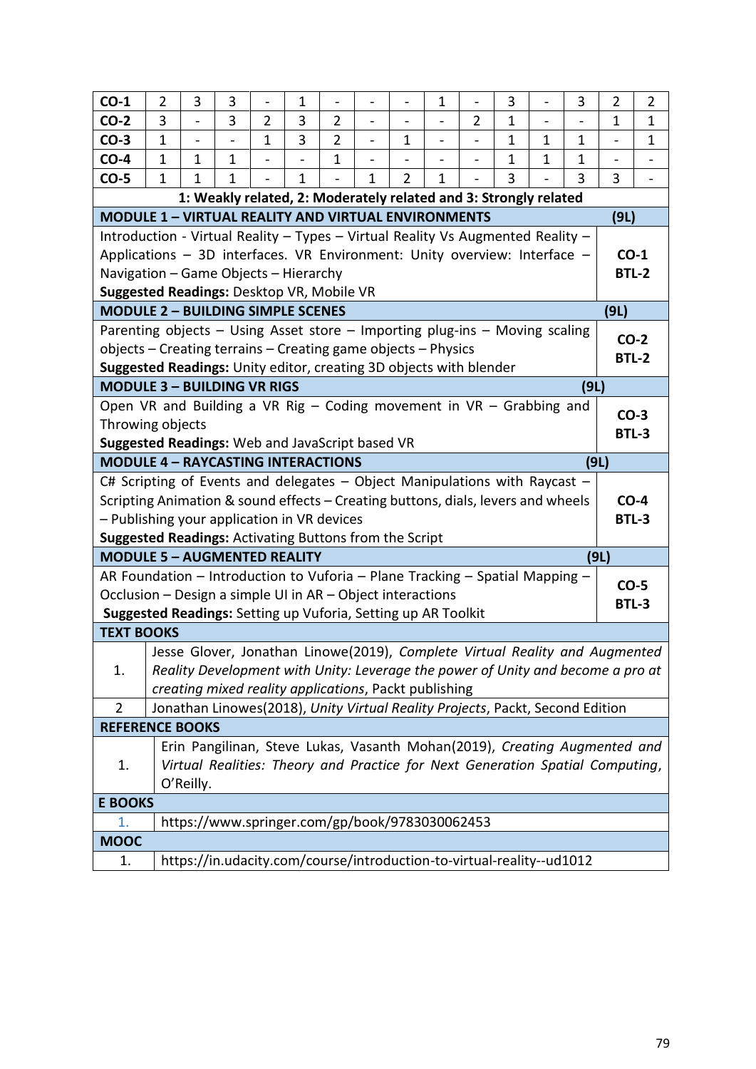| | | | | | | | | | | | | | | | |
|---|---|---|---|---|---|---|---|---|---|---|---|---|---|---|---|
| **CO-1** | 2 | 3 | 3 | - | 1 | - | - | - | 1 | - | 3 | - | 3 | 2 | 2 |
| **CO-2** | 3 | - | 3 | 2 | 3 | 2 | - | - | - | 2 | 1 | - | - | 1 | 1 |
| **CO-3** | 1 | - | - | 1 | 3 | 2 | - | 1 | - | - | 1 | 1 | 1 | - | 1 |
| **CO-4** | 1 | 1 | 1 | - | - | 1 | - | - | - | - | 1 | 1 | 1 | - | - |
| **CO-5** | 1 | 1 | 1 | - | 1 | - | 1 | 2 | 1 | - | 3 | - | 3 | 3 | - |

**1: Weakly related, 2: Moderately related and 3: Strongly related**

| **MODULE 1 – VIRTUAL REALITY AND VIRTUAL ENVIRONMENTS** | **(9L)** |
|---|---|
| Introduction - Virtual Reality – Types – Virtual Reality Vs Augmented Reality – Applications – 3D interfaces. VR Environment: Unity overview: Interface – Navigation – Game Objects – Hierarchy<br>**Suggested Readings:** Desktop VR, Mobile VR | **CO-1**<br>**BTL-2** |
| **MODULE 2 – BUILDING SIMPLE SCENES** | **(9L)** |
| Parenting objects – Using Asset store – Importing plug-ins – Moving scaling objects – Creating terrains – Creating game objects – Physics<br>**Suggested Readings:** Unity editor, creating 3D objects with blender | **CO-2**<br>**BTL-2** |
| **MODULE 3 – BUILDING VR RIGS** | **(9L)** |
| Open VR and Building a VR Rig – Coding movement in VR – Grabbing and Throwing objects<br>**Suggested Readings:** Web and JavaScript based VR | **CO-3**<br>**BTL-3** |
| **MODULE 4 – RAYCASTING INTERACTIONS** | **(9L)** |
| C# Scripting of Events and delegates – Object Manipulations with Raycast – Scripting Animation & sound effects – Creating buttons, dials, levers and wheels – Publishing your application in VR devices<br>**Suggested Readings:** Activating Buttons from the Script | **CO-4**<br>**BTL-3** |
| **MODULE 5 – AUGMENTED REALITY** | **(9L)** |
| AR Foundation – Introduction to Vuforia – Plane Tracking – Spatial Mapping – Occlusion – Design a simple UI in AR – Object interactions<br>**Suggested Readings:** Setting up Vuforia, Setting up AR Toolkit | **CO-5**<br>**BTL-3** |

| **TEXT BOOKS** | |
|---|---|
| 1. | Jesse Glover, Jonathan Linowe(2019), *Complete Virtual Reality and Augmented Reality Development with Unity: Leverage the power of Unity and become a pro at creating mixed reality applications*, Packt publishing |
| 2 | Jonathan Linowes(2018), *Unity Virtual Reality Projects*, Packt, Second Edition |
| **REFERENCE BOOKS** | |
| 1. | Erin Pangilinan, Steve Lukas, Vasanth Mohan(2019), *Creating Augmented and Virtual Realities: Theory and Practice for Next Generation Spatial Computing*, O'Reilly. |
| **E BOOKS** | |
| 1. | https://www.springer.com/gp/book/9783030062453 |
| **MOOC** | |
| 1. | https://in.udacity.com/course/introduction-to-virtual-reality--ud1012 |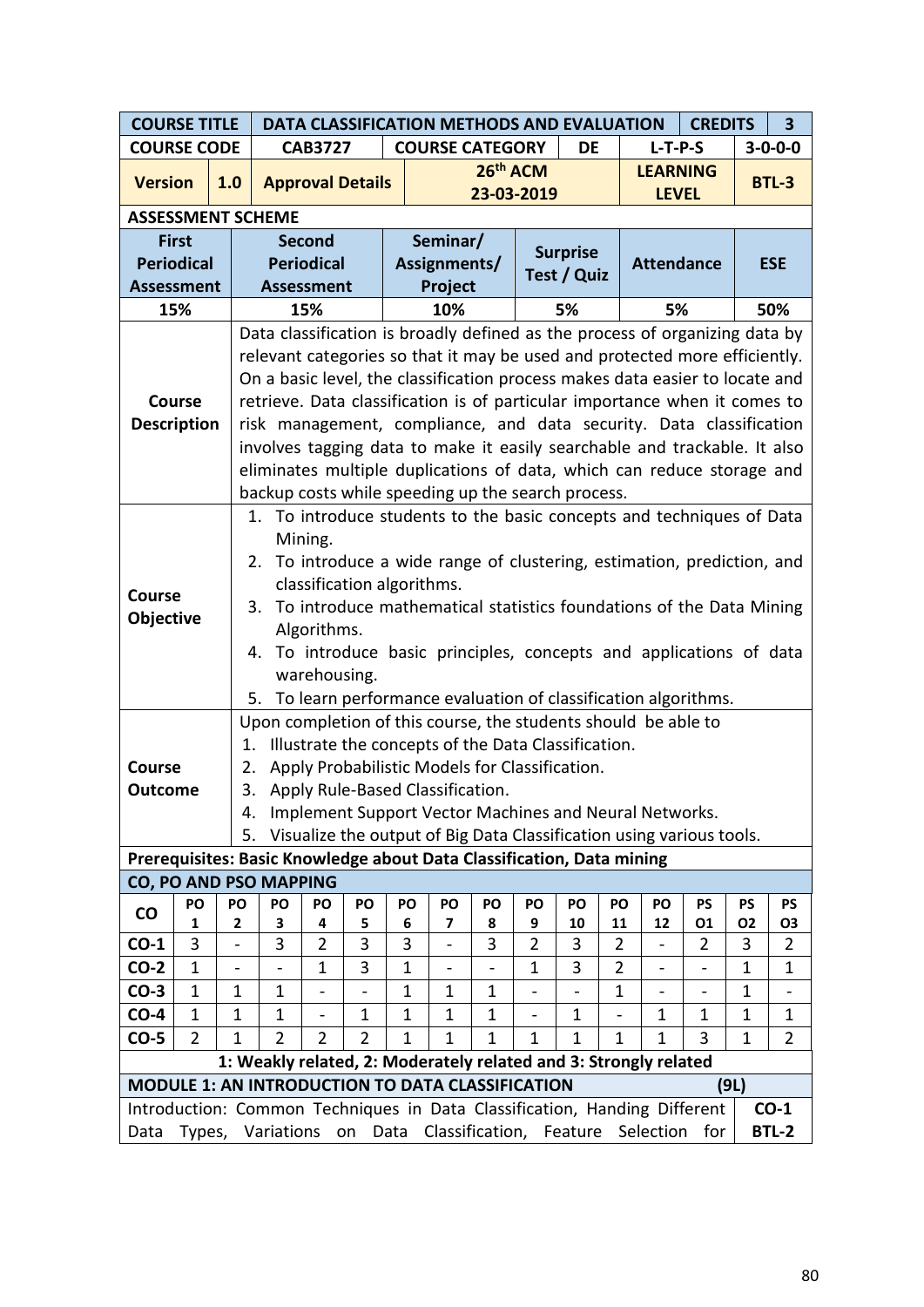| COURSE TITLE | DATA CLASSIFICATION METHODS AND EVALUATION | | | CREDITS | 3 |
|---|---|---|---|---|---|
| COURSE CODE | CAB3727 | COURSE CATEGORY | DE | L-T-P-S | 3-0-0-0 |
| Version 1.0 | Approval Details | 26th ACM 23-03-2019 | | LEARNING LEVEL | BTL-3 |

**ASSESSMENT SCHEME**

| First Periodical Assessment | Second Periodical Assessment | Seminar/ Assignments/ Project | Surprise Test / Quiz | Attendance | ESE |
|---|---|---|---|---|---|
| 15% | 15% | 10% | 5% | 5% | 50% |

**Course Description**

Data classification is broadly defined as the process of organizing data by relevant categories so that it may be used and protected more efficiently. On a basic level, the classification process makes data easier to locate and retrieve. Data classification is of particular importance when it comes to risk management, compliance, and data security. Data classification involves tagging data to make it easily searchable and trackable. It also eliminates multiple duplications of data, which can reduce storage and backup costs while speeding up the search process.

**Course Objective**

1. To introduce students to the basic concepts and techniques of Data Mining.
2. To introduce a wide range of clustering, estimation, prediction, and classification algorithms.
3. To introduce mathematical statistics foundations of the Data Mining Algorithms.
4. To introduce basic principles, concepts and applications of data warehousing.
5. To learn performance evaluation of classification algorithms.

**Course Outcome**

Upon completion of this course, the students should be able to

1. Illustrate the concepts of the Data Classification.
2. Apply Probabilistic Models for Classification.
3. Apply Rule-Based Classification.
4. Implement Support Vector Machines and Neural Networks.
5. Visualize the output of Big Data Classification using various tools.

**Prerequisites: Basic Knowledge about Data Classification, Data mining**

**CO, PO AND PSO MAPPING**

| CO | PO 1 | PO 2 | PO 3 | PO 4 | PO 5 | PO 6 | PO 7 | PO 8 | PO 9 | PO 10 | PO 11 | PO 12 | PS O1 | PS O2 | PS O3 |
|---|---|---|---|---|---|---|---|---|---|---|---|---|---|---|---|
| CO-1 | 3 | - | 3 | 2 | 3 | 3 | - | 3 | 2 | 3 | 2 | - | 2 | 3 | 2 |
| CO-2 | 1 | - | - | 1 | 3 | 1 | - | - | 1 | 3 | 2 | - | - | 1 | 1 |
| CO-3 | 1 | 1 | 1 | - | - | 1 | 1 | 1 | - | - | 1 | - | - | 1 | - |
| CO-4 | 1 | 1 | 1 | - | 1 | 1 | 1 | 1 | - | 1 | - | 1 | 1 | 1 | 1 |
| CO-5 | 2 | 1 | 2 | 2 | 2 | 1 | 1 | 1 | 1 | 1 | 1 | 1 | 3 | 1 | 2 |

**1: Weakly related, 2: Moderately related and 3: Strongly related**

| MODULE 1: AN INTRODUCTION TO DATA CLASSIFICATION (9L) | |
|---|---|
| Introduction: Common Techniques in Data Classification, Handing Different Data Types, Variations on Data Classification, Feature Selection for | CO-1 BTL-2 |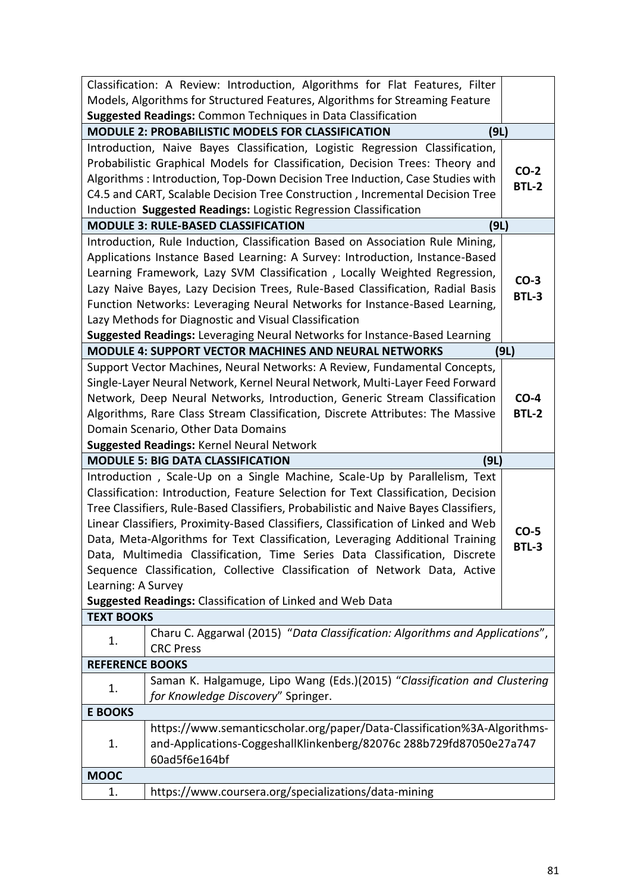| | |
|---|---|
| Classification: A Review: Introduction, Algorithms for Flat Features, Filter Models, Algorithms for Structured Features, Algorithms for Streaming Feature **Suggested Readings:** Common Techniques in Data Classification | |
| **MODULE 2: PROBABILISTIC MODELS FOR CLASSIFICATION (9L)** | |
| Introduction, Naive Bayes Classification, Logistic Regression Classification, Probabilistic Graphical Models for Classification, Decision Trees: Theory and Algorithms : Introduction, Top-Down Decision Tree Induction, Case Studies with C4.5 and CART, Scalable Decision Tree Construction , Incremental Decision Tree Induction **Suggested Readings:** Logistic Regression Classification | **CO-2 BTL-2** |
| **MODULE 3: RULE-BASED CLASSIFICATION (9L)** | |
| Introduction, Rule Induction, Classification Based on Association Rule Mining, Applications Instance Based Learning: A Survey: Introduction, Instance-Based Learning Framework, Lazy SVM Classification , Locally Weighted Regression, Lazy Naive Bayes, Lazy Decision Trees, Rule-Based Classification, Radial Basis Function Networks: Leveraging Neural Networks for Instance-Based Learning, Lazy Methods for Diagnostic and Visual Classification **Suggested Readings:** Leveraging Neural Networks for Instance-Based Learning | **CO-3 BTL-3** |
| **MODULE 4: SUPPORT VECTOR MACHINES AND NEURAL NETWORKS (9L)** | |
| Support Vector Machines, Neural Networks: A Review, Fundamental Concepts, Single-Layer Neural Network, Kernel Neural Network, Multi-Layer Feed Forward Network, Deep Neural Networks, Introduction, Generic Stream Classification Algorithms, Rare Class Stream Classification, Discrete Attributes: The Massive Domain Scenario, Other Data Domains **Suggested Readings:** Kernel Neural Network | **CO-4 BTL-2** |
| **MODULE 5: BIG DATA CLASSIFICATION (9L)** | |
| Introduction , Scale-Up on a Single Machine, Scale-Up by Parallelism, Text Classification: Introduction, Feature Selection for Text Classification, Decision Tree Classifiers, Rule-Based Classifiers, Probabilistic and Naive Bayes Classifiers, Linear Classifiers, Proximity-Based Classifiers, Classification of Linked and Web Data, Meta-Algorithms for Text Classification, Leveraging Additional Training Data, Multimedia Classification, Time Series Data Classification, Discrete Sequence Classification, Collective Classification of Network Data, Active Learning: A Survey **Suggested Readings:** Classification of Linked and Web Data | **CO-5 BTL-3** |

| **TEXT BOOKS** | |
|---|---|
| 1. | Charu C. Aggarwal (2015) "*Data Classification: Algorithms and Applications*", CRC Press |
| **REFERENCE BOOKS** | |
| 1. | Saman K. Halgamuge, Lipo Wang (Eds.)(2015) "*Classification and Clustering for Knowledge Discovery*" Springer. |
| **E BOOKS** | |
| 1. | https://www.semanticscholar.org/paper/Data-Classification%3A-Algorithms-and-Applications-CoggeshallKlinkenberg/82076c 288b729fd87050e27a747 60ad5f6e164bf |
| **MOOC** | |
| 1. | https://www.coursera.org/specializations/data-mining |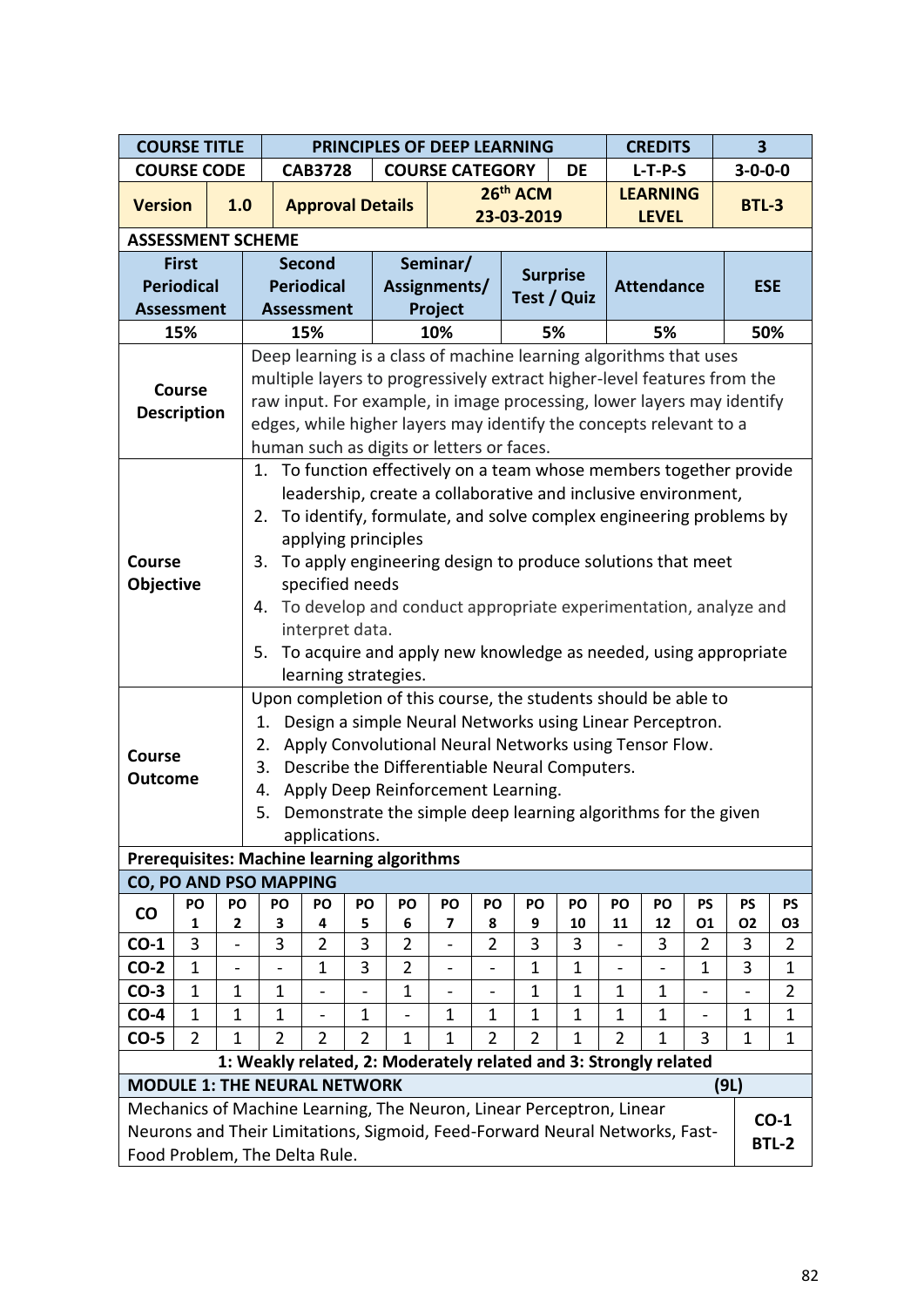| COURSE TITLE | PRINCIPLES OF DEEP LEARNING | | CREDITS | 3 |
|---|---|---|---|---|
| COURSE CODE | CAB3728 | COURSE CATEGORY: DE | L-T-P-S | 3-0-0-0 |
| Version: 1.0 | Approval Details | 26th ACM 23-03-2019 | LEARNING LEVEL | BTL-3 |

**ASSESSMENT SCHEME**

| First Periodical Assessment | Second Periodical Assessment | Seminar/ Assignments/ Project | Surprise Test / Quiz | Attendance | ESE |
|---|---|---|---|---|---|
| 15% | 15% | 10% | 5% | 5% | 50% |

**Course Description**

Deep learning is a class of machine learning algorithms that uses multiple layers to progressively extract higher-level features from the raw input. For example, in image processing, lower layers may identify edges, while higher layers may identify the concepts relevant to a human such as digits or letters or faces.

**Course Objective**

1. To function effectively on a team whose members together provide leadership, create a collaborative and inclusive environment,
2. To identify, formulate, and solve complex engineering problems by applying principles
3. To apply engineering design to produce solutions that meet specified needs
4. To develop and conduct appropriate experimentation, analyze and interpret data.
5. To acquire and apply new knowledge as needed, using appropriate learning strategies.

**Course Outcome**

Upon completion of this course, the students should be able to

1. Design a simple Neural Networks using Linear Perceptron.
2. Apply Convolutional Neural Networks using Tensor Flow.
3. Describe the Differentiable Neural Computers.
4. Apply Deep Reinforcement Learning.
5. Demonstrate the simple deep learning algorithms for the given applications.

**Prerequisites: Machine learning algorithms**

**CO, PO AND PSO MAPPING**

| CO | PO 1 | PO 2 | PO 3 | PO 4 | PO 5 | PO 6 | PO 7 | PO 8 | PO 9 | PO 10 | PO 11 | PO 12 | PSO1 | PSO2 | PSO3 |
|---|---|---|---|---|---|---|---|---|---|---|---|---|---|---|---|
| CO-1 | 3 | - | 3 | 2 | 3 | 2 | - | 2 | 3 | 3 | - | 3 | 2 | 3 | 2 |
| CO-2 | 1 | - | - | 1 | 3 | 2 | - | - | 1 | 1 | - | - | 1 | 3 | 1 |
| CO-3 | 1 | 1 | 1 | - | - | 1 | - | - | 1 | 1 | 1 | 1 | - | - | 2 |
| CO-4 | 1 | 1 | 1 | - | 1 | - | 1 | 1 | 1 | 1 | 1 | 1 | - | 1 | 1 |
| CO-5 | 2 | 1 | 2 | 2 | 2 | 1 | 1 | 2 | 2 | 1 | 2 | 1 | 3 | 1 | 1 |

**1: Weakly related, 2: Moderately related and 3: Strongly related**

**MODULE 1: THE NEURAL NETWORK (9L)**

Mechanics of Machine Learning, The Neuron, Linear Perceptron, Linear Neurons and Their Limitations, Sigmoid, Feed-Forward Neural Networks, Fast-Food Problem, The Delta Rule.

**CO-1 BTL-2**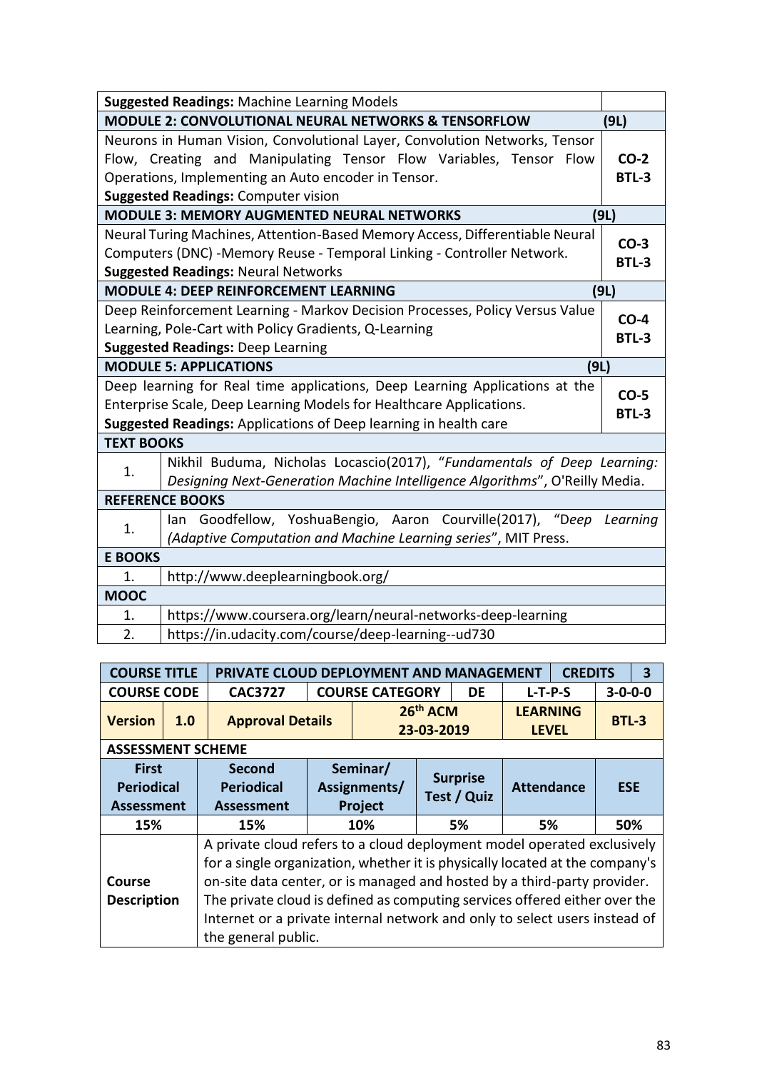| **Suggested Readings:** Machine Learning Models | |
|---|---|
| **MODULE 2: CONVOLUTIONAL NEURAL NETWORKS & TENSORFLOW** | **(9L)** |
| Neurons in Human Vision, Convolutional Layer, Convolution Networks, Tensor Flow, Creating and Manipulating Tensor Flow Variables, Tensor Flow Operations, Implementing an Auto encoder in Tensor.<br>**Suggested Readings:** Computer vision | **CO-2**<br>**BTL-3** |
| **MODULE 3: MEMORY AUGMENTED NEURAL NETWORKS** | **(9L)** |
| Neural Turing Machines, Attention-Based Memory Access, Differentiable Neural Computers (DNC) -Memory Reuse - Temporal Linking - Controller Network.<br>**Suggested Readings:** Neural Networks | **CO-3**<br>**BTL-3** |
| **MODULE 4: DEEP REINFORCEMENT LEARNING** | **(9L)** |
| Deep Reinforcement Learning - Markov Decision Processes, Policy Versus Value Learning, Pole-Cart with Policy Gradients, Q-Learning<br>**Suggested Readings:** Deep Learning | **CO-4**<br>**BTL-3** |
| **MODULE 5: APPLICATIONS** | **(9L)** |
| Deep learning for Real time applications, Deep Learning Applications at the Enterprise Scale, Deep Learning Models for Healthcare Applications.<br>**Suggested Readings:** Applications of Deep learning in health care | **CO-5**<br>**BTL-3** |

| **TEXT BOOKS** | |
|---|---|
| 1. | Nikhil Buduma, Nicholas Locascio(2017), "*Fundamentals of Deep Learning: Designing Next-Generation Machine Intelligence Algorithms*", O'Reilly Media. |
| **REFERENCE BOOKS** | |
| 1. | Ian Goodfellow, YoshuaBengio, Aaron Courville(2017), "*Deep Learning (Adaptive Computation and Machine Learning series*", MIT Press. |
| **E BOOKS** | |
| 1. | http://www.deeplearningbook.org/ |
| **MOOC** | |
| 1. | https://www.coursera.org/learn/neural-networks-deep-learning |
| 2. | https://in.udacity.com/course/deep-learning--ud730 |

| **COURSE TITLE** | | **PRIVATE CLOUD DEPLOYMENT AND MANAGEMENT** | | | | **CREDITS** | **3** |
|---|---|---|---|---|---|---|---|
| **COURSE CODE** | | **CAC3727** | **COURSE CATEGORY** | | **DE** | **L-T-P-S** | **3-0-0-0** |
| **Version** | **1.0** | **Approval Details** | | **26th ACM 23-03-2019** | | **LEARNING LEVEL** | **BTL-3** |

| **ASSESSMENT SCHEME** | | | | | |
|---|---|---|---|---|---|
| **First Periodical Assessment** | **Second Periodical Assessment** | **Seminar/ Assignments/ Project** | **Surprise Test / Quiz** | **Attendance** | **ESE** |
| 15% | 15% | 10% | 5% | 5% | 50% |

| **Course Description** | A private cloud refers to a cloud deployment model operated exclusively for a single organization, whether it is physically located at the company's on-site data center, or is managed and hosted by a third-party provider. The private cloud is defined as computing services offered either over the Internet or a private internal network and only to select users instead of the general public. |
|---|---|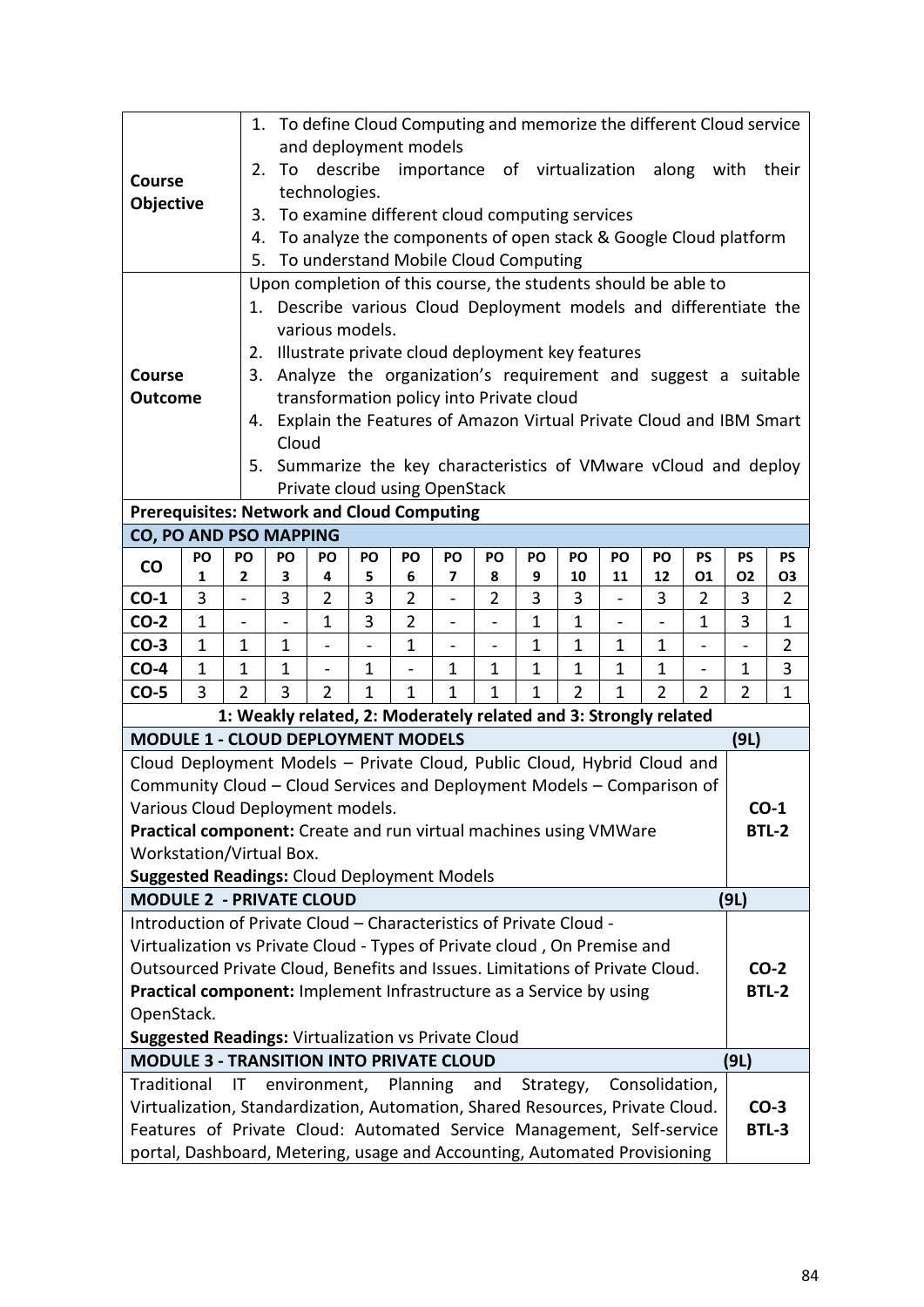| | |
|---|---|
| **Course Objective** | 1. To define Cloud Computing and memorize the different Cloud service and deployment models<br>2. To describe importance of virtualization along with their technologies.<br>3. To examine different cloud computing services<br>4. To analyze the components of open stack & Google Cloud platform<br>5. To understand Mobile Cloud Computing |
| **Course Outcome** | Upon completion of this course, the students should be able to<br>1. Describe various Cloud Deployment models and differentiate the various models.<br>2. Illustrate private cloud deployment key features<br>3. Analyze the organization's requirement and suggest a suitable transformation policy into Private cloud<br>4. Explain the Features of Amazon Virtual Private Cloud and IBM Smart Cloud<br>5. Summarize the key characteristics of VMware vCloud and deploy Private cloud using OpenStack |

**Prerequisites: Network and Cloud Computing**

**CO, PO AND PSO MAPPING**

| CO | PO 1 | PO 2 | PO 3 | PO 4 | PO 5 | PO 6 | PO 7 | PO 8 | PO 9 | PO 10 | PO 11 | PO 12 | PS O1 | PS O2 | PS O3 |
|---|---|---|---|---|---|---|---|---|---|---|---|---|---|---|---|
| CO-1 | 3 | - | 3 | 2 | 3 | 2 | - | 2 | 3 | 3 | - | 3 | 2 | 3 | 2 |
| CO-2 | 1 | - | - | 1 | 3 | 2 | - | - | 1 | 1 | - | - | 1 | 3 | 1 |
| CO-3 | 1 | 1 | 1 | - | - | 1 | - | - | 1 | 1 | 1 | 1 | - | - | 2 |
| CO-4 | 1 | 1 | 1 | - | 1 | - | 1 | 1 | 1 | 1 | 1 | 1 | - | 1 | 3 |
| CO-5 | 3 | 2 | 3 | 2 | 1 | 1 | 1 | 1 | 1 | 2 | 1 | 2 | 2 | 2 | 1 |

**1: Weakly related, 2: Moderately related and 3: Strongly related**

| **MODULE 1 - CLOUD DEPLOYMENT MODELS** | **(9L)** |
|---|---|
| Cloud Deployment Models – Private Cloud, Public Cloud, Hybrid Cloud and Community Cloud – Cloud Services and Deployment Models – Comparison of Various Cloud Deployment models.<br>**Practical component:** Create and run virtual machines using VMWare Workstation/Virtual Box.<br>**Suggested Readings:** Cloud Deployment Models | **CO-1**<br>**BTL-2** |
| **MODULE 2 - PRIVATE CLOUD** | **(9L)** |
| Introduction of Private Cloud – Characteristics of Private Cloud - Virtualization vs Private Cloud - Types of Private cloud , On Premise and Outsourced Private Cloud, Benefits and Issues. Limitations of Private Cloud.<br>**Practical component:** Implement Infrastructure as a Service by using OpenStack.<br>**Suggested Readings:** Virtualization vs Private Cloud | **CO-2**<br>**BTL-2** |
| **MODULE 3 - TRANSITION INTO PRIVATE CLOUD** | **(9L)** |
| Traditional IT environment, Planning and Strategy, Consolidation, Virtualization, Standardization, Automation, Shared Resources, Private Cloud. Features of Private Cloud: Automated Service Management, Self-service portal, Dashboard, Metering, usage and Accounting, Automated Provisioning | **CO-3**<br>**BTL-3** |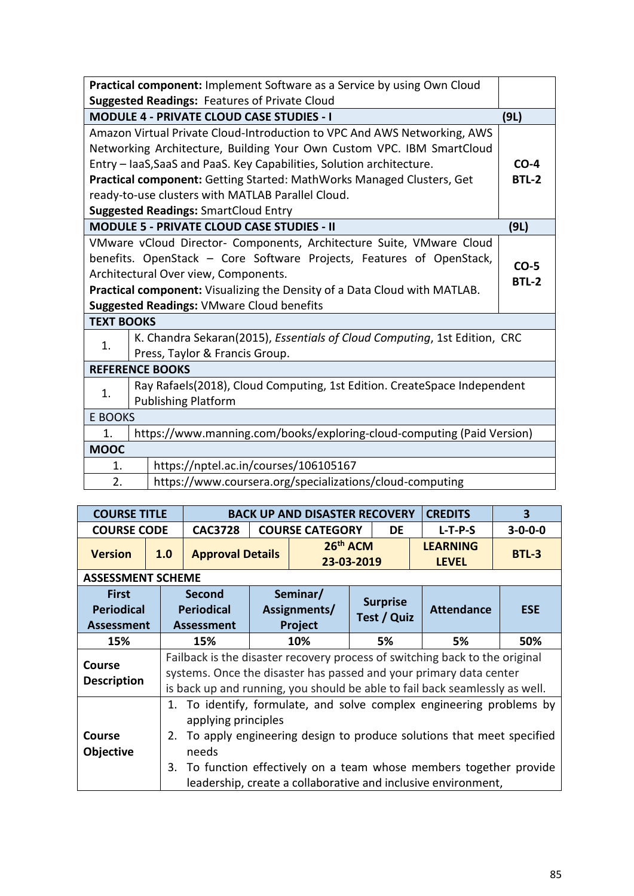| | |
|---|---|
| **Practical component:** Implement Software as a Service by using Own Cloud<br>**Suggested Readings:** Features of Private Cloud | |
| **MODULE 4 - PRIVATE CLOUD CASE STUDIES - I** | **(9L)** |
| Amazon Virtual Private Cloud-Introduction to VPC And AWS Networking, AWS Networking Architecture, Building Your Own Custom VPC. IBM SmartCloud Entry – IaaS,SaaS and PaaS. Key Capabilities, Solution architecture.<br>**Practical component:** Getting Started: MathWorks Managed Clusters, Get ready-to-use clusters with MATLAB Parallel Cloud.<br>**Suggested Readings:** SmartCloud Entry | **CO-4**<br>**BTL-2** |
| **MODULE 5 - PRIVATE CLOUD CASE STUDIES - II** | **(9L)** |
| VMware vCloud Director- Components, Architecture Suite, VMware Cloud benefits. OpenStack – Core Software Projects, Features of OpenStack, Architectural Over view, Components.<br>**Practical component:** Visualizing the Density of a Data Cloud with MATLAB.<br>**Suggested Readings:** VMware Cloud benefits | **CO-5**<br>**BTL-2** |

**TEXT BOOKS**

1. K. Chandra Sekaran(2015), *Essentials of Cloud Computing*, 1st Edition, CRC Press, Taylor & Francis Group.

**REFERENCE BOOKS**

1. Ray Rafaels(2018), Cloud Computing, 1st Edition. CreateSpace Independent Publishing Platform

E BOOKS

1. https://www.manning.com/books/exploring-cloud-computing (Paid Version)

**MOOC**

1. https://nptel.ac.in/courses/106105167
2. https://www.coursera.org/specializations/cloud-computing

| **COURSE TITLE** | **BACK UP AND DISASTER RECOVERY** | | **CREDITS** | **3** |
|---|---|---|---|---|
| **COURSE CODE** | **CAC3728** | **COURSE CATEGORY** **DE** | **L-T-P-S** | **3-0-0-0** |
| **Version** **1.0** | **Approval Details** | **26th ACM 23-03-2019** | **LEARNING LEVEL** | **BTL-3** |

**ASSESSMENT SCHEME**

| **First Periodical Assessment** | **Second Periodical Assessment** | **Seminar/ Assignments/ Project** | **Surprise Test / Quiz** | **Attendance** | **ESE** |
|---|---|---|---|---|---|
| **15%** | **15%** | **10%** | **5%** | **5%** | **50%** |

| | |
|---|---|
| **Course Description** | Failback is the disaster recovery process of switching back to the original systems. Once the disaster has passed and your primary data center is back up and running, you should be able to fail back seamlessly as well. |
| **Course Objective** | 1. To identify, formulate, and solve complex engineering problems by applying principles<br>2. To apply engineering design to produce solutions that meet specified needs<br>3. To function effectively on a team whose members together provide leadership, create a collaborative and inclusive environment, |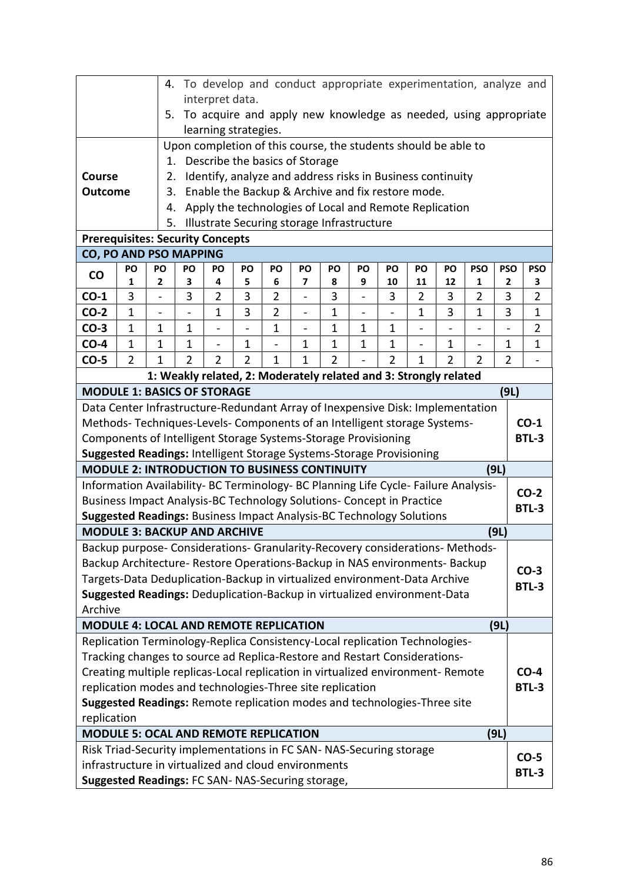| | |
|---|---|
| | 4. To develop and conduct appropriate experimentation, analyze and interpret data.<br>5. To acquire and apply new knowledge as needed, using appropriate learning strategies. |
| **Course Outcome** | Upon completion of this course, the students should be able to<br>1. Describe the basics of Storage<br>2. Identify, analyze and address risks in Business continuity<br>3. Enable the Backup & Archive and fix restore mode.<br>4. Apply the technologies of Local and Remote Replication<br>5. Illustrate Securing storage Infrastructure |

**Prerequisites: Security Concepts**

**CO, PO AND PSO MAPPING**

| CO | PO 1 | PO 2 | PO 3 | PO 4 | PO 5 | PO 6 | PO 7 | PO 8 | PO 9 | PO 10 | PO 11 | PO 12 | PSO 1 | PSO 2 | PSO 3 |
|---|---|---|---|---|---|---|---|---|---|---|---|---|---|---|---|
| **CO-1** | 3 | - | 3 | 2 | 3 | 2 | - | 3 | - | 3 | 2 | 3 | 2 | 3 | 2 |
| **CO-2** | 1 | - | - | 1 | 3 | 2 | - | 1 | - | - | 1 | 3 | 1 | 3 | 1 |
| **CO-3** | 1 | 1 | 1 | - | - | 1 | - | 1 | 1 | 1 | - | - | - | - | 2 |
| **CO-4** | 1 | 1 | 1 | - | 1 | - | 1 | 1 | 1 | 1 | - | 1 | - | 1 | 1 |
| **CO-5** | 2 | 1 | 2 | 2 | 2 | 1 | 1 | 2 | - | 2 | 1 | 2 | 2 | 2 | - |

**1: Weakly related, 2: Moderately related and 3: Strongly related**

| | |
|---|---|
| **MODULE 1: BASICS OF STORAGE** **(9L)** | |
| Data Center Infrastructure-Redundant Array of Inexpensive Disk: Implementation Methods- Techniques-Levels- Components of an Intelligent storage Systems- Components of Intelligent Storage Systems-Storage Provisioning<br>**Suggested Readings:** Intelligent Storage Systems-Storage Provisioning | **CO-1**<br>**BTL-3** |
| **MODULE 2: INTRODUCTION TO BUSINESS CONTINUITY** **(9L)** | |
| Information Availability- BC Terminology- BC Planning Life Cycle- Failure Analysis- Business Impact Analysis-BC Technology Solutions- Concept in Practice<br>**Suggested Readings:** Business Impact Analysis-BC Technology Solutions | **CO-2**<br>**BTL-3** |
| **MODULE 3: BACKUP AND ARCHIVE** **(9L)** | |
| Backup purpose- Considerations- Granularity-Recovery considerations- Methods- Backup Architecture- Restore Operations-Backup in NAS environments- Backup Targets-Data Deduplication-Backup in virtualized environment-Data Archive<br>**Suggested Readings:** Deduplication-Backup in virtualized environment-Data Archive | **CO-3**<br>**BTL-3** |
| **MODULE 4: LOCAL AND REMOTE REPLICATION** **(9L)** | |
| Replication Terminology-Replica Consistency-Local replication Technologies- Tracking changes to source ad Replica-Restore and Restart Considerations- Creating multiple replicas-Local replication in virtualized environment- Remote replication modes and technologies-Three site replication<br>**Suggested Readings:** Remote replication modes and technologies-Three site replication | **CO-4**<br>**BTL-3** |
| **MODULE 5: OCAL AND REMOTE REPLICATION** **(9L)** | |
| Risk Triad-Security implementations in FC SAN- NAS-Securing storage infrastructure in virtualized and cloud environments<br>**Suggested Readings:** FC SAN- NAS-Securing storage, | **CO-5**<br>**BTL-3** |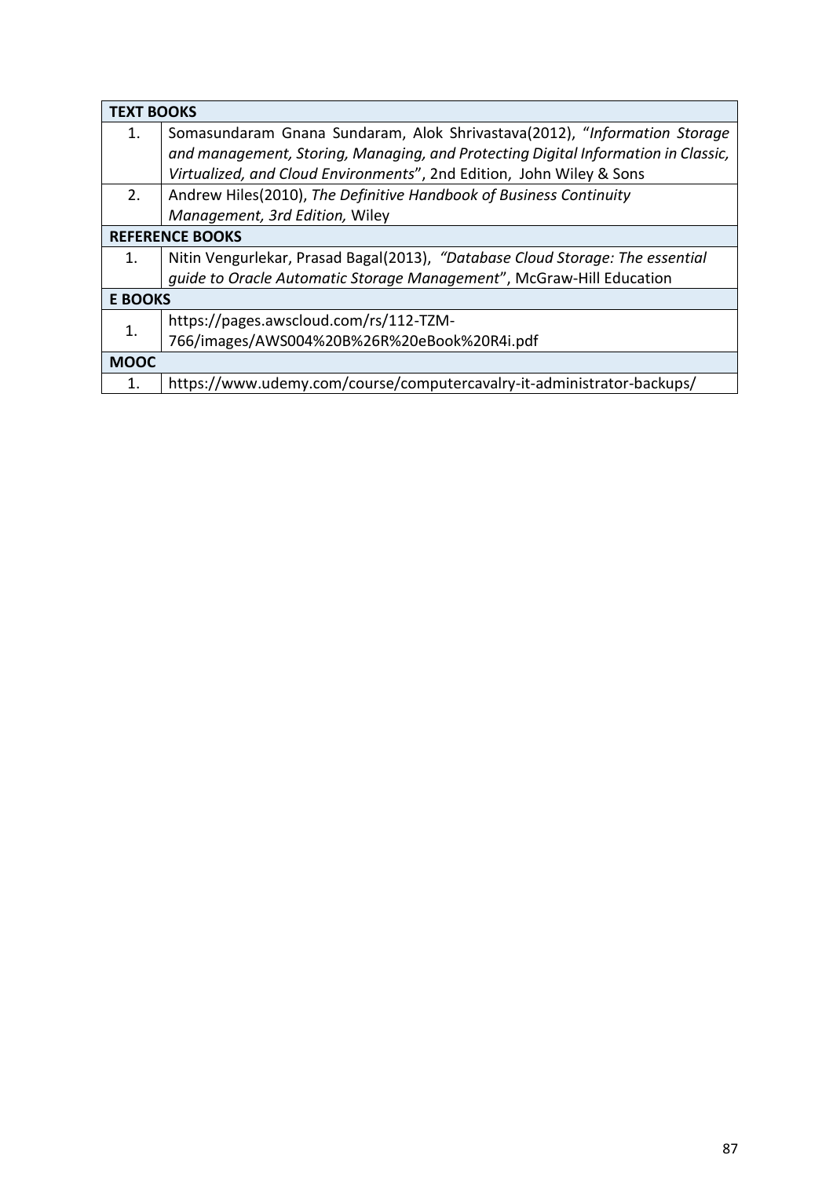| | |
|---|---|
| **TEXT BOOKS** | |
| 1. | Somasundaram Gnana Sundaram, Alok Shrivastava(2012), "*Information Storage and management, Storing, Managing, and Protecting Digital Information in Classic, Virtualized, and Cloud Environments*", 2nd Edition, John Wiley & Sons |
| 2. | Andrew Hiles(2010), *The Definitive Handbook of Business Continuity Management, 3rd Edition,* Wiley |
| **REFERENCE BOOKS** | |
| 1. | Nitin Vengurlekar, Prasad Bagal(2013), *"Database Cloud Storage: The essential guide to Oracle Automatic Storage Management*", McGraw-Hill Education |
| **E BOOKS** | |
| 1. | https://pages.awscloud.com/rs/112-TZM-766/images/AWS004%20B%26R%20eBook%20R4i.pdf |
| **MOOC** | |
| 1. | https://www.udemy.com/course/computercavalry-it-administrator-backups/ |